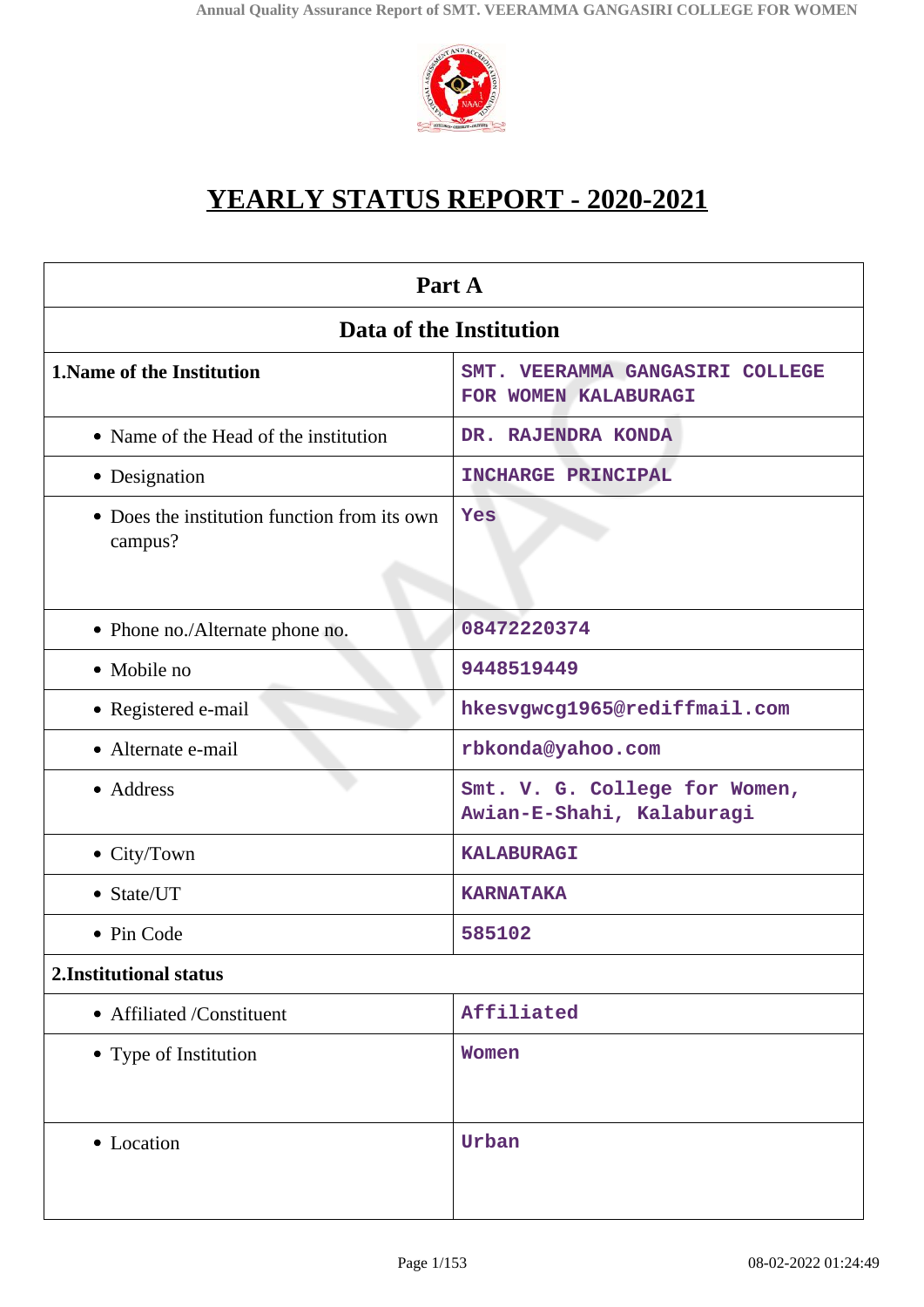# YEARLY STATUS REPORT - 2020-2021

| Part A | |
|---|---|
| **Data of the Institution** | |
| **1.Name of the Institution** | SMT. VEERAMMA GANGASIRI COLLEGE FOR WOMEN KALABURAGI |
| • Name of the Head of the institution | DR. RAJENDRA KONDA |
| • Designation | INCHARGE PRINCIPAL |
| • Does the institution function from its own campus? | Yes |
| • Phone no./Alternate phone no. | 08472220374 |
| • Mobile no | 9448519449 |
| • Registered e-mail | hkesvgwcg1965@rediffmail.com |
| • Alternate e-mail | rbkonda@yahoo.com |
| • Address | Smt. V. G. College for Women, Awian-E-Shahi, Kalaburagi |
| • City/Town | KALABURAGI |
| • State/UT | KARNATAKA |
| • Pin Code | 585102 |
| **2.Institutional status** | |
| • Affiliated /Constituent | Affiliated |
| • Type of Institution | Women |
| • Location | Urban |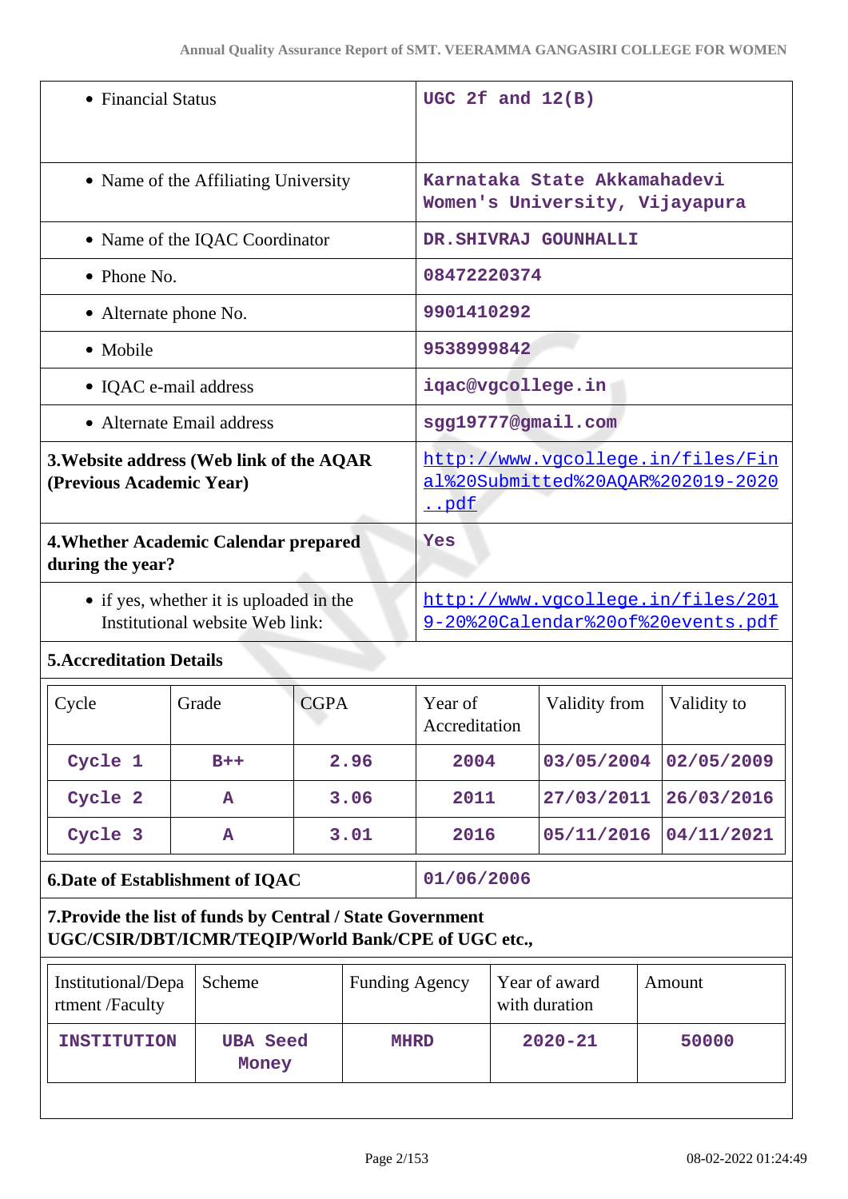| | |
|---|---|
| • Financial Status | UGC 2f and 12(B) |
| • Name of the Affiliating University | Karnataka State Akkamahadevi Women's University, Vijayapura |
| • Name of the IQAC Coordinator | DR.SHIVRAJ GOUNHALLI |
| • Phone No. | 08472220374 |
| • Alternate phone No. | 9901410292 |
| • Mobile | 9538999842 |
| • IQAC e-mail address | iqac@vgcollege.in |
| • Alternate Email address | sgg19777@gmail.com |
| **3.Website address (Web link of the AQAR (Previous Academic Year)** | http://www.vgcollege.in/files/Final%20Submitted%20AQAR%202019-2020..pdf |
| **4.Whether Academic Calendar prepared during the year?** | Yes |
| • if yes, whether it is uploaded in the Institutional website Web link: | http://www.vgcollege.in/files/2019-20%20Calendar%20of%20events.pdf |

**5.Accreditation Details**

| Cycle | Grade | CGPA | Year of Accreditation | Validity from | Validity to |
|---|---|---|---|---|---|
| Cycle 1 | B++ | 2.96 | 2004 | 03/05/2004 | 02/05/2009 |
| Cycle 2 | A | 3.06 | 2011 | 27/03/2011 | 26/03/2016 |
| Cycle 3 | A | 3.01 | 2016 | 05/11/2016 | 04/11/2021 |

| | |
|---|---|
| **6.Date of Establishment of IQAC** | 01/06/2006 |

**7.Provide the list of funds by Central / State Government UGC/CSIR/DBT/ICMR/TEQIP/World Bank/CPE of UGC etc.,**

| Institutional/Department /Faculty | Scheme | Funding Agency | Year of award with duration | Amount |
|---|---|---|---|---|
| INSTITUTION | UBA Seed Money | MHRD | 2020-21 | 50000 |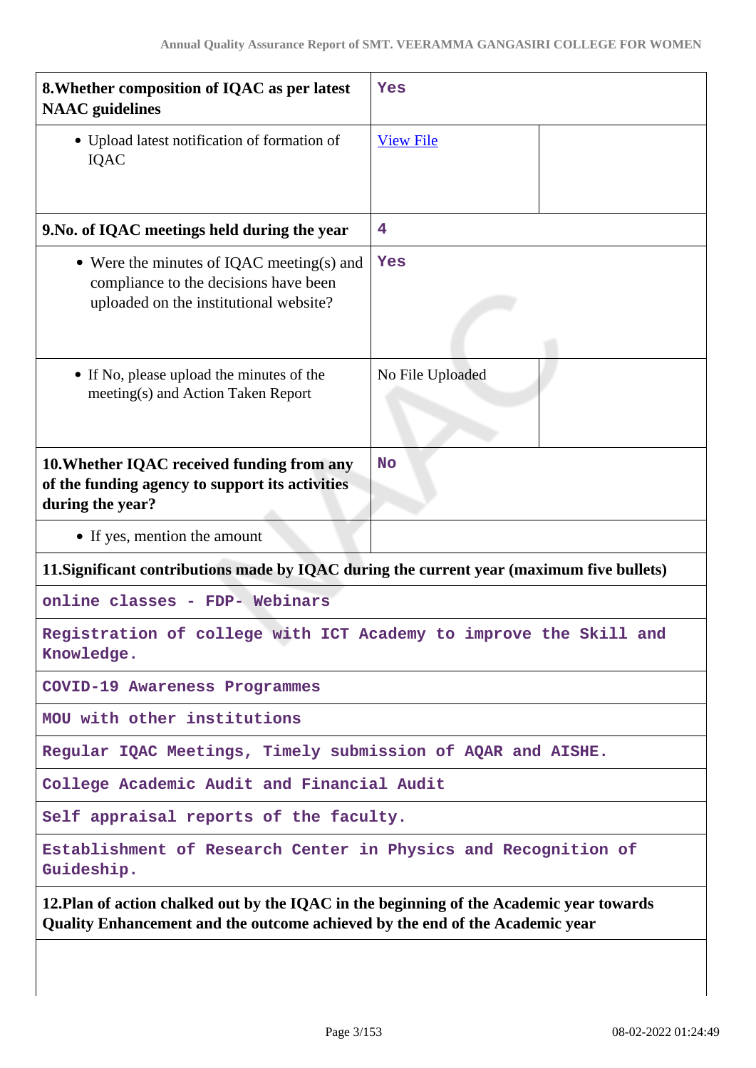| | |
|---|---|
| **8.Whether composition of IQAC as per latest NAAC guidelines** | Yes |
| • Upload latest notification of formation of IQAC | View File |
| **9.No. of IQAC meetings held during the year** | 4 |
| • Were the minutes of IQAC meeting(s) and compliance to the decisions have been uploaded on the institutional website? | Yes |
| • If No, please upload the minutes of the meeting(s) and Action Taken Report | No File Uploaded |
| **10.Whether IQAC received funding from any of the funding agency to support its activities during the year?** | No |
| • If yes, mention the amount | |

**11.Significant contributions made by IQAC during the current year (maximum five bullets)**

online classes - FDP- Webinars

Registration of college with ICT Academy to improve the Skill and Knowledge.

COVID-19 Awareness Programmes

MOU with other institutions

Regular IQAC Meetings, Timely submission of AQAR and AISHE.

College Academic Audit and Financial Audit

Self appraisal reports of the faculty.

Establishment of Research Center in Physics and Recognition of Guideship.

**12.Plan of action chalked out by the IQAC in the beginning of the Academic year towards Quality Enhancement and the outcome achieved by the end of the Academic year**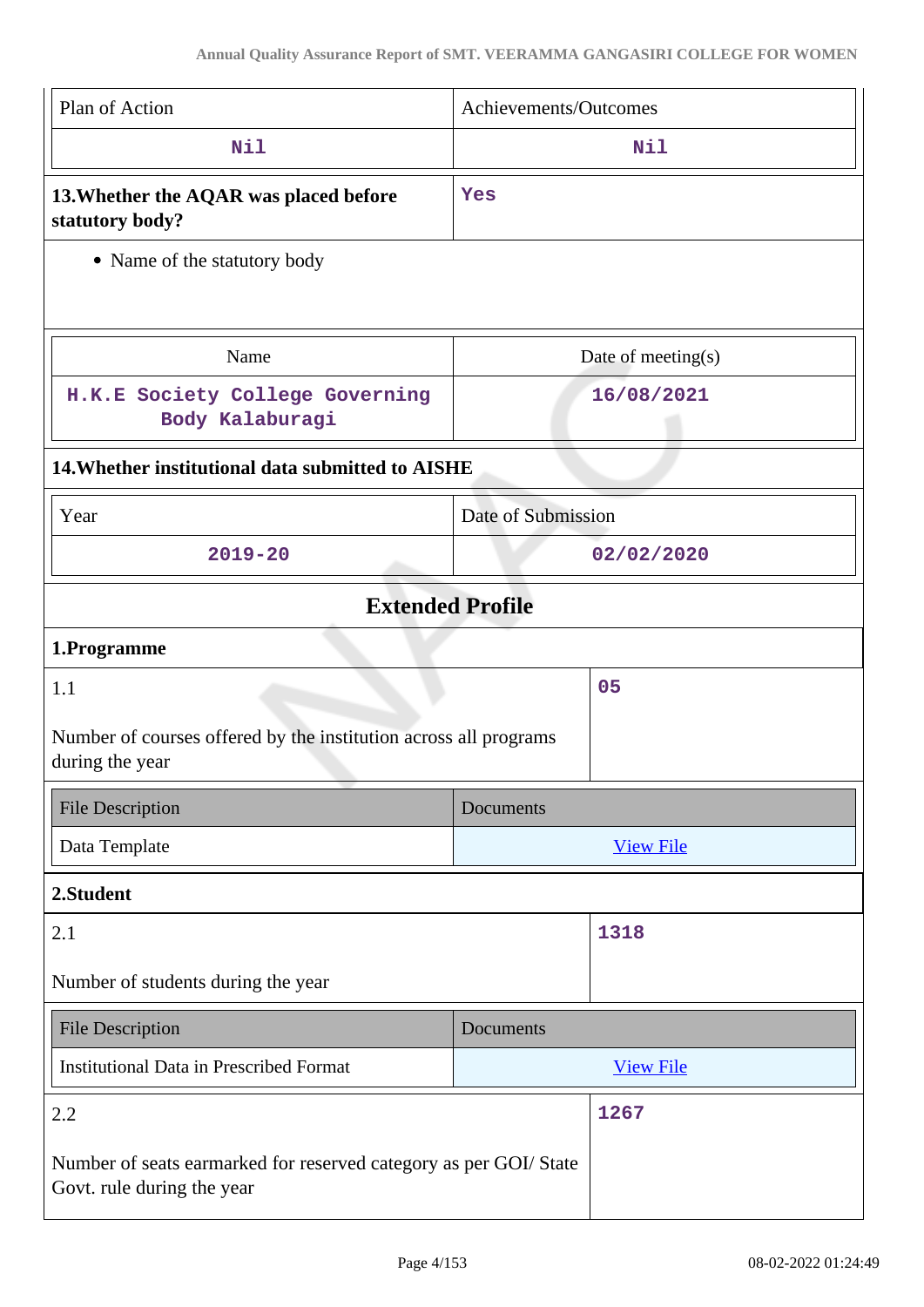| Plan of Action | Achievements/Outcomes |
|---|---|
| Nil | Nil |

| **13.Whether the AQAR was placed before statutory body?** | Yes |
|---|---|

- Name of the statutory body

| Name | Date of meeting(s) |
|---|---|
| H.K.E Society College Governing Body Kalaburagi | 16/08/2021 |

**14.Whether institutional data submitted to AISHE**

| Year | Date of Submission |
|---|---|
| 2019-20 | 02/02/2020 |

## Extended Profile

**1.Programme**

| 1.1<br><br>Number of courses offered by the institution across all programs during the year | 05 |
|---|---|

| File Description | Documents |
|---|---|
| Data Template | View File |

**2.Student**

| 2.1<br><br>Number of students during the year | 1318 |
|---|---|

| File Description | Documents |
|---|---|
| Institutional Data in Prescribed Format | View File |

| 2.2<br><br>Number of seats earmarked for reserved category as per GOI/ State Govt. rule during the year | 1267 |
|---|---|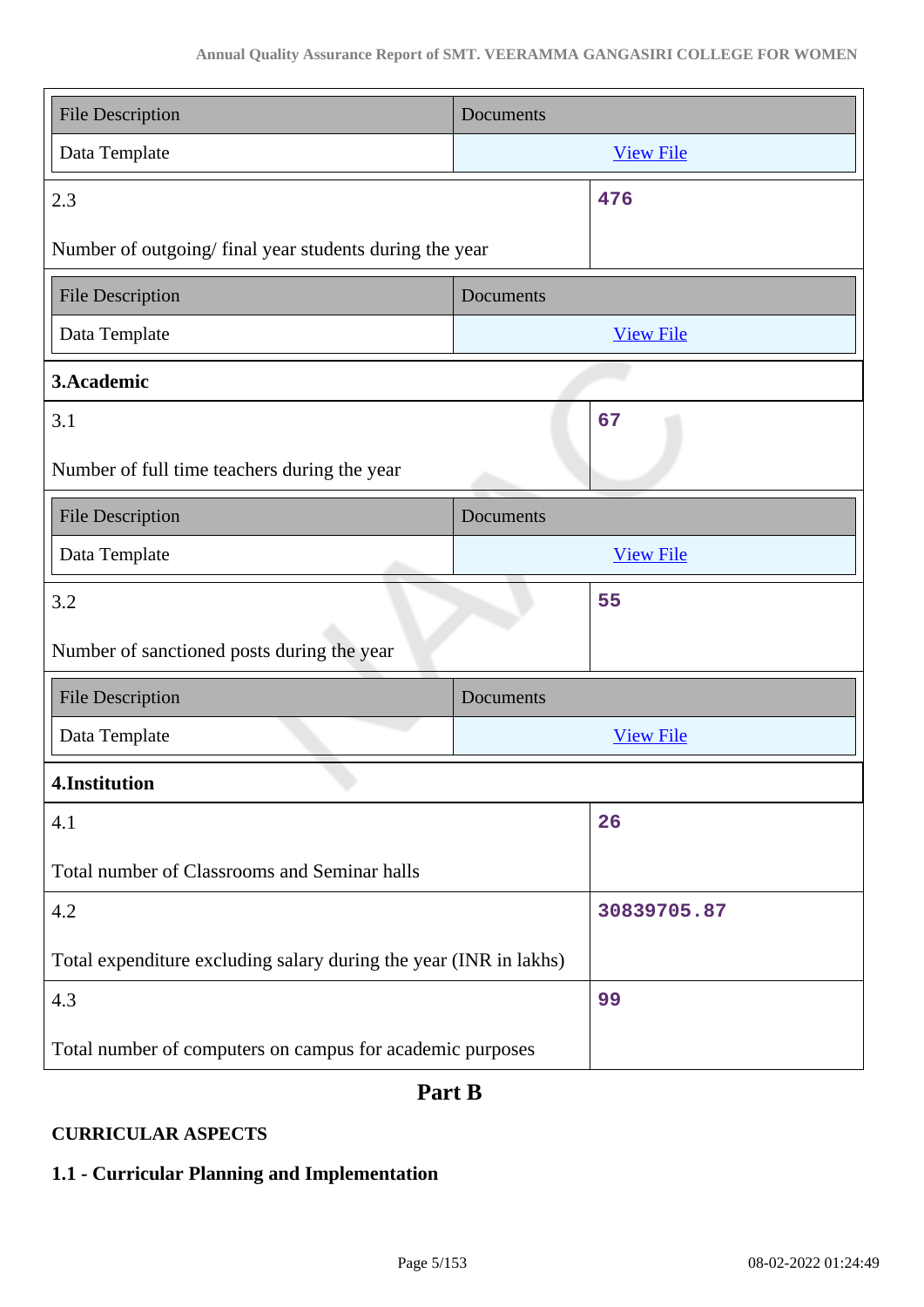| File Description | Documents |
|---|---|
| Data Template | View File |

| 2.3 Number of outgoing/ final year students during the year | 476 |
|---|---|

| File Description | Documents |
|---|---|
| Data Template | View File |

**3.Academic**

| 3.1 Number of full time teachers during the year | 67 |
|---|---|

| File Description | Documents |
|---|---|
| Data Template | View File |

| 3.2 Number of sanctioned posts during the year | 55 |
|---|---|

| File Description | Documents |
|---|---|
| Data Template | View File |

**4.Institution**

| 4.1 Total number of Classrooms and Seminar halls | 26 |
|---|---|
| 4.2 Total expenditure excluding salary during the year (INR in lakhs) | 30839705.87 |
| 4.3 Total number of computers on campus for academic purposes | 99 |

## Part B

**CURRICULAR ASPECTS**

### 1.1 - Curricular Planning and Implementation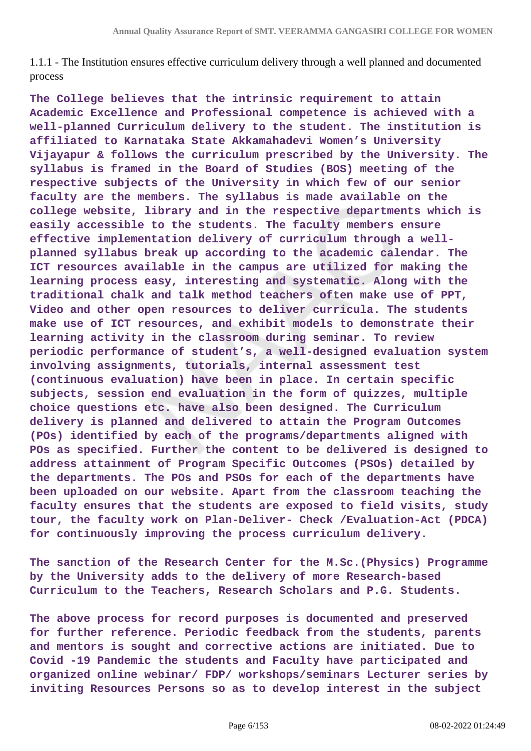1.1.1 - The Institution ensures effective curriculum delivery through a well planned and documented process

**The College believes that the intrinsic requirement to attain Academic Excellence and Professional competence is achieved with a well-planned Curriculum delivery to the student. The institution is affiliated to Karnataka State Akkamahadevi Women's University Vijayapur & follows the curriculum prescribed by the University. The syllabus is framed in the Board of Studies (BOS) meeting of the respective subjects of the University in which few of our senior faculty are the members. The syllabus is made available on the college website, library and in the respective departments which is easily accessible to the students. The faculty members ensure effective implementation delivery of curriculum through a well-planned syllabus break up according to the academic calendar. The ICT resources available in the campus are utilized for making the learning process easy, interesting and systematic. Along with the traditional chalk and talk method teachers often make use of PPT, Video and other open resources to deliver curricula. The students make use of ICT resources, and exhibit models to demonstrate their learning activity in the classroom during seminar. To review periodic performance of student's, a well-designed evaluation system involving assignments, tutorials, internal assessment test (continuous evaluation) have been in place. In certain specific subjects, session end evaluation in the form of quizzes, multiple choice questions etc. have also been designed. The Curriculum delivery is planned and delivered to attain the Program Outcomes (POs) identified by each of the programs/departments aligned with POs as specified. Further the content to be delivered is designed to address attainment of Program Specific Outcomes (PSOs) detailed by the departments. The POs and PSOs for each of the departments have been uploaded on our website. Apart from the classroom teaching the faculty ensures that the students are exposed to field visits, study tour, the faculty work on Plan-Deliver- Check /Evaluation-Act (PDCA) for continuously improving the process curriculum delivery.**

**The sanction of the Research Center for the M.Sc.(Physics) Programme by the University adds to the delivery of more Research-based Curriculum to the Teachers, Research Scholars and P.G. Students.**

**The above process for record purposes is documented and preserved for further reference. Periodic feedback from the students, parents and mentors is sought and corrective actions are initiated. Due to Covid -19 Pandemic the students and Faculty have participated and organized online webinar/ FDP/ workshops/seminars Lecturer series by inviting Resources Persons so as to develop interest in the subject**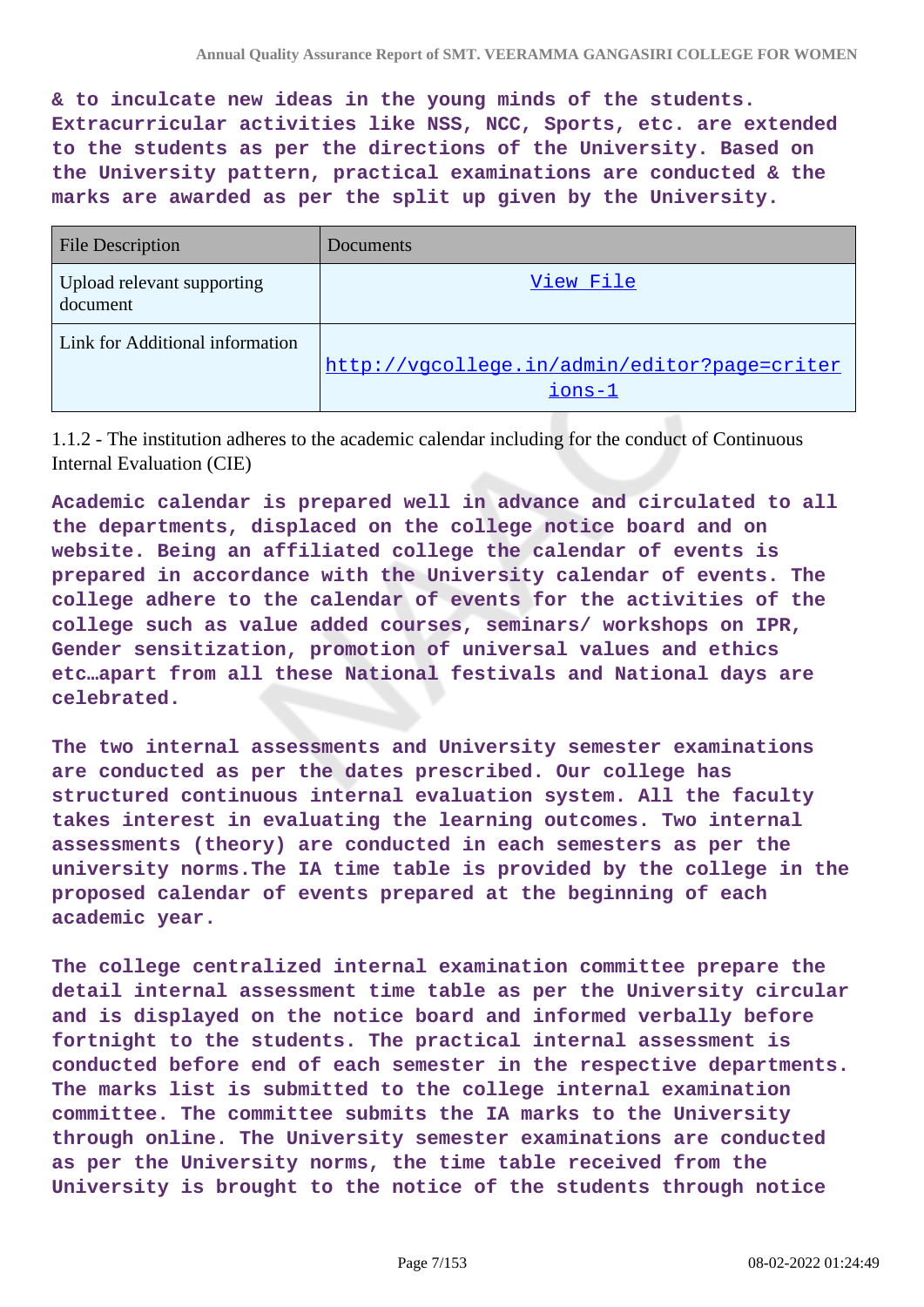& to inculcate new ideas in the young minds of the students. Extracurricular activities like NSS, NCC, Sports, etc. are extended to the students as per the directions of the University. Based on the University pattern, practical examinations are conducted & the marks are awarded as per the split up given by the University.

| File Description | Documents |
|---|---|
| Upload relevant supporting document | View File |
| Link for Additional information | http://vgcollege.in/admin/editor?page=criterions-1 |

1.1.2 - The institution adheres to the academic calendar including for the conduct of Continuous Internal Evaluation (CIE)

Academic calendar is prepared well in advance and circulated to all the departments, displaced on the college notice board and on website. Being an affiliated college the calendar of events is prepared in accordance with the University calendar of events. The college adhere to the calendar of events for the activities of the college such as value added courses, seminars/ workshops on IPR, Gender sensitization, promotion of universal values and ethics etc…apart from all these National festivals and National days are celebrated.

The two internal assessments and University semester examinations are conducted as per the dates prescribed. Our college has structured continuous internal evaluation system. All the faculty takes interest in evaluating the learning outcomes. Two internal assessments (theory) are conducted in each semesters as per the university norms.The IA time table is provided by the college in the proposed calendar of events prepared at the beginning of each academic year.

The college centralized internal examination committee prepare the detail internal assessment time table as per the University circular and is displayed on the notice board and informed verbally before fortnight to the students. The practical internal assessment is conducted before end of each semester in the respective departments. The marks list is submitted to the college internal examination committee. The committee submits the IA marks to the University through online. The University semester examinations are conducted as per the University norms, the time table received from the University is brought to the notice of the students through notice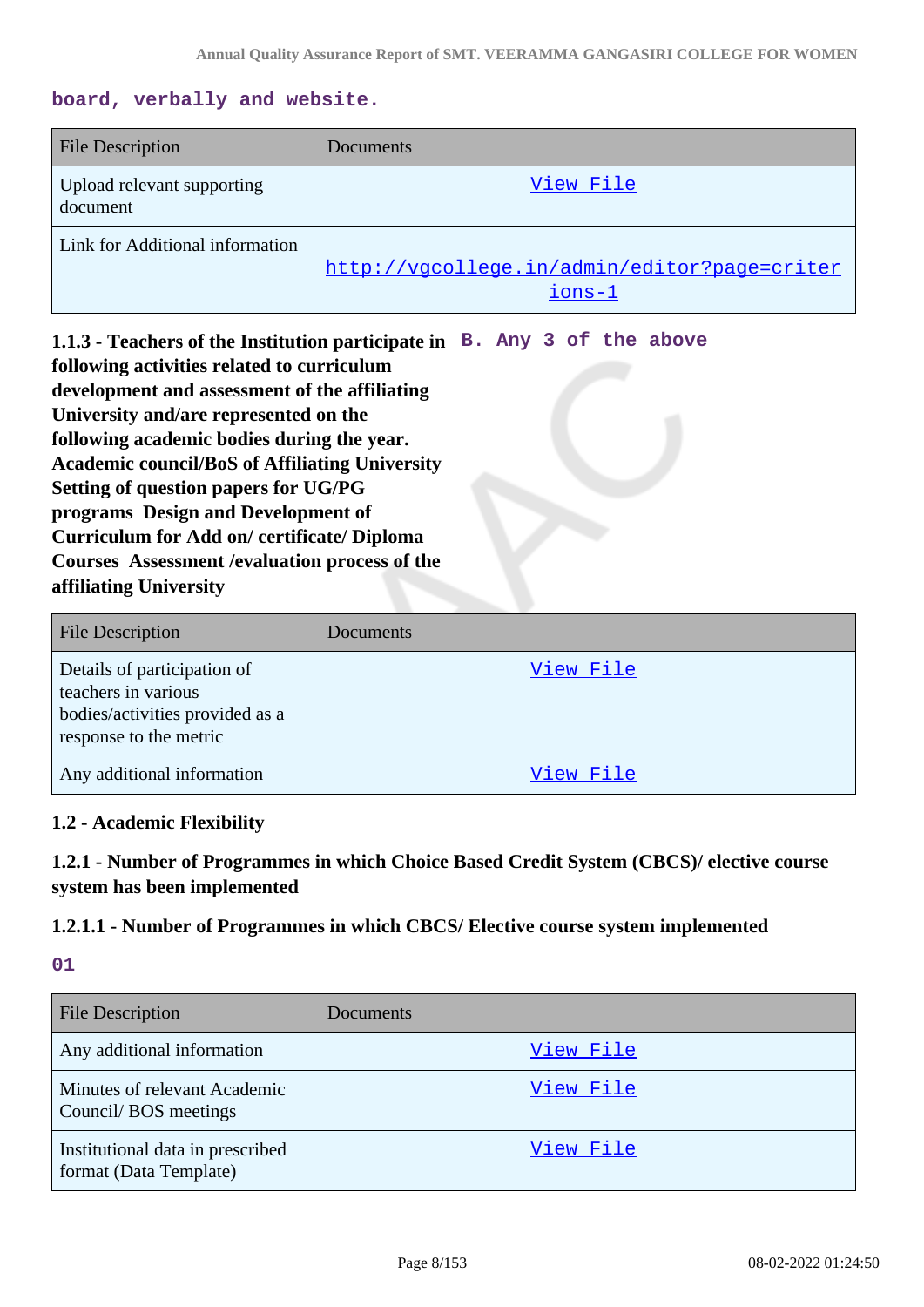**board, verbally and website.**

| File Description | Documents |
|---|---|
| Upload relevant supporting document | View File |
| Link for Additional information | http://vgcollege.in/admin/editor?page=criterions-1 |

**1.1.3 - Teachers of the Institution participate in following activities related to curriculum development and assessment of the affiliating University and/are represented on the following academic bodies during the year. Academic council/BoS of Affiliating University Setting of question papers for UG/PG programs Design and Development of Curriculum for Add on/ certificate/ Diploma Courses Assessment /evaluation process of the affiliating University**

**B. Any 3 of the above**

| File Description | Documents |
|---|---|
| Details of participation of teachers in various bodies/activities provided as a response to the metric | View File |
| Any additional information | View File |

### 1.2 - Academic Flexibility

### 1.2.1 - Number of Programmes in which Choice Based Credit System (CBCS)/ elective course system has been implemented

### 1.2.1.1 - Number of Programmes in which CBCS/ Elective course system implemented

**01**

| File Description | Documents |
|---|---|
| Any additional information | View File |
| Minutes of relevant Academic Council/ BOS meetings | View File |
| Institutional data in prescribed format (Data Template) | View File |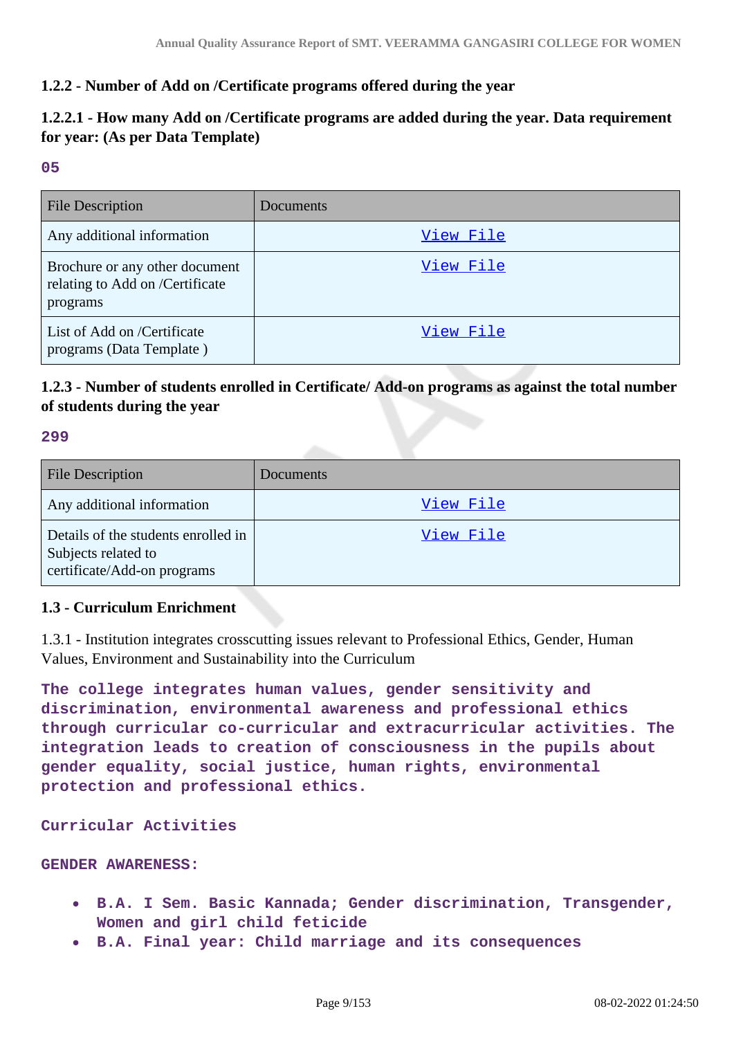### 1.2.2 - Number of Add on /Certificate programs offered during the year

### 1.2.2.1 - How many Add on /Certificate programs are added during the year. Data requirement for year: (As per Data Template)

05

| File Description | Documents |
| --- | --- |
| Any additional information | View File |
| Brochure or any other document relating to Add on /Certificate programs | View File |
| List of Add on /Certificate programs (Data Template ) | View File |

### 1.2.3 - Number of students enrolled in Certificate/ Add-on programs as against the total number of students during the year

299

| File Description | Documents |
| --- | --- |
| Any additional information | View File |
| Details of the students enrolled in Subjects related to certificate/Add-on programs | View File |

### 1.3 - Curriculum Enrichment

1.3.1 - Institution integrates crosscutting issues relevant to Professional Ethics, Gender, Human Values, Environment and Sustainability into the Curriculum

**The college integrates human values, gender sensitivity and discrimination, environmental awareness and professional ethics through curricular co-curricular and extracurricular activities. The integration leads to creation of consciousness in the pupils about gender equality, social justice, human rights, environmental protection and professional ethics.**

**Curricular Activities**

**GENDER AWARENESS:**

- **B.A. I Sem. Basic Kannada; Gender discrimination, Transgender, Women and girl child feticide**
- **B.A. Final year: Child marriage and its consequences**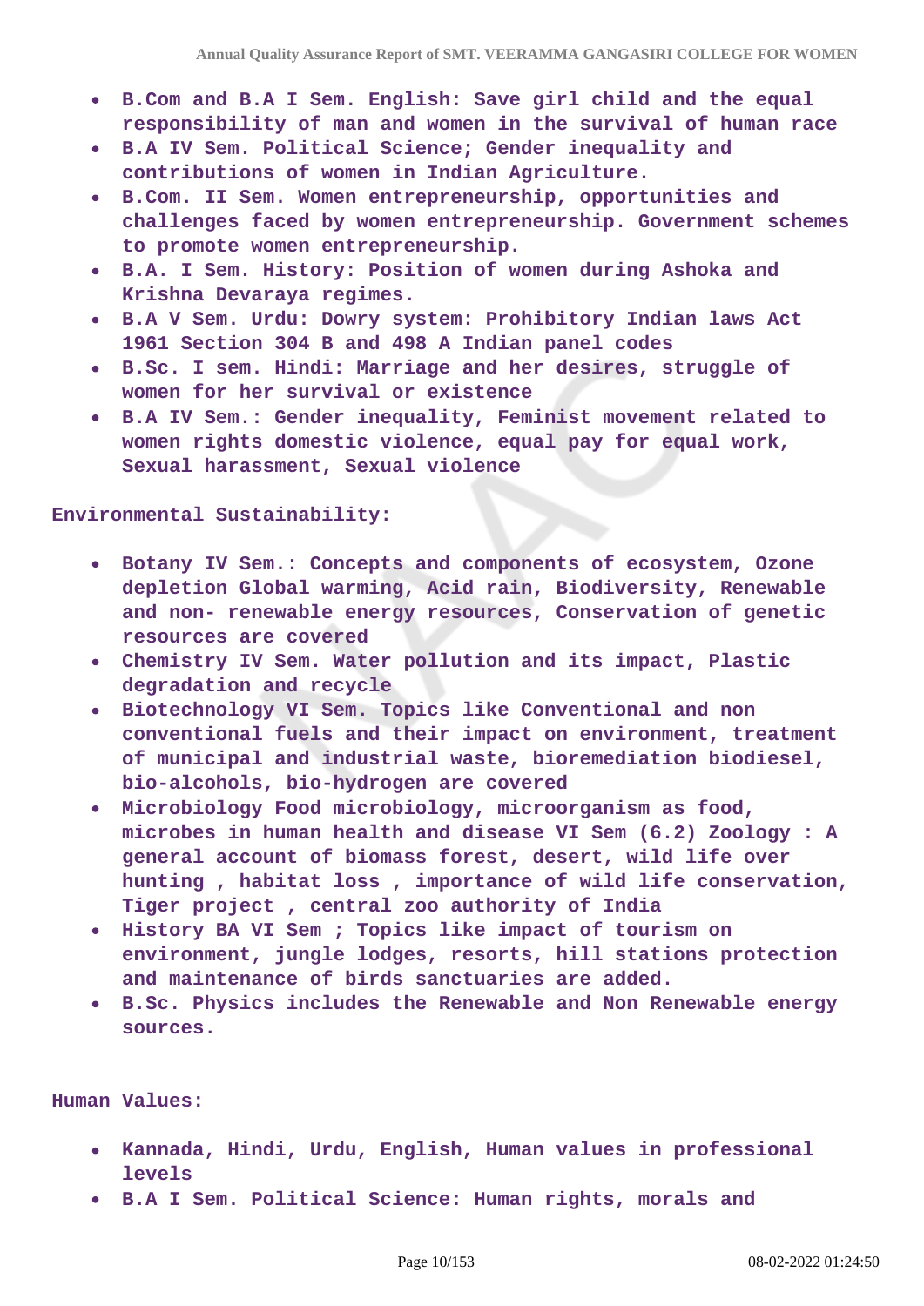- **B.Com and B.A I Sem. English: Save girl child and the equal responsibility of man and women in the survival of human race**
- **B.A IV Sem. Political Science; Gender inequality and contributions of women in Indian Agriculture.**
- **B.Com. II Sem. Women entrepreneurship, opportunities and challenges faced by women entrepreneurship. Government schemes to promote women entrepreneurship.**
- **B.A. I Sem. History: Position of women during Ashoka and Krishna Devaraya regimes.**
- **B.A V Sem. Urdu: Dowry system: Prohibitory Indian laws Act 1961 Section 304 B and 498 A Indian panel codes**
- **B.Sc. I sem. Hindi: Marriage and her desires, struggle of women for her survival or existence**
- **B.A IV Sem.: Gender inequality, Feminist movement related to women rights domestic violence, equal pay for equal work, Sexual harassment, Sexual violence**

**Environmental Sustainability:**

- **Botany IV Sem.: Concepts and components of ecosystem, Ozone depletion Global warming, Acid rain, Biodiversity, Renewable and non- renewable energy resources, Conservation of genetic resources are covered**
- **Chemistry IV Sem. Water pollution and its impact, Plastic degradation and recycle**
- **Biotechnology VI Sem. Topics like Conventional and non conventional fuels and their impact on environment, treatment of municipal and industrial waste, bioremediation biodiesel, bio-alcohols, bio-hydrogen are covered**
- **Microbiology Food microbiology, microorganism as food, microbes in human health and disease VI Sem (6.2) Zoology : A general account of biomass forest, desert, wild life over hunting , habitat loss , importance of wild life conservation, Tiger project , central zoo authority of India**
- **History BA VI Sem ; Topics like impact of tourism on environment, jungle lodges, resorts, hill stations protection and maintenance of birds sanctuaries are added.**
- **B.Sc. Physics includes the Renewable and Non Renewable energy sources.**

**Human Values:**

- **Kannada, Hindi, Urdu, English, Human values in professional levels**
- **B.A I Sem. Political Science: Human rights, morals and**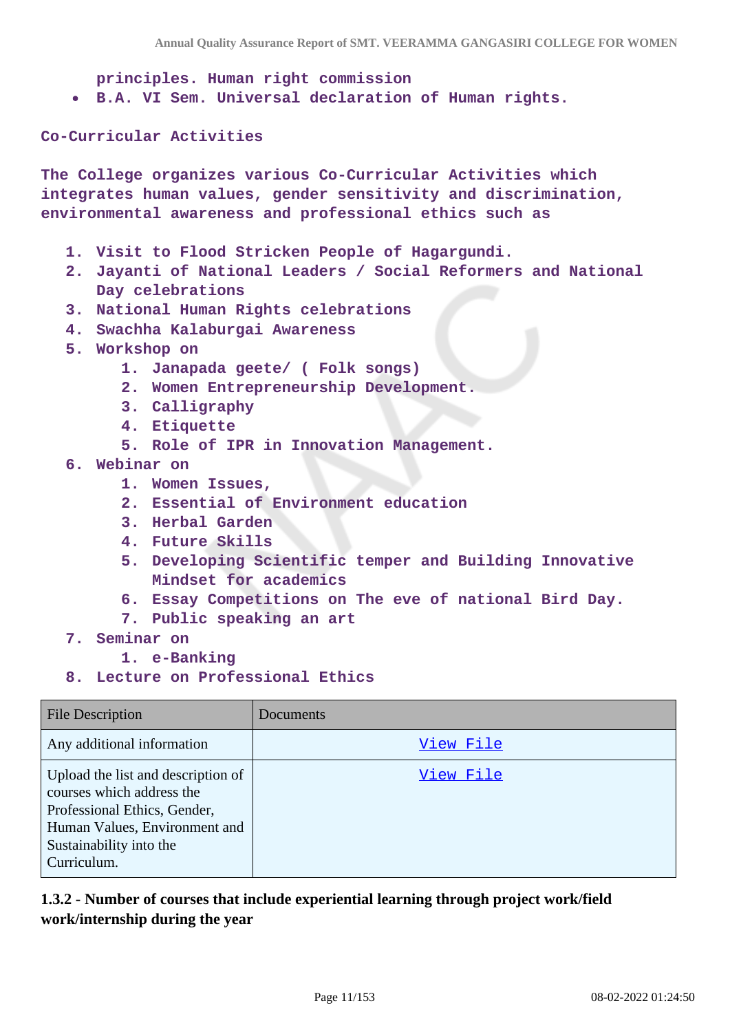principles. Human right commission

- B.A. VI Sem. Universal declaration of Human rights.

Co-Curricular Activities

The College organizes various Co-Curricular Activities which integrates human values, gender sensitivity and discrimination, environmental awareness and professional ethics such as

1. Visit to Flood Stricken People of Hagargundi.
2. Jayanti of National Leaders / Social Reformers and National Day celebrations
3. National Human Rights celebrations
4. Swachha Kalaburgai Awareness
5. Workshop on
    1. Janapada geete/ ( Folk songs)
    2. Women Entrepreneurship Development.
    3. Calligraphy
    4. Etiquette
    5. Role of IPR in Innovation Management.
6. Webinar on
    1. Women Issues,
    2. Essential of Environment education
    3. Herbal Garden
    4. Future Skills
    5. Developing Scientific temper and Building Innovative Mindset for academics
    6. Essay Competitions on The eve of national Bird Day.
    7. Public speaking an art
7. Seminar on
    1. e-Banking
8. Lecture on Professional Ethics

| File Description | Documents |
|---|---|
| Any additional information | View File |
| Upload the list and description of courses which address the Professional Ethics, Gender, Human Values, Environment and Sustainability into the Curriculum. | View File |

**1.3.2 - Number of courses that include experiential learning through project work/field work/internship during the year**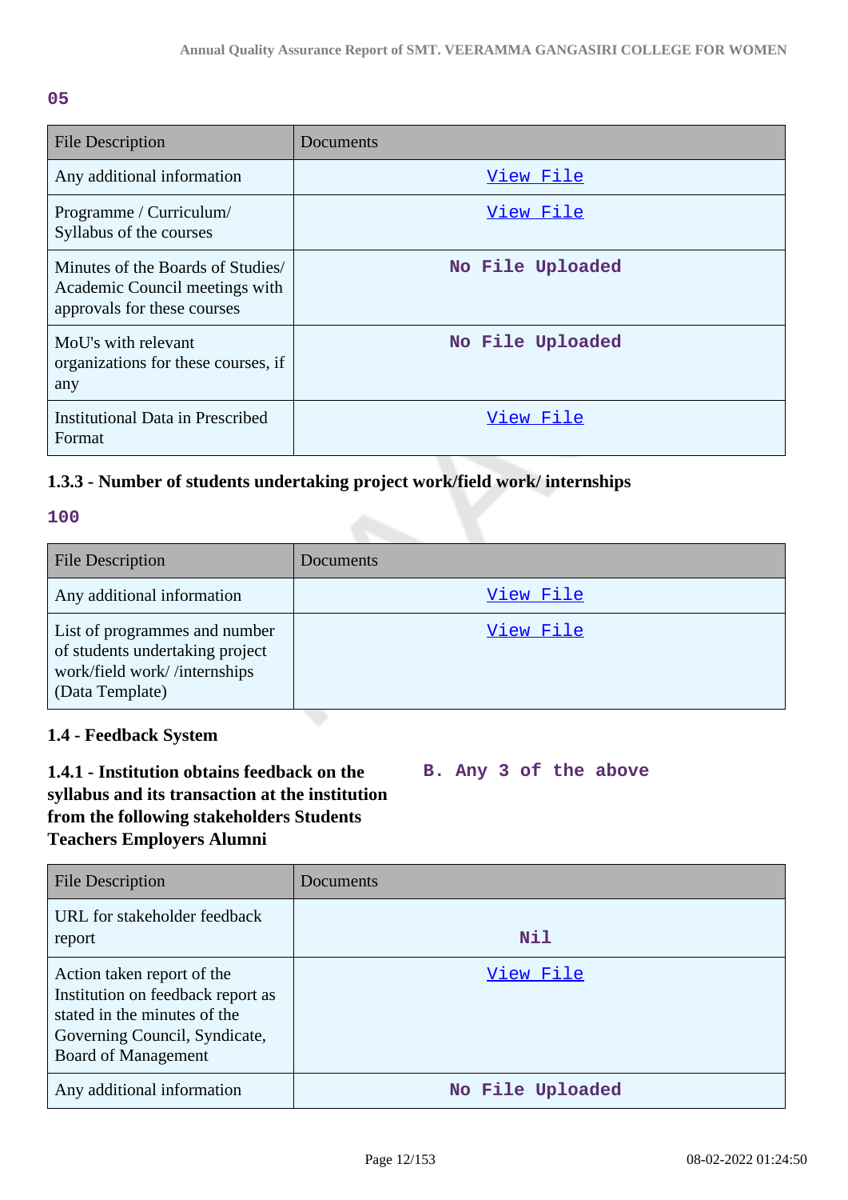05

| File Description | Documents |
| --- | --- |
| Any additional information | View File |
| Programme / Curriculum/ Syllabus of the courses | View File |
| Minutes of the Boards of Studies/ Academic Council meetings with approvals for these courses | No File Uploaded |
| MoU's with relevant organizations for these courses, if any | No File Uploaded |
| Institutional Data in Prescribed Format | View File |

### 1.3.3 - Number of students undertaking project work/field work/ internships

100

| File Description | Documents |
| --- | --- |
| Any additional information | View File |
| List of programmes and number of students undertaking project work/field work/ /internships (Data Template) | View File |

### 1.4 - Feedback System

**1.4.1 - Institution obtains feedback on the syllabus and its transaction at the institution from the following stakeholders Students Teachers Employers Alumni**

B. Any 3 of the above

| File Description | Documents |
| --- | --- |
| URL for stakeholder feedback report | Nil |
| Action taken report of the Institution on feedback report as stated in the minutes of the Governing Council, Syndicate, Board of Management | View File |
| Any additional information | No File Uploaded |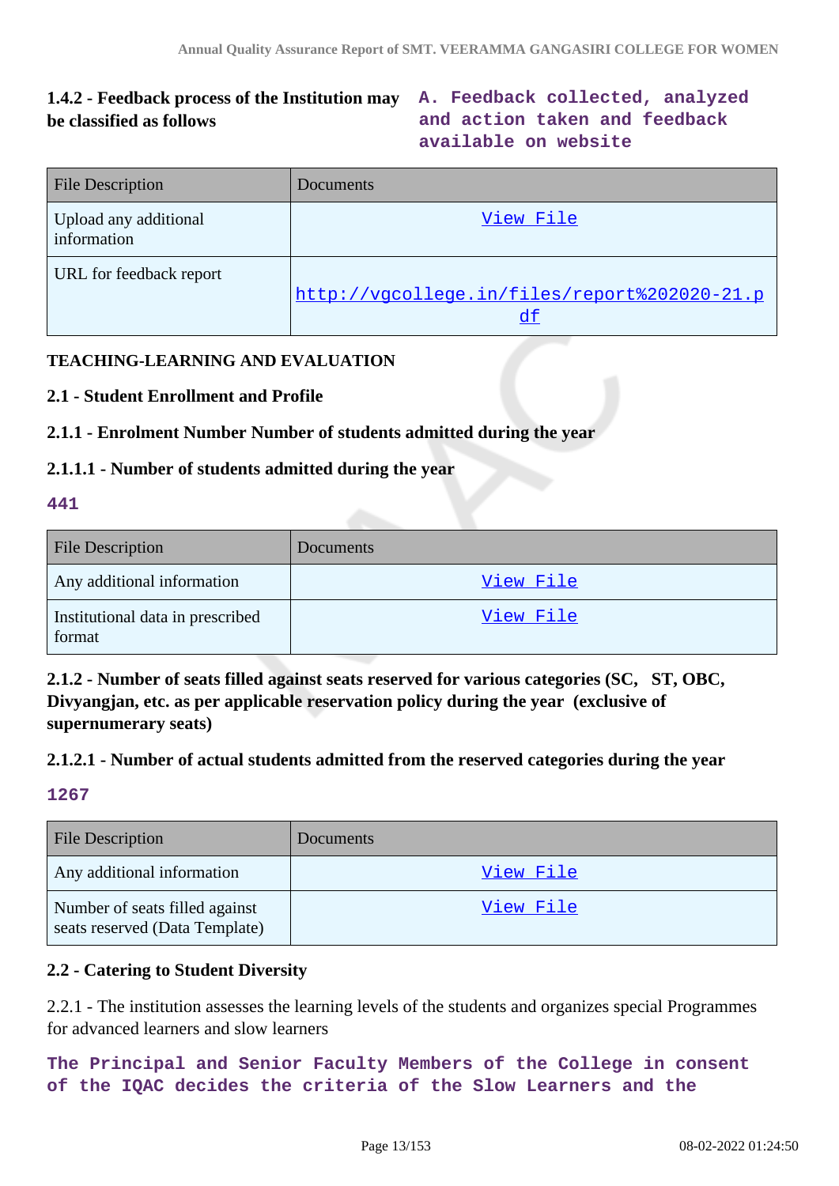**1.4.2 - Feedback process of the Institution may be classified as follows**

**A. Feedback collected, analyzed and action taken and feedback available on website**

| File Description | Documents |
|---|---|
| Upload any additional information | View File |
| URL for feedback report | http://vgcollege.in/files/report%202020-21.pdf |

**TEACHING-LEARNING AND EVALUATION**

**2.1 - Student Enrollment and Profile**

**2.1.1 - Enrolment Number Number of students admitted during the year**

**2.1.1.1 - Number of students admitted during the year**

**441**

| File Description | Documents |
|---|---|
| Any additional information | View File |
| Institutional data in prescribed format | View File |

**2.1.2 - Number of seats filled against seats reserved for various categories (SC, ST, OBC, Divyangjan, etc. as per applicable reservation policy during the year (exclusive of supernumerary seats)**

**2.1.2.1 - Number of actual students admitted from the reserved categories during the year**

**1267**

| File Description | Documents |
|---|---|
| Any additional information | View File |
| Number of seats filled against seats reserved (Data Template) | View File |

**2.2 - Catering to Student Diversity**

2.2.1 - The institution assesses the learning levels of the students and organizes special Programmes for advanced learners and slow learners

**The Principal and Senior Faculty Members of the College in consent of the IQAC decides the criteria of the Slow Learners and the**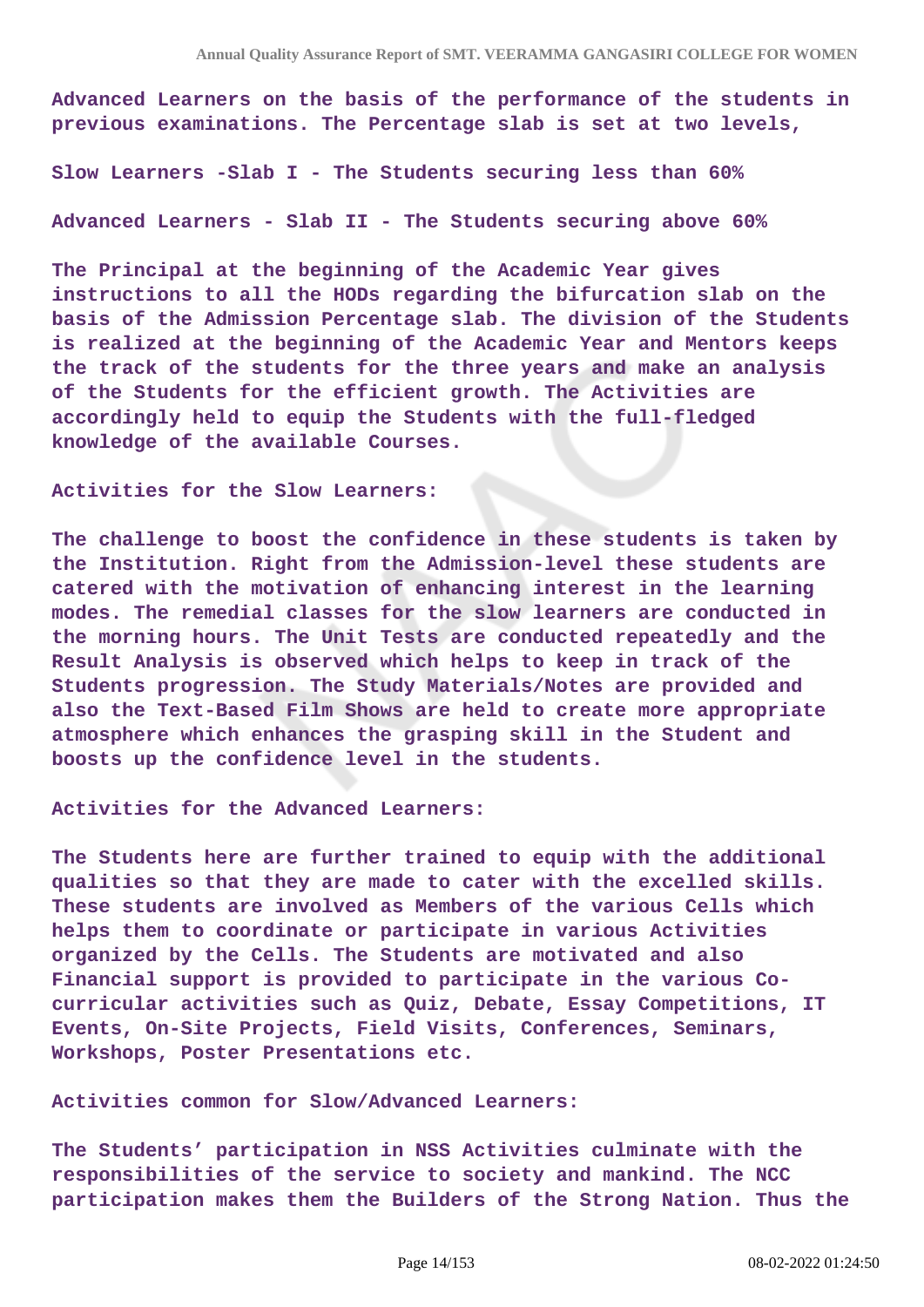Advanced Learners on the basis of the performance of the students in previous examinations. The Percentage slab is set at two levels,

Slow Learners -Slab I - The Students securing less than 60%

Advanced Learners - Slab II - The Students securing above 60%

The Principal at the beginning of the Academic Year gives instructions to all the HODs regarding the bifurcation slab on the basis of the Admission Percentage slab. The division of the Students is realized at the beginning of the Academic Year and Mentors keeps the track of the students for the three years and make an analysis of the Students for the efficient growth. The Activities are accordingly held to equip the Students with the full-fledged knowledge of the available Courses.

Activities for the Slow Learners:

The challenge to boost the confidence in these students is taken by the Institution. Right from the Admission-level these students are catered with the motivation of enhancing interest in the learning modes. The remedial classes for the slow learners are conducted in the morning hours. The Unit Tests are conducted repeatedly and the Result Analysis is observed which helps to keep in track of the Students progression. The Study Materials/Notes are provided and also the Text-Based Film Shows are held to create more appropriate atmosphere which enhances the grasping skill in the Student and boosts up the confidence level in the students.

Activities for the Advanced Learners:

The Students here are further trained to equip with the additional qualities so that they are made to cater with the excelled skills. These students are involved as Members of the various Cells which helps them to coordinate or participate in various Activities organized by the Cells. The Students are motivated and also Financial support is provided to participate in the various Co-curricular activities such as Quiz, Debate, Essay Competitions, IT Events, On-Site Projects, Field Visits, Conferences, Seminars, Workshops, Poster Presentations etc.

Activities common for Slow/Advanced Learners:

The Students' participation in NSS Activities culminate with the responsibilities of the service to society and mankind. The NCC participation makes them the Builders of the Strong Nation. Thus the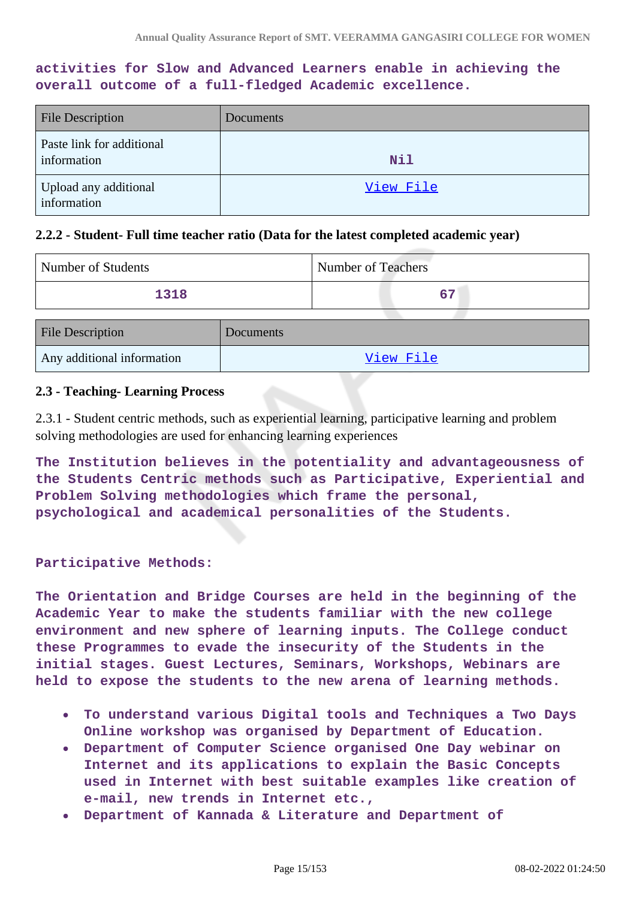**activities for Slow and Advanced Learners enable in achieving the overall outcome of a full-fledged Academic excellence.**

| File Description | Documents |
| --- | --- |
| Paste link for additional information | Nil |
| Upload any additional information | View File |

### 2.2.2 - Student- Full time teacher ratio (Data for the latest completed academic year)

| Number of Students | Number of Teachers |
| --- | --- |
| 1318 | 67 |

| File Description | Documents |
| --- | --- |
| Any additional information | View File |

### 2.3 - Teaching- Learning Process

2.3.1 - Student centric methods, such as experiential learning, participative learning and problem solving methodologies are used for enhancing learning experiences

**The Institution believes in the potentiality and advantageousness of the Students Centric methods such as Participative, Experiential and Problem Solving methodologies which frame the personal, psychological and academical personalities of the Students.**

**Participative Methods:**

**The Orientation and Bridge Courses are held in the beginning of the Academic Year to make the students familiar with the new college environment and new sphere of learning inputs. The College conduct these Programmes to evade the insecurity of the Students in the initial stages. Guest Lectures, Seminars, Workshops, Webinars are held to expose the students to the new arena of learning methods.**

- **To understand various Digital tools and Techniques a Two Days Online workshop was organised by Department of Education.**
- **Department of Computer Science organised One Day webinar on Internet and its applications to explain the Basic Concepts used in Internet with best suitable examples like creation of e-mail, new trends in Internet etc.,**
- **Department of Kannada & Literature and Department of**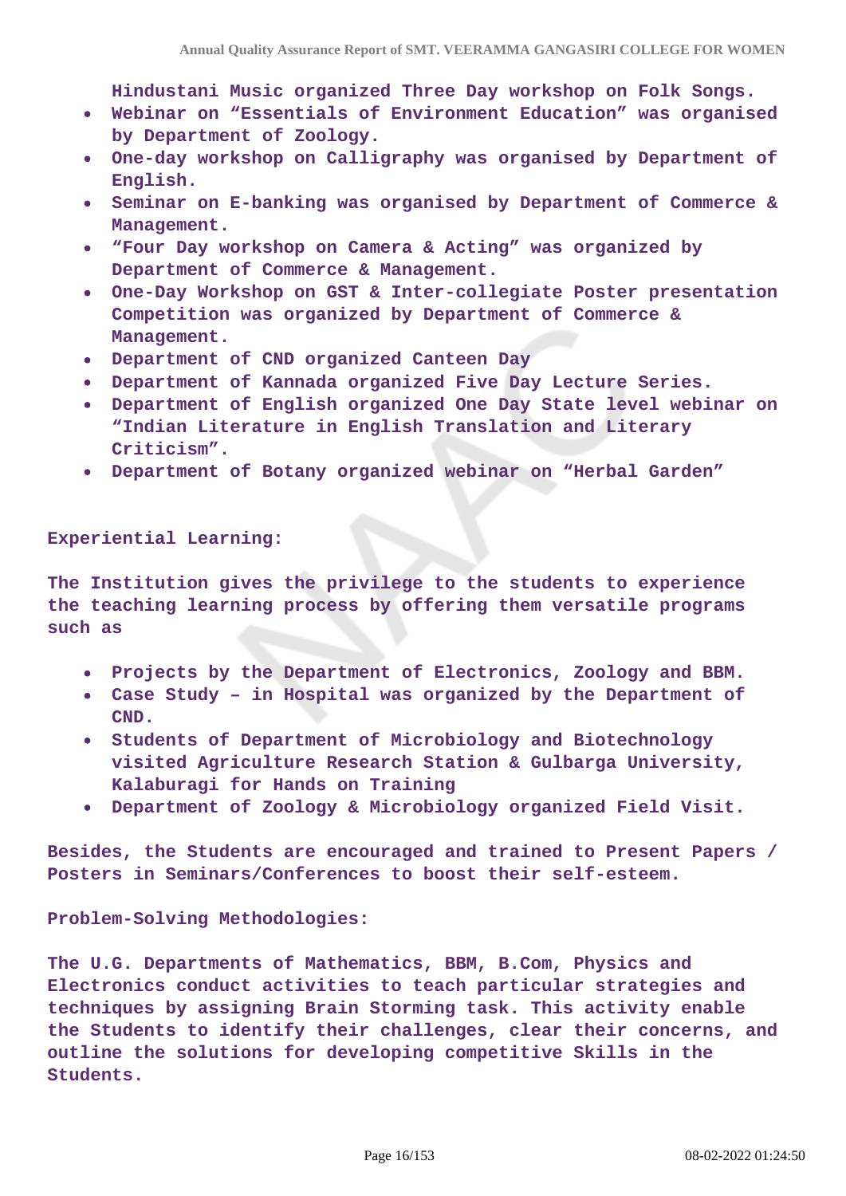Hindustani Music organized Three Day workshop on Folk Songs.

- Webinar on “Essentials of Environment Education” was organised by Department of Zoology.
- One-day workshop on Calligraphy was organised by Department of English.
- Seminar on E-banking was organised by Department of Commerce & Management.
- “Four Day workshop on Camera & Acting” was organized by Department of Commerce & Management.
- One-Day Workshop on GST & Inter-collegiate Poster presentation Competition was organized by Department of Commerce & Management.
- Department of CND organized Canteen Day
- Department of Kannada organized Five Day Lecture Series.
- Department of English organized One Day State level webinar on “Indian Literature in English Translation and Literary Criticism”.
- Department of Botany organized webinar on “Herbal Garden”

**Experiential Learning:**

The Institution gives the privilege to the students to experience the teaching learning process by offering them versatile programs such as

- Projects by the Department of Electronics, Zoology and BBM.
- Case Study – in Hospital was organized by the Department of CND.
- Students of Department of Microbiology and Biotechnology visited Agriculture Research Station & Gulbarga University, Kalaburagi for Hands on Training
- Department of Zoology & Microbiology organized Field Visit.

Besides, the Students are encouraged and trained to Present Papers / Posters in Seminars/Conferences to boost their self-esteem.

**Problem-Solving Methodologies:**

The U.G. Departments of Mathematics, BBM, B.Com, Physics and Electronics conduct activities to teach particular strategies and techniques by assigning Brain Storming task. This activity enable the Students to identify their challenges, clear their concerns, and outline the solutions for developing competitive Skills in the Students.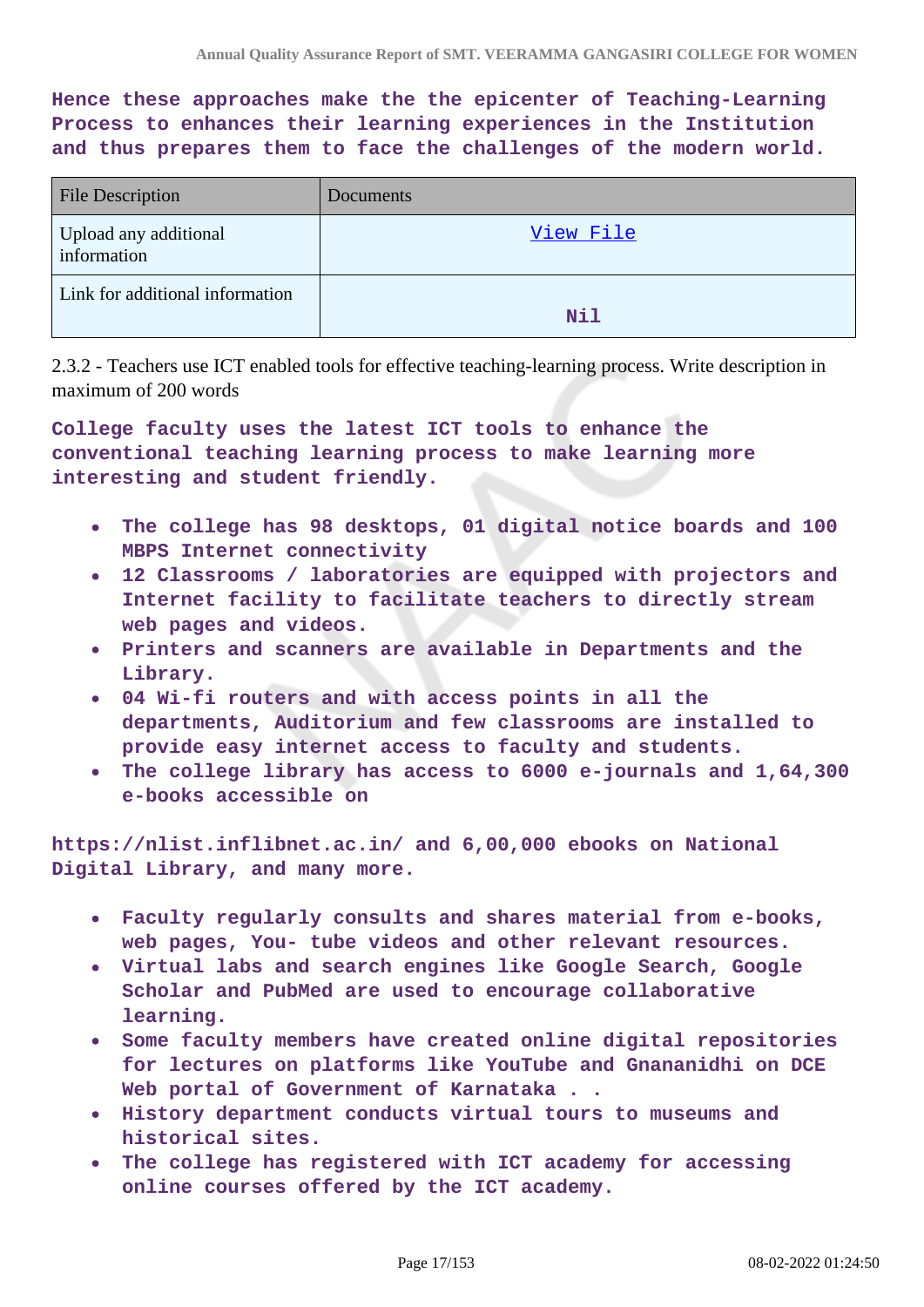**Hence these approaches make the the epicenter of Teaching-Learning Process to enhances their learning experiences in the Institution and thus prepares them to face the challenges of the modern world.**

| File Description | Documents |
|---|---|
| Upload any additional information | View File |
| Link for additional information | Nil |

2.3.2 - Teachers use ICT enabled tools for effective teaching-learning process. Write description in maximum of 200 words

**College faculty uses the latest ICT tools to enhance the conventional teaching learning process to make learning more interesting and student friendly.**

- **The college has 98 desktops, 01 digital notice boards and 100 MBPS Internet connectivity**
- **12 Classrooms / laboratories are equipped with projectors and Internet facility to facilitate teachers to directly stream web pages and videos.**
- **Printers and scanners are available in Departments and the Library.**
- **04 Wi-fi routers and with access points in all the departments, Auditorium and few classrooms are installed to provide easy internet access to faculty and students.**
- **The college library has access to 6000 e-journals and 1,64,300 e-books accessible on**

**https://nlist.inflibnet.ac.in/ and 6,00,000 ebooks on National Digital Library, and many more.**

- **Faculty regularly consults and shares material from e-books, web pages, You- tube videos and other relevant resources.**
- **Virtual labs and search engines like Google Search, Google Scholar and PubMed are used to encourage collaborative learning.**
- **Some faculty members have created online digital repositories for lectures on platforms like YouTube and Gnananidhi on DCE Web portal of Government of Karnataka . .**
- **History department conducts virtual tours to museums and historical sites.**
- **The college has registered with ICT academy for accessing online courses offered by the ICT academy.**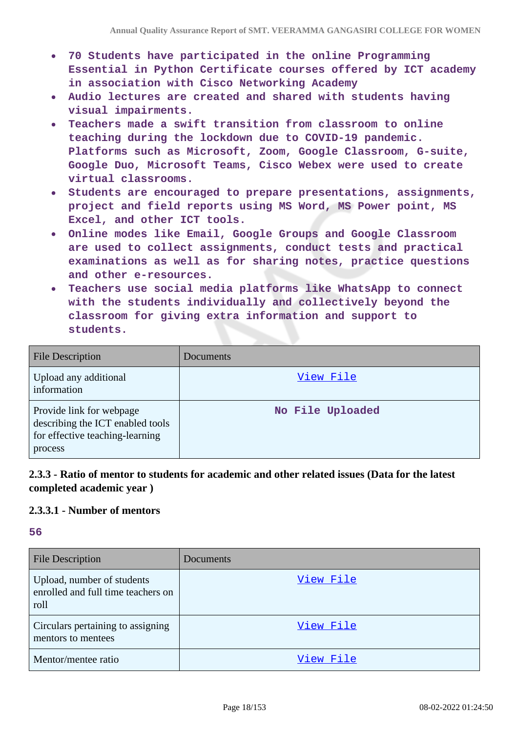- 70 Students have participated in the online Programming Essential in Python Certificate courses offered by ICT academy in association with Cisco Networking Academy
- Audio lectures are created and shared with students having visual impairments.
- Teachers made a swift transition from classroom to online teaching during the lockdown due to COVID-19 pandemic. Platforms such as Microsoft, Zoom, Google Classroom, G-suite, Google Duo, Microsoft Teams, Cisco Webex were used to create virtual classrooms.
- Students are encouraged to prepare presentations, assignments, project and field reports using MS Word, MS Power point, MS Excel, and other ICT tools.
- Online modes like Email, Google Groups and Google Classroom are used to collect assignments, conduct tests and practical examinations as well as for sharing notes, practice questions and other e-resources.
- Teachers use social media platforms like WhatsApp to connect with the students individually and collectively beyond the classroom for giving extra information and support to students.

| File Description | Documents |
|---|---|
| Upload any additional information | View File |
| Provide link for webpage describing the ICT enabled tools for effective teaching-learning process | No File Uploaded |

### 2.3.3 - Ratio of mentor to students for academic and other related issues (Data for the latest completed academic year )

#### 2.3.3.1 - Number of mentors

**56**

| File Description | Documents |
|---|---|
| Upload, number of students enrolled and full time teachers on roll | View File |
| Circulars pertaining to assigning mentors to mentees | View File |
| Mentor/mentee ratio | View File |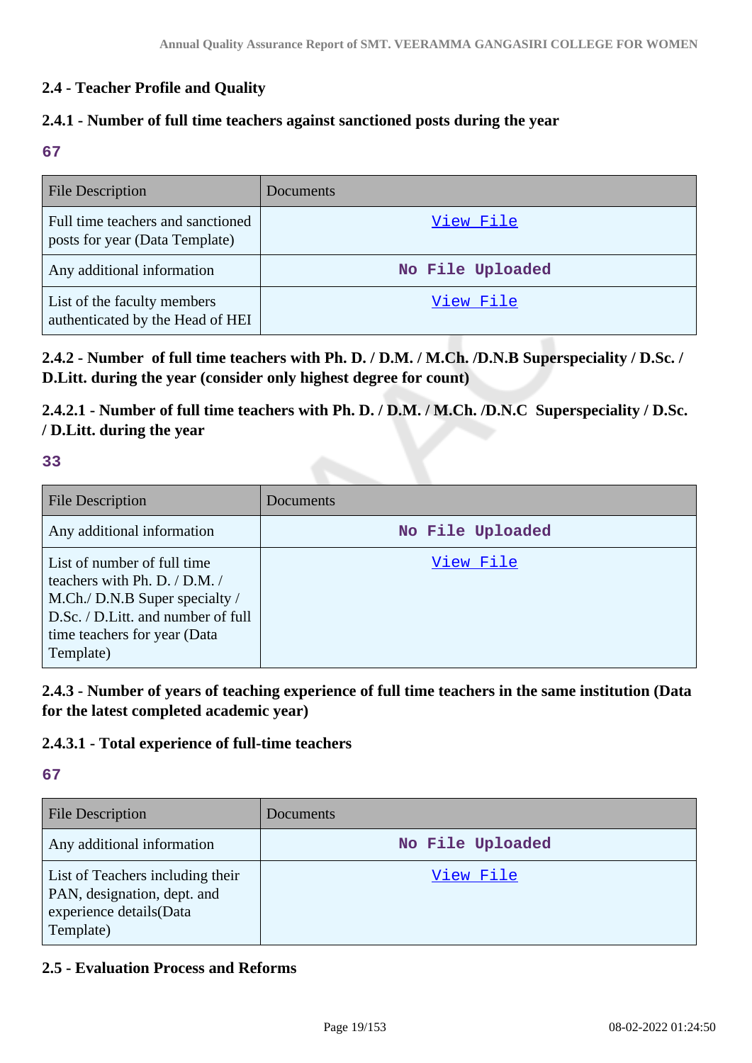### 2.4 - Teacher Profile and Quality

#### 2.4.1 - Number of full time teachers against sanctioned posts during the year

67

| File Description | Documents |
| --- | --- |
| Full time teachers and sanctioned posts for year (Data Template) | View File |
| Any additional information | No File Uploaded |
| List of the faculty members authenticated by the Head of HEI | View File |

#### 2.4.2 - Number of full time teachers with Ph. D. / D.M. / M.Ch. /D.N.B Superspeciality / D.Sc. / D.Litt. during the year (consider only highest degree for count)

#### 2.4.2.1 - Number of full time teachers with Ph. D. / D.M. / M.Ch. /D.N.C Superspeciality / D.Sc. / D.Litt. during the year

33

| File Description | Documents |
| --- | --- |
| Any additional information | No File Uploaded |
| List of number of full time teachers with Ph. D. / D.M. / M.Ch./ D.N.B Super specialty / D.Sc. / D.Litt. and number of full time teachers for year (Data Template) | View File |

#### 2.4.3 - Number of years of teaching experience of full time teachers in the same institution (Data for the latest completed academic year)

#### 2.4.3.1 - Total experience of full-time teachers

67

| File Description | Documents |
| --- | --- |
| Any additional information | No File Uploaded |
| List of Teachers including their PAN, designation, dept. and experience details(Data Template) | View File |

### 2.5 - Evaluation Process and Reforms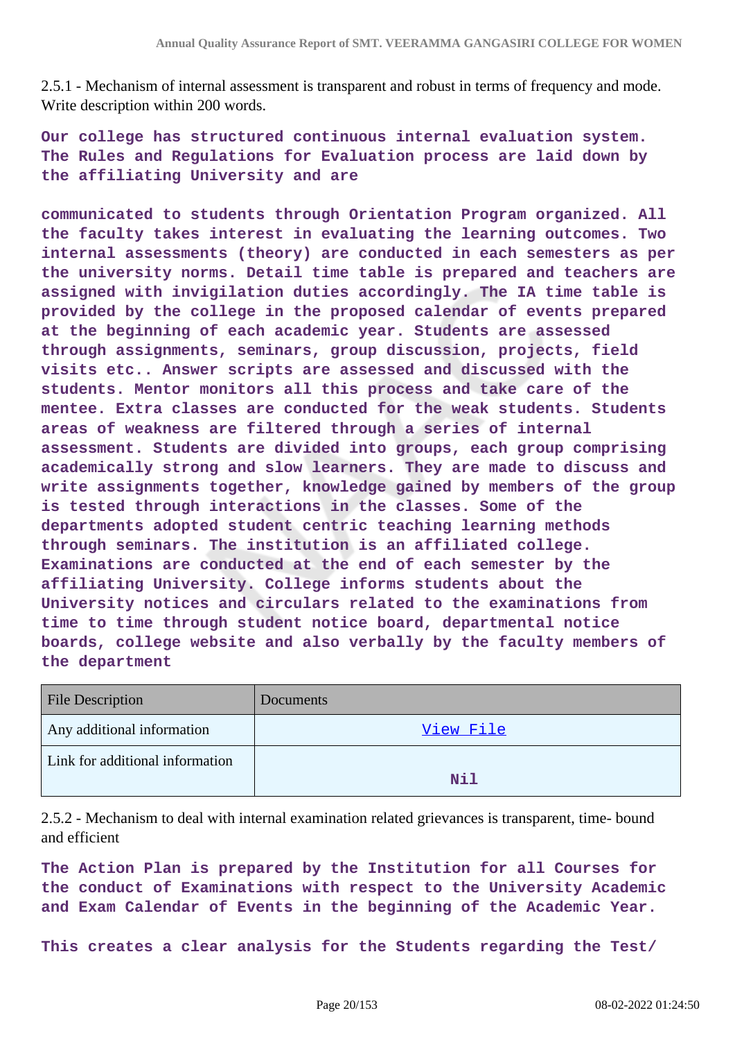2.5.1 - Mechanism of internal assessment is transparent and robust in terms of frequency and mode. Write description within 200 words.

**Our college has structured continuous internal evaluation system. The Rules and Regulations for Evaluation process are laid down by the affiliating University and are**

**communicated to students through Orientation Program organized. All the faculty takes interest in evaluating the learning outcomes. Two internal assessments (theory) are conducted in each semesters as per the university norms. Detail time table is prepared and teachers are assigned with invigilation duties accordingly. The IA time table is provided by the college in the proposed calendar of events prepared at the beginning of each academic year. Students are assessed through assignments, seminars, group discussion, projects, field visits etc.. Answer scripts are assessed and discussed with the students. Mentor monitors all this process and take care of the mentee. Extra classes are conducted for the weak students. Students areas of weakness are filtered through a series of internal assessment. Students are divided into groups, each group comprising academically strong and slow learners. They are made to discuss and write assignments together, knowledge gained by members of the group is tested through interactions in the classes. Some of the departments adopted student centric teaching learning methods through seminars. The institution is an affiliated college. Examinations are conducted at the end of each semester by the affiliating University. College informs students about the University notices and circulars related to the examinations from time to time through student notice board, departmental notice boards, college website and also verbally by the faculty members of the department**

| File Description | Documents |
|---|---|
| Any additional information | View File |
| Link for additional information | Nil |

2.5.2 - Mechanism to deal with internal examination related grievances is transparent, time- bound and efficient

**The Action Plan is prepared by the Institution for all Courses for the conduct of Examinations with respect to the University Academic and Exam Calendar of Events in the beginning of the Academic Year.**

**This creates a clear analysis for the Students regarding the Test/**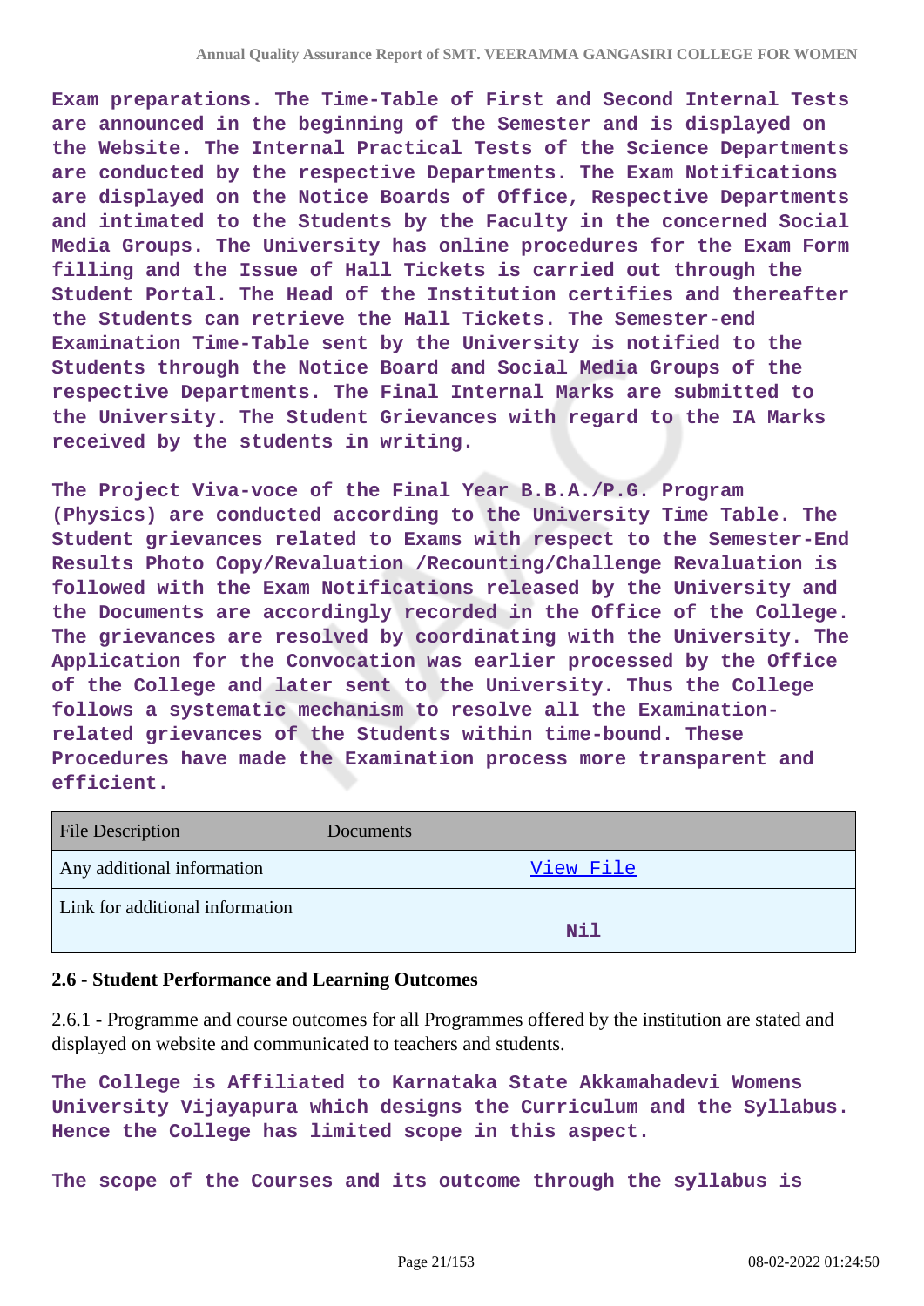**Exam preparations. The Time-Table of First and Second Internal Tests are announced in the beginning of the Semester and is displayed on the Website. The Internal Practical Tests of the Science Departments are conducted by the respective Departments. The Exam Notifications are displayed on the Notice Boards of Office, Respective Departments and intimated to the Students by the Faculty in the concerned Social Media Groups. The University has online procedures for the Exam Form filling and the Issue of Hall Tickets is carried out through the Student Portal. The Head of the Institution certifies and thereafter the Students can retrieve the Hall Tickets. The Semester-end Examination Time-Table sent by the University is notified to the Students through the Notice Board and Social Media Groups of the respective Departments. The Final Internal Marks are submitted to the University. The Student Grievances with regard to the IA Marks received by the students in writing.**

**The Project Viva-voce of the Final Year B.B.A./P.G. Program (Physics) are conducted according to the University Time Table. The Student grievances related to Exams with respect to the Semester-End Results Photo Copy/Revaluation /Recounting/Challenge Revaluation is followed with the Exam Notifications released by the University and the Documents are accordingly recorded in the Office of the College. The grievances are resolved by coordinating with the University. The Application for the Convocation was earlier processed by the Office of the College and later sent to the University. Thus the College follows a systematic mechanism to resolve all the Examination-related grievances of the Students within time-bound. These Procedures have made the Examination process more transparent and efficient.**

| File Description | Documents |
|---|---|
| Any additional information | View File |
| Link for additional information | Nil |

### 2.6 - Student Performance and Learning Outcomes

2.6.1 - Programme and course outcomes for all Programmes offered by the institution are stated and displayed on website and communicated to teachers and students.

**The College is Affiliated to Karnataka State Akkamahadevi Womens University Vijayapura which designs the Curriculum and the Syllabus. Hence the College has limited scope in this aspect.**

**The scope of the Courses and its outcome through the syllabus is**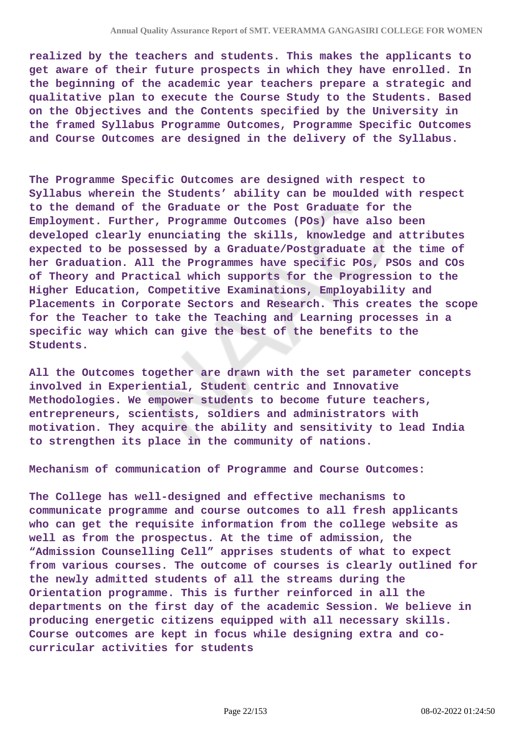realized by the teachers and students. This makes the applicants to get aware of their future prospects in which they have enrolled. In the beginning of the academic year teachers prepare a strategic and qualitative plan to execute the Course Study to the Students. Based on the Objectives and the Contents specified by the University in the framed Syllabus Programme Outcomes, Programme Specific Outcomes and Course Outcomes are designed in the delivery of the Syllabus.

The Programme Specific Outcomes are designed with respect to Syllabus wherein the Students' ability can be moulded with respect to the demand of the Graduate or the Post Graduate for the Employment. Further, Programme Outcomes (POs) have also been developed clearly enunciating the skills, knowledge and attributes expected to be possessed by a Graduate/Postgraduate at the time of her Graduation. All the Programmes have specific POs, PSOs and COs of Theory and Practical which supports for the Progression to the Higher Education, Competitive Examinations, Employability and Placements in Corporate Sectors and Research. This creates the scope for the Teacher to take the Teaching and Learning processes in a specific way which can give the best of the benefits to the Students.

All the Outcomes together are drawn with the set parameter concepts involved in Experiential, Student centric and Innovative Methodologies. We empower students to become future teachers, entrepreneurs, scientists, soldiers and administrators with motivation. They acquire the ability and sensitivity to lead India to strengthen its place in the community of nations.

Mechanism of communication of Programme and Course Outcomes:

The College has well-designed and effective mechanisms to communicate programme and course outcomes to all fresh applicants who can get the requisite information from the college website as well as from the prospectus. At the time of admission, the "Admission Counselling Cell" apprises students of what to expect from various courses. The outcome of courses is clearly outlined for the newly admitted students of all the streams during the Orientation programme. This is further reinforced in all the departments on the first day of the academic Session. We believe in producing energetic citizens equipped with all necessary skills. Course outcomes are kept in focus while designing extra and co-curricular activities for students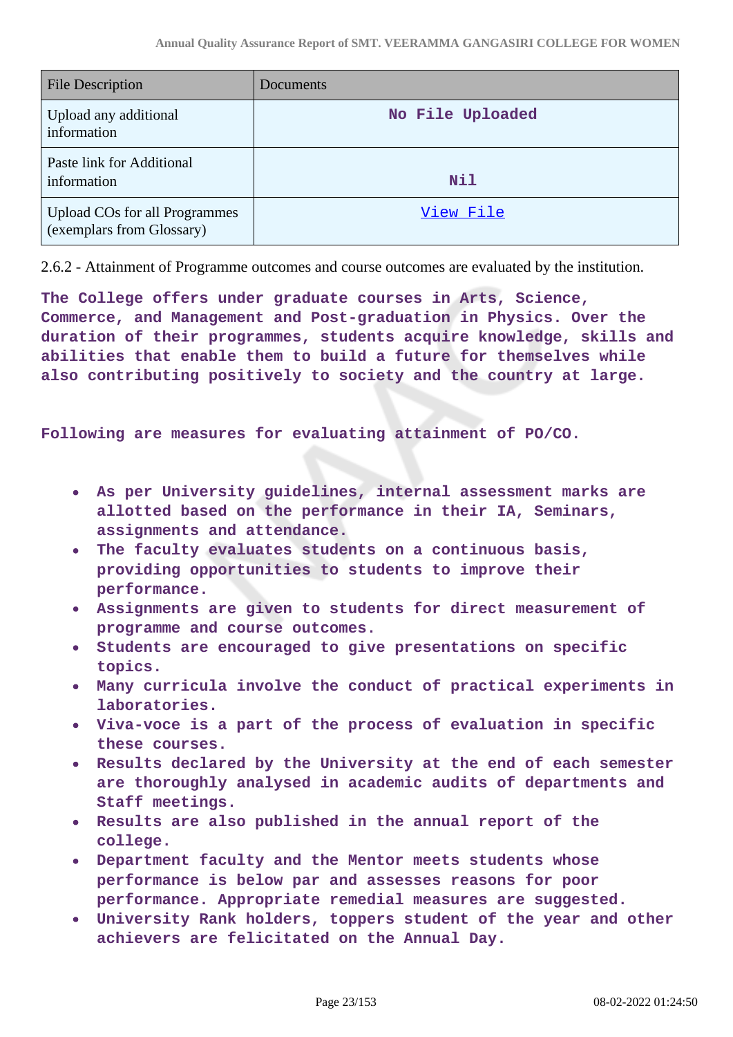| File Description | Documents |
| --- | --- |
| Upload any additional information | No File Uploaded |
| Paste link for Additional information | Nil |
| Upload COs for all Programmes (exemplars from Glossary) | View File |

2.6.2 - Attainment of Programme outcomes and course outcomes are evaluated by the institution.

**The College offers under graduate courses in Arts, Science, Commerce, and Management and Post-graduation in Physics. Over the duration of their programmes, students acquire knowledge, skills and abilities that enable them to build a future for themselves while also contributing positively to society and the country at large.**

**Following are measures for evaluating attainment of PO/CO.**

- **As per University guidelines, internal assessment marks are allotted based on the performance in their IA, Seminars, assignments and attendance.**
- **The faculty evaluates students on a continuous basis, providing opportunities to students to improve their performance.**
- **Assignments are given to students for direct measurement of programme and course outcomes.**
- **Students are encouraged to give presentations on specific topics.**
- **Many curricula involve the conduct of practical experiments in laboratories.**
- **Viva-voce is a part of the process of evaluation in specific these courses.**
- **Results declared by the University at the end of each semester are thoroughly analysed in academic audits of departments and Staff meetings.**
- **Results are also published in the annual report of the college.**
- **Department faculty and the Mentor meets students whose performance is below par and assesses reasons for poor performance. Appropriate remedial measures are suggested.**
- **University Rank holders, toppers student of the year and other achievers are felicitated on the Annual Day.**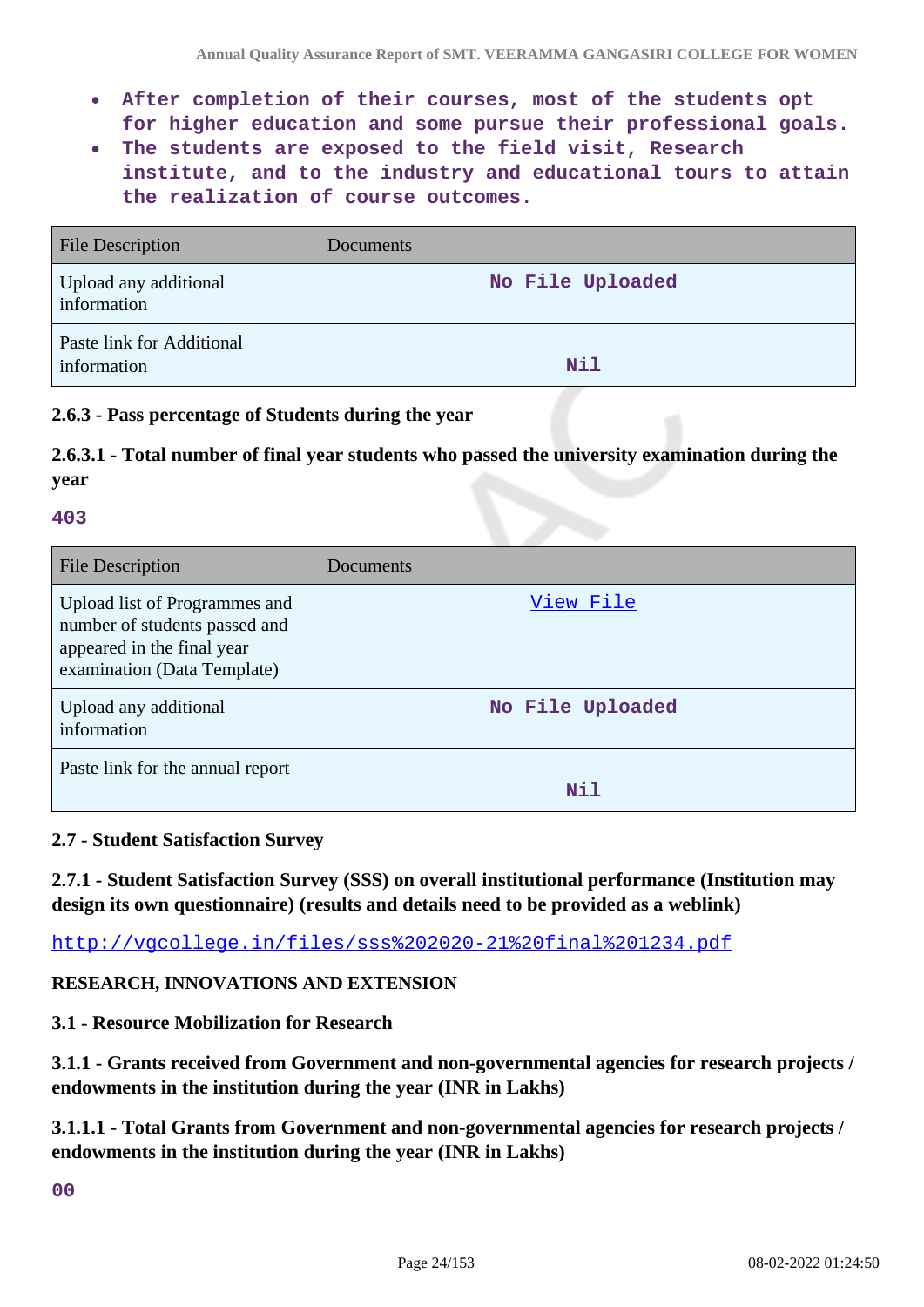- After completion of their courses, most of the students opt for higher education and some pursue their professional goals.
- The students are exposed to the field visit, Research institute, and to the industry and educational tours to attain the realization of course outcomes.

| File Description | Documents |
|---|---|
| Upload any additional information | No File Uploaded |
| Paste link for Additional information | Nil |

**2.6.3 - Pass percentage of Students during the year**

**2.6.3.1 - Total number of final year students who passed the university examination during the year**

403

| File Description | Documents |
|---|---|
| Upload list of Programmes and number of students passed and appeared in the final year examination (Data Template) | View File |
| Upload any additional information | No File Uploaded |
| Paste link for the annual report | Nil |

**2.7 - Student Satisfaction Survey**

**2.7.1 - Student Satisfaction Survey (SSS) on overall institutional performance (Institution may design its own questionnaire) (results and details need to be provided as a weblink)**

http://vgcollege.in/files/sss%202020-21%20final%201234.pdf

**RESEARCH, INNOVATIONS AND EXTENSION**

**3.1 - Resource Mobilization for Research**

**3.1.1 - Grants received from Government and non-governmental agencies for research projects / endowments in the institution during the year (INR in Lakhs)**

**3.1.1.1 - Total Grants from Government and non-governmental agencies for research projects / endowments in the institution during the year (INR in Lakhs)**

00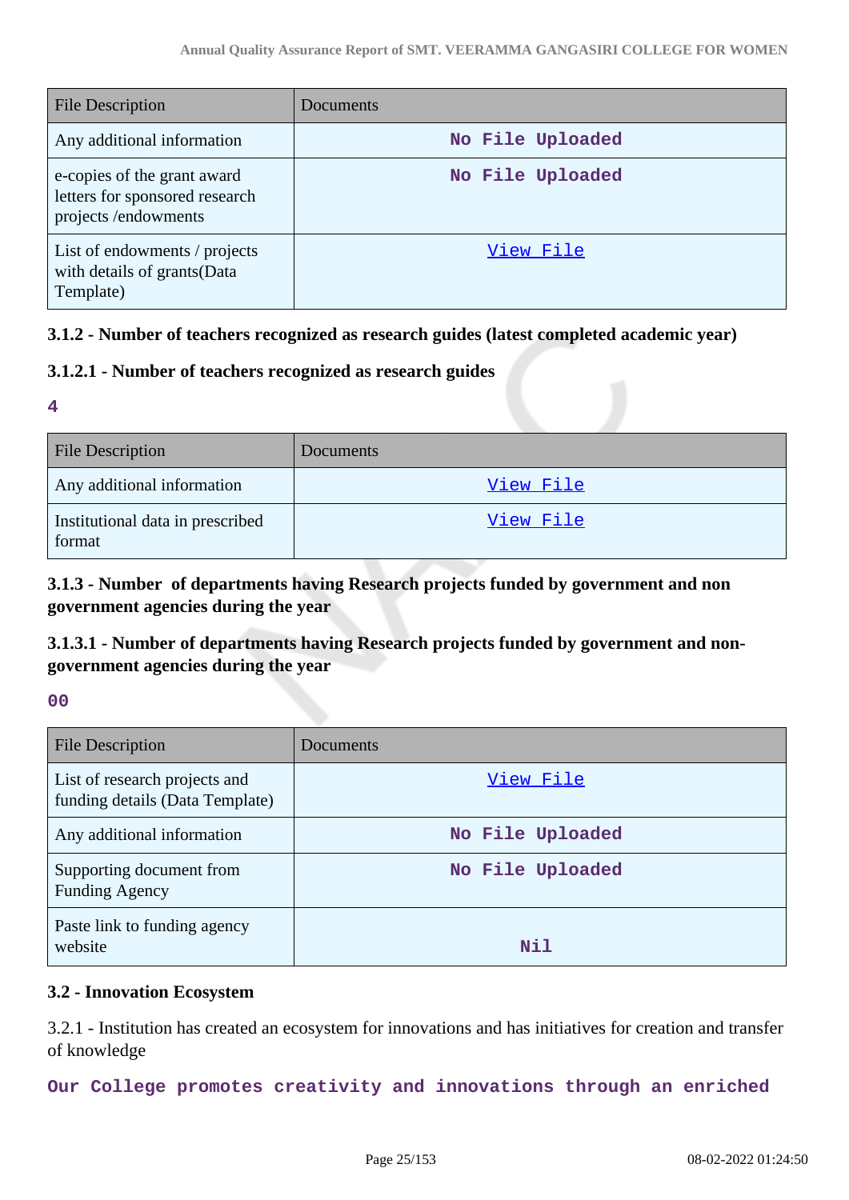| File Description | Documents |
|---|---|
| Any additional information | No File Uploaded |
| e-copies of the grant award letters for sponsored research projects /endowments | No File Uploaded |
| List of endowments / projects with details of grants(Data Template) | View File |

### 3.1.2 - Number of teachers recognized as research guides (latest completed academic year)

### 3.1.2.1 - Number of teachers recognized as research guides

4

| File Description | Documents |
|---|---|
| Any additional information | View File |
| Institutional data in prescribed format | View File |

### 3.1.3 - Number of departments having Research projects funded by government and non government agencies during the year

### 3.1.3.1 - Number of departments having Research projects funded by government and non-government agencies during the year

00

| File Description | Documents |
|---|---|
| List of research projects and funding details (Data Template) | View File |
| Any additional information | No File Uploaded |
| Supporting document from Funding Agency | No File Uploaded |
| Paste link to funding agency website | Nil |

### 3.2 - Innovation Ecosystem

3.2.1 - Institution has created an ecosystem for innovations and has initiatives for creation and transfer of knowledge

Our College promotes creativity and innovations through an enriched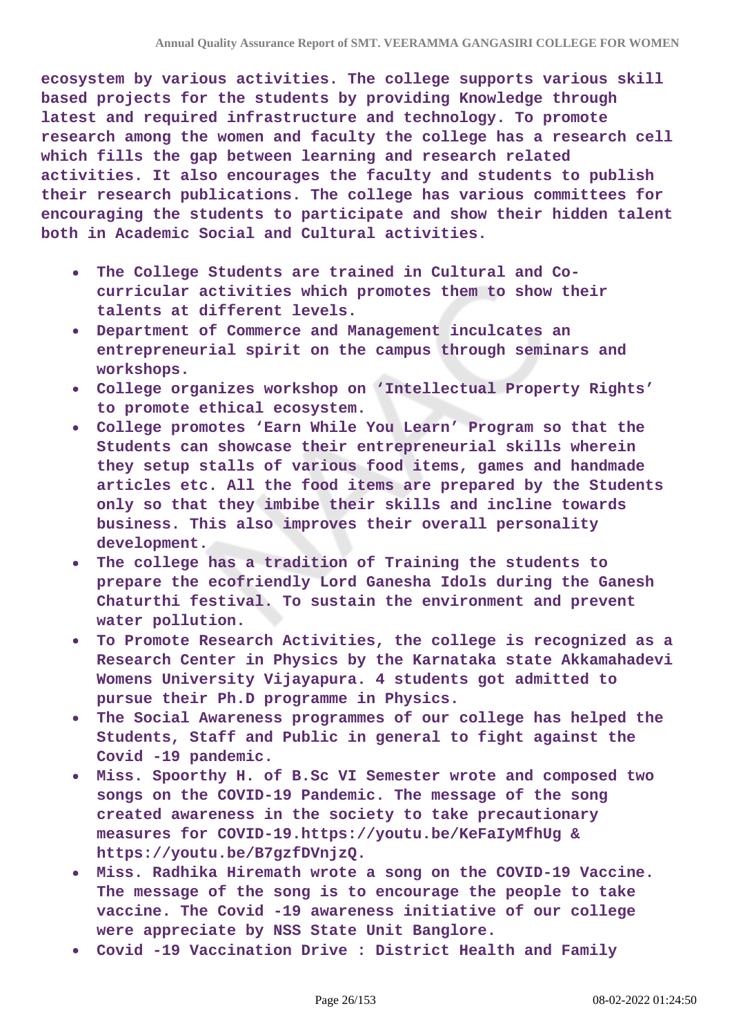ecosystem by various activities. The college supports various skill based projects for the students by providing Knowledge through latest and required infrastructure and technology. To promote research among the women and faculty the college has a research cell which fills the gap between learning and research related activities. It also encourages the faculty and students to publish their research publications. The college has various committees for encouraging the students to participate and show their hidden talent both in Academic Social and Cultural activities.

- The College Students are trained in Cultural and Co-curricular activities which promotes them to show their talents at different levels.
- Department of Commerce and Management inculcates an entrepreneurial spirit on the campus through seminars and workshops.
- College organizes workshop on ‘Intellectual Property Rights’ to promote ethical ecosystem.
- College promotes ‘Earn While You Learn’ Program so that the Students can showcase their entrepreneurial skills wherein they setup stalls of various food items, games and handmade articles etc. All the food items are prepared by the Students only so that they imbibe their skills and incline towards business. This also improves their overall personality development.
- The college has a tradition of Training the students to prepare the ecofriendly Lord Ganesha Idols during the Ganesh Chaturthi festival. To sustain the environment and prevent water pollution.
- To Promote Research Activities, the college is recognized as a Research Center in Physics by the Karnataka state Akkamahadevi Womens University Vijayapura. 4 students got admitted to pursue their Ph.D programme in Physics.
- The Social Awareness programmes of our college has helped the Students, Staff and Public in general to fight against the Covid -19 pandemic.
- Miss. Spoorthy H. of B.Sc VI Semester wrote and composed two songs on the COVID-19 Pandemic. The message of the song created awareness in the society to take precautionary measures for COVID-19.https://youtu.be/KeFaIyMfhUg & https://youtu.be/B7gzfDVnjzQ.
- Miss. Radhika Hiremath wrote a song on the COVID-19 Vaccine. The message of the song is to encourage the people to take vaccine. The Covid -19 awareness initiative of our college were appreciate by NSS State Unit Banglore.
- Covid -19 Vaccination Drive : District Health and Family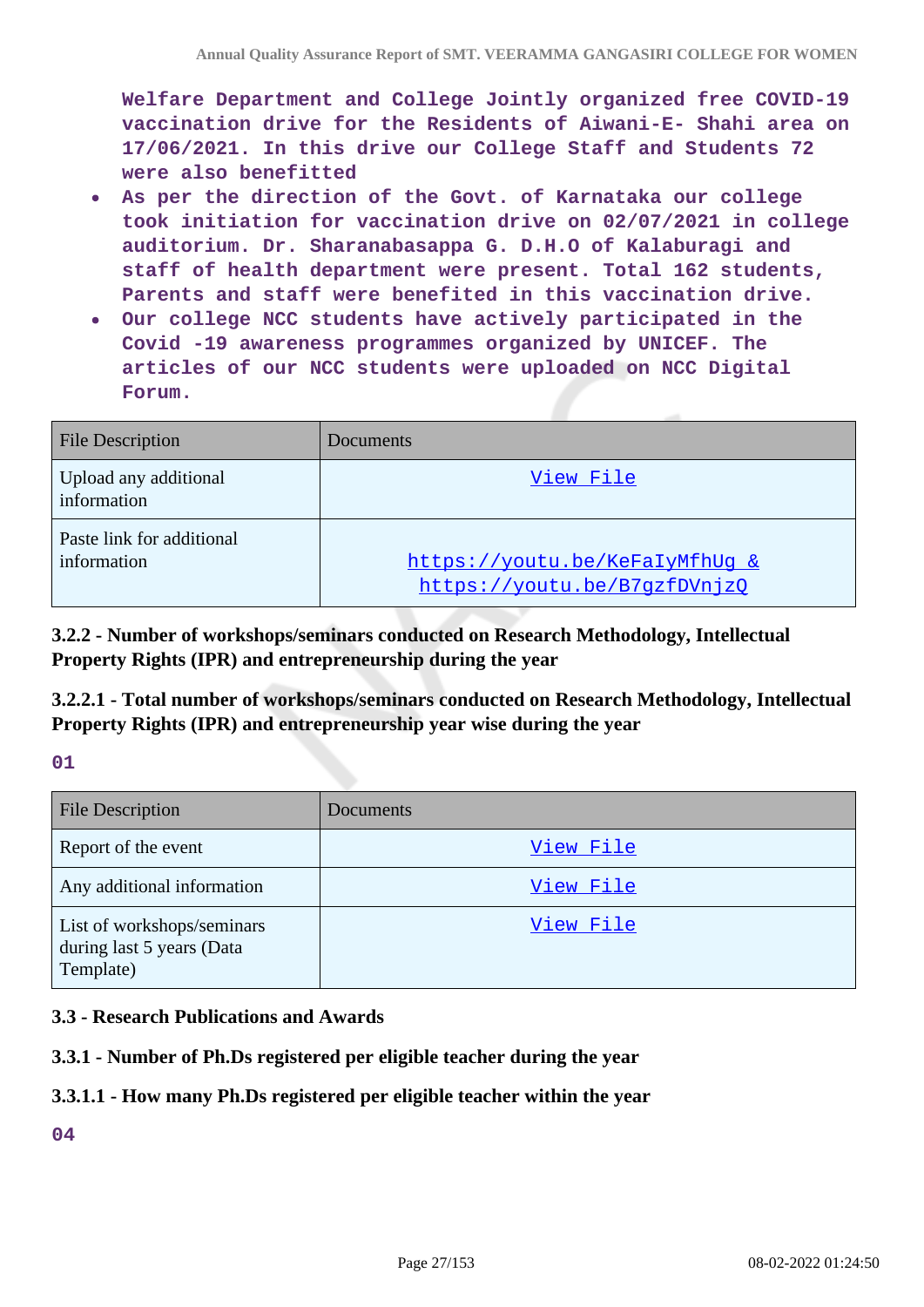Welfare Department and College Jointly organized free COVID-19 vaccination drive for the Residents of Aiwani-E- Shahi area on 17/06/2021. In this drive our College Staff and Students 72 were also benefitted

- As per the direction of the Govt. of Karnataka our college took initiation for vaccination drive on 02/07/2021 in college auditorium. Dr. Sharanabasappa G. D.H.O of Kalaburagi and staff of health department were present. Total 162 students, Parents and staff were benefited in this vaccination drive.
- Our college NCC students have actively participated in the Covid -19 awareness programmes organized by UNICEF. The articles of our NCC students were uploaded on NCC Digital Forum.

| File Description | Documents |
| --- | --- |
| Upload any additional information | View File |
| Paste link for additional information | https://youtu.be/KeFaIyMfhUg & https://youtu.be/B7gzfDVnjzQ |

**3.2.2 - Number of workshops/seminars conducted on Research Methodology, Intellectual Property Rights (IPR) and entrepreneurship during the year**

**3.2.2.1 - Total number of workshops/seminars conducted on Research Methodology, Intellectual Property Rights (IPR) and entrepreneurship year wise during the year**

01

| File Description | Documents |
| --- | --- |
| Report of the event | View File |
| Any additional information | View File |
| List of workshops/seminars during last 5 years (Data Template) | View File |

**3.3 - Research Publications and Awards**

**3.3.1 - Number of Ph.Ds registered per eligible teacher during the year**

**3.3.1.1 - How many Ph.Ds registered per eligible teacher within the year**

04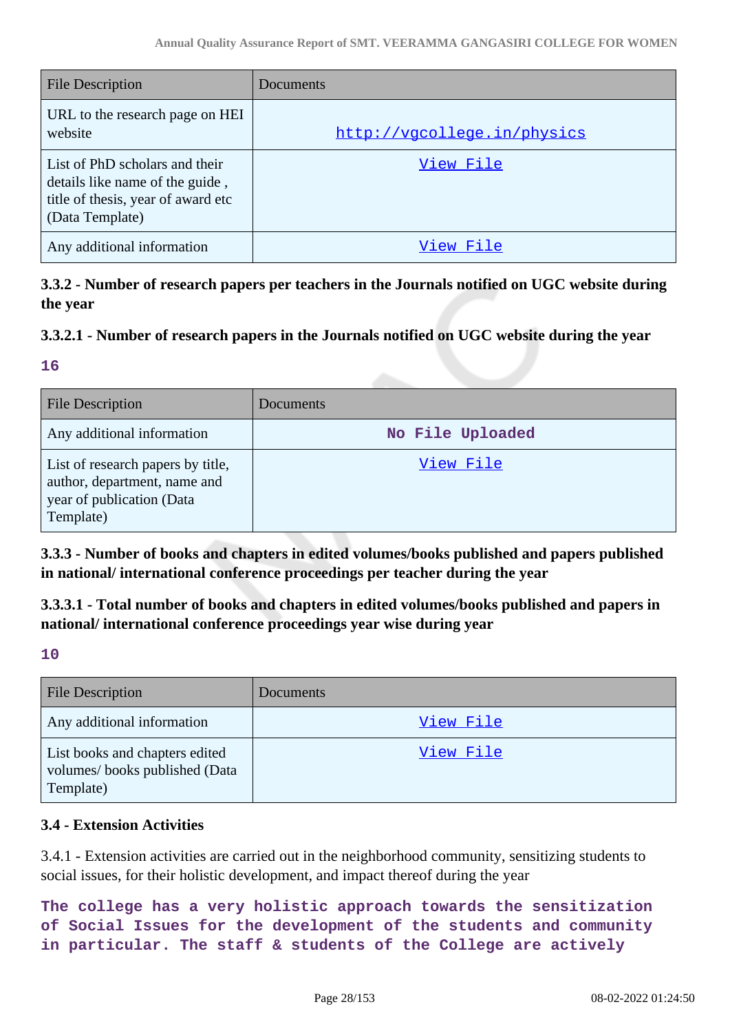| File Description | Documents |
|---|---|
| URL to the research page on HEI website | http://vgcollege.in/physics |
| List of PhD scholars and their details like name of the guide , title of thesis, year of award etc (Data Template) | View File |
| Any additional information | View File |

### 3.3.2 - Number of research papers per teachers in the Journals notified on UGC website during the year

### 3.3.2.1 - Number of research papers in the Journals notified on UGC website during the year

**16**

| File Description | Documents |
|---|---|
| Any additional information | No File Uploaded |
| List of research papers by title, author, department, name and year of publication (Data Template) | View File |

### 3.3.3 - Number of books and chapters in edited volumes/books published and papers published in national/ international conference proceedings per teacher during the year

### 3.3.3.1 - Total number of books and chapters in edited volumes/books published and papers in national/ international conference proceedings year wise during year

**10**

| File Description | Documents |
|---|---|
| Any additional information | View File |
| List books and chapters edited volumes/ books published (Data Template) | View File |

### 3.4 - Extension Activities

3.4.1 - Extension activities are carried out in the neighborhood community, sensitizing students to social issues, for their holistic development, and impact thereof during the year

**The college has a very holistic approach towards the sensitization of Social Issues for the development of the students and community in particular. The staff & students of the College are actively**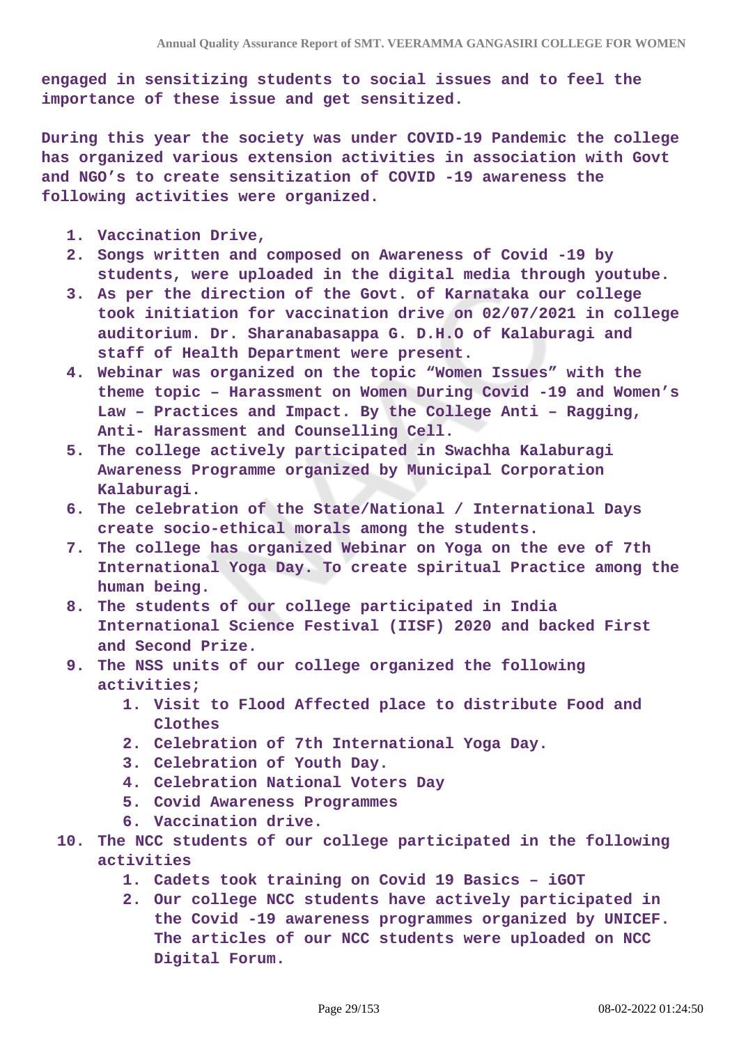**engaged in sensitizing students to social issues and to feel the importance of these issue and get sensitized.**

**During this year the society was under COVID-19 Pandemic the college has organized various extension activities in association with Govt and NGO's to create sensitization of COVID -19 awareness the following activities were organized.**

1. **Vaccination Drive,**
2. **Songs written and composed on Awareness of Covid -19 by students, were uploaded in the digital media through youtube.**
3. **As per the direction of the Govt. of Karnataka our college took initiation for vaccination drive on 02/07/2021 in college auditorium. Dr. Sharanabasappa G. D.H.O of Kalaburagi and staff of Health Department were present.**
4. **Webinar was organized on the topic "Women Issues" with the theme topic – Harassment on Women During Covid -19 and Women's Law – Practices and Impact. By the College Anti – Ragging, Anti- Harassment and Counselling Cell.**
5. **The college actively participated in Swachha Kalaburagi Awareness Programme organized by Municipal Corporation Kalaburagi.**
6. **The celebration of the State/National / International Days create socio-ethical morals among the students.**
7. **The college has organized Webinar on Yoga on the eve of 7th International Yoga Day. To create spiritual Practice among the human being.**
8. **The students of our college participated in India International Science Festival (IISF) 2020 and backed First and Second Prize.**
9. **The NSS units of our college organized the following activities;**
    1. **Visit to Flood Affected place to distribute Food and Clothes**
    2. **Celebration of 7th International Yoga Day.**
    3. **Celebration of Youth Day.**
    4. **Celebration National Voters Day**
    5. **Covid Awareness Programmes**
    6. **Vaccination drive.**
10. **The NCC students of our college participated in the following activities**
    1. **Cadets took training on Covid 19 Basics – iGOT**
    2. **Our college NCC students have actively participated in the Covid -19 awareness programmes organized by UNICEF. The articles of our NCC students were uploaded on NCC Digital Forum.**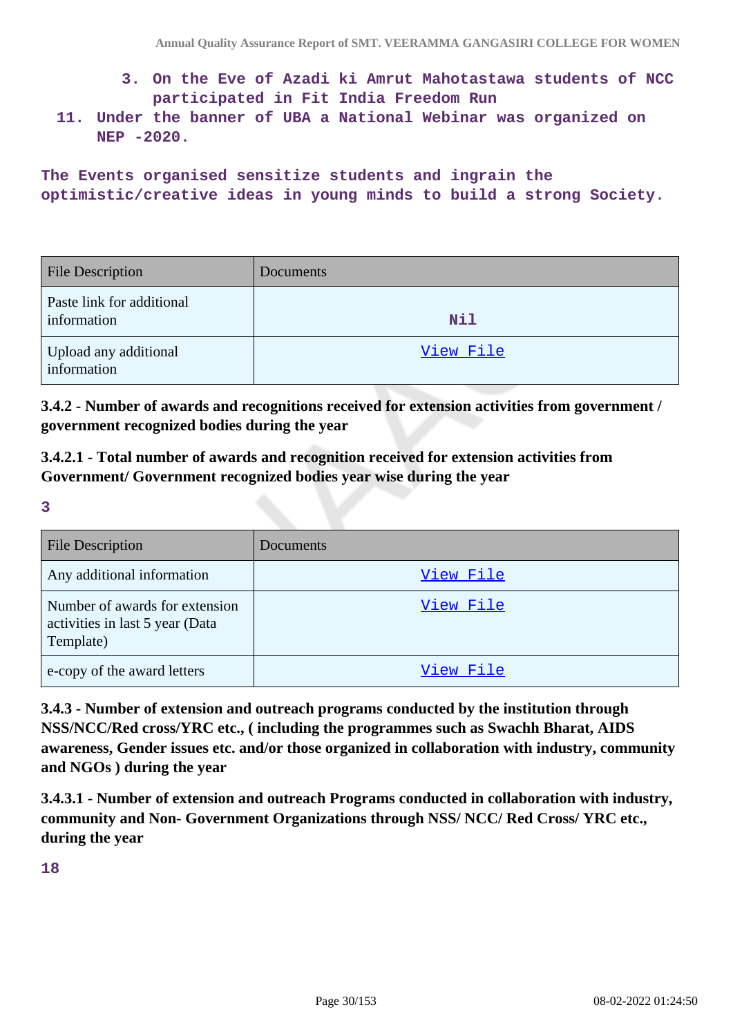3. On the Eve of Azadi ki Amrut Mahotastawa students of NCC participated in Fit India Freedom Run

11. Under the banner of UBA a National Webinar was organized on NEP -2020.

The Events organised sensitize students and ingrain the optimistic/creative ideas in young minds to build a strong Society.

| File Description | Documents |
| --- | --- |
| Paste link for additional information | Nil |
| Upload any additional information | View File |

**3.4.2 - Number of awards and recognitions received for extension activities from government / government recognized bodies during the year**

**3.4.2.1 - Total number of awards and recognition received for extension activities from Government/ Government recognized bodies year wise during the year**

3

| File Description | Documents |
| --- | --- |
| Any additional information | View File |
| Number of awards for extension activities in last 5 year (Data Template) | View File |
| e-copy of the award letters | View File |

**3.4.3 - Number of extension and outreach programs conducted by the institution through NSS/NCC/Red cross/YRC etc., ( including the programmes such as Swachh Bharat, AIDS awareness, Gender issues etc. and/or those organized in collaboration with industry, community and NGOs ) during the year**

**3.4.3.1 - Number of extension and outreach Programs conducted in collaboration with industry, community and Non- Government Organizations through NSS/ NCC/ Red Cross/ YRC etc., during the year**

18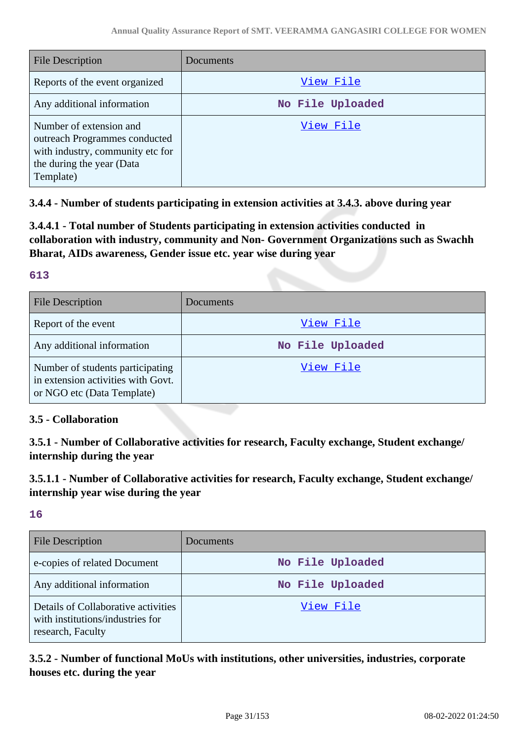| File Description | Documents |
| --- | --- |
| Reports of the event organized | View File |
| Any additional information | No File Uploaded |
| Number of extension and outreach Programmes conducted with industry, community etc for the during the year (Data Template) | View File |

**3.4.4 - Number of students participating in extension activities at 3.4.3. above during year**

**3.4.4.1 - Total number of Students participating in extension activities conducted in collaboration with industry, community and Non- Government Organizations such as Swachh Bharat, AIDs awareness, Gender issue etc. year wise during year**

**613**

| File Description | Documents |
| --- | --- |
| Report of the event | View File |
| Any additional information | No File Uploaded |
| Number of students participating in extension activities with Govt. or NGO etc (Data Template) | View File |

**3.5 - Collaboration**

**3.5.1 - Number of Collaborative activities for research, Faculty exchange, Student exchange/ internship during the year**

**3.5.1.1 - Number of Collaborative activities for research, Faculty exchange, Student exchange/ internship year wise during the year**

**16**

| File Description | Documents |
| --- | --- |
| e-copies of related Document | No File Uploaded |
| Any additional information | No File Uploaded |
| Details of Collaborative activities with institutions/industries for research, Faculty | View File |

**3.5.2 - Number of functional MoUs with institutions, other universities, industries, corporate houses etc. during the year**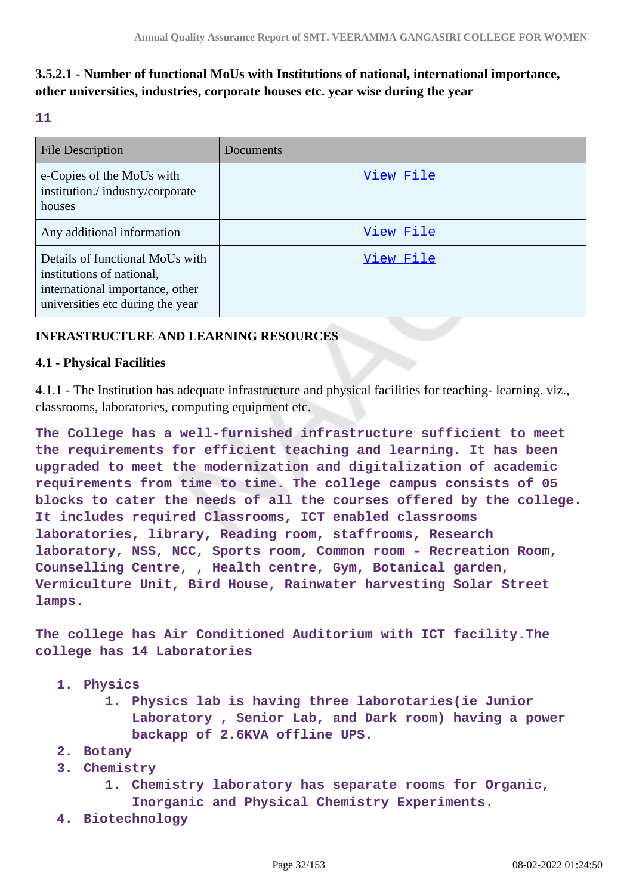**3.5.2.1 - Number of functional MoUs with Institutions of national, international importance, other universities, industries, corporate houses etc. year wise during the year**

**11**

| File Description | Documents |
|---|---|
| e-Copies of the MoUs with institution./ industry/corporate houses | View File |
| Any additional information | View File |
| Details of functional MoUs with institutions of national, international importance, other universities etc during the year | View File |

**INFRASTRUCTURE AND LEARNING RESOURCES**

**4.1 - Physical Facilities**

4.1.1 - The Institution has adequate infrastructure and physical facilities for teaching- learning. viz., classrooms, laboratories, computing equipment etc.

**The College has a well-furnished infrastructure sufficient to meet the requirements for efficient teaching and learning. It has been upgraded to meet the modernization and digitalization of academic requirements from time to time. The college campus consists of 05 blocks to cater the needs of all the courses offered by the college. It includes required Classrooms, ICT enabled classrooms laboratories, library, Reading room, staffrooms, Research laboratory, NSS, NCC, Sports room, Common room - Recreation Room, Counselling Centre, , Health centre, Gym, Botanical garden, Vermiculture Unit, Bird House, Rainwater harvesting Solar Street lamps.**

**The college has Air Conditioned Auditorium with ICT facility.The college has 14 Laboratories**

1. **Physics**
   1. **Physics lab is having three laborotaries(ie Junior Laboratory , Senior Lab, and Dark room) having a power backapp of 2.6KVA offline UPS.**
2. **Botany**
3. **Chemistry**
   1. **Chemistry laboratory has separate rooms for Organic, Inorganic and Physical Chemistry Experiments.**
4. **Biotechnology**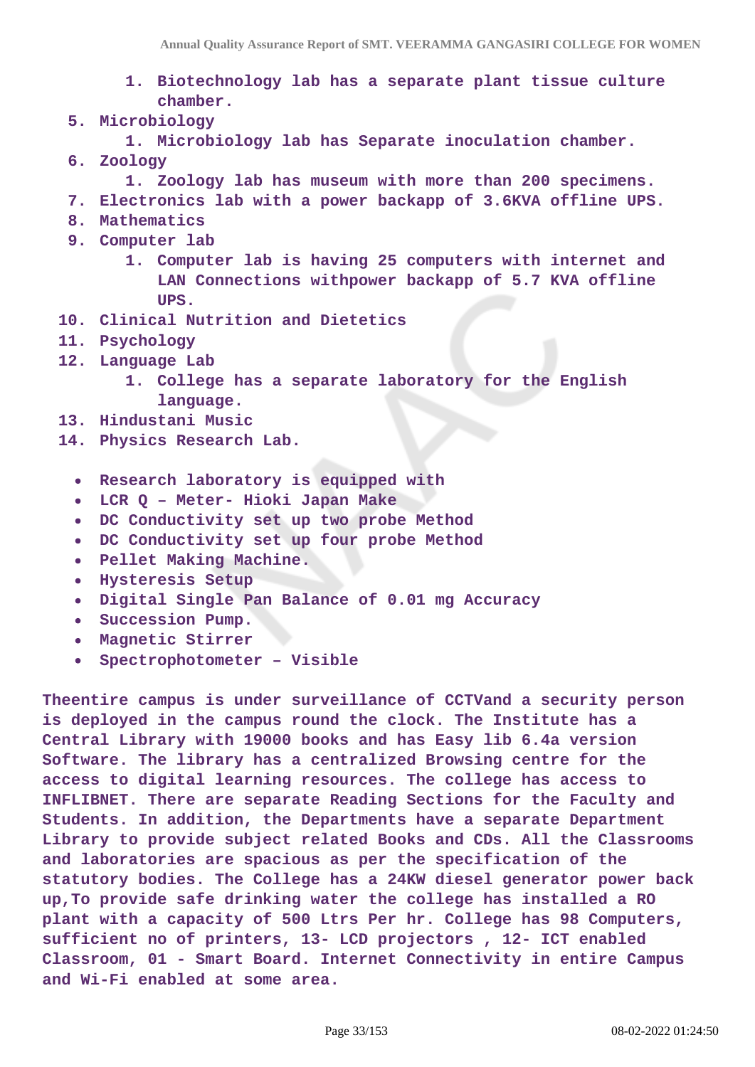1. Biotechnology lab has a separate plant tissue culture chamber.
5. Microbiology
   1. Microbiology lab has Separate inoculation chamber.
6. Zoology
   1. Zoology lab has museum with more than 200 specimens.
7. Electronics lab with a power backapp of 3.6KVA offline UPS.
8. Mathematics
9. Computer lab
   1. Computer lab is having 25 computers with internet and LAN Connections withpower backapp of 5.7 KVA offline UPS.
10. Clinical Nutrition and Dietetics
11. Psychology
12. Language Lab
    1. College has a separate laboratory for the English language.
13. Hindustani Music
14. Physics Research Lab.

- Research laboratory is equipped with
- LCR Q – Meter- Hioki Japan Make
- DC Conductivity set up two probe Method
- DC Conductivity set up four probe Method
- Pellet Making Machine.
- Hysteresis Setup
- Digital Single Pan Balance of 0.01 mg Accuracy
- Succession Pump.
- Magnetic Stirrer
- Spectrophotometer – Visible

**Theentire campus is under surveillance of CCTVand a security person is deployed in the campus round the clock. The Institute has a Central Library with 19000 books and has Easy lib 6.4a version Software. The library has a centralized Browsing centre for the access to digital learning resources. The college has access to INFLIBNET. There are separate Reading Sections for the Faculty and Students. In addition, the Departments have a separate Department Library to provide subject related Books and CDs. All the Classrooms and laboratories are spacious as per the specification of the statutory bodies. The College has a 24KW diesel generator power back up,To provide safe drinking water the college has installed a RO plant with a capacity of 500 Ltrs Per hr. College has 98 Computers, sufficient no of printers, 13- LCD projectors , 12- ICT enabled Classroom, 01 - Smart Board. Internet Connectivity in entire Campus and Wi-Fi enabled at some area.**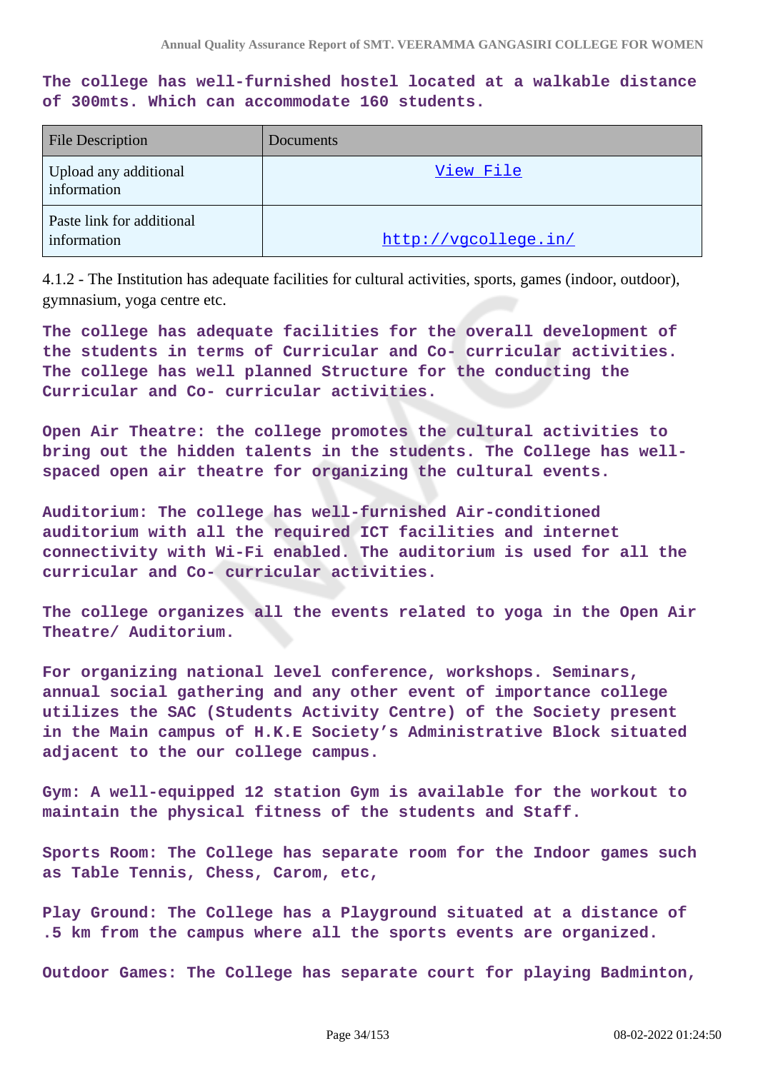**The college has well-furnished hostel located at a walkable distance of 300mts. Which can accommodate 160 students.**

| File Description | Documents |
|---|---|
| Upload any additional information | View File |
| Paste link for additional information | http://vgcollege.in/ |

4.1.2 - The Institution has adequate facilities for cultural activities, sports, games (indoor, outdoor), gymnasium, yoga centre etc.

**The college has adequate facilities for the overall development of the students in terms of Curricular and Co- curricular activities. The college has well planned Structure for the conducting the Curricular and Co- curricular activities.**

**Open Air Theatre: the college promotes the cultural activities to bring out the hidden talents in the students. The College has well-spaced open air theatre for organizing the cultural events.**

**Auditorium: The college has well-furnished Air-conditioned auditorium with all the required ICT facilities and internet connectivity with Wi-Fi enabled. The auditorium is used for all the curricular and Co- curricular activities.**

**The college organizes all the events related to yoga in the Open Air Theatre/ Auditorium.**

**For organizing national level conference, workshops. Seminars, annual social gathering and any other event of importance college utilizes the SAC (Students Activity Centre) of the Society present in the Main campus of H.K.E Society's Administrative Block situated adjacent to the our college campus.**

**Gym: A well-equipped 12 station Gym is available for the workout to maintain the physical fitness of the students and Staff.**

**Sports Room: The College has separate room for the Indoor games such as Table Tennis, Chess, Carom, etc,**

**Play Ground: The College has a Playground situated at a distance of .5 km from the campus where all the sports events are organized.**

**Outdoor Games: The College has separate court for playing Badminton,**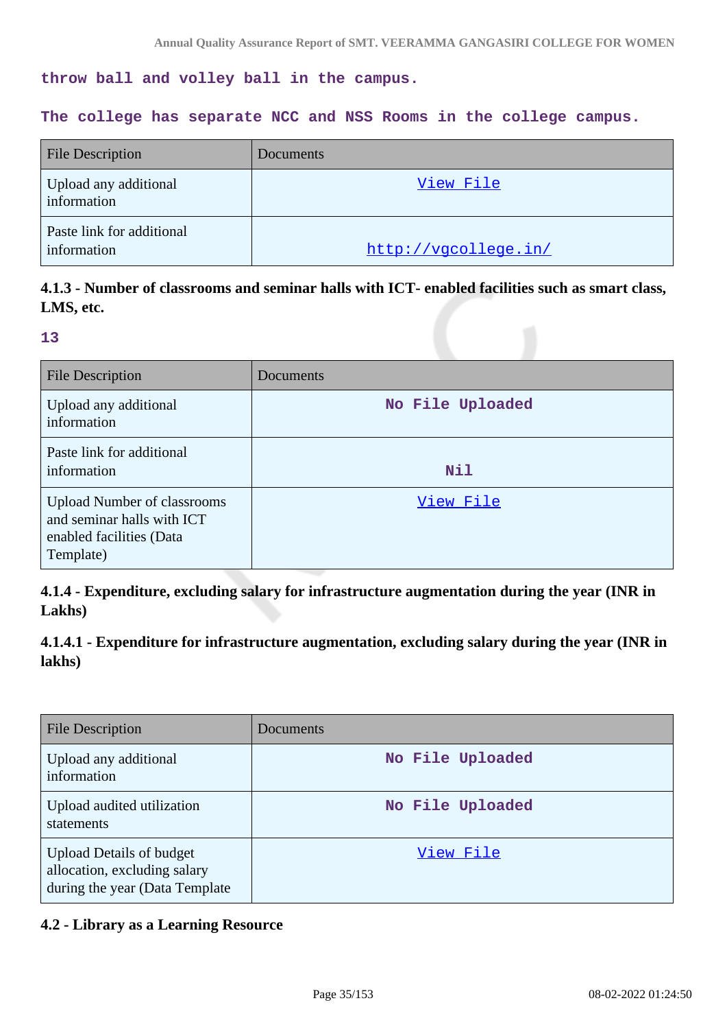throw ball and volley ball in the campus.

The college has separate NCC and NSS Rooms in the college campus.

| File Description | Documents |
| --- | --- |
| Upload any additional information | View File |
| Paste link for additional information | http://vgcollege.in/ |

### 4.1.3 - Number of classrooms and seminar halls with ICT- enabled facilities such as smart class, LMS, etc.

13

| File Description | Documents |
| --- | --- |
| Upload any additional information | No File Uploaded |
| Paste link for additional information | Nil |
| Upload Number of classrooms and seminar halls with ICT enabled facilities (Data Template) | View File |

### 4.1.4 - Expenditure, excluding salary for infrastructure augmentation during the year (INR in Lakhs)

### 4.1.4.1 - Expenditure for infrastructure augmentation, excluding salary during the year (INR in lakhs)

| File Description | Documents |
| --- | --- |
| Upload any additional information | No File Uploaded |
| Upload audited utilization statements | No File Uploaded |
| Upload Details of budget allocation, excluding salary during the year (Data Template | View File |

### 4.2 - Library as a Learning Resource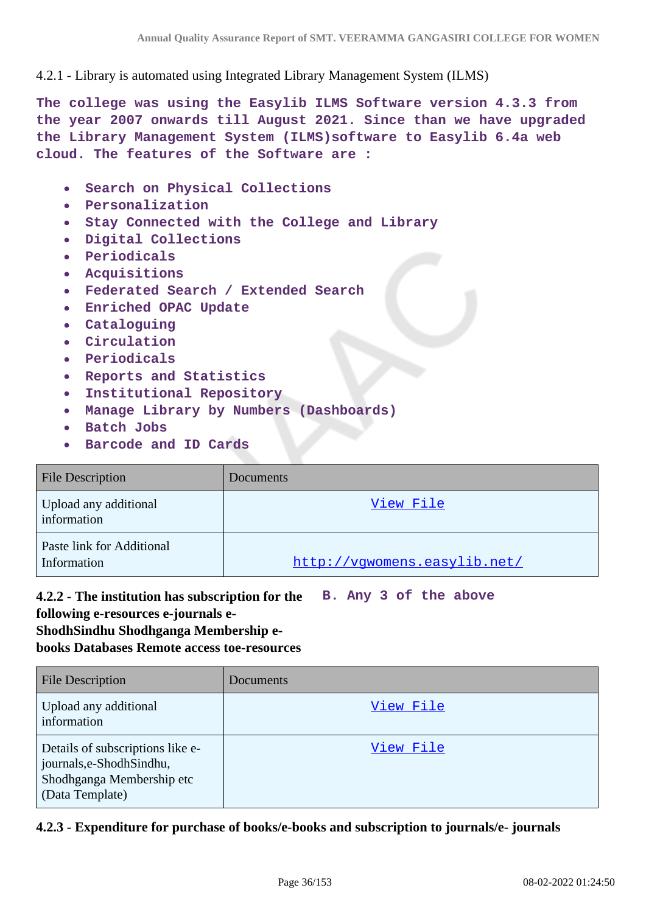4.2.1 - Library is automated using Integrated Library Management System (ILMS)

**The college was using the Easylib ILMS Software version 4.3.3 from the year 2007 onwards till August 2021. Since than we have upgraded the Library Management System (ILMS)software to Easylib 6.4a web cloud. The features of the Software are :**

- **Search on Physical Collections**
- **Personalization**
- **Stay Connected with the College and Library**
- **Digital Collections**
- **Periodicals**
- **Acquisitions**
- **Federated Search / Extended Search**
- **Enriched OPAC Update**
- **Cataloguing**
- **Circulation**
- **Periodicals**
- **Reports and Statistics**
- **Institutional Repository**
- **Manage Library by Numbers (Dashboards)**
- **Batch Jobs**
- **Barcode and ID Cards**

| File Description | Documents |
| --- | --- |
| Upload any additional information | View File |
| Paste link for Additional Information | http://vgwomens.easylib.net/ |

**4.2.2 - The institution has subscription for the following e-resources e-journals e-ShodhSindhu Shodhganga Membership e-books Databases Remote access toe-resources**

**B. Any 3 of the above**

| File Description | Documents |
| --- | --- |
| Upload any additional information | View File |
| Details of subscriptions like e-journals,e-ShodhSindhu, Shodhganga Membership etc (Data Template) | View File |

**4.2.3 - Expenditure for purchase of books/e-books and subscription to journals/e- journals**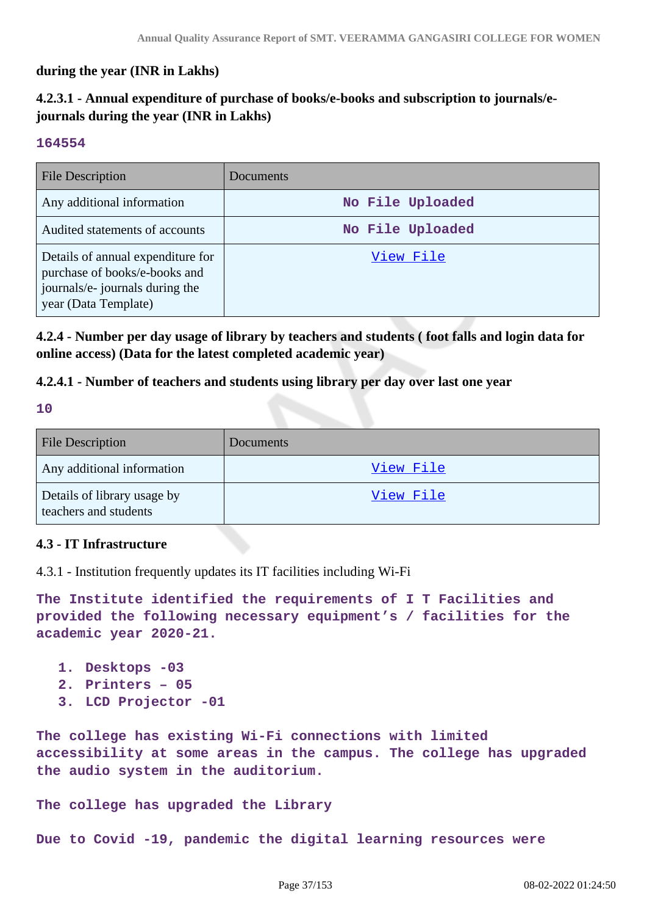**during the year (INR in Lakhs)**

### 4.2.3.1 - Annual expenditure of purchase of books/e-books and subscription to journals/e-journals during the year (INR in Lakhs)

**164554**

| File Description | Documents |
|---|---|
| Any additional information | No File Uploaded |
| Audited statements of accounts | No File Uploaded |
| Details of annual expenditure for purchase of books/e-books and journals/e- journals during the year (Data Template) | View File |

### 4.2.4 - Number per day usage of library by teachers and students ( foot falls and login data for online access) (Data for the latest completed academic year)

### 4.2.4.1 - Number of teachers and students using library per day over last one year

**10**

| File Description | Documents |
|---|---|
| Any additional information | View File |
| Details of library usage by teachers and students | View File |

### 4.3 - IT Infrastructure

4.3.1 - Institution frequently updates its IT facilities including Wi-Fi

The Institute identified the requirements of I T Facilities and provided the following necessary equipment's / facilities for the academic year 2020-21.

1. Desktops -03
2. Printers – 05
3. LCD Projector -01

The college has existing Wi-Fi connections with limited accessibility at some areas in the campus. The college has upgraded the audio system in the auditorium.

The college has upgraded the Library

Due to Covid -19, pandemic the digital learning resources were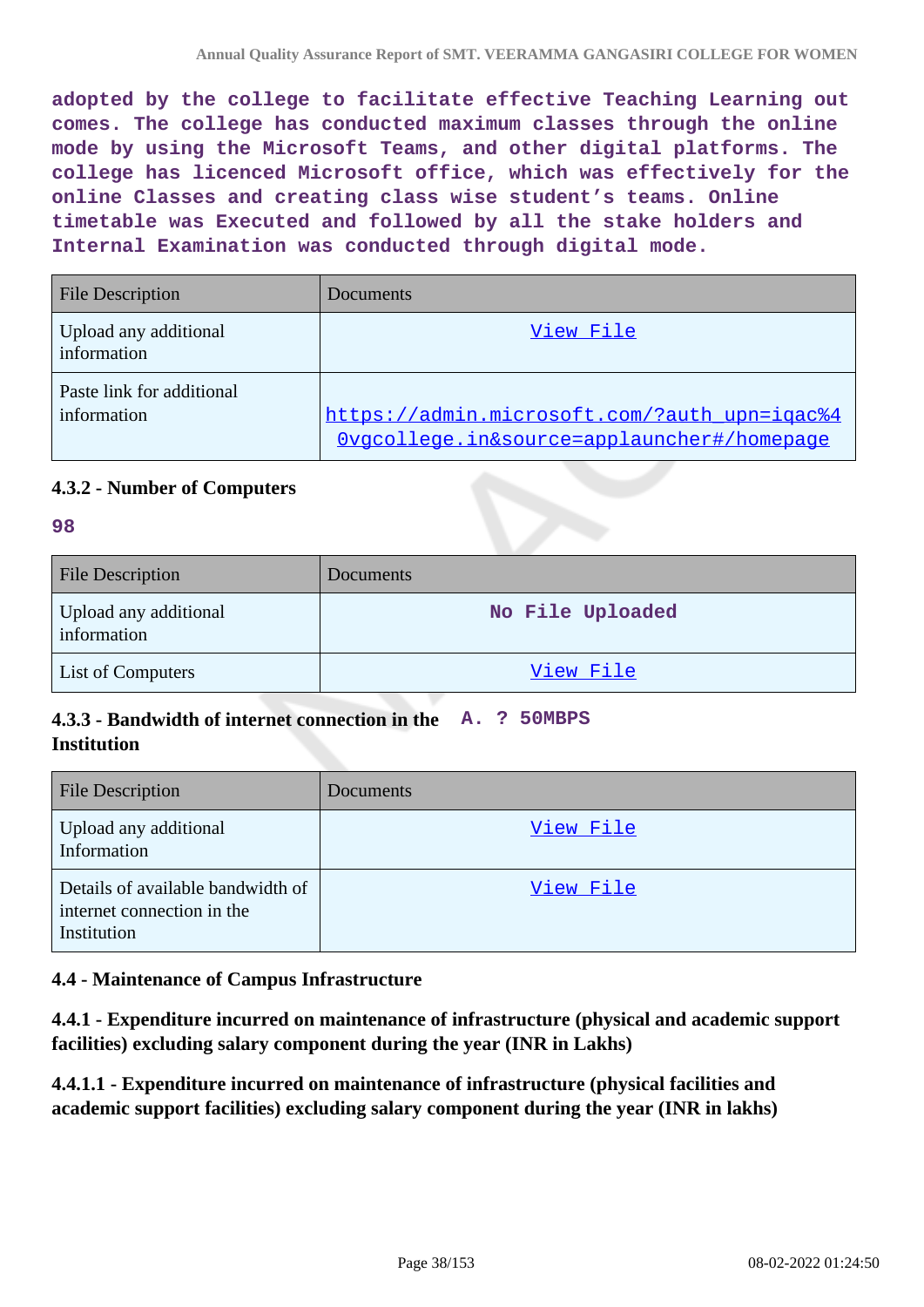adopted by the college to facilitate effective Teaching Learning out comes. The college has conducted maximum classes through the online mode by using the Microsoft Teams, and other digital platforms. The college has licenced Microsoft office, which was effectively for the online Classes and creating class wise student's teams. Online timetable was Executed and followed by all the stake holders and Internal Examination was conducted through digital mode.

| File Description | Documents |
|---|---|
| Upload any additional information | View File |
| Paste link for additional information | https://admin.microsoft.com/?auth_upn=iqac%40vgcollege.in&source=applauncher#/homepage |

#### 4.3.2 - Number of Computers

98

| File Description | Documents |
|---|---|
| Upload any additional information | No File Uploaded |
| List of Computers | View File |

#### 4.3.3 - Bandwidth of internet connection in the Institution

A. ? 50MBPS

| File Description | Documents |
|---|---|
| Upload any additional Information | View File |
| Details of available bandwidth of internet connection in the Institution | View File |

### 4.4 - Maintenance of Campus Infrastructure

#### 4.4.1 - Expenditure incurred on maintenance of infrastructure (physical and academic support facilities) excluding salary component during the year (INR in Lakhs)

#### 4.4.1.1 - Expenditure incurred on maintenance of infrastructure (physical facilities and academic support facilities) excluding salary component during the year (INR in lakhs)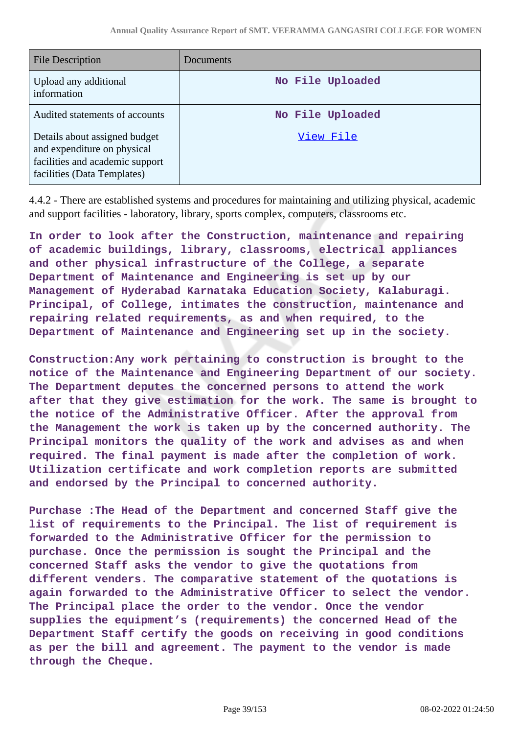| File Description | Documents |
|---|---|
| Upload any additional information | No File Uploaded |
| Audited statements of accounts | No File Uploaded |
| Details about assigned budget and expenditure on physical facilities and academic support facilities (Data Templates) | View File |

4.4.2 - There are established systems and procedures for maintaining and utilizing physical, academic and support facilities - laboratory, library, sports complex, computers, classrooms etc.

**In order to look after the Construction, maintenance and repairing of academic buildings, library, classrooms, electrical appliances and other physical infrastructure of the College, a separate Department of Maintenance and Engineering is set up by our Management of Hyderabad Karnataka Education Society, Kalaburagi. Principal, of College, intimates the construction, maintenance and repairing related requirements, as and when required, to the Department of Maintenance and Engineering set up in the society.**

**Construction:Any work pertaining to construction is brought to the notice of the Maintenance and Engineering Department of our society. The Department deputes the concerned persons to attend the work after that they give estimation for the work. The same is brought to the notice of the Administrative Officer. After the approval from the Management the work is taken up by the concerned authority. The Principal monitors the quality of the work and advises as and when required. The final payment is made after the completion of work. Utilization certificate and work completion reports are submitted and endorsed by the Principal to concerned authority.**

**Purchase :The Head of the Department and concerned Staff give the list of requirements to the Principal. The list of requirement is forwarded to the Administrative Officer for the permission to purchase. Once the permission is sought the Principal and the concerned Staff asks the vendor to give the quotations from different venders. The comparative statement of the quotations is again forwarded to the Administrative Officer to select the vendor. The Principal place the order to the vendor. Once the vendor supplies the equipment's (requirements) the concerned Head of the Department Staff certify the goods on receiving in good conditions as per the bill and agreement. The payment to the vendor is made through the Cheque.**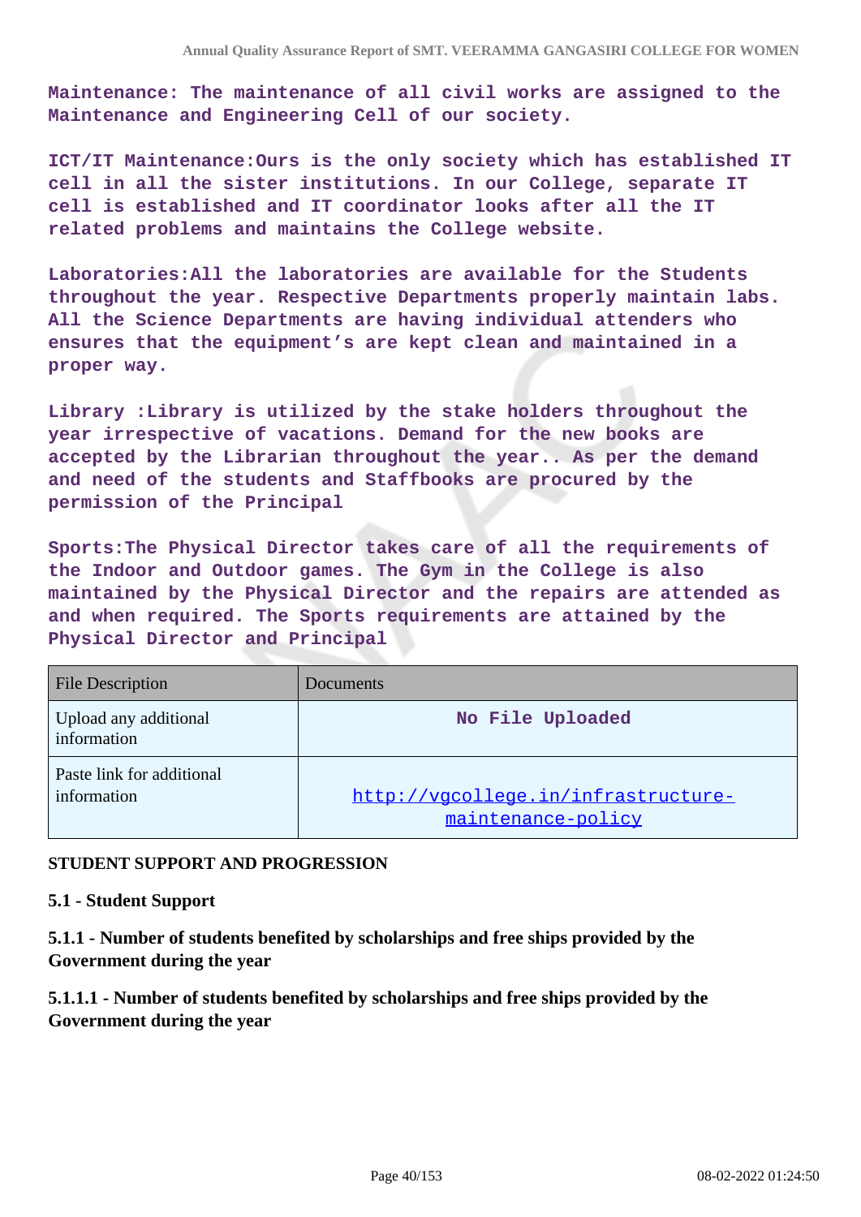**Maintenance: The maintenance of all civil works are assigned to the Maintenance and Engineering Cell of our society.**

**ICT/IT Maintenance:Ours is the only society which has established IT cell in all the sister institutions. In our College, separate IT cell is established and IT coordinator looks after all the IT related problems and maintains the College website.**

**Laboratories:All the laboratories are available for the Students throughout the year. Respective Departments properly maintain labs. All the Science Departments are having individual attenders who ensures that the equipment's are kept clean and maintained in a proper way.**

**Library :Library is utilized by the stake holders throughout the year irrespective of vacations. Demand for the new books are accepted by the Librarian throughout the year.. As per the demand and need of the students and Staffbooks are procured by the permission of the Principal**

**Sports:The Physical Director takes care of all the requirements of the Indoor and Outdoor games. The Gym in the College is also maintained by the Physical Director and the repairs are attended as and when required. The Sports requirements are attained by the Physical Director and Principal**

| File Description | Documents |
| --- | --- |
| Upload any additional information | No File Uploaded |
| Paste link for additional information | http://vgcollege.in/infrastructure-maintenance-policy |

**STUDENT SUPPORT AND PROGRESSION**

**5.1 - Student Support**

**5.1.1 - Number of students benefited by scholarships and free ships provided by the Government during the year**

**5.1.1.1 - Number of students benefited by scholarships and free ships provided by the Government during the year**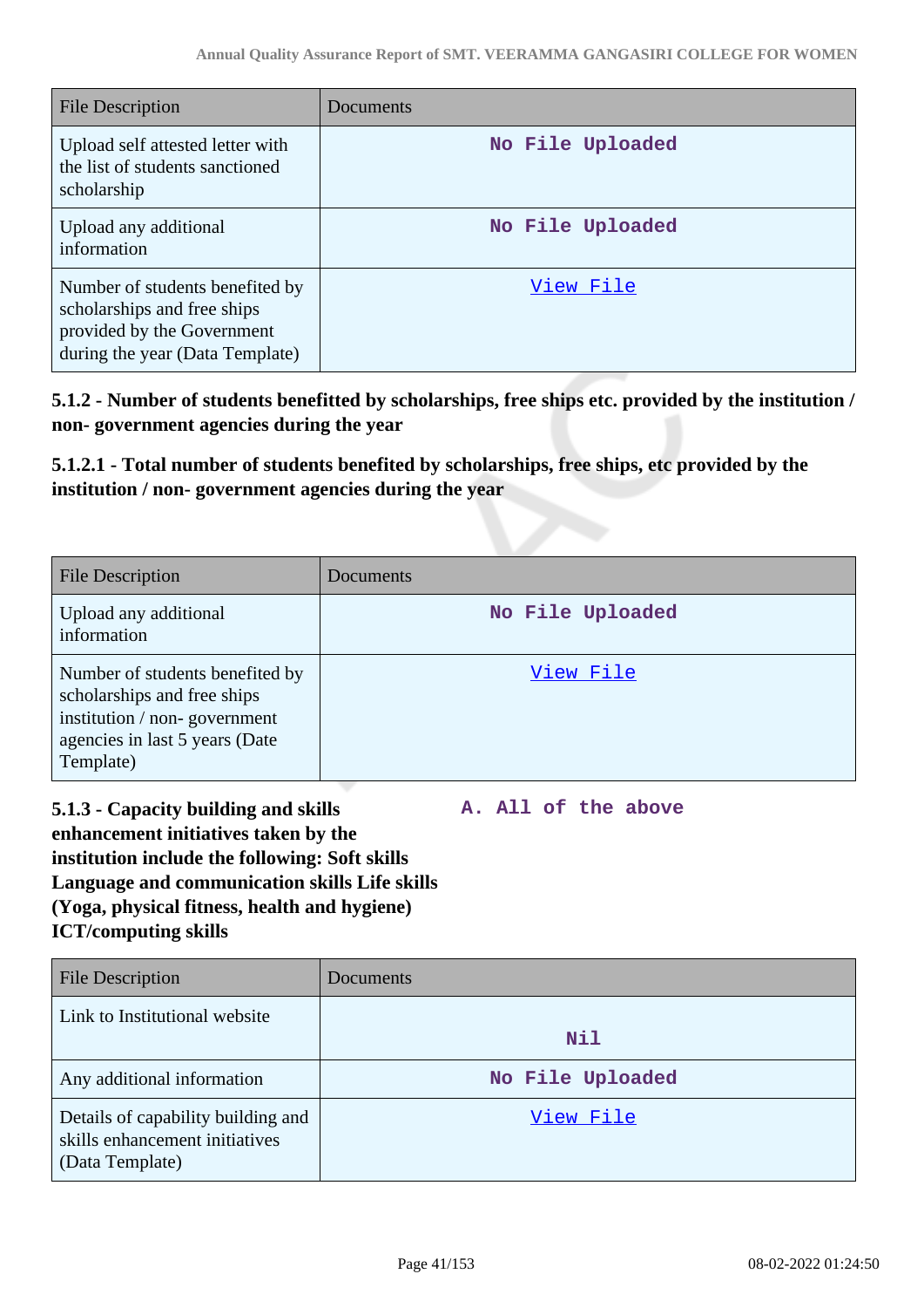| File Description | Documents |
|---|---|
| Upload self attested letter with the list of students sanctioned scholarship | No File Uploaded |
| Upload any additional information | No File Uploaded |
| Number of students benefited by scholarships and free ships provided by the Government during the year (Data Template) | View File |

**5.1.2 - Number of students benefitted by scholarships, free ships etc. provided by the institution / non- government agencies during the year**

**5.1.2.1 - Total number of students benefited by scholarships, free ships, etc provided by the institution / non- government agencies during the year**

| File Description | Documents |
|---|---|
| Upload any additional information | No File Uploaded |
| Number of students benefited by scholarships and free ships institution / non- government agencies in last 5 years (Date Template) | View File |

**5.1.3 - Capacity building and skills enhancement initiatives taken by the institution include the following: Soft skills Language and communication skills Life skills (Yoga, physical fitness, health and hygiene) ICT/computing skills**

A. All of the above

| File Description | Documents |
|---|---|
| Link to Institutional website | Nil |
| Any additional information | No File Uploaded |
| Details of capability building and skills enhancement initiatives (Data Template) | View File |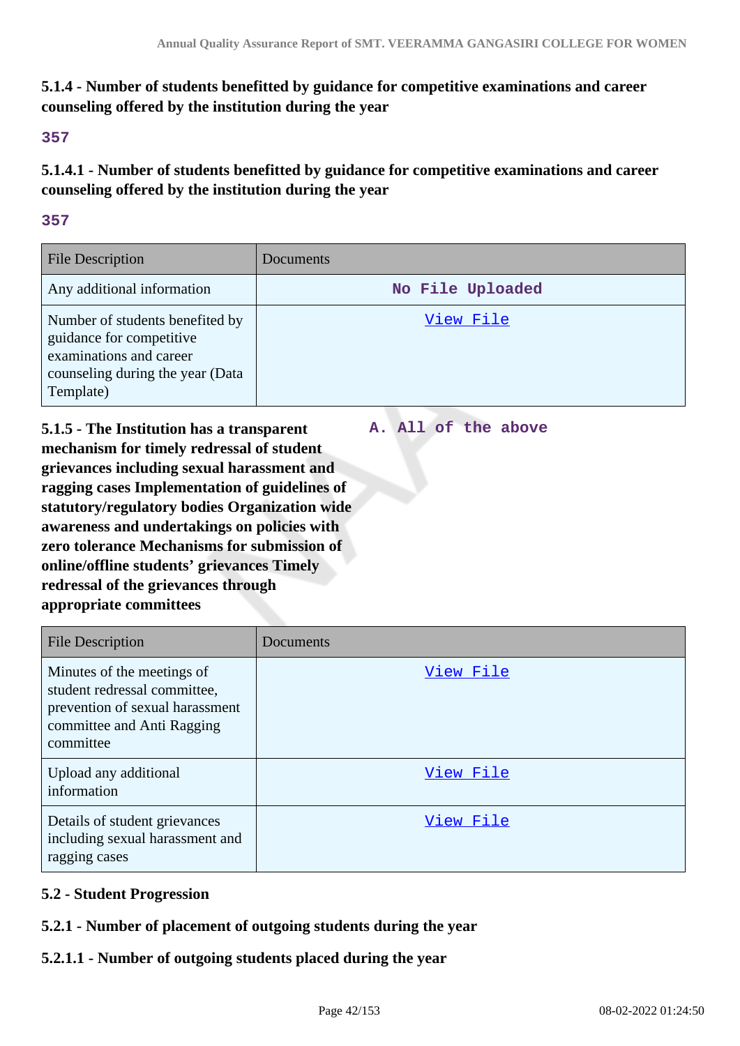**5.1.4 - Number of students benefitted by guidance for competitive examinations and career counseling offered by the institution during the year**

357

**5.1.4.1 - Number of students benefitted by guidance for competitive examinations and career counseling offered by the institution during the year**

357

| File Description | Documents |
|---|---|
| Any additional information | No File Uploaded |
| Number of students benefited by guidance for competitive examinations and career counseling during the year (Data Template) | View File |

**5.1.5 - The Institution has a transparent mechanism for timely redressal of student grievances including sexual harassment and ragging cases Implementation of guidelines of statutory/regulatory bodies Organization wide awareness and undertakings on policies with zero tolerance Mechanisms for submission of online/offline students' grievances Timely redressal of the grievances through appropriate committees**

A. All of the above

| File Description | Documents |
|---|---|
| Minutes of the meetings of student redressal committee, prevention of sexual harassment committee and Anti Ragging committee | View File |
| Upload any additional information | View File |
| Details of student grievances including sexual harassment and ragging cases | View File |

**5.2 - Student Progression**

**5.2.1 - Number of placement of outgoing students during the year**

**5.2.1.1 - Number of outgoing students placed during the year**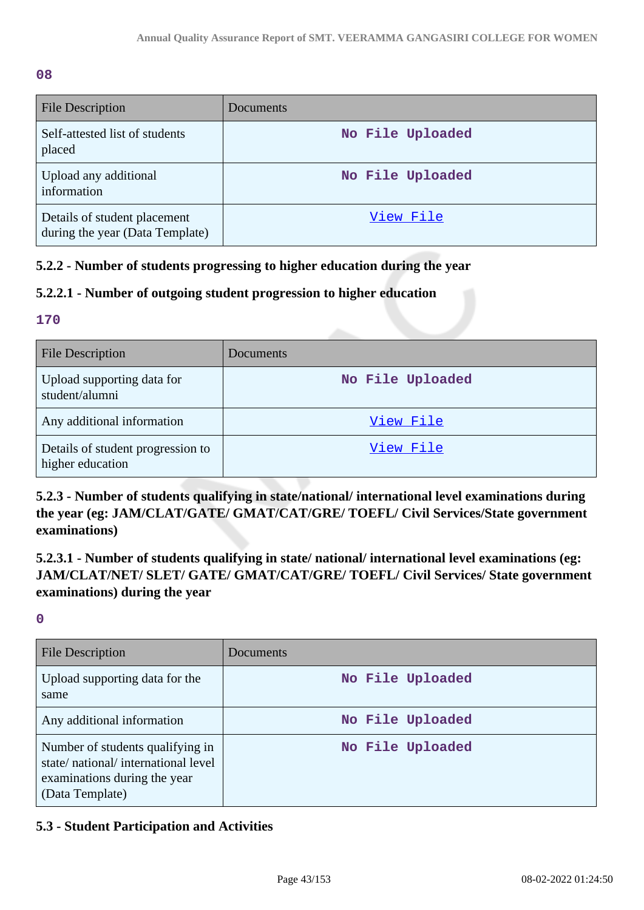**08**

| File Description | Documents |
|---|---|
| Self-attested list of students placed | No File Uploaded |
| Upload any additional information | No File Uploaded |
| Details of student placement during the year (Data Template) | View File |

### 5.2.2 - Number of students progressing to higher education during the year

### 5.2.2.1 - Number of outgoing student progression to higher education

**170**

| File Description | Documents |
|---|---|
| Upload supporting data for student/alumni | No File Uploaded |
| Any additional information | View File |
| Details of student progression to higher education | View File |

### 5.2.3 - Number of students qualifying in state/national/ international level examinations during the year (eg: JAM/CLAT/GATE/ GMAT/CAT/GRE/ TOEFL/ Civil Services/State government examinations)

### 5.2.3.1 - Number of students qualifying in state/ national/ international level examinations (eg: JAM/CLAT/NET/ SLET/ GATE/ GMAT/CAT/GRE/ TOEFL/ Civil Services/ State government examinations) during the year

**0**

| File Description | Documents |
|---|---|
| Upload supporting data for the same | No File Uploaded |
| Any additional information | No File Uploaded |
| Number of students qualifying in state/ national/ international level examinations during the year (Data Template) | No File Uploaded |

### 5.3 - Student Participation and Activities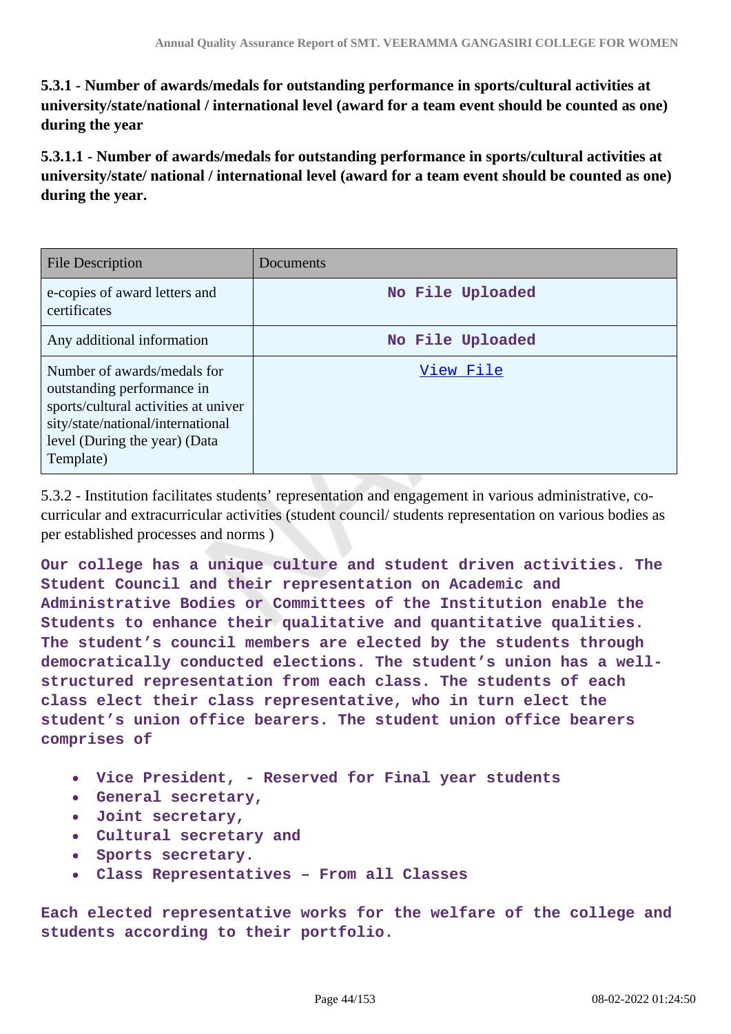**5.3.1 - Number of awards/medals for outstanding performance in sports/cultural activities at university/state/national / international level (award for a team event should be counted as one) during the year**

**5.3.1.1 - Number of awards/medals for outstanding performance in sports/cultural activities at university/state/ national / international level (award for a team event should be counted as one) during the year.**

| File Description | Documents |
|---|---|
| e-copies of award letters and certificates | No File Uploaded |
| Any additional information | No File Uploaded |
| Number of awards/medals for outstanding performance in sports/cultural activities at university/state/national/international level (During the year) (Data Template) | View File |

5.3.2 - Institution facilitates students' representation and engagement in various administrative, co-curricular and extracurricular activities (student council/ students representation on various bodies as per established processes and norms )

**Our college has a unique culture and student driven activities. The Student Council and their representation on Academic and Administrative Bodies or Committees of the Institution enable the Students to enhance their qualitative and quantitative qualities. The student's council members are elected by the students through democratically conducted elections. The student's union has a well-structured representation from each class. The students of each class elect their class representative, who in turn elect the student's union office bearers. The student union office bearers comprises of**

- **Vice President, - Reserved for Final year students**
- **General secretary,**
- **Joint secretary,**
- **Cultural secretary and**
- **Sports secretary.**
- **Class Representatives – From all Classes**

**Each elected representative works for the welfare of the college and students according to their portfolio.**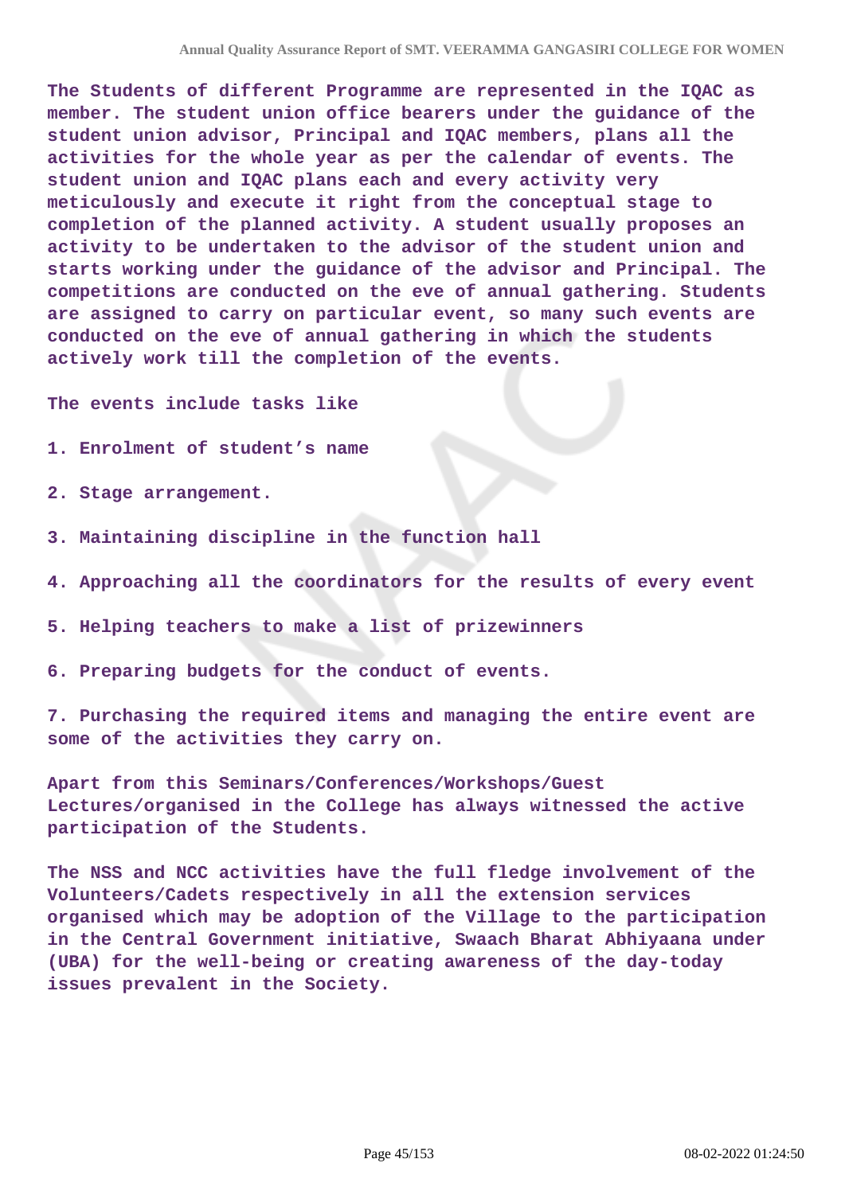The Students of different Programme are represented in the IQAC as member. The student union office bearers under the guidance of the student union advisor, Principal and IQAC members, plans all the activities for the whole year as per the calendar of events. The student union and IQAC plans each and every activity very meticulously and execute it right from the conceptual stage to completion of the planned activity. A student usually proposes an activity to be undertaken to the advisor of the student union and starts working under the guidance of the advisor and Principal. The competitions are conducted on the eve of annual gathering. Students are assigned to carry on particular event, so many such events are conducted on the eve of annual gathering in which the students actively work till the completion of the events.

The events include tasks like

1. Enrolment of student's name

2. Stage arrangement.

3. Maintaining discipline in the function hall

4. Approaching all the coordinators for the results of every event

5. Helping teachers to make a list of prizewinners

6. Preparing budgets for the conduct of events.

7. Purchasing the required items and managing the entire event are some of the activities they carry on.

Apart from this Seminars/Conferences/Workshops/Guest Lectures/organised in the College has always witnessed the active participation of the Students.

The NSS and NCC activities have the full fledge involvement of the Volunteers/Cadets respectively in all the extension services organised which may be adoption of the Village to the participation in the Central Government initiative, Swaach Bharat Abhiyaana under (UBA) for the well-being or creating awareness of the day-today issues prevalent in the Society.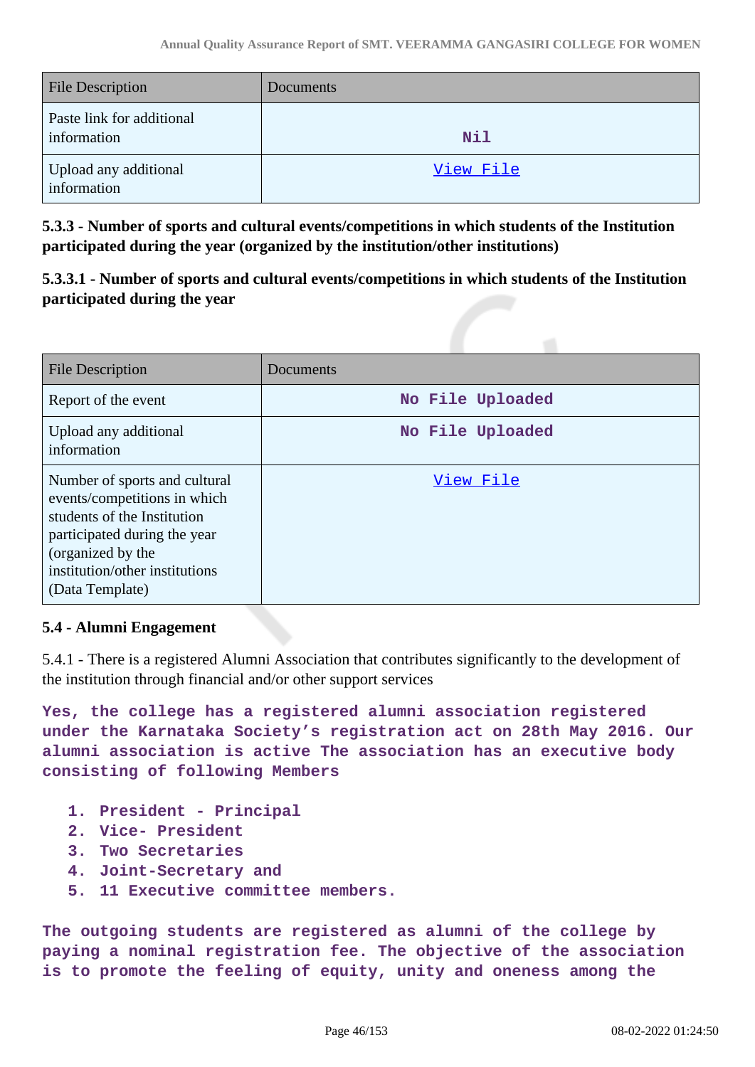| File Description | Documents |
| --- | --- |
| Paste link for additional information | Nil |
| Upload any additional information | View File |

**5.3.3 - Number of sports and cultural events/competitions in which students of the Institution participated during the year (organized by the institution/other institutions)**

**5.3.3.1 - Number of sports and cultural events/competitions in which students of the Institution participated during the year**

| File Description | Documents |
| --- | --- |
| Report of the event | No File Uploaded |
| Upload any additional information | No File Uploaded |
| Number of sports and cultural events/competitions in which students of the Institution participated during the year (organized by the institution/other institutions (Data Template) | View File |

**5.4 - Alumni Engagement**

5.4.1 - There is a registered Alumni Association that contributes significantly to the development of the institution through financial and/or other support services

**Yes, the college has a registered alumni association registered under the Karnataka Society's registration act on 28th May 2016. Our alumni association is active The association has an executive body consisting of following Members**

1. **President - Principal**
2. **Vice- President**
3. **Two Secretaries**
4. **Joint-Secretary and**
5. **11 Executive committee members.**

**The outgoing students are registered as alumni of the college by paying a nominal registration fee. The objective of the association is to promote the feeling of equity, unity and oneness among the**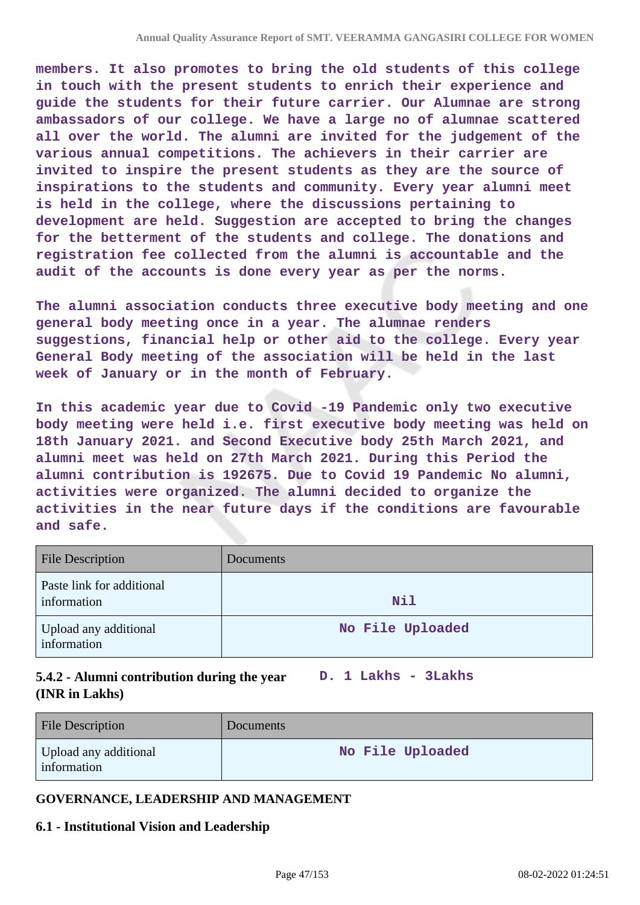**members. It also promotes to bring the old students of this college in touch with the present students to enrich their experience and guide the students for their future carrier. Our Alumnae are strong ambassadors of our college. We have a large no of alumnae scattered all over the world. The alumni are invited for the judgement of the various annual competitions. The achievers in their carrier are invited to inspire the present students as they are the source of inspirations to the students and community. Every year alumni meet is held in the college, where the discussions pertaining to development are held. Suggestion are accepted to bring the changes for the betterment of the students and college. The donations and registration fee collected from the alumni is accountable and the audit of the accounts is done every year as per the norms.**

**The alumni association conducts three executive body meeting and one general body meeting once in a year. The alumnae renders suggestions, financial help or other aid to the college. Every year General Body meeting of the association will be held in the last week of January or in the month of February.**

**In this academic year due to Covid -19 Pandemic only two executive body meeting were held i.e. first executive body meeting was held on 18th January 2021. and Second Executive body 25th March 2021, and alumni meet was held on 27th March 2021. During this Period the alumni contribution is 192675. Due to Covid 19 Pandemic No alumni, activities were organized. The alumni decided to organize the activities in the near future days if the conditions are favourable and safe.**

| File Description | Documents |
|---|---|
| Paste link for additional information | Nil |
| Upload any additional information | No File Uploaded |

**5.4.2 - Alumni contribution during the year (INR in Lakhs)** **D. 1 Lakhs - 3Lakhs**

| File Description | Documents |
|---|---|
| Upload any additional information | No File Uploaded |

## GOVERNANCE, LEADERSHIP AND MANAGEMENT

### 6.1 - Institutional Vision and Leadership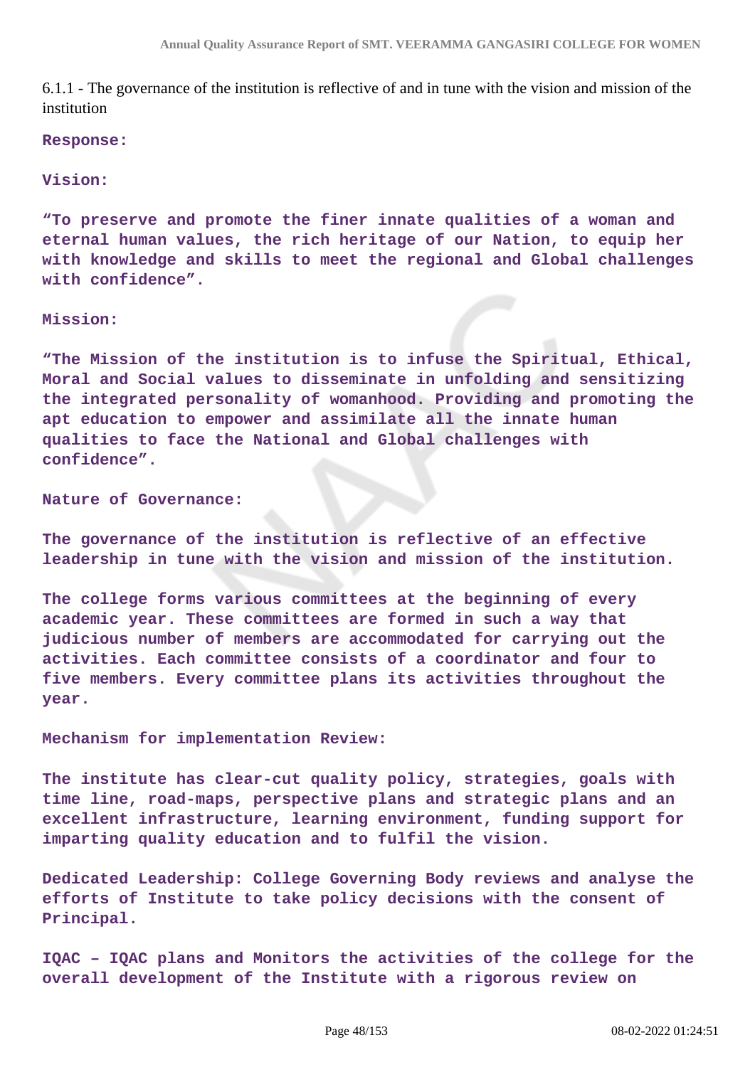6.1.1 - The governance of the institution is reflective of and in tune with the vision and mission of the institution

**Response:**

**Vision:**

**“To preserve and promote the finer innate qualities of a woman and eternal human values, the rich heritage of our Nation, to equip her with knowledge and skills to meet the regional and Global challenges with confidence”.**

**Mission:**

**“The Mission of the institution is to infuse the Spiritual, Ethical, Moral and Social values to disseminate in unfolding and sensitizing the integrated personality of womanhood. Providing and promoting the apt education to empower and assimilate all the innate human qualities to face the National and Global challenges with confidence”.**

**Nature of Governance:**

**The governance of the institution is reflective of an effective leadership in tune with the vision and mission of the institution.**

**The college forms various committees at the beginning of every academic year. These committees are formed in such a way that judicious number of members are accommodated for carrying out the activities. Each committee consists of a coordinator and four to five members. Every committee plans its activities throughout the year.**

**Mechanism for implementation Review:**

**The institute has clear-cut quality policy, strategies, goals with time line, road-maps, perspective plans and strategic plans and an excellent infrastructure, learning environment, funding support for imparting quality education and to fulfil the vision.**

**Dedicated Leadership: College Governing Body reviews and analyse the efforts of Institute to take policy decisions with the consent of Principal.**

**IQAC – IQAC plans and Monitors the activities of the college for the overall development of the Institute with a rigorous review on**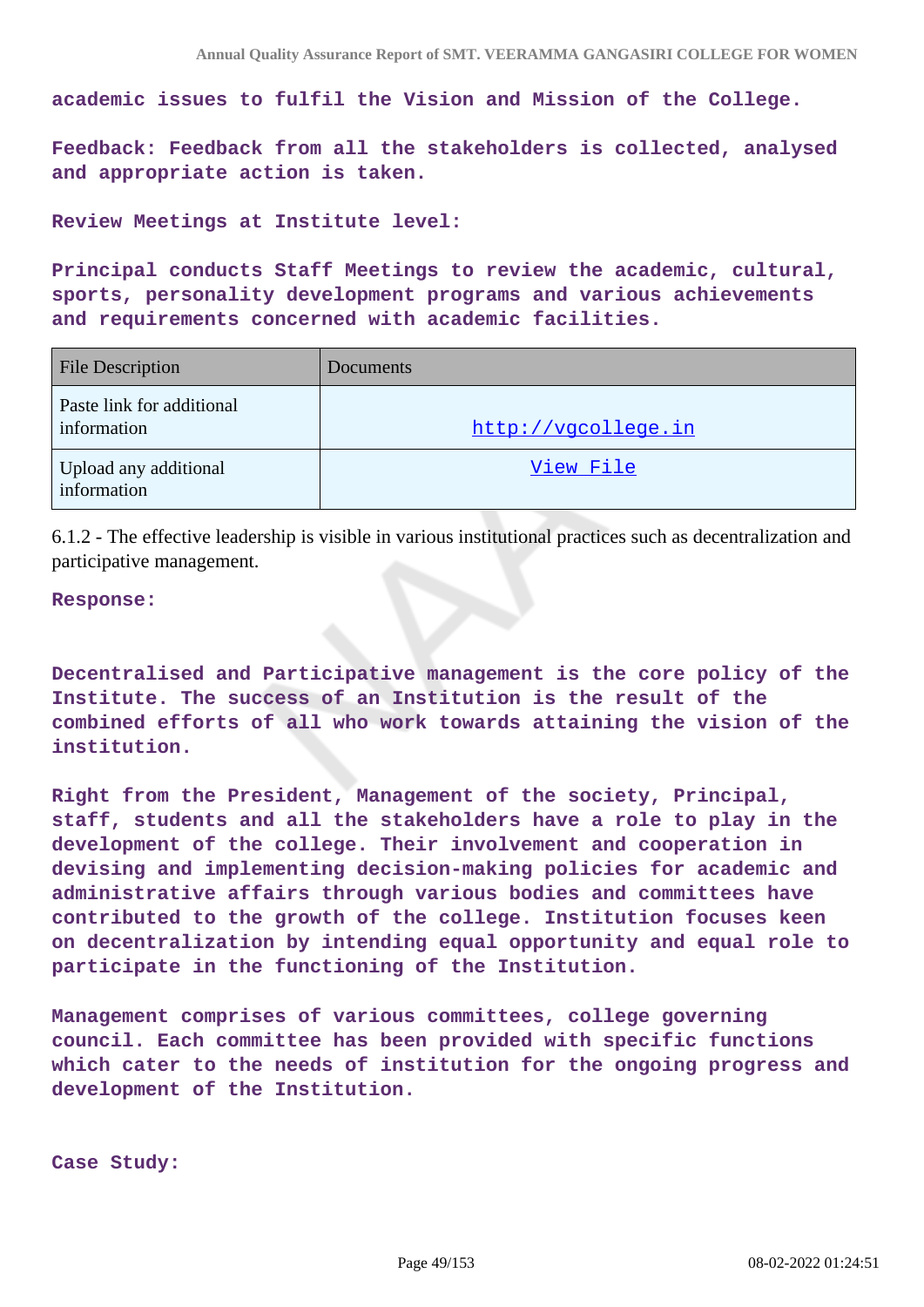**academic issues to fulfil the Vision and Mission of the College.**

**Feedback: Feedback from all the stakeholders is collected, analysed and appropriate action is taken.**

**Review Meetings at Institute level:**

**Principal conducts Staff Meetings to review the academic, cultural, sports, personality development programs and various achievements and requirements concerned with academic facilities.**

| File Description | Documents |
| --- | --- |
| Paste link for additional information | http://vgcollege.in |
| Upload any additional information | View File |

6.1.2 - The effective leadership is visible in various institutional practices such as decentralization and participative management.

**Response:**

**Decentralised and Participative management is the core policy of the Institute. The success of an Institution is the result of the combined efforts of all who work towards attaining the vision of the institution.**

**Right from the President, Management of the society, Principal, staff, students and all the stakeholders have a role to play in the development of the college. Their involvement and cooperation in devising and implementing decision-making policies for academic and administrative affairs through various bodies and committees have contributed to the growth of the college. Institution focuses keen on decentralization by intending equal opportunity and equal role to participate in the functioning of the Institution.**

**Management comprises of various committees, college governing council. Each committee has been provided with specific functions which cater to the needs of institution for the ongoing progress and development of the Institution.**

**Case Study:**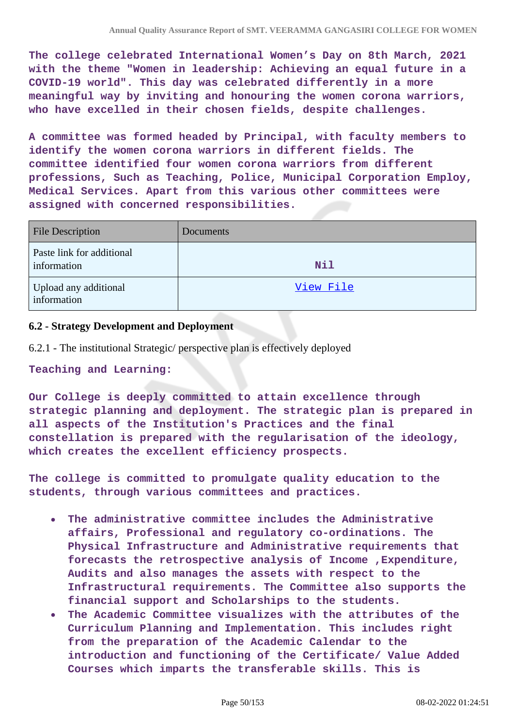The college celebrated International Women's Day on 8th March, 2021 with the theme "Women in leadership: Achieving an equal future in a COVID-19 world". This day was celebrated differently in a more meaningful way by inviting and honouring the women corona warriors, who have excelled in their chosen fields, despite challenges.

A committee was formed headed by Principal, with faculty members to identify the women corona warriors in different fields. The committee identified four women corona warriors from different professions, Such as Teaching, Police, Municipal Corporation Employ, Medical Services. Apart from this various other committees were assigned with concerned responsibilities.

| File Description | Documents |
|---|---|
| Paste link for additional information | Nil |
| Upload any additional information | View File |

### 6.2 - Strategy Development and Deployment

6.2.1 - The institutional Strategic/ perspective plan is effectively deployed

Teaching and Learning:

Our College is deeply committed to attain excellence through strategic planning and deployment. The strategic plan is prepared in all aspects of the Institution's Practices and the final constellation is prepared with the regularisation of the ideology, which creates the excellent efficiency prospects.

The college is committed to promulgate quality education to the students, through various committees and practices.

- The administrative committee includes the Administrative affairs, Professional and regulatory co-ordinations. The Physical Infrastructure and Administrative requirements that forecasts the retrospective analysis of Income ,Expenditure, Audits and also manages the assets with respect to the Infrastructural requirements. The Committee also supports the financial support and Scholarships to the students.
- The Academic Committee visualizes with the attributes of the Curriculum Planning and Implementation. This includes right from the preparation of the Academic Calendar to the introduction and functioning of the Certificate/ Value Added Courses which imparts the transferable skills. This is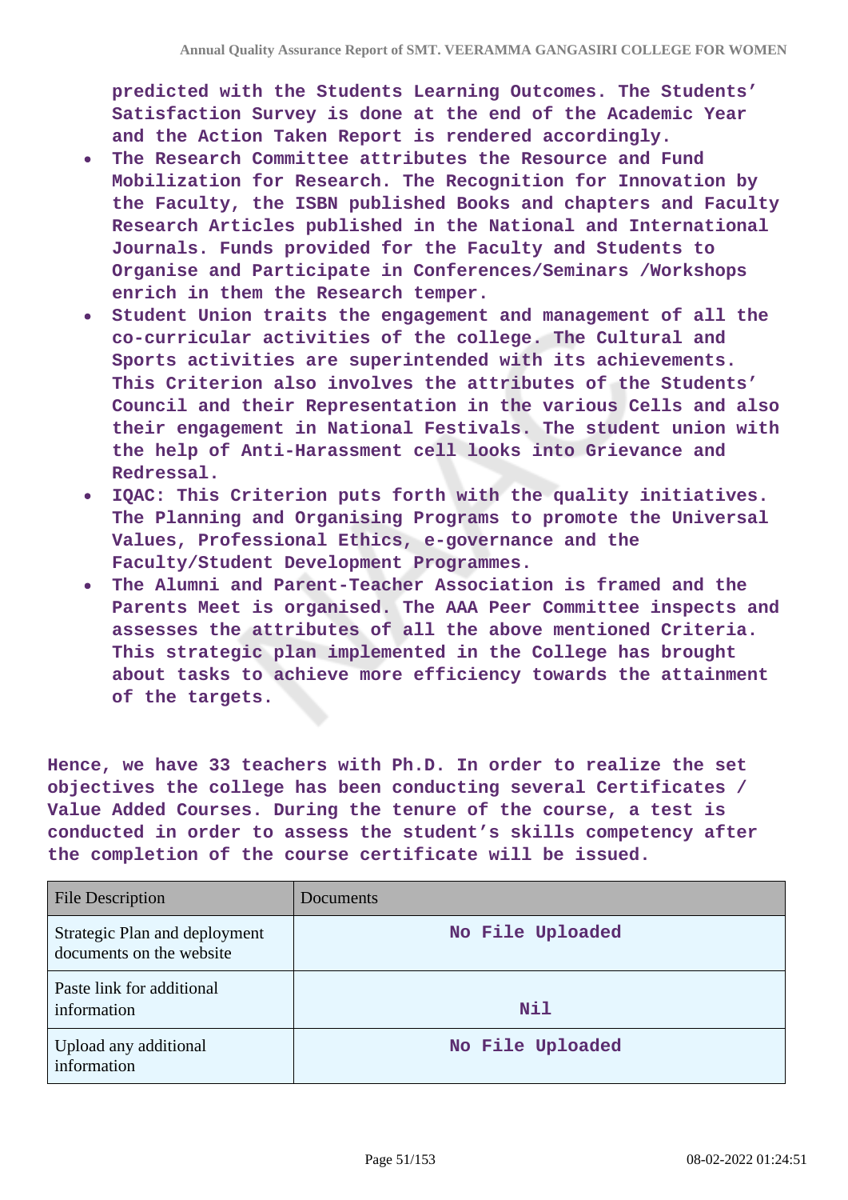predicted with the Students Learning Outcomes. The Students' Satisfaction Survey is done at the end of the Academic Year and the Action Taken Report is rendered accordingly.

- The Research Committee attributes the Resource and Fund Mobilization for Research. The Recognition for Innovation by the Faculty, the ISBN published Books and chapters and Faculty Research Articles published in the National and International Journals. Funds provided for the Faculty and Students to Organise and Participate in Conferences/Seminars /Workshops enrich in them the Research temper.
- Student Union traits the engagement and management of all the co-curricular activities of the college. The Cultural and Sports activities are superintended with its achievements. This Criterion also involves the attributes of the Students' Council and their Representation in the various Cells and also their engagement in National Festivals. The student union with the help of Anti-Harassment cell looks into Grievance and Redressal.
- IQAC: This Criterion puts forth with the quality initiatives. The Planning and Organising Programs to promote the Universal Values, Professional Ethics, e-governance and the Faculty/Student Development Programmes.
- The Alumni and Parent-Teacher Association is framed and the Parents Meet is organised. The AAA Peer Committee inspects and assesses the attributes of all the above mentioned Criteria. This strategic plan implemented in the College has brought about tasks to achieve more efficiency towards the attainment of the targets.

Hence, we have 33 teachers with Ph.D. In order to realize the set objectives the college has been conducting several Certificates / Value Added Courses. During the tenure of the course, a test is conducted in order to assess the student's skills competency after the completion of the course certificate will be issued.

| File Description | Documents |
|---|---|
| Strategic Plan and deployment documents on the website | No File Uploaded |
| Paste link for additional information | Nil |
| Upload any additional information | No File Uploaded |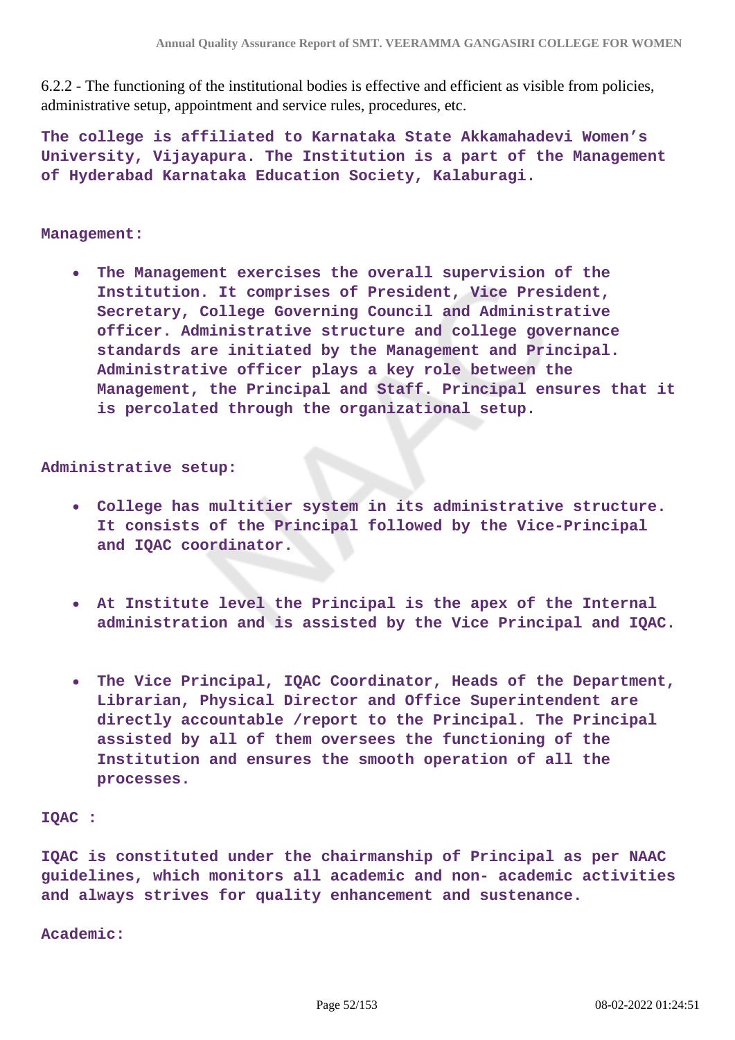6.2.2 - The functioning of the institutional bodies is effective and efficient as visible from policies, administrative setup, appointment and service rules, procedures, etc.

**The college is affiliated to Karnataka State Akkamahadevi Women's University, Vijayapura. The Institution is a part of the Management of Hyderabad Karnataka Education Society, Kalaburagi.**

**Management:**

- **The Management exercises the overall supervision of the Institution. It comprises of President, Vice President, Secretary, College Governing Council and Administrative officer. Administrative structure and college governance standards are initiated by the Management and Principal. Administrative officer plays a key role between the Management, the Principal and Staff. Principal ensures that it is percolated through the organizational setup.**

**Administrative setup:**

- **College has multitier system in its administrative structure. It consists of the Principal followed by the Vice-Principal and IQAC coordinator.**
- **At Institute level the Principal is the apex of the Internal administration and is assisted by the Vice Principal and IQAC.**
- **The Vice Principal, IQAC Coordinator, Heads of the Department, Librarian, Physical Director and Office Superintendent are directly accountable /report to the Principal. The Principal assisted by all of them oversees the functioning of the Institution and ensures the smooth operation of all the processes.**

**IQAC :**

**IQAC is constituted under the chairmanship of Principal as per NAAC guidelines, which monitors all academic and non- academic activities and always strives for quality enhancement and sustenance.**

**Academic:**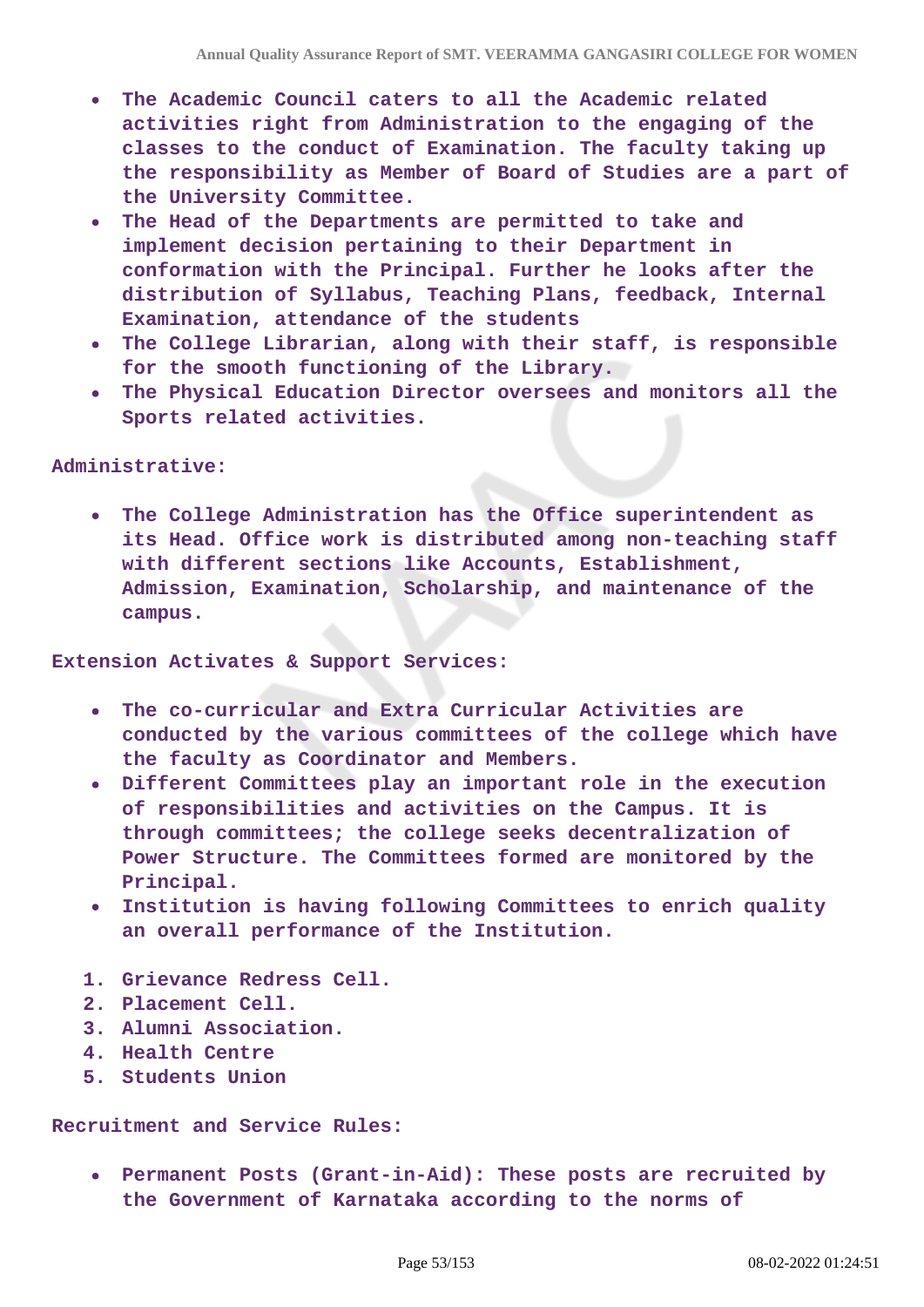- **The Academic Council caters to all the Academic related activities right from Administration to the engaging of the classes to the conduct of Examination. The faculty taking up the responsibility as Member of Board of Studies are a part of the University Committee.**
- **The Head of the Departments are permitted to take and implement decision pertaining to their Department in conformation with the Principal. Further he looks after the distribution of Syllabus, Teaching Plans, feedback, Internal Examination, attendance of the students**
- **The College Librarian, along with their staff, is responsible for the smooth functioning of the Library.**
- **The Physical Education Director oversees and monitors all the Sports related activities.**

**Administrative:**

- **The College Administration has the Office superintendent as its Head. Office work is distributed among non-teaching staff with different sections like Accounts, Establishment, Admission, Examination, Scholarship, and maintenance of the campus.**

**Extension Activates & Support Services:**

- **The co-curricular and Extra Curricular Activities are conducted by the various committees of the college which have the faculty as Coordinator and Members.**
- **Different Committees play an important role in the execution of responsibilities and activities on the Campus. It is through committees; the college seeks decentralization of Power Structure. The Committees formed are monitored by the Principal.**
- **Institution is having following Committees to enrich quality an overall performance of the Institution.**

1. **Grievance Redress Cell.**
2. **Placement Cell.**
3. **Alumni Association.**
4. **Health Centre**
5. **Students Union**

**Recruitment and Service Rules:**

- **Permanent Posts (Grant-in-Aid): These posts are recruited by the Government of Karnataka according to the norms of**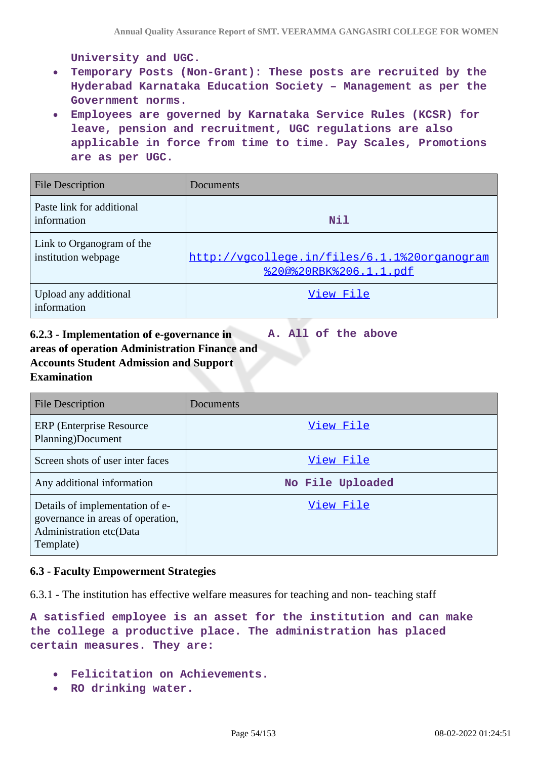University and UGC.

- Temporary Posts (Non-Grant): These posts are recruited by the Hyderabad Karnataka Education Society – Management as per the Government norms.
- Employees are governed by Karnataka Service Rules (KCSR) for leave, pension and recruitment, UGC regulations are also applicable in force from time to time. Pay Scales, Promotions are as per UGC.

| File Description | Documents |
|---|---|
| Paste link for additional information | Nil |
| Link to Organogram of the institution webpage | http://vgcollege.in/files/6.1.1%20organogram%20@%20RBK%206.1.1.pdf |
| Upload any additional information | View File |

**6.2.3 - Implementation of e-governance in areas of operation Administration Finance and Accounts Student Admission and Support Examination**

A. All of the above

| File Description | Documents |
|---|---|
| ERP (Enterprise Resource Planning)Document | View File |
| Screen shots of user inter faces | View File |
| Any additional information | No File Uploaded |
| Details of implementation of e-governance in areas of operation, Administration etc(Data Template) | View File |

**6.3 - Faculty Empowerment Strategies**

6.3.1 - The institution has effective welfare measures for teaching and non- teaching staff

A satisfied employee is an asset for the institution and can make the college a productive place. The administration has placed certain measures. They are:

- Felicitation on Achievements.
- RO drinking water.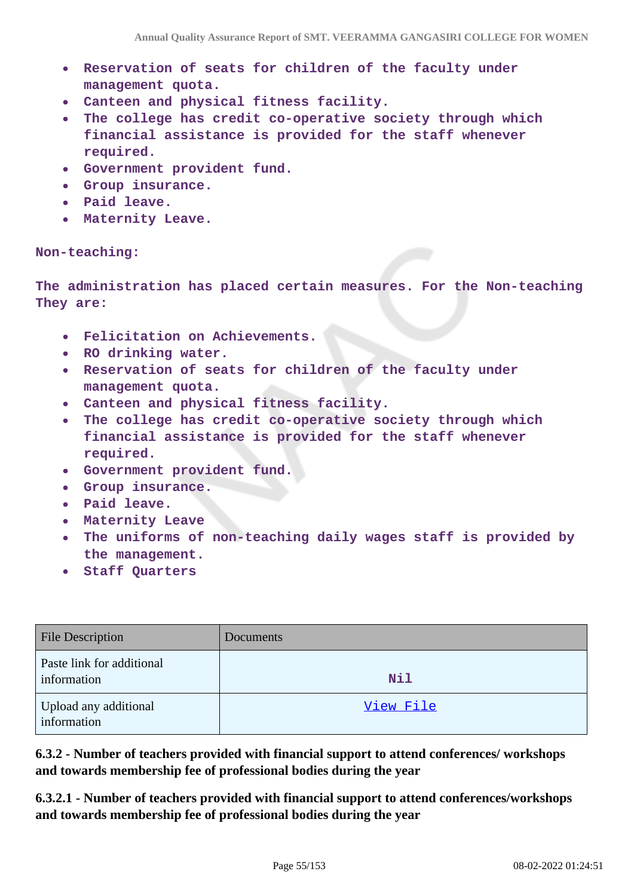- Reservation of seats for children of the faculty under management quota.
- Canteen and physical fitness facility.
- The college has credit co-operative society through which financial assistance is provided for the staff whenever required.
- Government provident fund.
- Group insurance.
- Paid leave.
- Maternity Leave.

**Non-teaching:**

The administration has placed certain measures. For the Non-teaching They are:

- Felicitation on Achievements.
- RO drinking water.
- Reservation of seats for children of the faculty under management quota.
- Canteen and physical fitness facility.
- The college has credit co-operative society through which financial assistance is provided for the staff whenever required.
- Government provident fund.
- Group insurance.
- Paid leave.
- Maternity Leave
- The uniforms of non-teaching daily wages staff is provided by the management.
- Staff Quarters

| File Description | Documents |
| --- | --- |
| Paste link for additional information | Nil |
| Upload any additional information | View File |

**6.3.2 - Number of teachers provided with financial support to attend conferences/ workshops and towards membership fee of professional bodies during the year**

**6.3.2.1 - Number of teachers provided with financial support to attend conferences/workshops and towards membership fee of professional bodies during the year**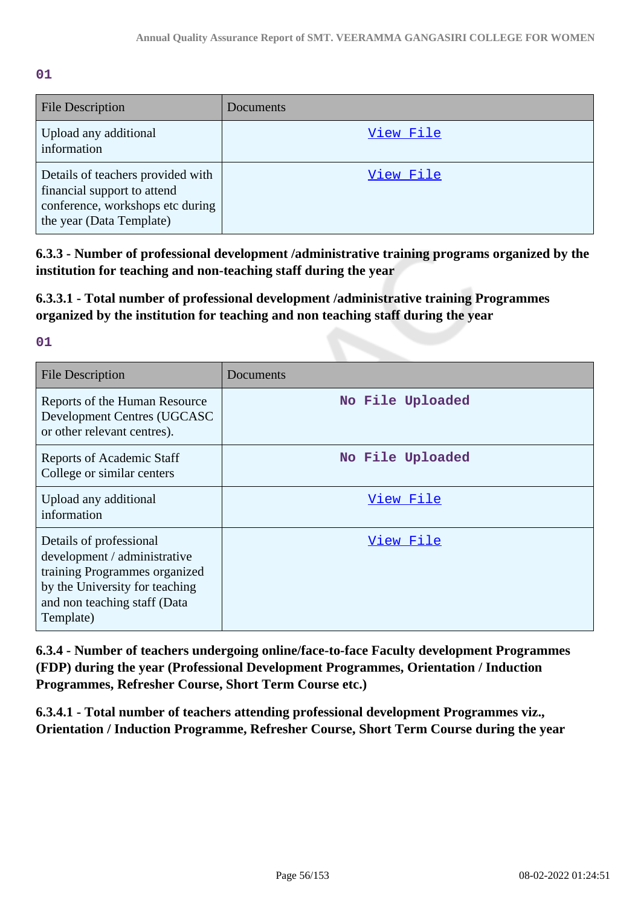01

| File Description | Documents |
| --- | --- |
| Upload any additional information | View File |
| Details of teachers provided with financial support to attend conference, workshops etc during the year (Data Template) | View File |

**6.3.3 - Number of professional development /administrative training programs organized by the institution for teaching and non-teaching staff during the year**

**6.3.3.1 - Total number of professional development /administrative training Programmes organized by the institution for teaching and non teaching staff during the year**

01

| File Description | Documents |
| --- | --- |
| Reports of the Human Resource Development Centres (UGCASC or other relevant centres). | No File Uploaded |
| Reports of Academic Staff College or similar centers | No File Uploaded |
| Upload any additional information | View File |
| Details of professional development / administrative training Programmes organized by the University for teaching and non teaching staff (Data Template) | View File |

**6.3.4 - Number of teachers undergoing online/face-to-face Faculty development Programmes (FDP) during the year (Professional Development Programmes, Orientation / Induction Programmes, Refresher Course, Short Term Course etc.)**

**6.3.4.1 - Total number of teachers attending professional development Programmes viz., Orientation / Induction Programme, Refresher Course, Short Term Course during the year**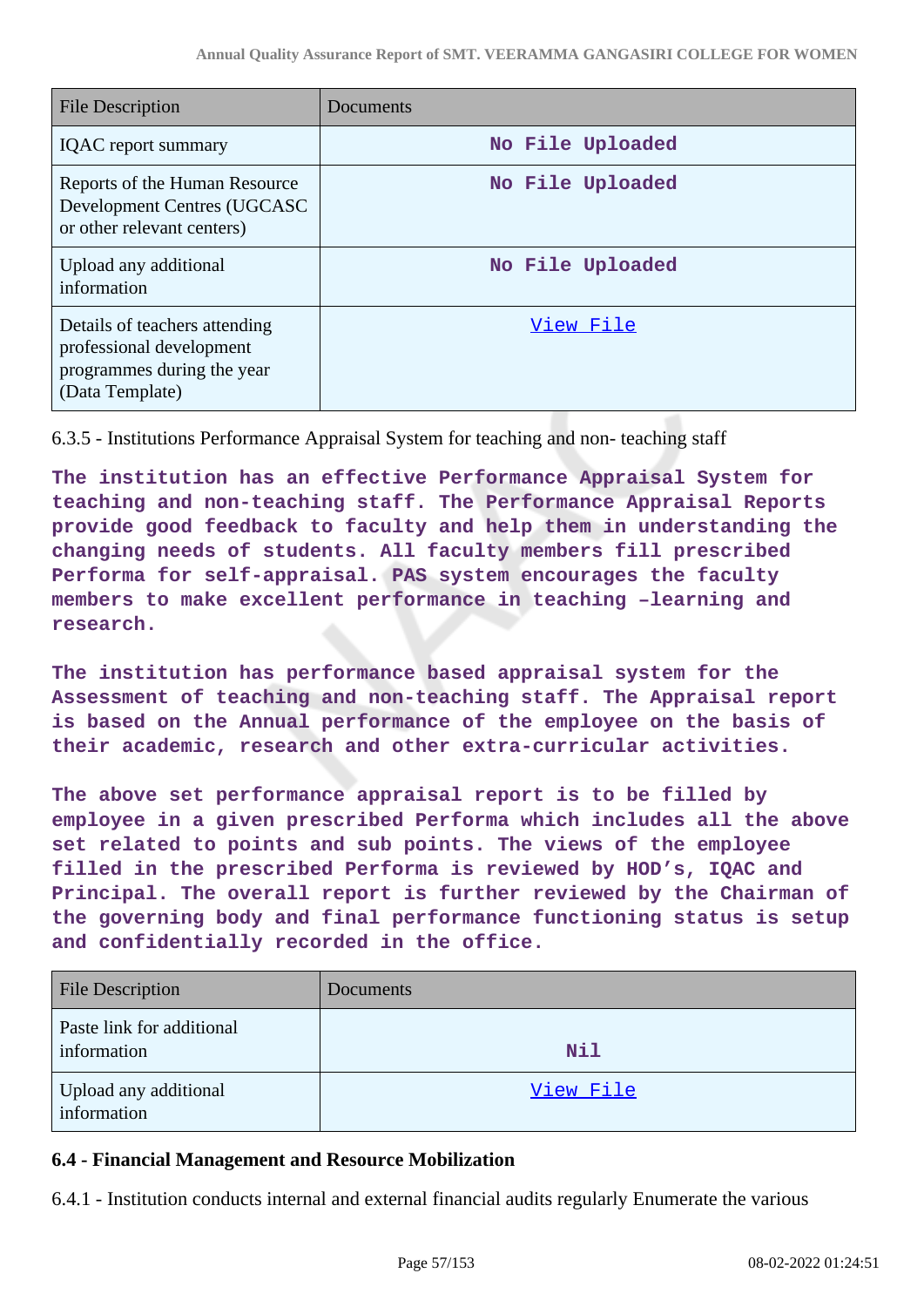| File Description | Documents |
|---|---|
| IQAC report summary | No File Uploaded |
| Reports of the Human Resource Development Centres (UGCASC or other relevant centers) | No File Uploaded |
| Upload any additional information | No File Uploaded |
| Details of teachers attending professional development programmes during the year (Data Template) | View File |

6.3.5 - Institutions Performance Appraisal System for teaching and non- teaching staff

**The institution has an effective Performance Appraisal System for teaching and non-teaching staff. The Performance Appraisal Reports provide good feedback to faculty and help them in understanding the changing needs of students. All faculty members fill prescribed Performa for self-appraisal. PAS system encourages the faculty members to make excellent performance in teaching –learning and research.**

**The institution has performance based appraisal system for the Assessment of teaching and non-teaching staff. The Appraisal report is based on the Annual performance of the employee on the basis of their academic, research and other extra-curricular activities.**

**The above set performance appraisal report is to be filled by employee in a given prescribed Performa which includes all the above set related to points and sub points. The views of the employee filled in the prescribed Performa is reviewed by HOD's, IQAC and Principal. The overall report is further reviewed by the Chairman of the governing body and final performance functioning status is setup and confidentially recorded in the office.**

| File Description | Documents |
|---|---|
| Paste link for additional information | Nil |
| Upload any additional information | View File |

### 6.4 - Financial Management and Resource Mobilization

6.4.1 - Institution conducts internal and external financial audits regularly Enumerate the various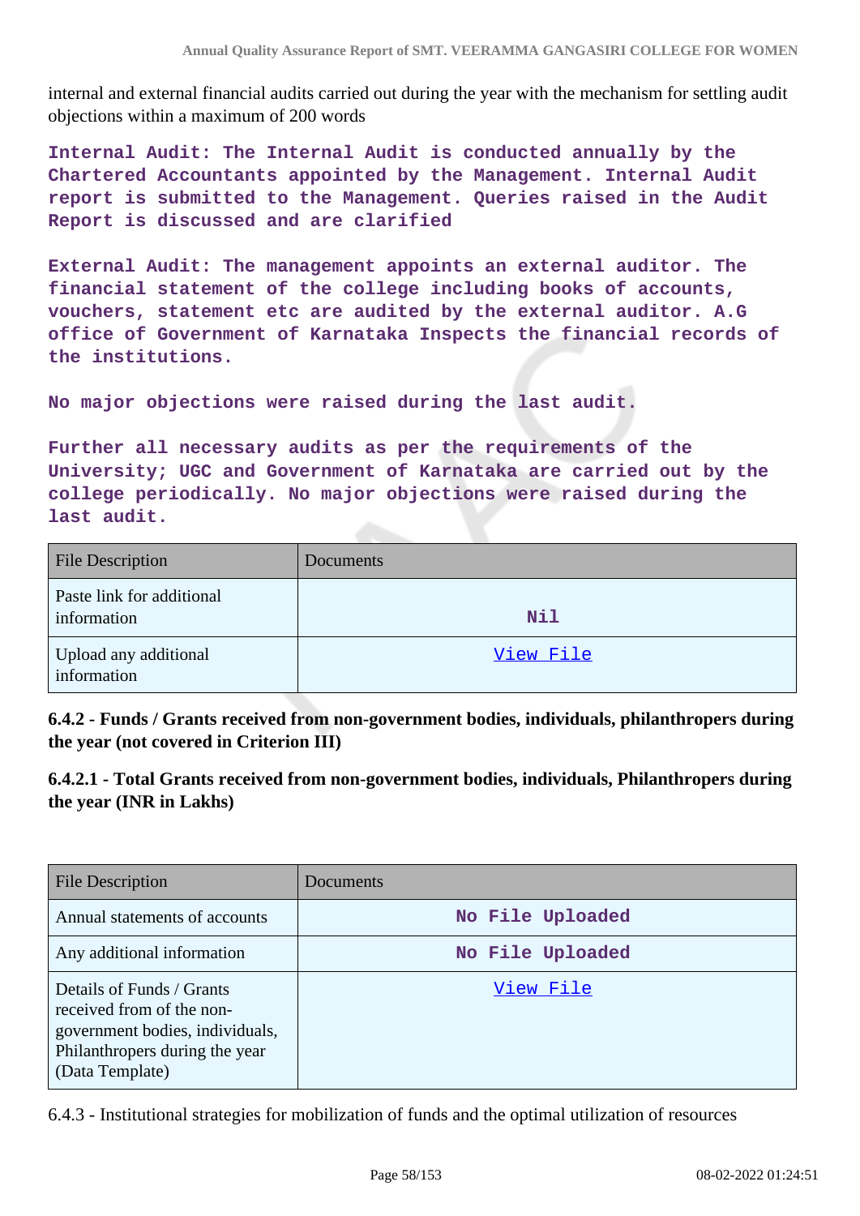internal and external financial audits carried out during the year with the mechanism for settling audit objections within a maximum of 200 words

**Internal Audit: The Internal Audit is conducted annually by the Chartered Accountants appointed by the Management. Internal Audit report is submitted to the Management. Queries raised in the Audit Report is discussed and are clarified**

**External Audit: The management appoints an external auditor. The financial statement of the college including books of accounts, vouchers, statement etc are audited by the external auditor. A.G office of Government of Karnataka Inspects the financial records of the institutions.**

**No major objections were raised during the last audit.**

**Further all necessary audits as per the requirements of the University; UGC and Government of Karnataka are carried out by the college periodically. No major objections were raised during the last audit.**

| File Description | Documents |
|---|---|
| Paste link for additional information | Nil |
| Upload any additional information | View File |

**6.4.2 - Funds / Grants received from non-government bodies, individuals, philanthropers during the year (not covered in Criterion III)**

**6.4.2.1 - Total Grants received from non-government bodies, individuals, Philanthropers during the year (INR in Lakhs)**

| File Description | Documents |
|---|---|
| Annual statements of accounts | No File Uploaded |
| Any additional information | No File Uploaded |
| Details of Funds / Grants received from of the non-government bodies, individuals, Philanthropers during the year (Data Template) | View File |

6.4.3 - Institutional strategies for mobilization of funds and the optimal utilization of resources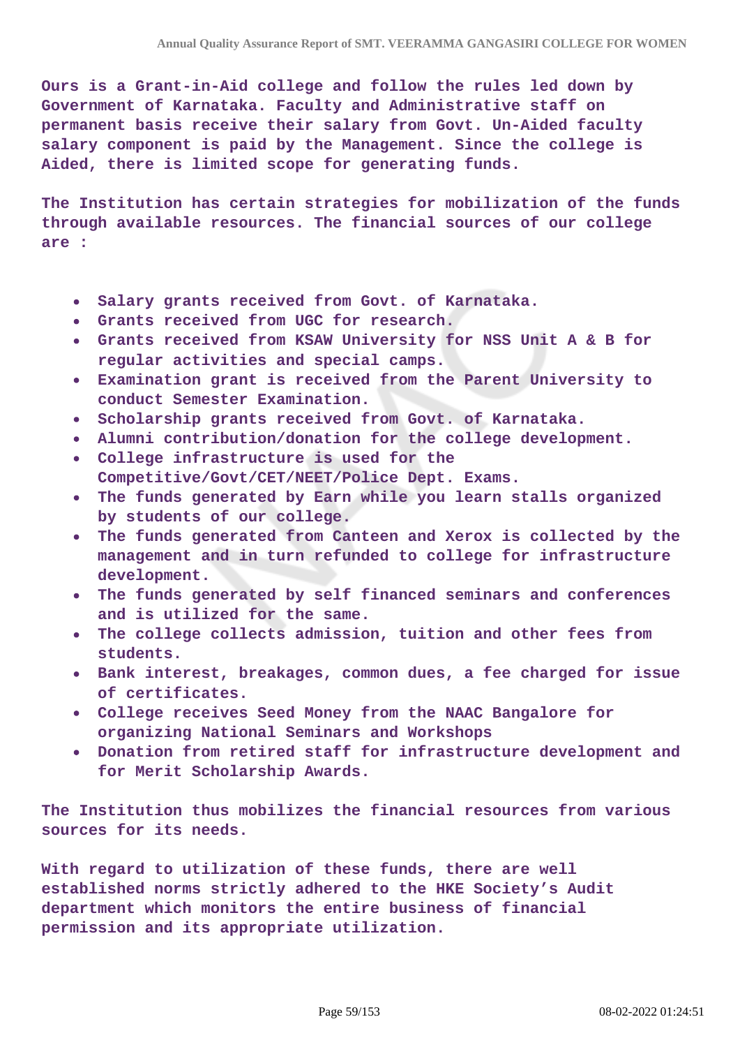Ours is a Grant-in-Aid college and follow the rules led down by Government of Karnataka. Faculty and Administrative staff on permanent basis receive their salary from Govt. Un-Aided faculty salary component is paid by the Management. Since the college is Aided, there is limited scope for generating funds.

The Institution has certain strategies for mobilization of the funds through available resources. The financial sources of our college are :

- Salary grants received from Govt. of Karnataka.
- Grants received from UGC for research.
- Grants received from KSAW University for NSS Unit A & B for regular activities and special camps.
- Examination grant is received from the Parent University to conduct Semester Examination.
- Scholarship grants received from Govt. of Karnataka.
- Alumni contribution/donation for the college development.
- College infrastructure is used for the Competitive/Govt/CET/NEET/Police Dept. Exams.
- The funds generated by Earn while you learn stalls organized by students of our college.
- The funds generated from Canteen and Xerox is collected by the management and in turn refunded to college for infrastructure development.
- The funds generated by self financed seminars and conferences and is utilized for the same.
- The college collects admission, tuition and other fees from students.
- Bank interest, breakages, common dues, a fee charged for issue of certificates.
- College receives Seed Money from the NAAC Bangalore for organizing National Seminars and Workshops
- Donation from retired staff for infrastructure development and for Merit Scholarship Awards.

The Institution thus mobilizes the financial resources from various sources for its needs.

With regard to utilization of these funds, there are well established norms strictly adhered to the HKE Society's Audit department which monitors the entire business of financial permission and its appropriate utilization.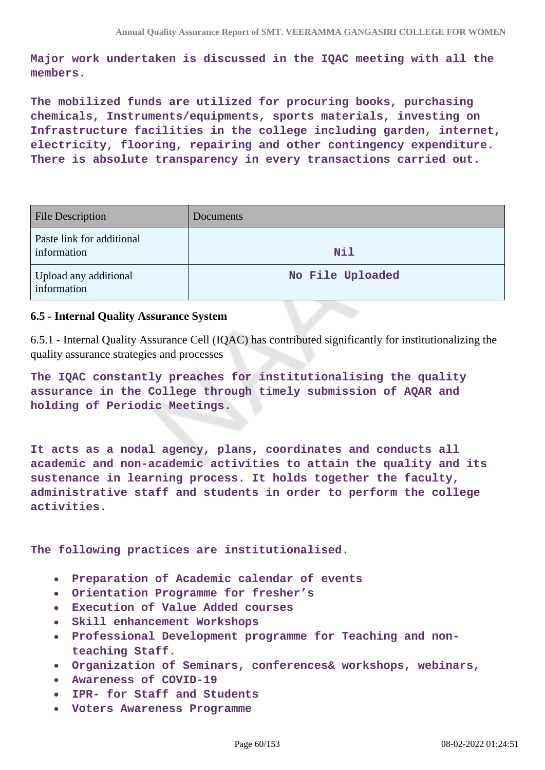**Major work undertaken is discussed in the IQAC meeting with all the members.**

**The mobilized funds are utilized for procuring books, purchasing chemicals, Instruments/equipments, sports materials, investing on Infrastructure facilities in the college including garden, internet, electricity, flooring, repairing and other contingency expenditure. There is absolute transparency in every transactions carried out.**

| File Description | Documents |
|---|---|
| Paste link for additional information | Nil |
| Upload any additional information | No File Uploaded |

### 6.5 - Internal Quality Assurance System

6.5.1 - Internal Quality Assurance Cell (IQAC) has contributed significantly for institutionalizing the quality assurance strategies and processes

**The IQAC constantly preaches for institutionalising the quality assurance in the College through timely submission of AQAR and holding of Periodic Meetings.**

**It acts as a nodal agency, plans, coordinates and conducts all academic and non-academic activities to attain the quality and its sustenance in learning process. It holds together the faculty, administrative staff and students in order to perform the college activities.**

**The following practices are institutionalised.**

- **Preparation of Academic calendar of events**
- **Orientation Programme for fresher's**
- **Execution of Value Added courses**
- **Skill enhancement Workshops**
- **Professional Development programme for Teaching and non-teaching Staff.**
- **Organization of Seminars, conferences& workshops, webinars,**
- **Awareness of COVID-19**
- **IPR- for Staff and Students**
- **Voters Awareness Programme**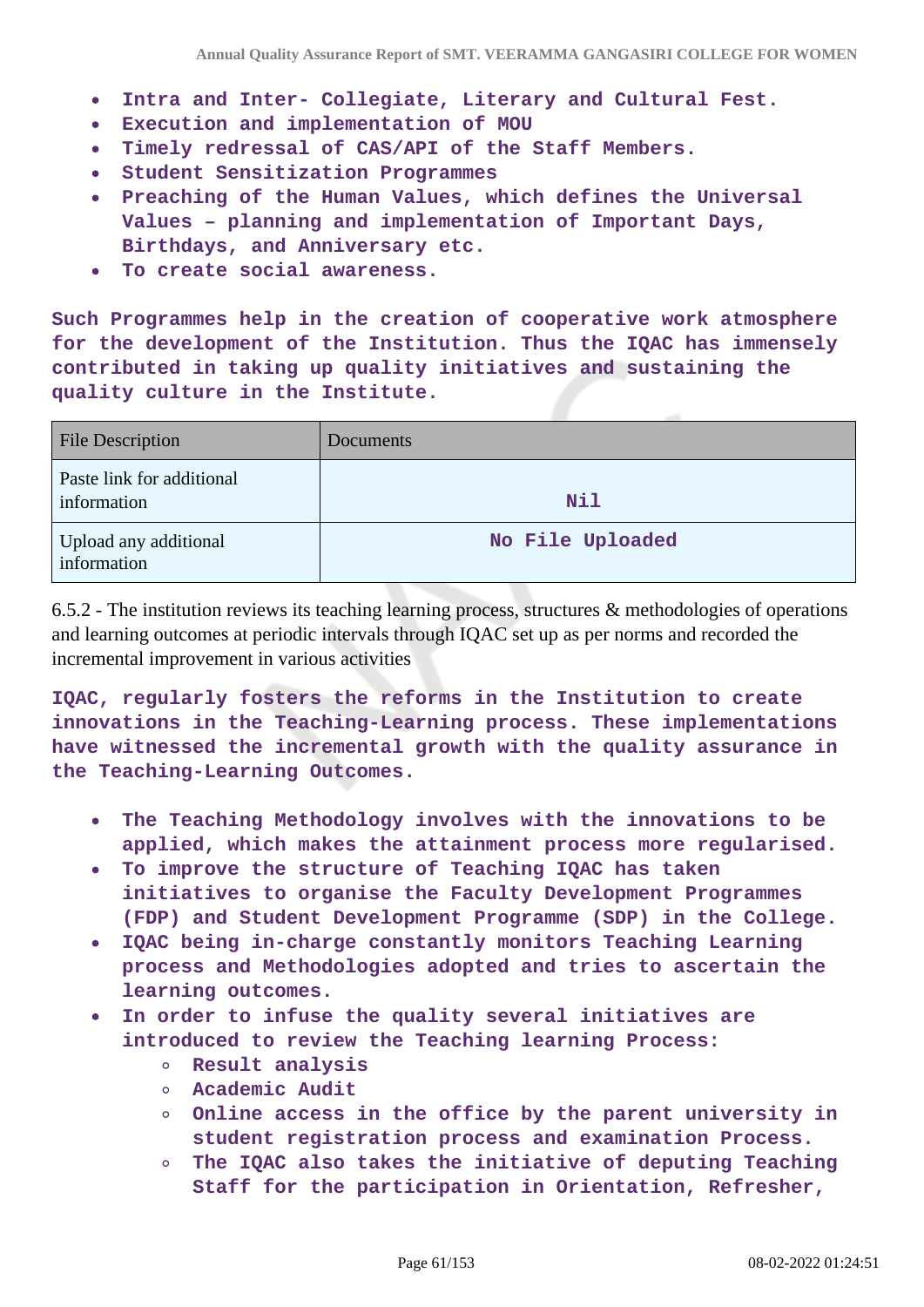- **Intra and Inter- Collegiate, Literary and Cultural Fest.**
- **Execution and implementation of MOU**
- **Timely redressal of CAS/API of the Staff Members.**
- **Student Sensitization Programmes**
- **Preaching of the Human Values, which defines the Universal Values – planning and implementation of Important Days, Birthdays, and Anniversary etc.**
- **To create social awareness.**

**Such Programmes help in the creation of cooperative work atmosphere for the development of the Institution. Thus the IQAC has immensely contributed in taking up quality initiatives and sustaining the quality culture in the Institute.**

| File Description | Documents |
|---|---|
| Paste link for additional information | **Nil** |
| Upload any additional information | **No File Uploaded** |

6.5.2 - The institution reviews its teaching learning process, structures & methodologies of operations and learning outcomes at periodic intervals through IQAC set up as per norms and recorded the incremental improvement in various activities

**IQAC, regularly fosters the reforms in the Institution to create innovations in the Teaching-Learning process. These implementations have witnessed the incremental growth with the quality assurance in the Teaching-Learning Outcomes.**

- **The Teaching Methodology involves with the innovations to be applied, which makes the attainment process more regularised.**
- **To improve the structure of Teaching IQAC has taken initiatives to organise the Faculty Development Programmes (FDP) and Student Development Programme (SDP) in the College.**
- **IQAC being in-charge constantly monitors Teaching Learning process and Methodologies adopted and tries to ascertain the learning outcomes.**
- **In order to infuse the quality several initiatives are introduced to review the Teaching learning Process:**
    - **Result analysis**
    - **Academic Audit**
    - **Online access in the office by the parent university in student registration process and examination Process.**
    - **The IQAC also takes the initiative of deputing Teaching Staff for the participation in Orientation, Refresher,**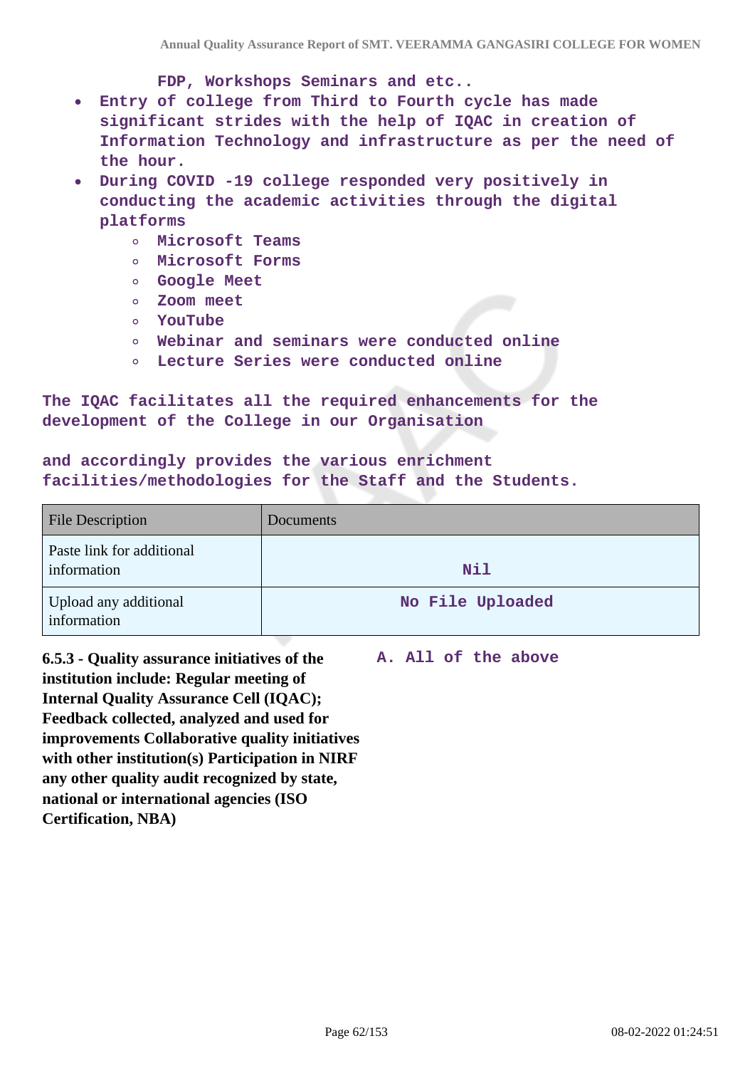FDP, Workshops Seminars and etc..

- Entry of college from Third to Fourth cycle has made significant strides with the help of IQAC in creation of Information Technology and infrastructure as per the need of the hour.
- During COVID -19 college responded very positively in conducting the academic activities through the digital platforms
    - Microsoft Teams
    - Microsoft Forms
    - Google Meet
    - Zoom meet
    - YouTube
    - Webinar and seminars were conducted online
    - Lecture Series were conducted online

The IQAC facilitates all the required enhancements for the development of the College in our Organisation

and accordingly provides the various enrichment facilities/methodologies for the Staff and the Students.

| File Description | Documents |
| --- | --- |
| Paste link for additional information | Nil |
| Upload any additional information | No File Uploaded |

**6.5.3 - Quality assurance initiatives of the institution include: Regular meeting of Internal Quality Assurance Cell (IQAC); Feedback collected, analyzed and used for improvements Collaborative quality initiatives with other institution(s) Participation in NIRF any other quality audit recognized by state, national or international agencies (ISO Certification, NBA)**

A. All of the above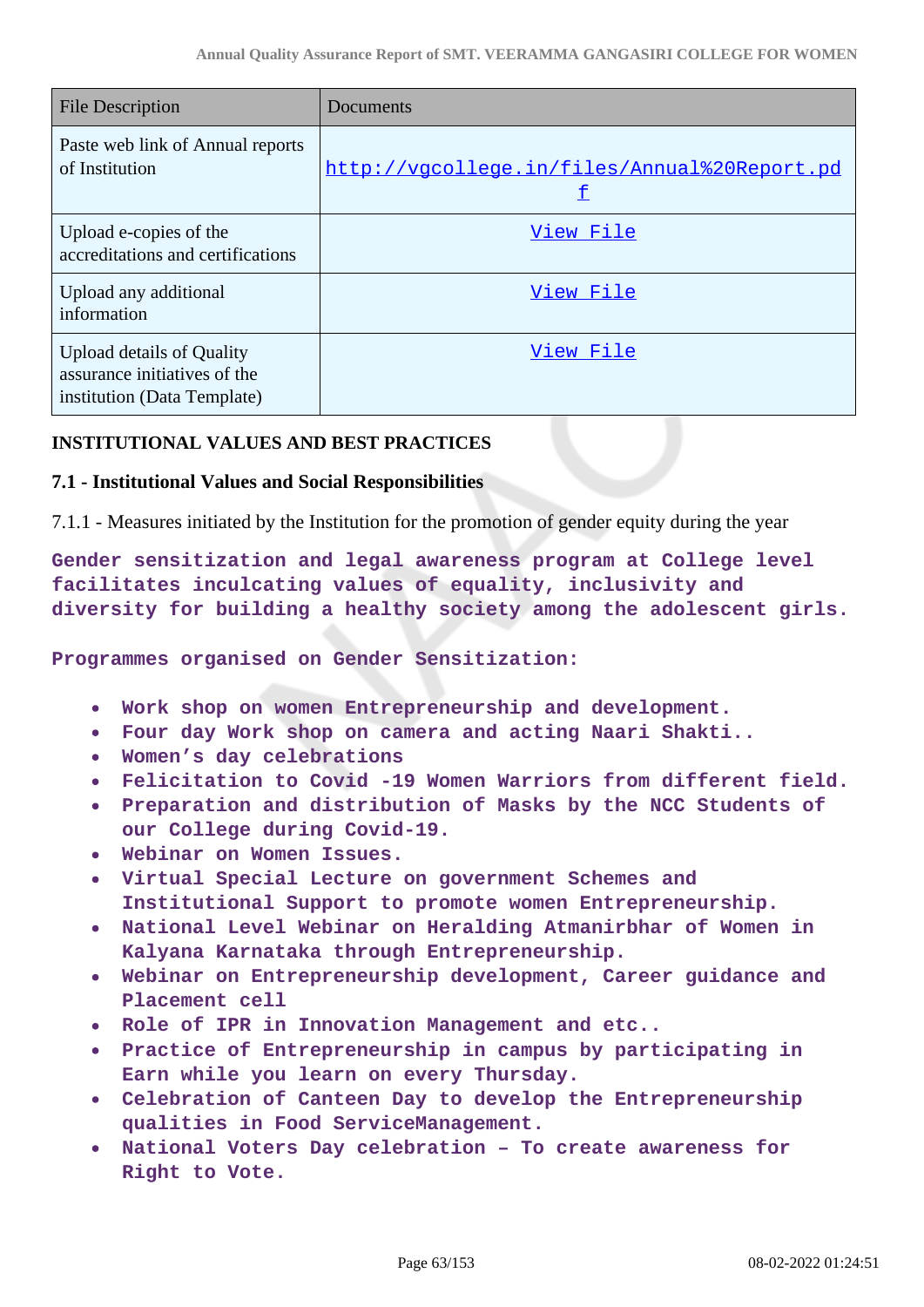| File Description | Documents |
|---|---|
| Paste web link of Annual reports of Institution | http://vgcollege.in/files/Annual%20Report.pdf |
| Upload e-copies of the accreditations and certifications | View File |
| Upload any additional information | View File |
| Upload details of Quality assurance initiatives of the institution (Data Template) | View File |

**INSTITUTIONAL VALUES AND BEST PRACTICES**

**7.1 - Institutional Values and Social Responsibilities**

7.1.1 - Measures initiated by the Institution for the promotion of gender equity during the year

Gender sensitization and legal awareness program at College level facilitates inculcating values of equality, inclusivity and diversity for building a healthy society among the adolescent girls.

Programmes organised on Gender Sensitization:

- Work shop on women Entrepreneurship and development.
- Four day Work shop on camera and acting Naari Shakti..
- Women's day celebrations
- Felicitation to Covid -19 Women Warriors from different field.
- Preparation and distribution of Masks by the NCC Students of our College during Covid-19.
- Webinar on Women Issues.
- Virtual Special Lecture on government Schemes and Institutional Support to promote women Entrepreneurship.
- National Level Webinar on Heralding Atmanirbhar of Women in Kalyana Karnataka through Entrepreneurship.
- Webinar on Entrepreneurship development, Career guidance and Placement cell
- Role of IPR in Innovation Management and etc..
- Practice of Entrepreneurship in campus by participating in Earn while you learn on every Thursday.
- Celebration of Canteen Day to develop the Entrepreneurship qualities in Food ServiceManagement.
- National Voters Day celebration – To create awareness for Right to Vote.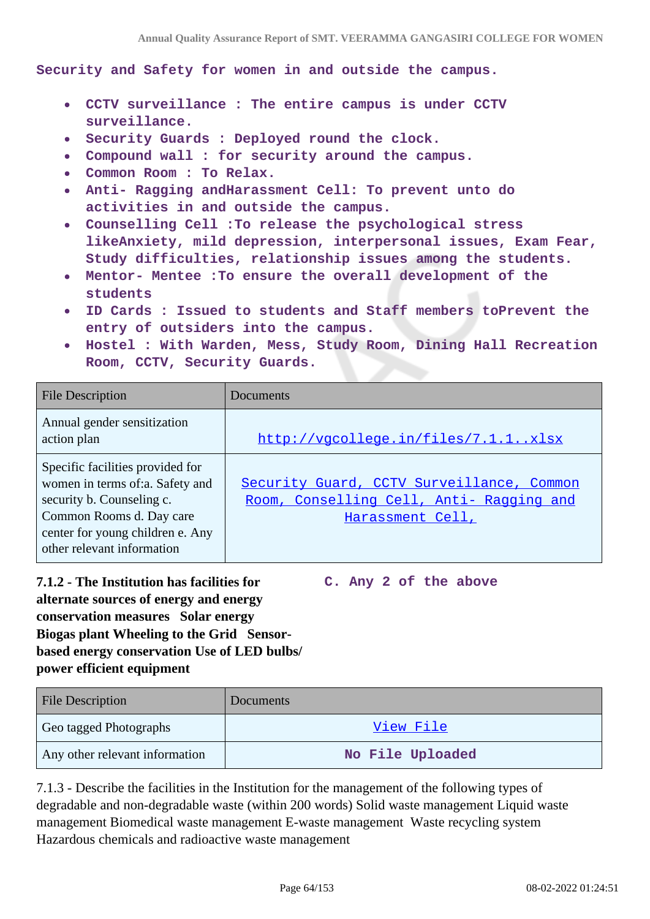Security and Safety for women in and outside the campus.

- CCTV surveillance : The entire campus is under CCTV surveillance.
- Security Guards : Deployed round the clock.
- Compound wall : for security around the campus.
- Common Room : To Relax.
- Anti- Ragging andHarassment Cell: To prevent unto do activities in and outside the campus.
- Counselling Cell :To release the psychological stress likeAnxiety, mild depression, interpersonal issues, Exam Fear, Study difficulties, relationship issues among the students.
- Mentor- Mentee :To ensure the overall development of the students
- ID Cards : Issued to students and Staff members toPrevent the entry of outsiders into the campus.
- Hostel : With Warden, Mess, Study Room, Dining Hall Recreation Room, CCTV, Security Guards.

| File Description | Documents |
|---|---|
| Annual gender sensitization action plan | http://vgcollege.in/files/7.1.1..xlsx |
| Specific facilities provided for women in terms of:a. Safety and security b. Counseling c. Common Rooms d. Day care center for young children e. Any other relevant information | Security Guard, CCTV Surveillance, Common Room, Conselling Cell, Anti- Ragging and Harassment Cell, |

**7.1.2 - The Institution has facilities for alternate sources of energy and energy conservation measures Solar energy Biogas plant Wheeling to the Grid Sensor-based energy conservation Use of LED bulbs/ power efficient equipment**

C. Any 2 of the above

| File Description | Documents |
|---|---|
| Geo tagged Photographs | View File |
| Any other relevant information | No File Uploaded |

7.1.3 - Describe the facilities in the Institution for the management of the following types of degradable and non-degradable waste (within 200 words) Solid waste management Liquid waste management Biomedical waste management E-waste management Waste recycling system Hazardous chemicals and radioactive waste management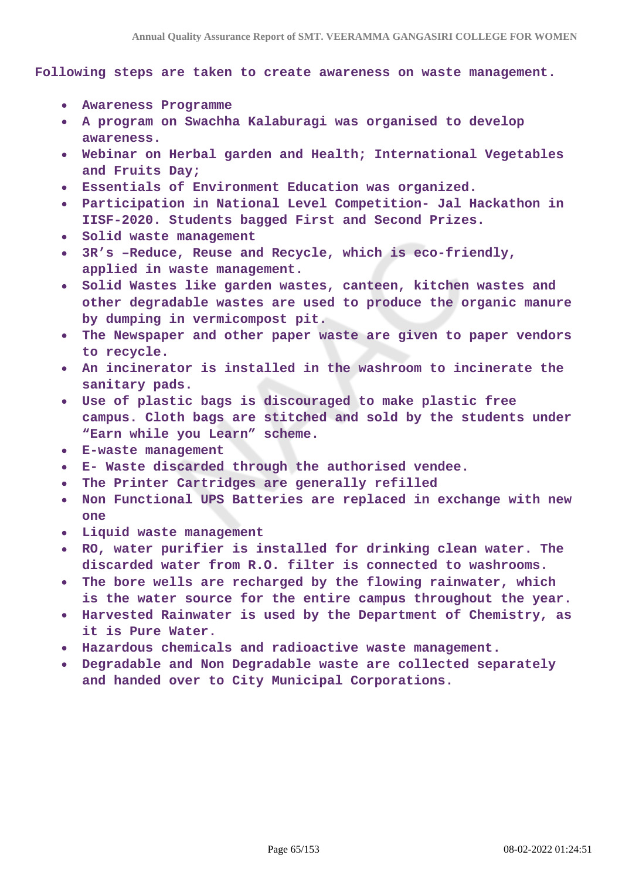Following steps are taken to create awareness on waste management.

- Awareness Programme
- A program on Swachha Kalaburagi was organised to develop awareness.
- Webinar on Herbal garden and Health; International Vegetables and Fruits Day;
- Essentials of Environment Education was organized.
- Participation in National Level Competition- Jal Hackathon in IISF-2020. Students bagged First and Second Prizes.
- Solid waste management
- 3R's –Reduce, Reuse and Recycle, which is eco-friendly, applied in waste management.
- Solid Wastes like garden wastes, canteen, kitchen wastes and other degradable wastes are used to produce the organic manure by dumping in vermicompost pit.
- The Newspaper and other paper waste are given to paper vendors to recycle.
- An incinerator is installed in the washroom to incinerate the sanitary pads.
- Use of plastic bags is discouraged to make plastic free campus. Cloth bags are stitched and sold by the students under "Earn while you Learn" scheme.
- E-waste management
- E- Waste discarded through the authorised vendee.
- The Printer Cartridges are generally refilled
- Non Functional UPS Batteries are replaced in exchange with new one
- Liquid waste management
- RO, water purifier is installed for drinking clean water. The discarded water from R.O. filter is connected to washrooms.
- The bore wells are recharged by the flowing rainwater, which is the water source for the entire campus throughout the year.
- Harvested Rainwater is used by the Department of Chemistry, as it is Pure Water.
- Hazardous chemicals and radioactive waste management.
- Degradable and Non Degradable waste are collected separately and handed over to City Municipal Corporations.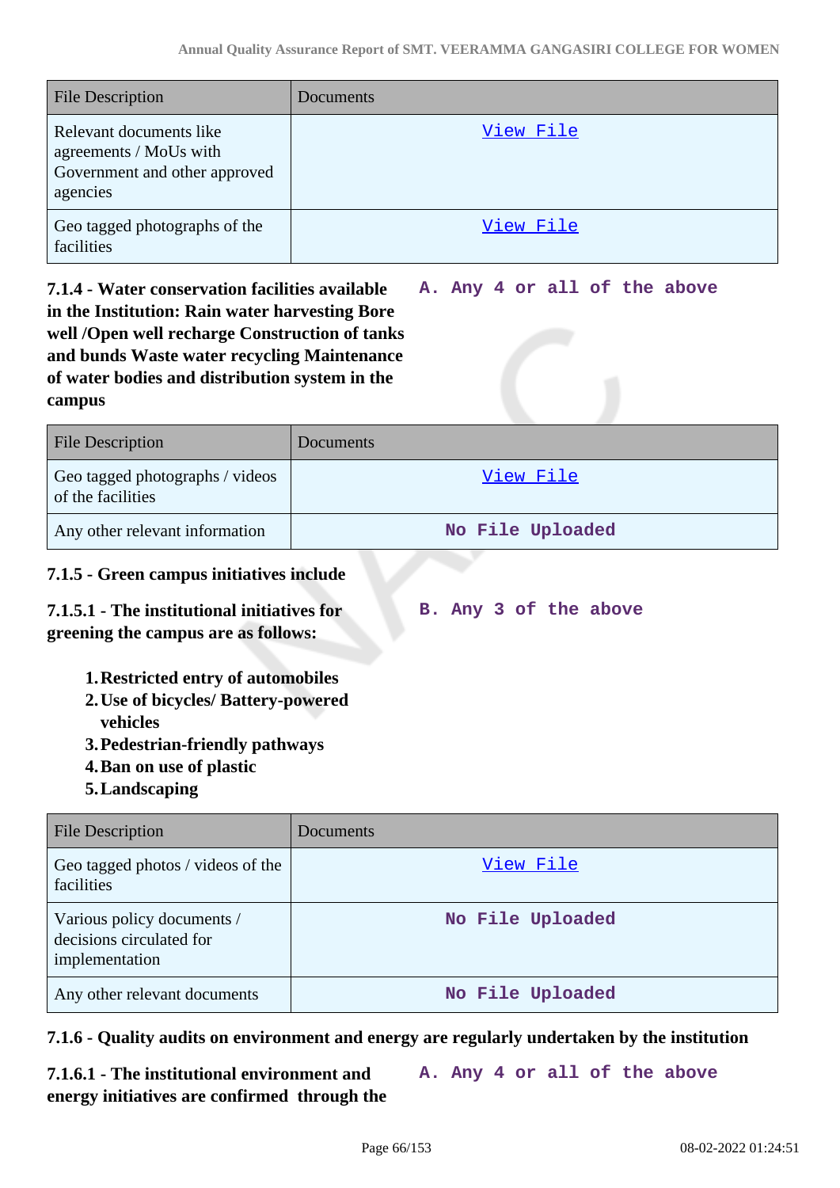| File Description | Documents |
|---|---|
| Relevant documents like agreements / MoUs with Government and other approved agencies | View File |
| Geo tagged photographs of the facilities | View File |

**7.1.4 - Water conservation facilities available in the Institution: Rain water harvesting Bore well /Open well recharge Construction of tanks and bunds Waste water recycling Maintenance of water bodies and distribution system in the campus**

**A. Any 4 or all of the above**

| File Description | Documents |
|---|---|
| Geo tagged photographs / videos of the facilities | View File |
| Any other relevant information | No File Uploaded |

**7.1.5 - Green campus initiatives include**

**7.1.5.1 - The institutional initiatives for greening the campus are as follows:**

**B. Any 3 of the above**

1. **Restricted entry of automobiles**
2. **Use of bicycles/ Battery-powered vehicles**
3. **Pedestrian-friendly pathways**
4. **Ban on use of plastic**
5. **Landscaping**

| File Description | Documents |
|---|---|
| Geo tagged photos / videos of the facilities | View File |
| Various policy documents / decisions circulated for implementation | No File Uploaded |
| Any other relevant documents | No File Uploaded |

**7.1.6 - Quality audits on environment and energy are regularly undertaken by the institution**

**7.1.6.1 - The institutional environment and energy initiatives are confirmed through the**

**A. Any 4 or all of the above**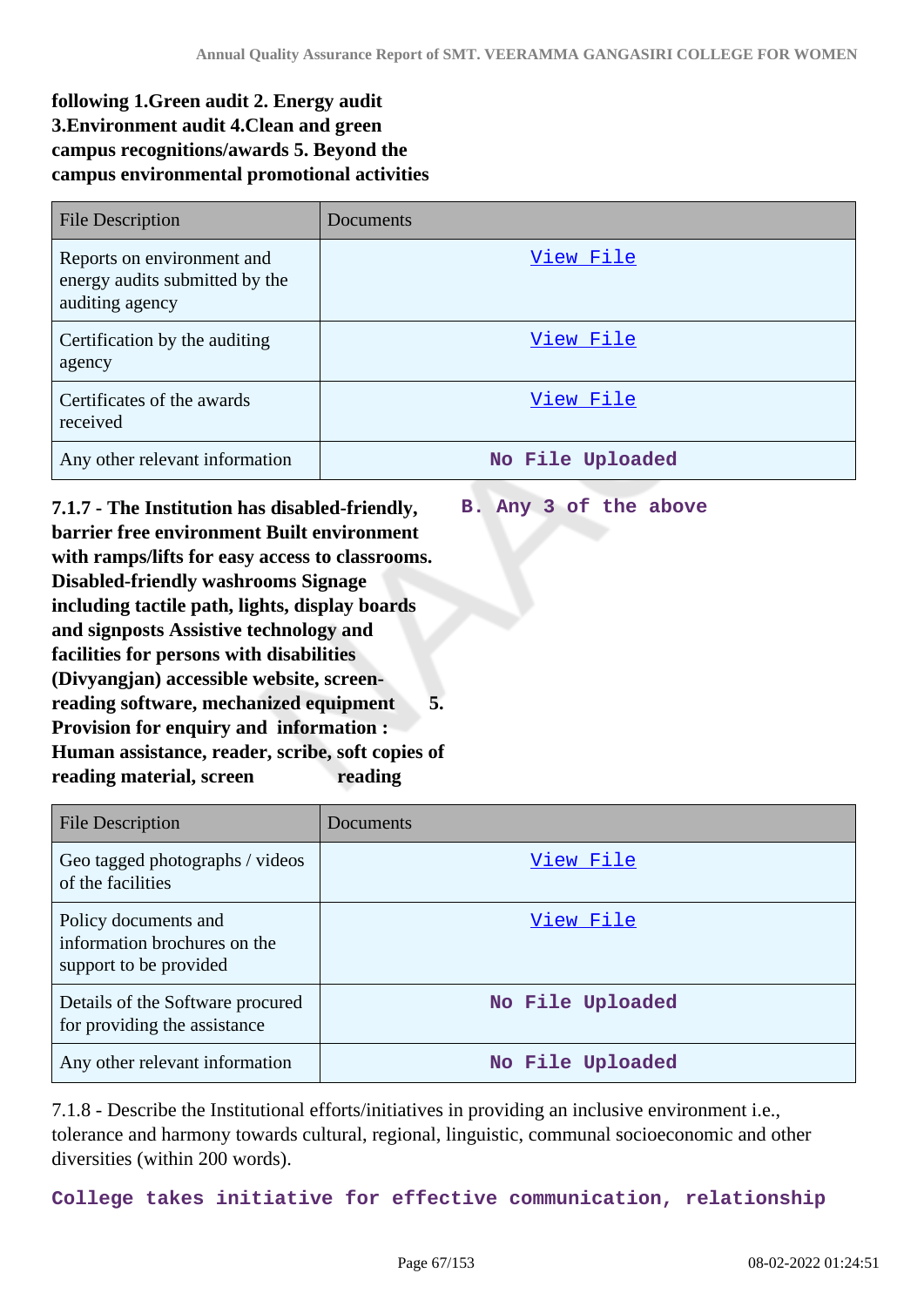**following 1.Green audit 2. Energy audit 3.Environment audit 4.Clean and green campus recognitions/awards 5. Beyond the campus environmental promotional activities**

| File Description | Documents |
|---|---|
| Reports on environment and energy audits submitted by the auditing agency | View File |
| Certification by the auditing agency | View File |
| Certificates of the awards received | View File |
| Any other relevant information | No File Uploaded |

**7.1.7 - The Institution has disabled-friendly, barrier free environment Built environment with ramps/lifts for easy access to classrooms. Disabled-friendly washrooms Signage including tactile path, lights, display boards and signposts Assistive technology and facilities for persons with disabilities (Divyangjan) accessible website, screen-reading software, mechanized equipment 5. Provision for enquiry and information : Human assistance, reader, scribe, soft copies of reading material, screen reading**

**B. Any 3 of the above**

| File Description | Documents |
|---|---|
| Geo tagged photographs / videos of the facilities | View File |
| Policy documents and information brochures on the support to be provided | View File |
| Details of the Software procured for providing the assistance | No File Uploaded |
| Any other relevant information | No File Uploaded |

7.1.8 - Describe the Institutional efforts/initiatives in providing an inclusive environment i.e., tolerance and harmony towards cultural, regional, linguistic, communal socioeconomic and other diversities (within 200 words).

**College takes initiative for effective communication, relationship**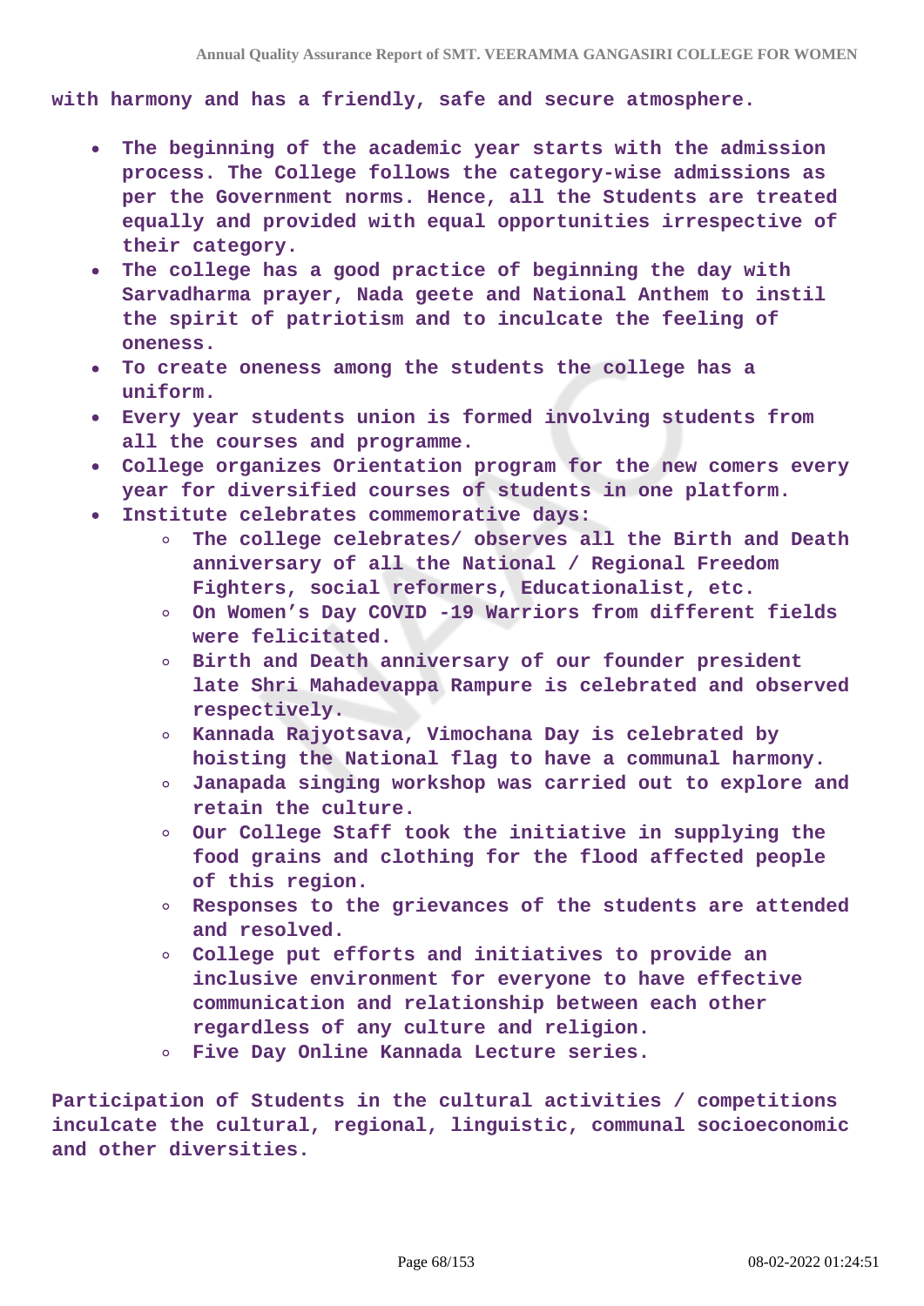**with harmony and has a friendly, safe and secure atmosphere.**

- **The beginning of the academic year starts with the admission process. The College follows the category-wise admissions as per the Government norms. Hence, all the Students are treated equally and provided with equal opportunities irrespective of their category.**
- **The college has a good practice of beginning the day with Sarvadharma prayer, Nada geete and National Anthem to instil the spirit of patriotism and to inculcate the feeling of oneness.**
- **To create oneness among the students the college has a uniform.**
- **Every year students union is formed involving students from all the courses and programme.**
- **College organizes Orientation program for the new comers every year for diversified courses of students in one platform.**
- **Institute celebrates commemorative days:**
  - **The college celebrates/ observes all the Birth and Death anniversary of all the National / Regional Freedom Fighters, social reformers, Educationalist, etc.**
  - **On Women's Day COVID -19 Warriors from different fields were felicitated.**
  - **Birth and Death anniversary of our founder president late Shri Mahadevappa Rampure is celebrated and observed respectively.**
  - **Kannada Rajyotsava, Vimochana Day is celebrated by hoisting the National flag to have a communal harmony.**
  - **Janapada singing workshop was carried out to explore and retain the culture.**
  - **Our College Staff took the initiative in supplying the food grains and clothing for the flood affected people of this region.**
  - **Responses to the grievances of the students are attended and resolved.**
  - **College put efforts and initiatives to provide an inclusive environment for everyone to have effective communication and relationship between each other regardless of any culture and religion.**
  - **Five Day Online Kannada Lecture series.**

**Participation of Students in the cultural activities / competitions inculcate the cultural, regional, linguistic, communal socioeconomic and other diversities.**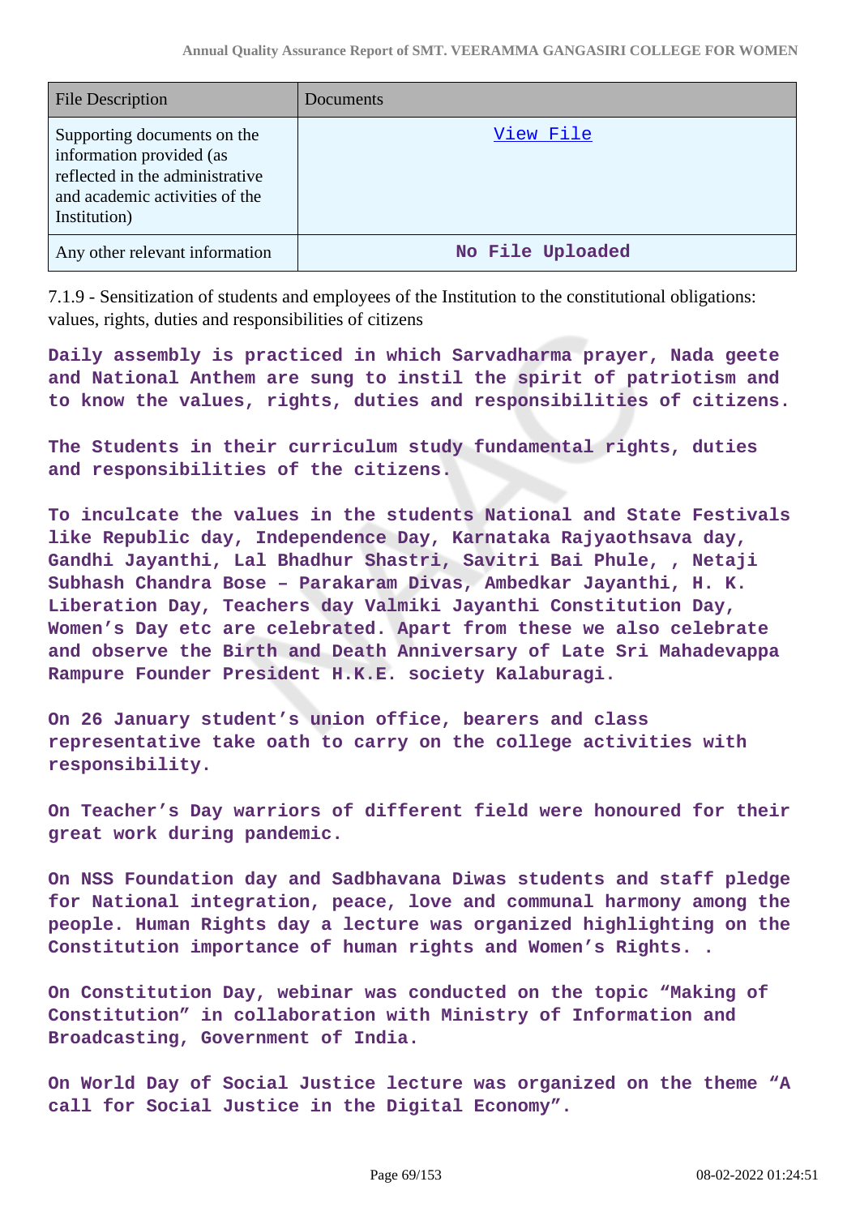| File Description | Documents |
| --- | --- |
| Supporting documents on the information provided (as reflected in the administrative and academic activities of the Institution) | View File |
| Any other relevant information | No File Uploaded |

7.1.9 - Sensitization of students and employees of the Institution to the constitutional obligations: values, rights, duties and responsibilities of citizens

**Daily assembly is practiced in which Sarvadharma prayer, Nada geete and National Anthem are sung to instil the spirit of patriotism and to know the values, rights, duties and responsibilities of citizens.**

**The Students in their curriculum study fundamental rights, duties and responsibilities of the citizens.**

**To inculcate the values in the students National and State Festivals like Republic day, Independence Day, Karnataka Rajyaothsava day, Gandhi Jayanthi, Lal Bhadhur Shastri, Savitri Bai Phule, , Netaji Subhash Chandra Bose – Parakaram Divas, Ambedkar Jayanthi, H. K. Liberation Day, Teachers day Valmiki Jayanthi Constitution Day, Women's Day etc are celebrated. Apart from these we also celebrate and observe the Birth and Death Anniversary of Late Sri Mahadevappa Rampure Founder President H.K.E. society Kalaburagi.**

**On 26 January student's union office, bearers and class representative take oath to carry on the college activities with responsibility.**

**On Teacher's Day warriors of different field were honoured for their great work during pandemic.**

**On NSS Foundation day and Sadbhavana Diwas students and staff pledge for National integration, peace, love and communal harmony among the people. Human Rights day a lecture was organized highlighting on the Constitution importance of human rights and Women's Rights. .**

**On Constitution Day, webinar was conducted on the topic "Making of Constitution" in collaboration with Ministry of Information and Broadcasting, Government of India.**

**On World Day of Social Justice lecture was organized on the theme "A call for Social Justice in the Digital Economy".**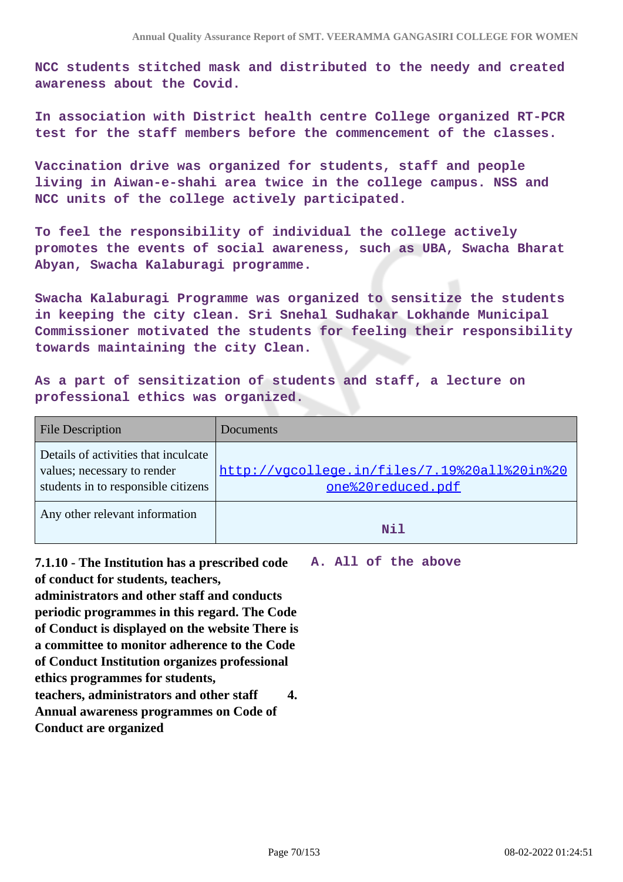NCC students stitched mask and distributed to the needy and created awareness about the Covid.

In association with District health centre College organized RT-PCR test for the staff members before the commencement of the classes.

Vaccination drive was organized for students, staff and people living in Aiwan-e-shahi area twice in the college campus. NSS and NCC units of the college actively participated.

To feel the responsibility of individual the college actively promotes the events of social awareness, such as UBA, Swacha Bharat Abyan, Swacha Kalaburagi programme.

Swacha Kalaburagi Programme was organized to sensitize the students in keeping the city clean. Sri Snehal Sudhakar Lokhande Municipal Commissioner motivated the students for feeling their responsibility towards maintaining the city Clean.

As a part of sensitization of students and staff, a lecture on professional ethics was organized.

| File Description | Documents |
| --- | --- |
| Details of activities that inculcate values; necessary to render students in to responsible citizens | http://vgcollege.in/files/7.19%20all%20in%20one%20reduced.pdf |
| Any other relevant information | Nil |

**7.1.10 - The Institution has a prescribed code of conduct for students, teachers, administrators and other staff and conducts periodic programmes in this regard. The Code of Conduct is displayed on the website There is a committee to monitor adherence to the Code of Conduct Institution organizes professional ethics programmes for students, teachers, administrators and other staff 4. Annual awareness programmes on Code of Conduct are organized**

A. All of the above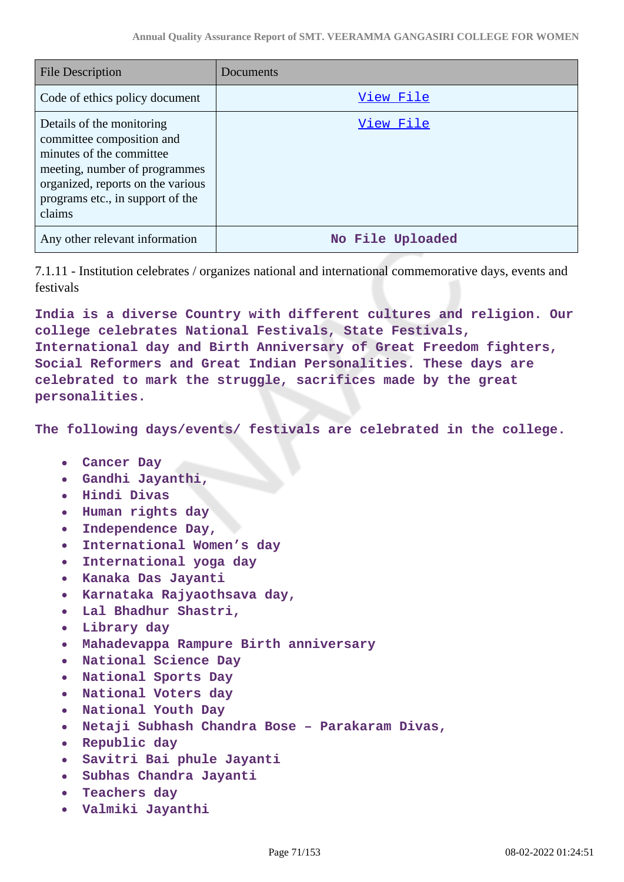| File Description | Documents |
| --- | --- |
| Code of ethics policy document | View File |
| Details of the monitoring committee composition and minutes of the committee meeting, number of programmes organized, reports on the various programs etc., in support of the claims | View File |
| Any other relevant information | No File Uploaded |

7.1.11 - Institution celebrates / organizes national and international commemorative days, events and festivals

**India is a diverse Country with different cultures and religion. Our college celebrates National Festivals, State Festivals, International day and Birth Anniversary of Great Freedom fighters, Social Reformers and Great Indian Personalities. These days are celebrated to mark the struggle, sacrifices made by the great personalities.**

**The following days/events/ festivals are celebrated in the college.**

- **Cancer Day**
- **Gandhi Jayanthi,**
- **Hindi Divas**
- **Human rights day**
- **Independence Day,**
- **International Women's day**
- **International yoga day**
- **Kanaka Das Jayanti**
- **Karnataka Rajyaothsava day,**
- **Lal Bhadhur Shastri,**
- **Library day**
- **Mahadevappa Rampure Birth anniversary**
- **National Science Day**
- **National Sports Day**
- **National Voters day**
- **National Youth Day**
- **Netaji Subhash Chandra Bose – Parakaram Divas,**
- **Republic day**
- **Savitri Bai phule Jayanti**
- **Subhas Chandra Jayanti**
- **Teachers day**
- **Valmiki Jayanthi**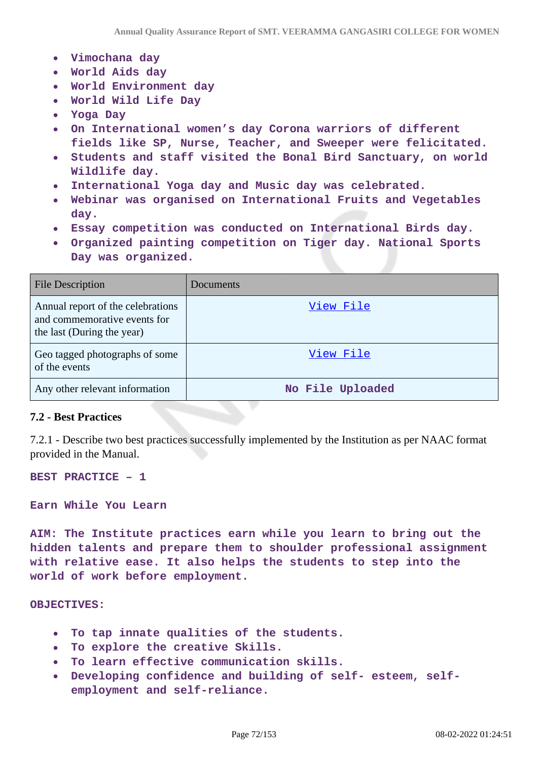- Vimochana day
- World Aids day
- World Environment day
- World Wild Life Day
- Yoga Day
- On International women's day Corona warriors of different fields like SP, Nurse, Teacher, and Sweeper were felicitated.
- Students and staff visited the Bonal Bird Sanctuary, on world Wildlife day.
- International Yoga day and Music day was celebrated.
- Webinar was organised on International Fruits and Vegetables day.
- Essay competition was conducted on International Birds day.
- Organized painting competition on Tiger day. National Sports Day was organized.

| File Description | Documents |
|---|---|
| Annual report of the celebrations and commemorative events for the last (During the year) | View File |
| Geo tagged photographs of some of the events | View File |
| Any other relevant information | No File Uploaded |

### 7.2 - Best Practices

7.2.1 - Describe two best practices successfully implemented by the Institution as per NAAC format provided in the Manual.

**BEST PRACTICE – 1**

**Earn While You Learn**

**AIM: The Institute practices earn while you learn to bring out the hidden talents and prepare them to shoulder professional assignment with relative ease. It also helps the students to step into the world of work before employment.**

**OBJECTIVES:**

- To tap innate qualities of the students.
- To explore the creative Skills.
- To learn effective communication skills.
- Developing confidence and building of self- esteem, self- employment and self-reliance.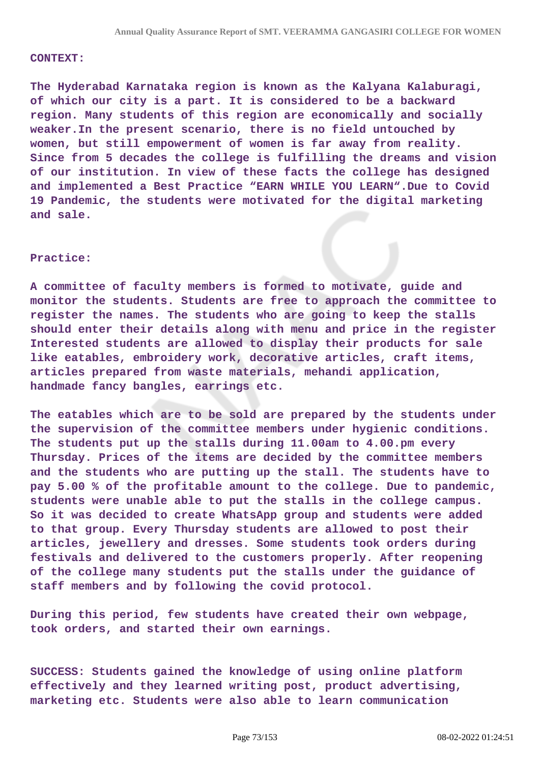**CONTEXT:**

**The Hyderabad Karnataka region is known as the Kalyana Kalaburagi, of which our city is a part. It is considered to be a backward region. Many students of this region are economically and socially weaker.In the present scenario, there is no field untouched by women, but still empowerment of women is far away from reality. Since from 5 decades the college is fulfilling the dreams and vision of our institution. In view of these facts the college has designed and implemented a Best Practice "EARN WHILE YOU LEARN".Due to Covid 19 Pandemic, the students were motivated for the digital marketing and sale.**

**Practice:**

**A committee of faculty members is formed to motivate, guide and monitor the students. Students are free to approach the committee to register the names. The students who are going to keep the stalls should enter their details along with menu and price in the register Interested students are allowed to display their products for sale like eatables, embroidery work, decorative articles, craft items, articles prepared from waste materials, mehandi application, handmade fancy bangles, earrings etc.**

**The eatables which are to be sold are prepared by the students under the supervision of the committee members under hygienic conditions. The students put up the stalls during 11.00am to 4.00.pm every Thursday. Prices of the items are decided by the committee members and the students who are putting up the stall. The students have to pay 5.00 % of the profitable amount to the college. Due to pandemic, students were unable able to put the stalls in the college campus. So it was decided to create WhatsApp group and students were added to that group. Every Thursday students are allowed to post their articles, jewellery and dresses. Some students took orders during festivals and delivered to the customers properly. After reopening of the college many students put the stalls under the guidance of staff members and by following the covid protocol.**

**During this period, few students have created their own webpage, took orders, and started their own earnings.**

**SUCCESS: Students gained the knowledge of using online platform effectively and they learned writing post, product advertising, marketing etc. Students were also able to learn communication**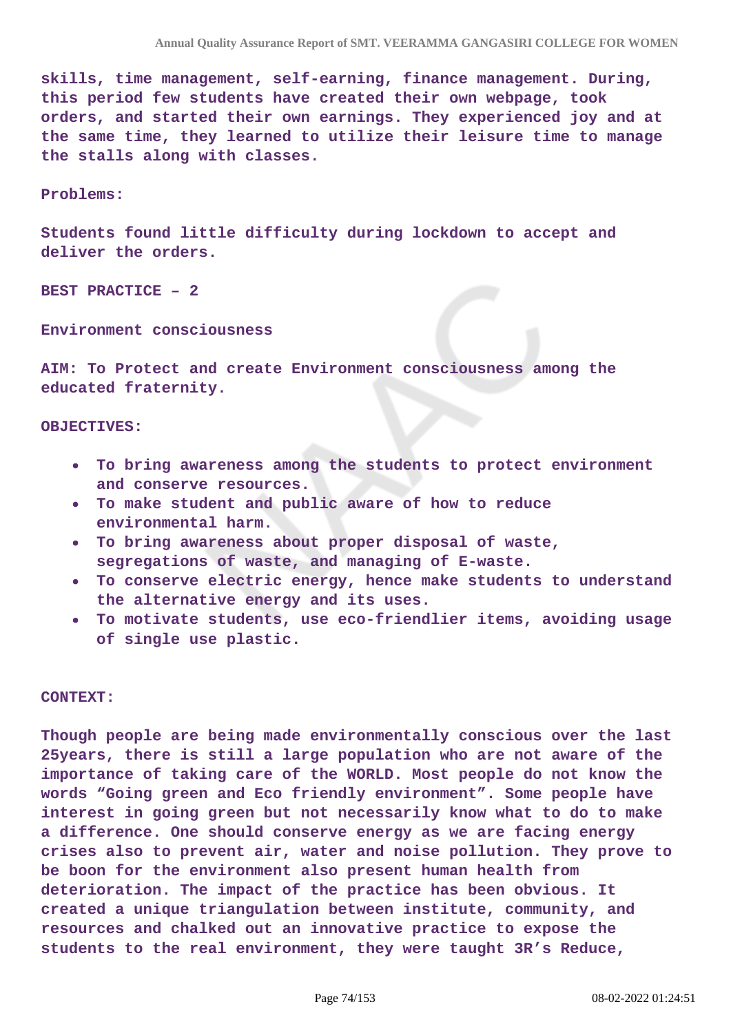**skills, time management, self-earning, finance management. During, this period few students have created their own webpage, took orders, and started their own earnings. They experienced joy and at the same time, they learned to utilize their leisure time to manage the stalls along with classes.**

**Problems:**

**Students found little difficulty during lockdown to accept and deliver the orders.**

**BEST PRACTICE – 2**

**Environment consciousness**

**AIM: To Protect and create Environment consciousness among the educated fraternity.**

**OBJECTIVES:**

- **To bring awareness among the students to protect environment and conserve resources.**
- **To make student and public aware of how to reduce environmental harm.**
- **To bring awareness about proper disposal of waste, segregations of waste, and managing of E-waste.**
- **To conserve electric energy, hence make students to understand the alternative energy and its uses.**
- **To motivate students, use eco-friendlier items, avoiding usage of single use plastic.**

**CONTEXT:**

**Though people are being made environmentally conscious over the last 25years, there is still a large population who are not aware of the importance of taking care of the WORLD. Most people do not know the words “Going green and Eco friendly environment”. Some people have interest in going green but not necessarily know what to do to make a difference. One should conserve energy as we are facing energy crises also to prevent air, water and noise pollution. They prove to be boon for the environment also present human health from deterioration. The impact of the practice has been obvious. It created a unique triangulation between institute, community, and resources and chalked out an innovative practice to expose the students to the real environment, they were taught 3R’s Reduce,**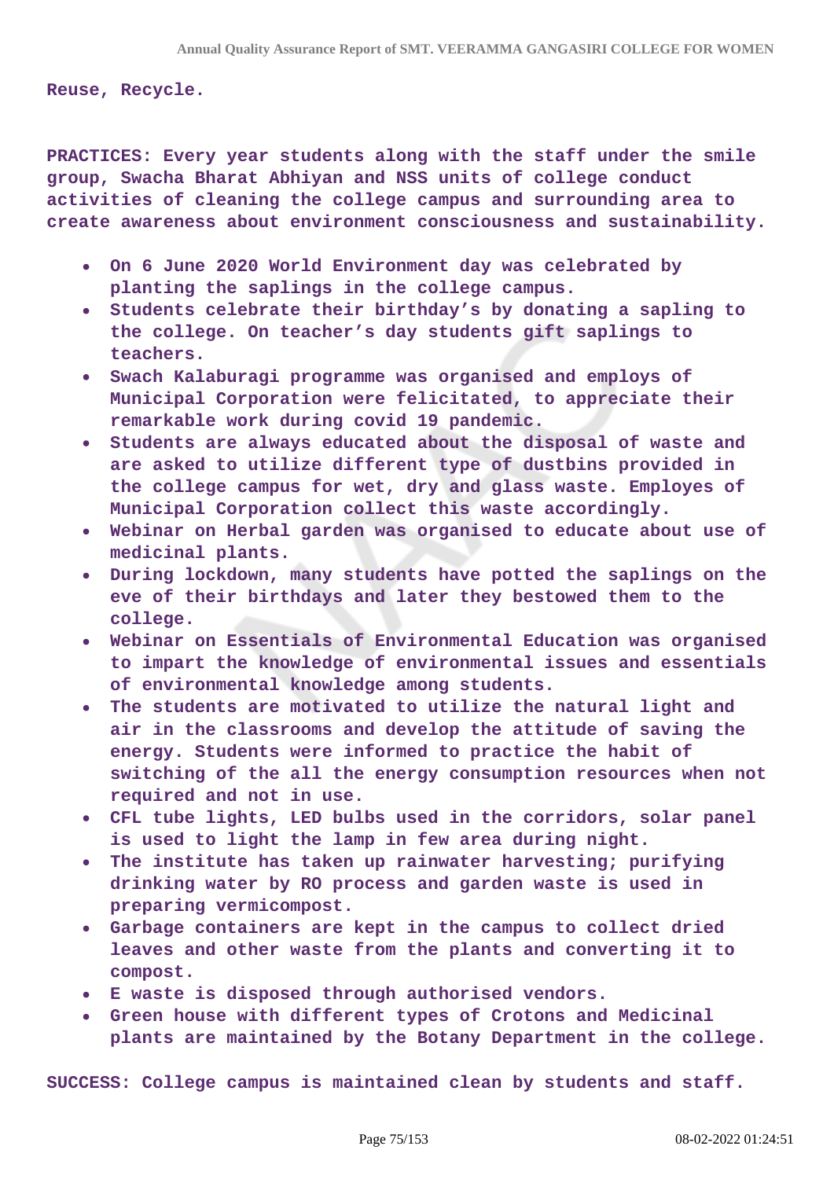**Reuse, Recycle.**

**PRACTICES: Every year students along with the staff under the smile group, Swacha Bharat Abhiyan and NSS units of college conduct activities of cleaning the college campus and surrounding area to create awareness about environment consciousness and sustainability.**

- **On 6 June 2020 World Environment day was celebrated by planting the saplings in the college campus.**
- **Students celebrate their birthday's by donating a sapling to the college. On teacher's day students gift saplings to teachers.**
- **Swach Kalaburagi programme was organised and employs of Municipal Corporation were felicitated, to appreciate their remarkable work during covid 19 pandemic.**
- **Students are always educated about the disposal of waste and are asked to utilize different type of dustbins provided in the college campus for wet, dry and glass waste. Employes of Municipal Corporation collect this waste accordingly.**
- **Webinar on Herbal garden was organised to educate about use of medicinal plants.**
- **During lockdown, many students have potted the saplings on the eve of their birthdays and later they bestowed them to the college.**
- **Webinar on Essentials of Environmental Education was organised to impart the knowledge of environmental issues and essentials of environmental knowledge among students.**
- **The students are motivated to utilize the natural light and air in the classrooms and develop the attitude of saving the energy. Students were informed to practice the habit of switching of the all the energy consumption resources when not required and not in use.**
- **CFL tube lights, LED bulbs used in the corridors, solar panel is used to light the lamp in few area during night.**
- **The institute has taken up rainwater harvesting; purifying drinking water by RO process and garden waste is used in preparing vermicompost.**
- **Garbage containers are kept in the campus to collect dried leaves and other waste from the plants and converting it to compost.**
- **E waste is disposed through authorised vendors.**
- **Green house with different types of Crotons and Medicinal plants are maintained by the Botany Department in the college.**

**SUCCESS: College campus is maintained clean by students and staff.**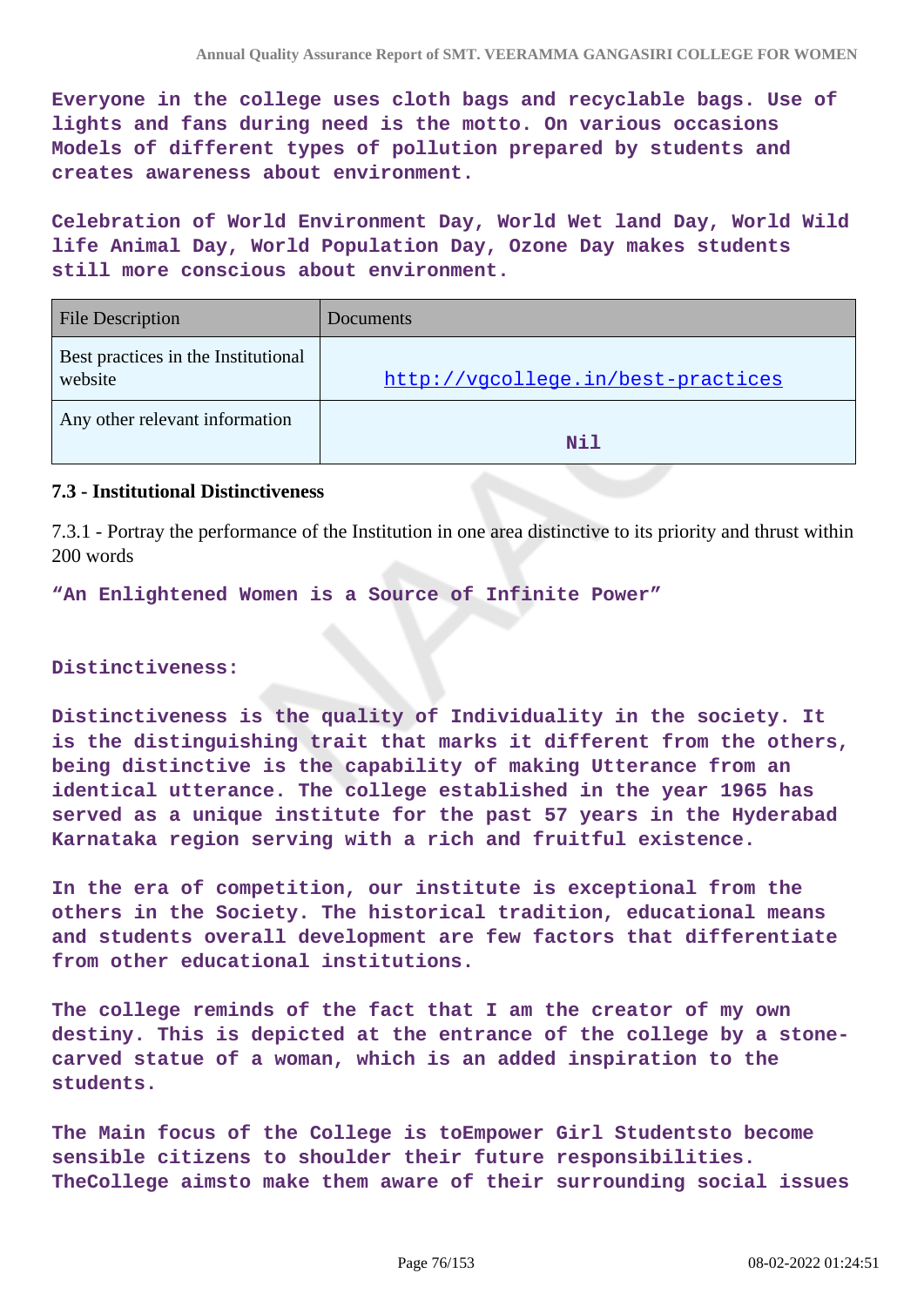Everyone in the college uses cloth bags and recyclable bags. Use of lights and fans during need is the motto. On various occasions Models of different types of pollution prepared by students and creates awareness about environment.

Celebration of World Environment Day, World Wet land Day, World Wild life Animal Day, World Population Day, Ozone Day makes students still more conscious about environment.

| File Description | Documents |
|---|---|
| Best practices in the Institutional website | http://vgcollege.in/best-practices |
| Any other relevant information | Nil |

**7.3 - Institutional Distinctiveness**

7.3.1 - Portray the performance of the Institution in one area distinctive to its priority and thrust within 200 words

"An Enlightened Women is a Source of Infinite Power"

Distinctiveness:

Distinctiveness is the quality of Individuality in the society. It is the distinguishing trait that marks it different from the others, being distinctive is the capability of making Utterance from an identical utterance. The college established in the year 1965 has served as a unique institute for the past 57 years in the Hyderabad Karnataka region serving with a rich and fruitful existence.

In the era of competition, our institute is exceptional from the others in the Society. The historical tradition, educational means and students overall development are few factors that differentiate from other educational institutions.

The college reminds of the fact that I am the creator of my own destiny. This is depicted at the entrance of the college by a stone-carved statue of a woman, which is an added inspiration to the students.

The Main focus of the College is toEmpower Girl Studentsto become sensible citizens to shoulder their future responsibilities. TheCollege aimsto make them aware of their surrounding social issues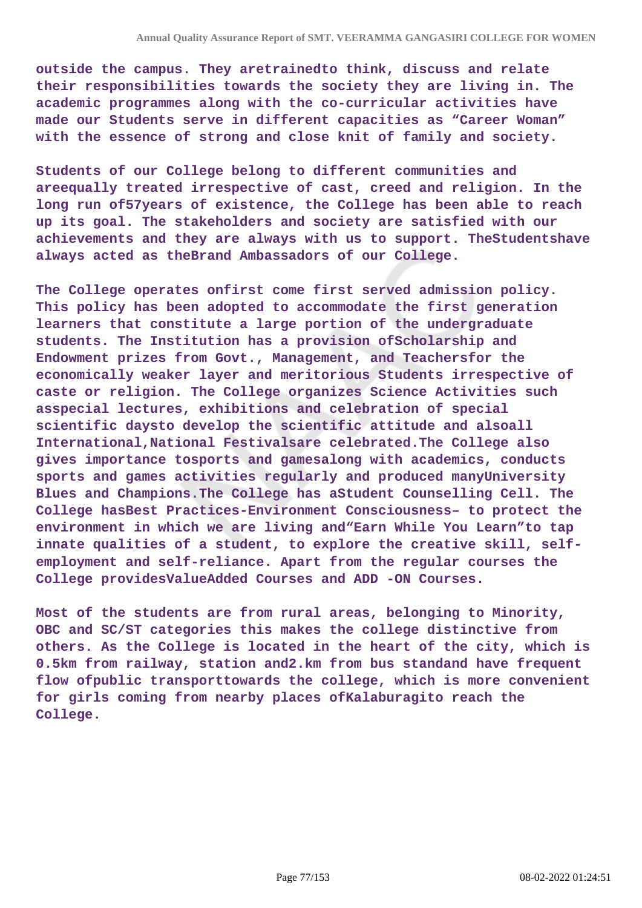**outside the campus. They aretrainedto think, discuss and relate their responsibilities towards the society they are living in. The academic programmes along with the co-curricular activities have made our Students serve in different capacities as "Career Woman" with the essence of strong and close knit of family and society.**

**Students of our College belong to different communities and areequally treated irrespective of cast, creed and religion. In the long run of57years of existence, the College has been able to reach up its goal. The stakeholders and society are satisfied with our achievements and they are always with us to support. TheStudentshave always acted as theBrand Ambassadors of our College.**

**The College operates onfirst come first served admission policy. This policy has been adopted to accommodate the first generation learners that constitute a large portion of the undergraduate students. The Institution has a provision ofScholarship and Endowment prizes from Govt., Management, and Teachersfor the economically weaker layer and meritorious Students irrespective of caste or religion. The College organizes Science Activities such asspecial lectures, exhibitions and celebration of special scientific daysto develop the scientific attitude and alsoall International,National Festivalsare celebrated.The College also gives importance tosports and gamesalong with academics, conducts sports and games activities regularly and produced manyUniversity Blues and Champions.The College has aStudent Counselling Cell. The College hasBest Practices-Environment Consciousness– to protect the environment in which we are living and"Earn While You Learn"to tap innate qualities of a student, to explore the creative skill, self-employment and self-reliance. Apart from the regular courses the College providesValueAdded Courses and ADD -ON Courses.**

**Most of the students are from rural areas, belonging to Minority, OBC and SC/ST categories this makes the college distinctive from others. As the College is located in the heart of the city, which is 0.5km from railway, station and2.km from bus standand have frequent flow ofpublic transporttowards the college, which is more convenient for girls coming from nearby places ofKalaburagito reach the College.**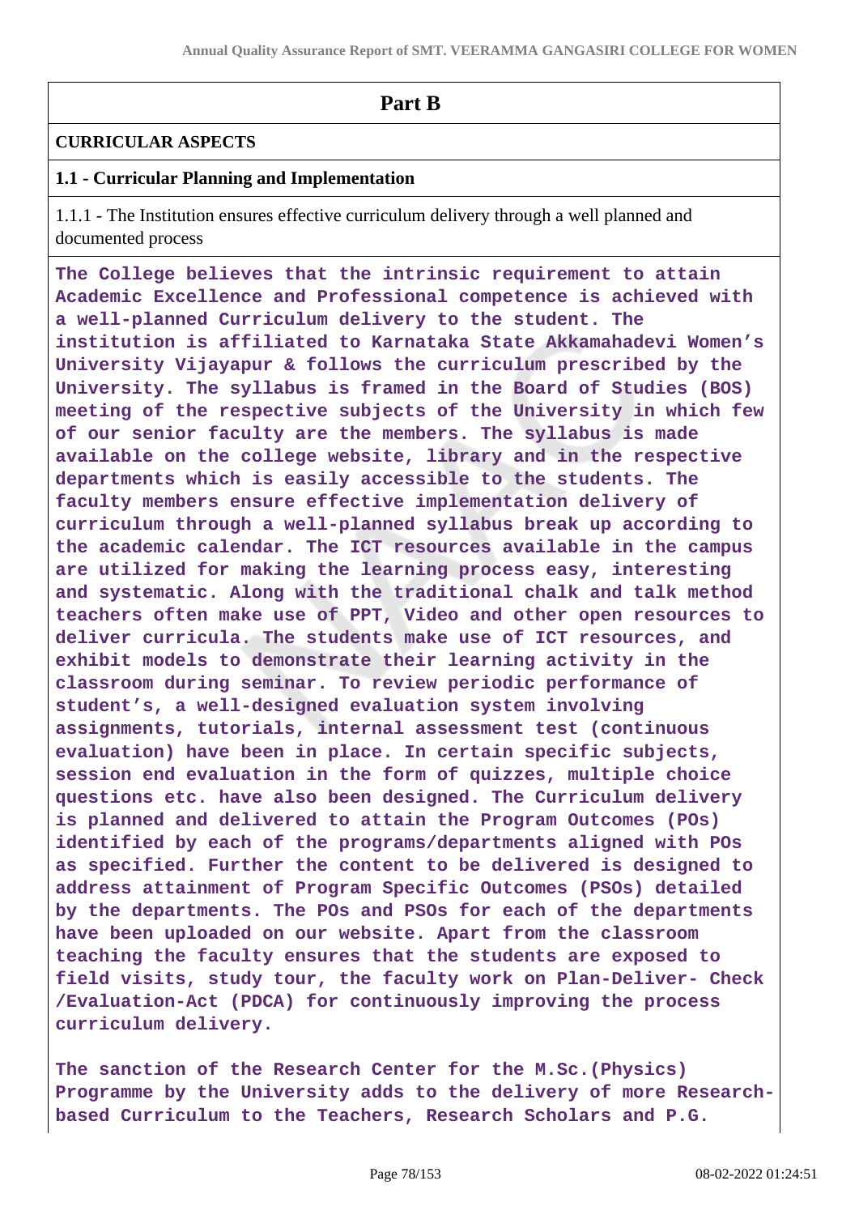## Part B

**CURRICULAR ASPECTS**

**1.1 - Curricular Planning and Implementation**

1.1.1 - The Institution ensures effective curriculum delivery through a well planned and documented process

**The College believes that the intrinsic requirement to attain Academic Excellence and Professional competence is achieved with a well-planned Curriculum delivery to the student. The institution is affiliated to Karnataka State Akkamahadevi Women's University Vijayapur & follows the curriculum prescribed by the University. The syllabus is framed in the Board of Studies (BOS) meeting of the respective subjects of the University in which few of our senior faculty are the members. The syllabus is made available on the college website, library and in the respective departments which is easily accessible to the students. The faculty members ensure effective implementation delivery of curriculum through a well-planned syllabus break up according to the academic calendar. The ICT resources available in the campus are utilized for making the learning process easy, interesting and systematic. Along with the traditional chalk and talk method teachers often make use of PPT, Video and other open resources to deliver curricula. The students make use of ICT resources, and exhibit models to demonstrate their learning activity in the classroom during seminar. To review periodic performance of student's, a well-designed evaluation system involving assignments, tutorials, internal assessment test (continuous evaluation) have been in place. In certain specific subjects, session end evaluation in the form of quizzes, multiple choice questions etc. have also been designed. The Curriculum delivery is planned and delivered to attain the Program Outcomes (POs) identified by each of the programs/departments aligned with POs as specified. Further the content to be delivered is designed to address attainment of Program Specific Outcomes (PSOs) detailed by the departments. The POs and PSOs for each of the departments have been uploaded on our website. Apart from the classroom teaching the faculty ensures that the students are exposed to field visits, study tour, the faculty work on Plan-Deliver- Check /Evaluation-Act (PDCA) for continuously improving the process curriculum delivery.**

**The sanction of the Research Center for the M.Sc.(Physics) Programme by the University adds to the delivery of more Research-based Curriculum to the Teachers, Research Scholars and P.G.**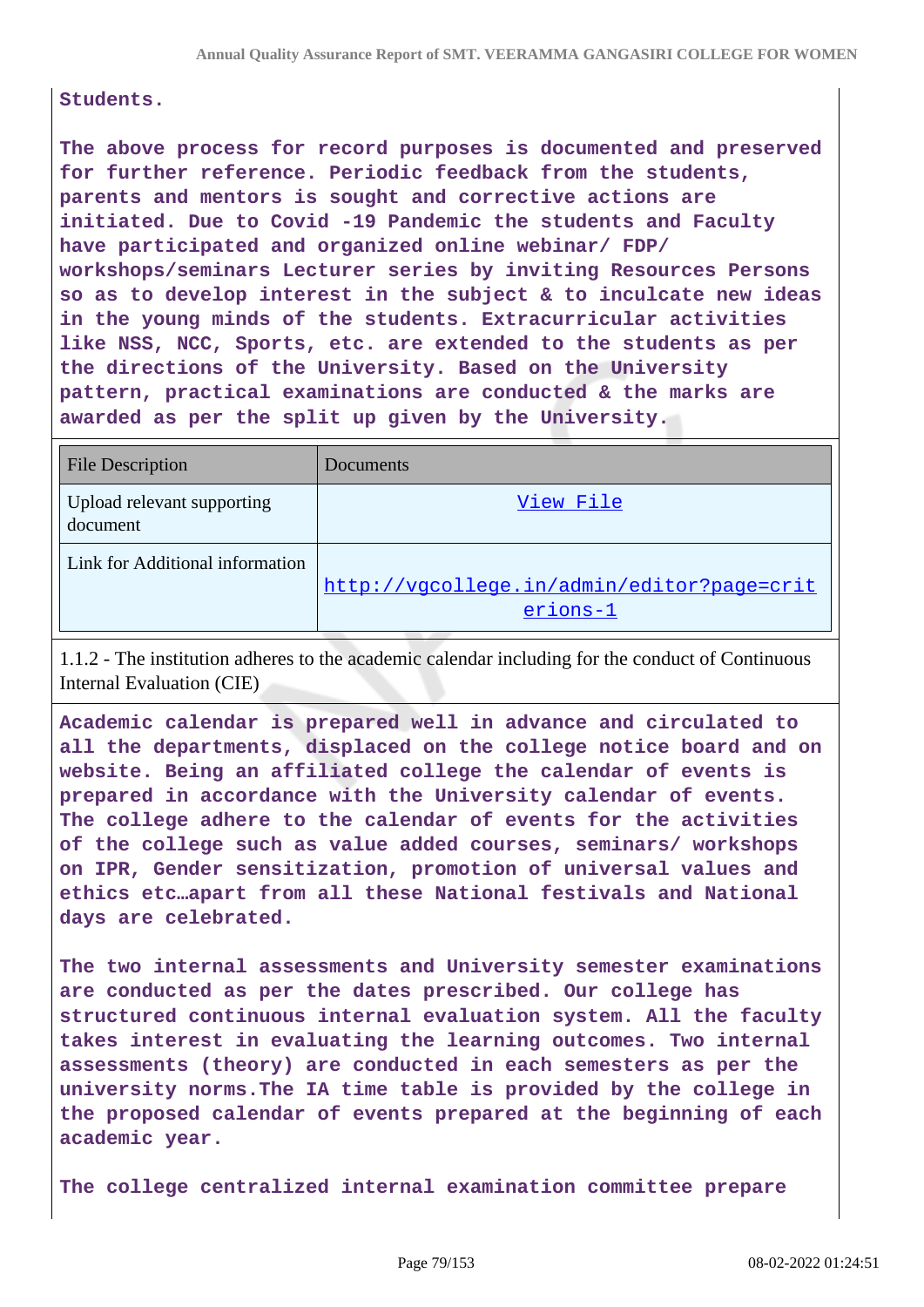Students.

The above process for record purposes is documented and preserved for further reference. Periodic feedback from the students, parents and mentors is sought and corrective actions are initiated. Due to Covid -19 Pandemic the students and Faculty have participated and organized online webinar/ FDP/ workshops/seminars Lecturer series by inviting Resources Persons so as to develop interest in the subject & to inculcate new ideas in the young minds of the students. Extracurricular activities like NSS, NCC, Sports, etc. are extended to the students as per the directions of the University. Based on the University pattern, practical examinations are conducted & the marks are awarded as per the split up given by the University.

| File Description | Documents |
| --- | --- |
| Upload relevant supporting document | View File |
| Link for Additional information | http://vgcollege.in/admin/editor?page=criterions-1 |

1.1.2 - The institution adheres to the academic calendar including for the conduct of Continuous Internal Evaluation (CIE)

Academic calendar is prepared well in advance and circulated to all the departments, displaced on the college notice board and on website. Being an affiliated college the calendar of events is prepared in accordance with the University calendar of events. The college adhere to the calendar of events for the activities of the college such as value added courses, seminars/ workshops on IPR, Gender sensitization, promotion of universal values and ethics etc…apart from all these National festivals and National days are celebrated.

The two internal assessments and University semester examinations are conducted as per the dates prescribed. Our college has structured continuous internal evaluation system. All the faculty takes interest in evaluating the learning outcomes. Two internal assessments (theory) are conducted in each semesters as per the university norms.The IA time table is provided by the college in the proposed calendar of events prepared at the beginning of each academic year.

The college centralized internal examination committee prepare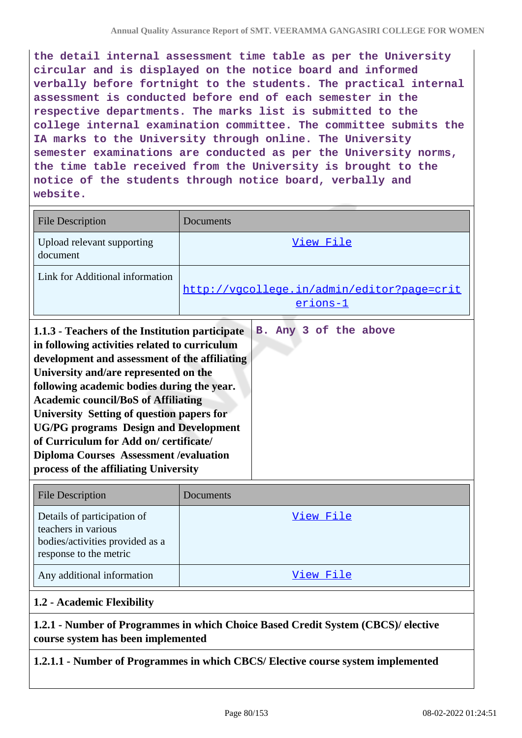the detail internal assessment time table as per the University circular and is displayed on the notice board and informed verbally before fortnight to the students. The practical internal assessment is conducted before end of each semester in the respective departments. The marks list is submitted to the college internal examination committee. The committee submits the IA marks to the University through online. The University semester examinations are conducted as per the University norms, the time table received from the University is brought to the notice of the students through notice board, verbally and website.

| File Description | Documents |
|---|---|
| Upload relevant supporting document | View File |
| Link for Additional information | http://vgcollege.in/admin/editor?page=criterions-1 |

| **1.1.3 - Teachers of the Institution participate in following activities related to curriculum development and assessment of the affiliating University and/are represented on the following academic bodies during the year. Academic council/BoS of Affiliating University Setting of question papers for UG/PG programs Design and Development of Curriculum for Add on/ certificate/ Diploma Courses Assessment /evaluation process of the affiliating University** | B. Any 3 of the above |
|---|---|

| File Description | Documents |
|---|---|
| Details of participation of teachers in various bodies/activities provided as a response to the metric | View File |
| Any additional information | View File |

**1.2 - Academic Flexibility**

**1.2.1 - Number of Programmes in which Choice Based Credit System (CBCS)/ elective course system has been implemented**

**1.2.1.1 - Number of Programmes in which CBCS/ Elective course system implemented**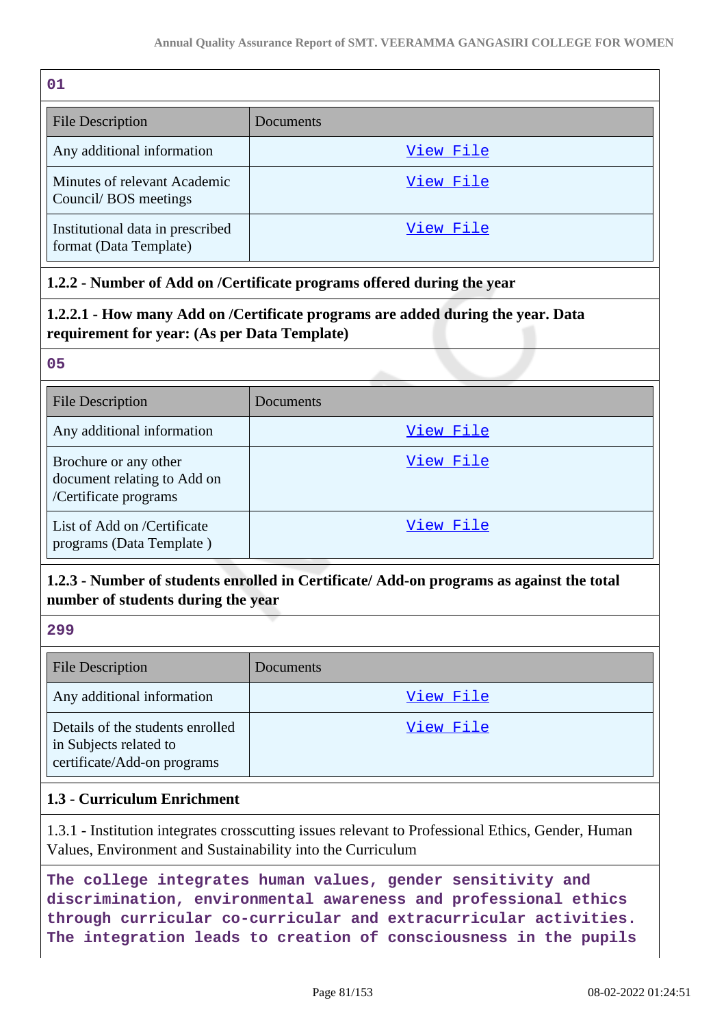01

| File Description | Documents |
|---|---|
| Any additional information | View File |
| Minutes of relevant Academic Council/ BOS meetings | View File |
| Institutional data in prescribed format (Data Template) | View File |

**1.2.2 - Number of Add on /Certificate programs offered during the year**

**1.2.2.1 - How many Add on /Certificate programs are added during the year. Data requirement for year: (As per Data Template)**

05

| File Description | Documents |
|---|---|
| Any additional information | View File |
| Brochure or any other document relating to Add on /Certificate programs | View File |
| List of Add on /Certificate programs (Data Template ) | View File |

**1.2.3 - Number of students enrolled in Certificate/ Add-on programs as against the total number of students during the year**

299

| File Description | Documents |
|---|---|
| Any additional information | View File |
| Details of the students enrolled in Subjects related to certificate/Add-on programs | View File |

**1.3 - Curriculum Enrichment**

1.3.1 - Institution integrates crosscutting issues relevant to Professional Ethics, Gender, Human Values, Environment and Sustainability into the Curriculum

The college integrates human values, gender sensitivity and discrimination, environmental awareness and professional ethics through curricular co-curricular and extracurricular activities. The integration leads to creation of consciousness in the pupils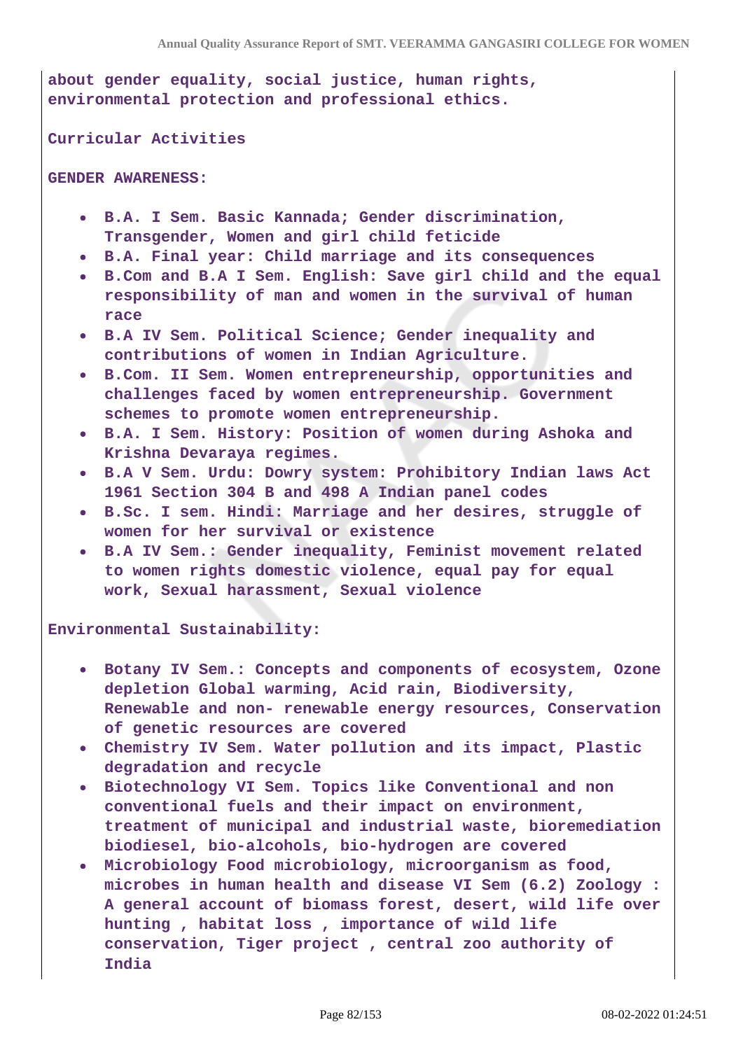about gender equality, social justice, human rights, environmental protection and professional ethics.

Curricular Activities

GENDER AWARENESS:

- B.A. I Sem. Basic Kannada; Gender discrimination, Transgender, Women and girl child feticide
- B.A. Final year: Child marriage and its consequences
- B.Com and B.A I Sem. English: Save girl child and the equal responsibility of man and women in the survival of human race
- B.A IV Sem. Political Science; Gender inequality and contributions of women in Indian Agriculture.
- B.Com. II Sem. Women entrepreneurship, opportunities and challenges faced by women entrepreneurship. Government schemes to promote women entrepreneurship.
- B.A. I Sem. History: Position of women during Ashoka and Krishna Devaraya regimes.
- B.A V Sem. Urdu: Dowry system: Prohibitory Indian laws Act 1961 Section 304 B and 498 A Indian panel codes
- B.Sc. I sem. Hindi: Marriage and her desires, struggle of women for her survival or existence
- B.A IV Sem.: Gender inequality, Feminist movement related to women rights domestic violence, equal pay for equal work, Sexual harassment, Sexual violence

Environmental Sustainability:

- Botany IV Sem.: Concepts and components of ecosystem, Ozone depletion Global warming, Acid rain, Biodiversity, Renewable and non- renewable energy resources, Conservation of genetic resources are covered
- Chemistry IV Sem. Water pollution and its impact, Plastic degradation and recycle
- Biotechnology VI Sem. Topics like Conventional and non conventional fuels and their impact on environment, treatment of municipal and industrial waste, bioremediation biodiesel, bio-alcohols, bio-hydrogen are covered
- Microbiology Food microbiology, microorganism as food, microbes in human health and disease VI Sem (6.2) Zoology : A general account of biomass forest, desert, wild life over hunting , habitat loss , importance of wild life conservation, Tiger project , central zoo authority of India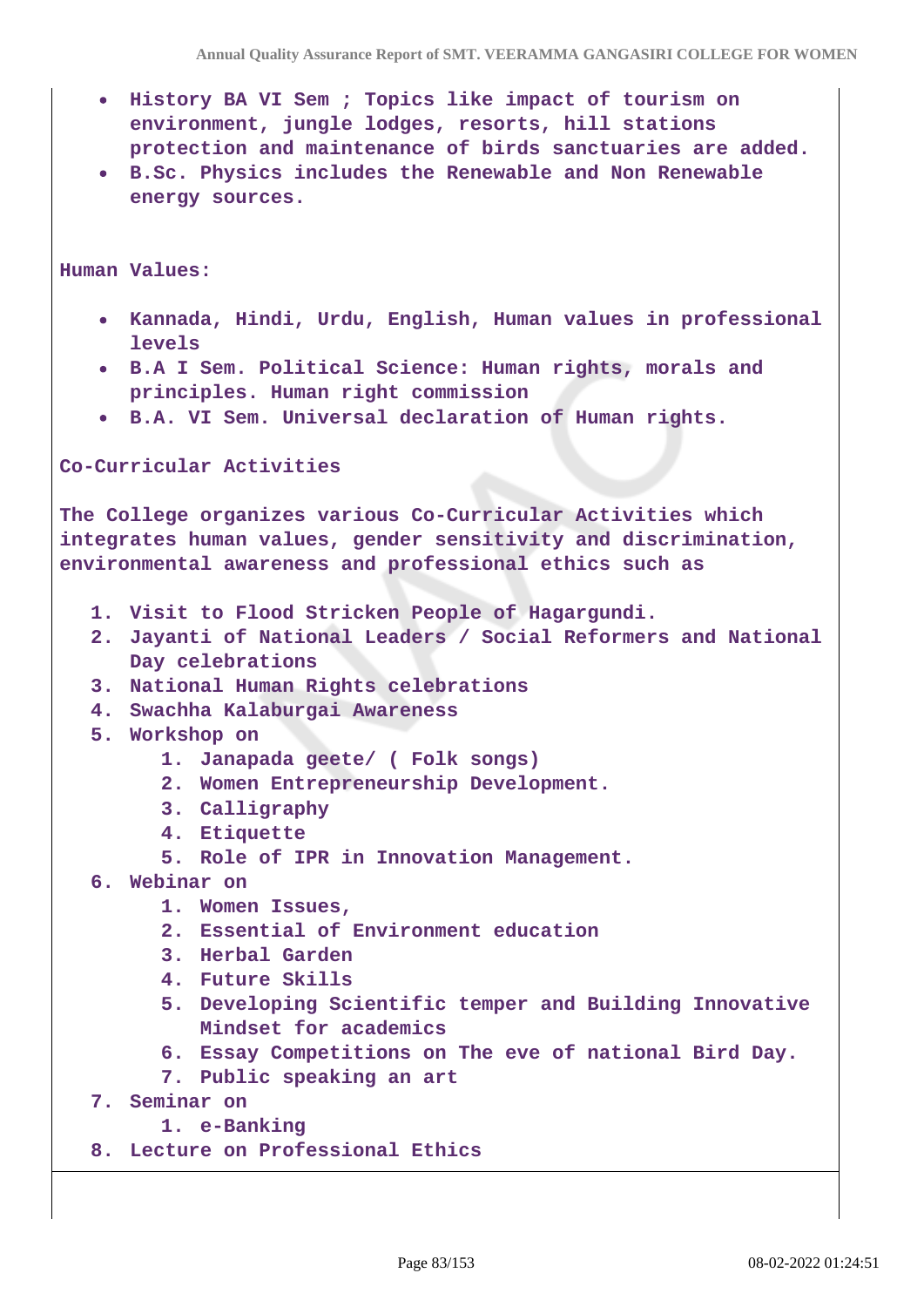- History BA VI Sem ; Topics like impact of tourism on environment, jungle lodges, resorts, hill stations protection and maintenance of birds sanctuaries are added.
- B.Sc. Physics includes the Renewable and Non Renewable energy sources.

**Human Values:**

- Kannada, Hindi, Urdu, English, Human values in professional levels
- B.A I Sem. Political Science: Human rights, morals and principles. Human right commission
- B.A. VI Sem. Universal declaration of Human rights.

**Co-Curricular Activities**

The College organizes various Co-Curricular Activities which integrates human values, gender sensitivity and discrimination, environmental awareness and professional ethics such as

1. Visit to Flood Stricken People of Hagargundi.
2. Jayanti of National Leaders / Social Reformers and National Day celebrations
3. National Human Rights celebrations
4. Swachha Kalaburgai Awareness
5. Workshop on
    1. Janapada geete/ ( Folk songs)
    2. Women Entrepreneurship Development.
    3. Calligraphy
    4. Etiquette
    5. Role of IPR in Innovation Management.
6. Webinar on
    1. Women Issues,
    2. Essential of Environment education
    3. Herbal Garden
    4. Future Skills
    5. Developing Scientific temper and Building Innovative Mindset for academics
    6. Essay Competitions on The eve of national Bird Day.
    7. Public speaking an art
7. Seminar on
    1. e-Banking
8. Lecture on Professional Ethics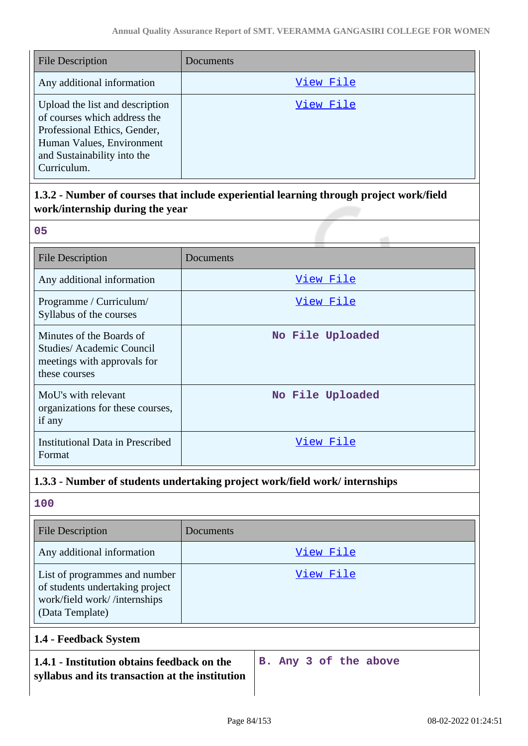| File Description | Documents |
|---|---|
| Any additional information | View File |
| Upload the list and description of courses which address the Professional Ethics, Gender, Human Values, Environment and Sustainability into the Curriculum. | View File |

**1.3.2 - Number of courses that include experiential learning through project work/field work/internship during the year**

05

| File Description | Documents |
|---|---|
| Any additional information | View File |
| Programme / Curriculum/ Syllabus of the courses | View File |
| Minutes of the Boards of Studies/ Academic Council meetings with approvals for these courses | No File Uploaded |
| MoU's with relevant organizations for these courses, if any | No File Uploaded |
| Institutional Data in Prescribed Format | View File |

**1.3.3 - Number of students undertaking project work/field work/ internships**

100

| File Description | Documents |
|---|---|
| Any additional information | View File |
| List of programmes and number of students undertaking project work/field work/ /internships (Data Template) | View File |

**1.4 - Feedback System**

| **1.4.1 - Institution obtains feedback on the syllabus and its transaction at the institution** | B. Any 3 of the above |
|---|---|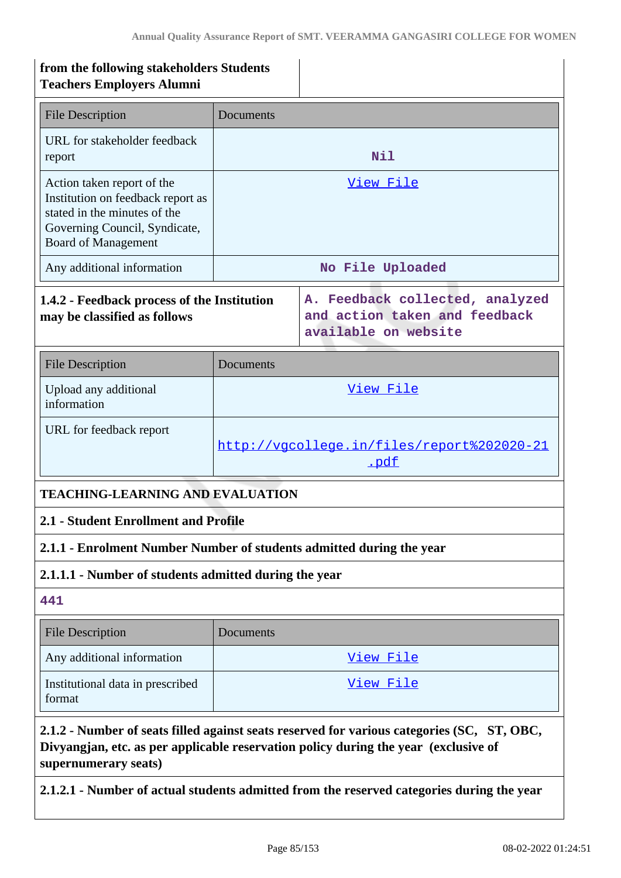| from the following stakeholders Students Teachers Employers Alumni | |
|---|---|

| File Description | Documents |
|---|---|
| URL for stakeholder feedback report | Nil |
| Action taken report of the Institution on feedback report as stated in the minutes of the Governing Council, Syndicate, Board of Management | View File |
| Any additional information | No File Uploaded |

| 1.4.2 - Feedback process of the Institution may be classified as follows | A. Feedback collected, analyzed and action taken and feedback available on website |
|---|---|

| File Description | Documents |
|---|---|
| Upload any additional information | View File |
| URL for feedback report | http://vgcollege.in/files/report%202020-21.pdf |

**TEACHING-LEARNING AND EVALUATION**

**2.1 - Student Enrollment and Profile**

**2.1.1 - Enrolment Number Number of students admitted during the year**

**2.1.1.1 - Number of students admitted during the year**

441

| File Description | Documents |
|---|---|
| Any additional information | View File |
| Institutional data in prescribed format | View File |

**2.1.2 - Number of seats filled against seats reserved for various categories (SC, ST, OBC, Divyangjan, etc. as per applicable reservation policy during the year (exclusive of supernumerary seats)**

**2.1.2.1 - Number of actual students admitted from the reserved categories during the year**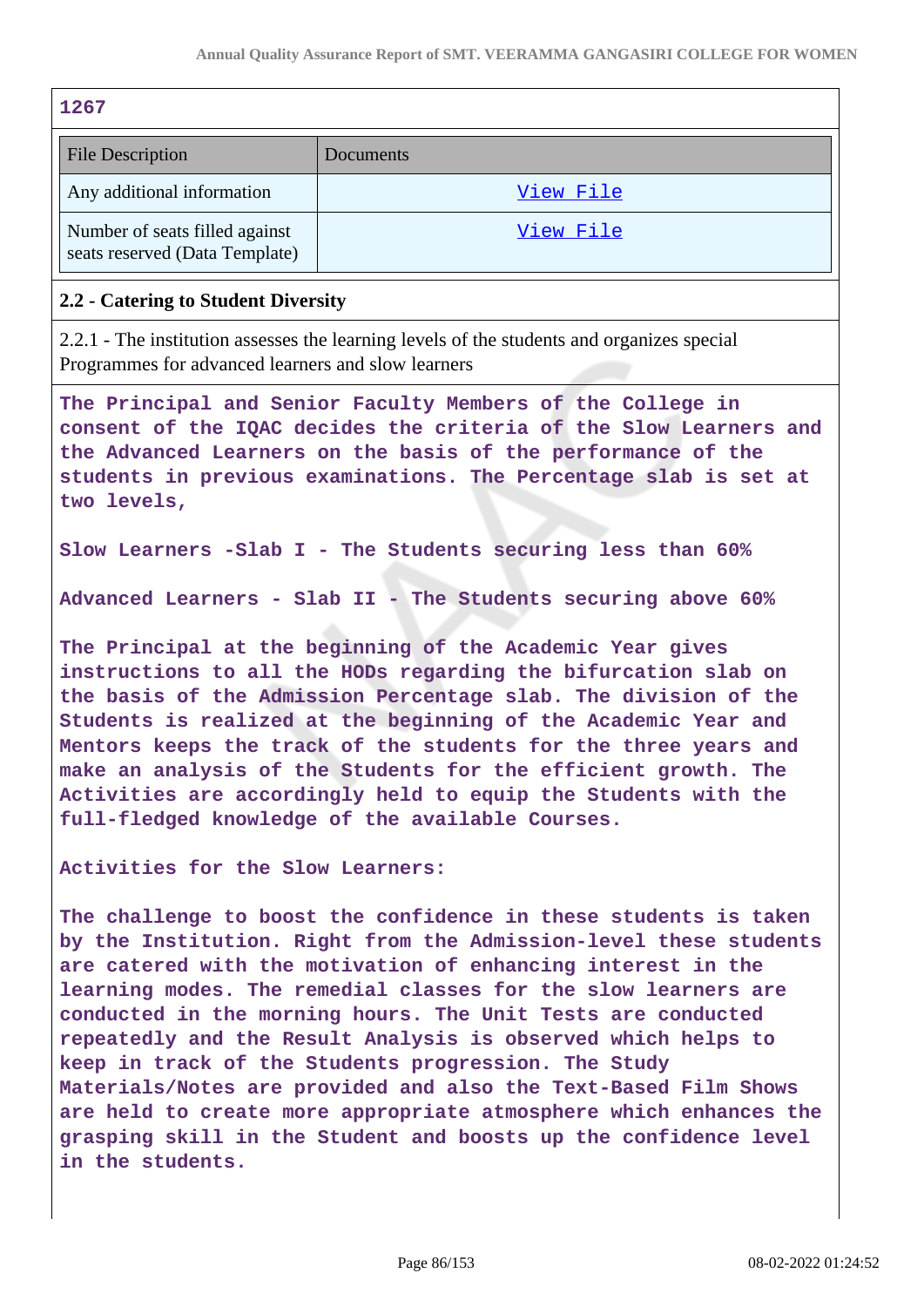1267

| File Description | Documents |
| --- | --- |
| Any additional information | View File |
| Number of seats filled against seats reserved (Data Template) | View File |

## 2.2 - Catering to Student Diversity

2.2.1 - The institution assesses the learning levels of the students and organizes special Programmes for advanced learners and slow learners

**The Principal and Senior Faculty Members of the College in consent of the IQAC decides the criteria of the Slow Learners and the Advanced Learners on the basis of the performance of the students in previous examinations. The Percentage slab is set at two levels,**

**Slow Learners -Slab I - The Students securing less than 60%**

**Advanced Learners - Slab II - The Students securing above 60%**

**The Principal at the beginning of the Academic Year gives instructions to all the HODs regarding the bifurcation slab on the basis of the Admission Percentage slab. The division of the Students is realized at the beginning of the Academic Year and Mentors keeps the track of the students for the three years and make an analysis of the Students for the efficient growth. The Activities are accordingly held to equip the Students with the full-fledged knowledge of the available Courses.**

**Activities for the Slow Learners:**

**The challenge to boost the confidence in these students is taken by the Institution. Right from the Admission-level these students are catered with the motivation of enhancing interest in the learning modes. The remedial classes for the slow learners are conducted in the morning hours. The Unit Tests are conducted repeatedly and the Result Analysis is observed which helps to keep in track of the Students progression. The Study Materials/Notes are provided and also the Text-Based Film Shows are held to create more appropriate atmosphere which enhances the grasping skill in the Student and boosts up the confidence level in the students.**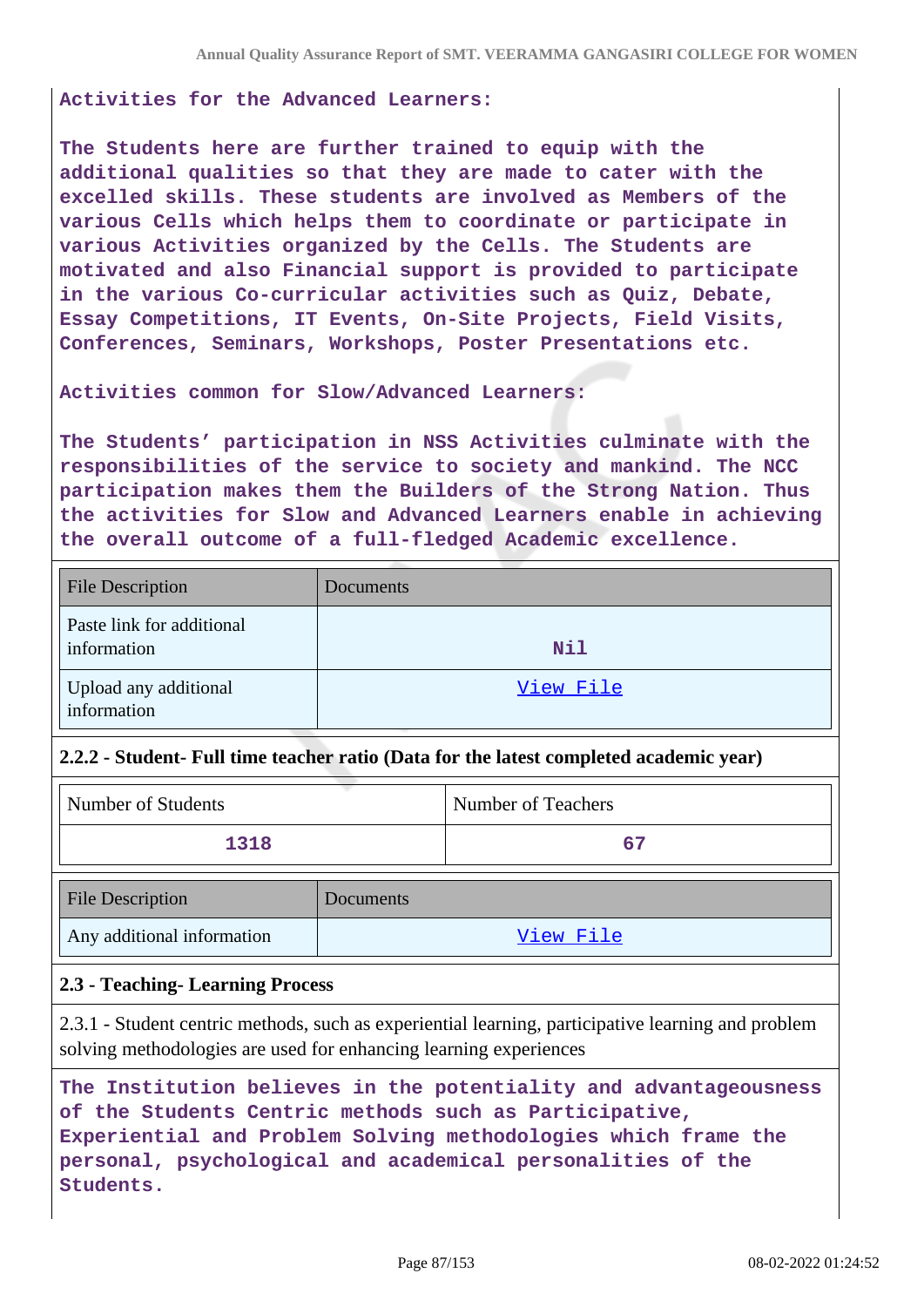**Activities for the Advanced Learners:**

**The Students here are further trained to equip with the additional qualities so that they are made to cater with the excelled skills. These students are involved as Members of the various Cells which helps them to coordinate or participate in various Activities organized by the Cells. The Students are motivated and also Financial support is provided to participate in the various Co-curricular activities such as Quiz, Debate, Essay Competitions, IT Events, On-Site Projects, Field Visits, Conferences, Seminars, Workshops, Poster Presentations etc.**

**Activities common for Slow/Advanced Learners:**

**The Students' participation in NSS Activities culminate with the responsibilities of the service to society and mankind. The NCC participation makes them the Builders of the Strong Nation. Thus the activities for Slow and Advanced Learners enable in achieving the overall outcome of a full-fledged Academic excellence.**

| File Description | Documents |
|---|---|
| Paste link for additional information | Nil |
| Upload any additional information | View File |

### 2.2.2 - Student- Full time teacher ratio (Data for the latest completed academic year)

| Number of Students | Number of Teachers |
|---|---|
| 1318 | 67 |

| File Description | Documents |
|---|---|
| Any additional information | View File |

### 2.3 - Teaching- Learning Process

2.3.1 - Student centric methods, such as experiential learning, participative learning and problem solving methodologies are used for enhancing learning experiences

**The Institution believes in the potentiality and advantageousness of the Students Centric methods such as Participative, Experiential and Problem Solving methodologies which frame the personal, psychological and academical personalities of the Students.**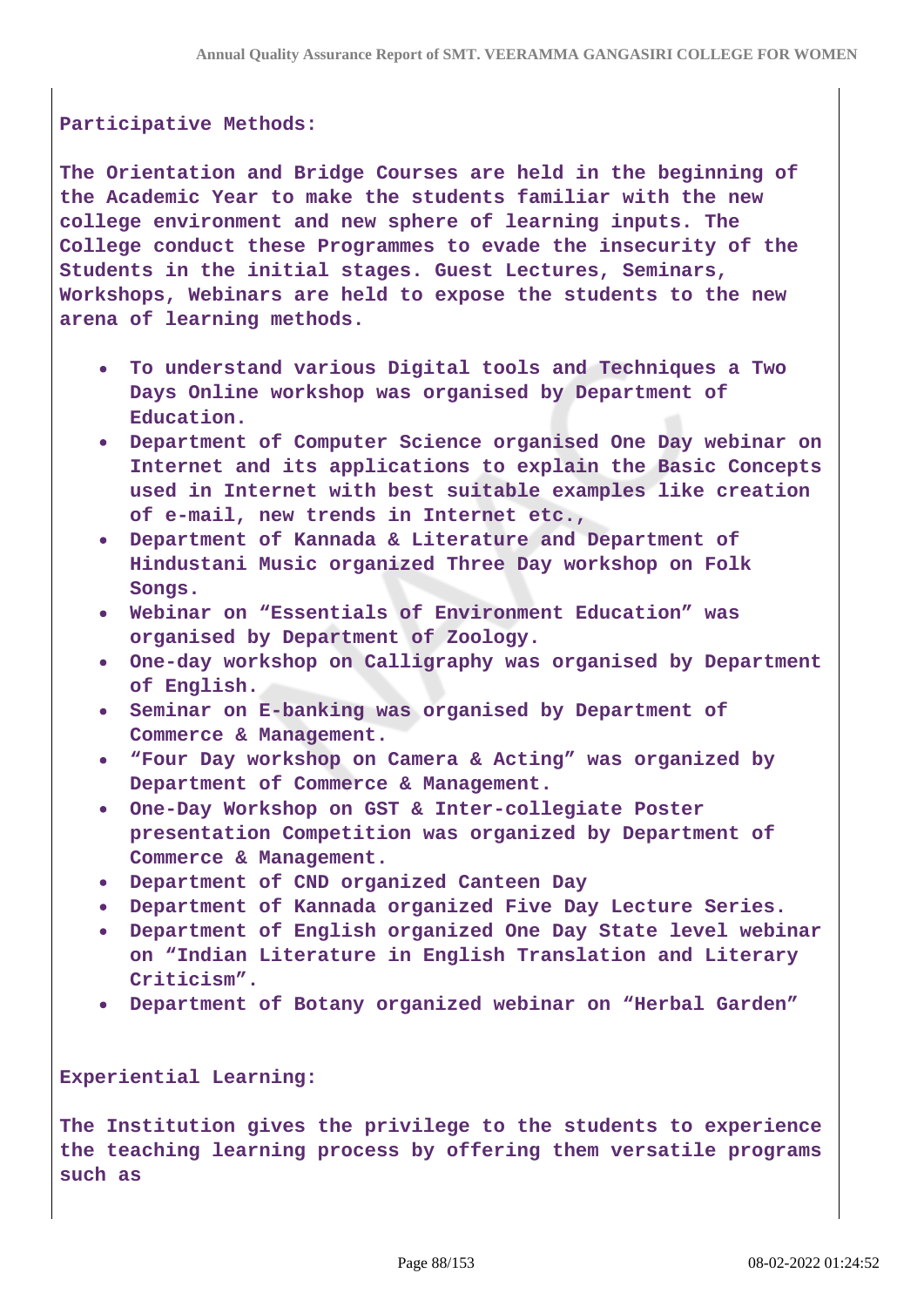**Participative Methods:**

**The Orientation and Bridge Courses are held in the beginning of the Academic Year to make the students familiar with the new college environment and new sphere of learning inputs. The College conduct these Programmes to evade the insecurity of the Students in the initial stages. Guest Lectures, Seminars, Workshops, Webinars are held to expose the students to the new arena of learning methods.**

- **To understand various Digital tools and Techniques a Two Days Online workshop was organised by Department of Education.**
- **Department of Computer Science organised One Day webinar on Internet and its applications to explain the Basic Concepts used in Internet with best suitable examples like creation of e-mail, new trends in Internet etc.,**
- **Department of Kannada & Literature and Department of Hindustani Music organized Three Day workshop on Folk Songs.**
- **Webinar on "Essentials of Environment Education" was organised by Department of Zoology.**
- **One-day workshop on Calligraphy was organised by Department of English.**
- **Seminar on E-banking was organised by Department of Commerce & Management.**
- **"Four Day workshop on Camera & Acting" was organized by Department of Commerce & Management.**
- **One-Day Workshop on GST & Inter-collegiate Poster presentation Competition was organized by Department of Commerce & Management.**
- **Department of CND organized Canteen Day**
- **Department of Kannada organized Five Day Lecture Series.**
- **Department of English organized One Day State level webinar on "Indian Literature in English Translation and Literary Criticism".**
- **Department of Botany organized webinar on "Herbal Garden"**

**Experiential Learning:**

**The Institution gives the privilege to the students to experience the teaching learning process by offering them versatile programs such as**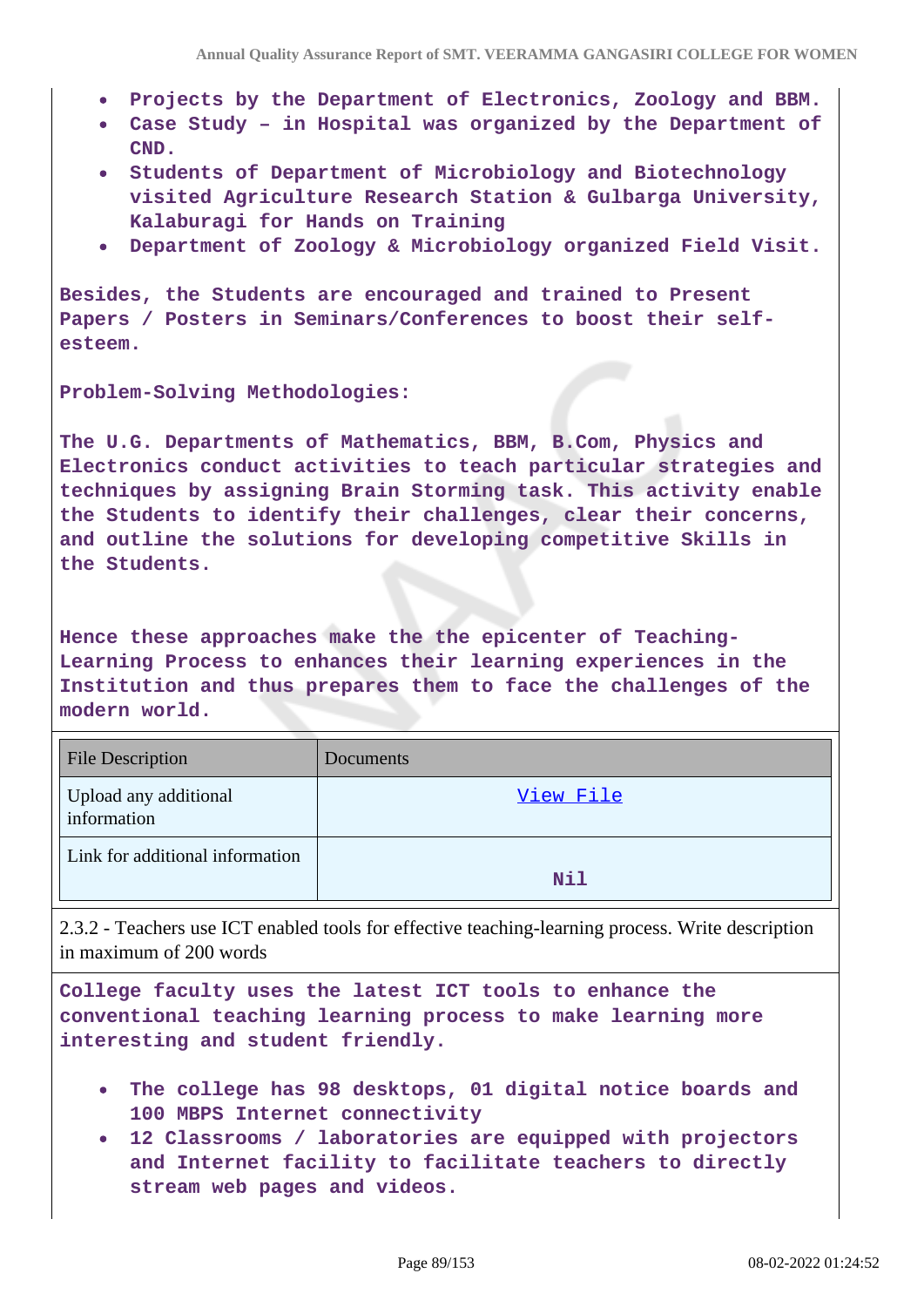- **Projects by the Department of Electronics, Zoology and BBM.**
- **Case Study – in Hospital was organized by the Department of CND.**
- **Students of Department of Microbiology and Biotechnology visited Agriculture Research Station & Gulbarga University, Kalaburagi for Hands on Training**
- **Department of Zoology & Microbiology organized Field Visit.**

**Besides, the Students are encouraged and trained to Present Papers / Posters in Seminars/Conferences to boost their self-esteem.**

**Problem-Solving Methodologies:**

**The U.G. Departments of Mathematics, BBM, B.Com, Physics and Electronics conduct activities to teach particular strategies and techniques by assigning Brain Storming task. This activity enable the Students to identify their challenges, clear their concerns, and outline the solutions for developing competitive Skills in the Students.**

**Hence these approaches make the the epicenter of Teaching-Learning Process to enhances their learning experiences in the Institution and thus prepares them to face the challenges of the modern world.**

| File Description | Documents |
| --- | --- |
| Upload any additional information | View File |
| Link for additional information | Nil |

2.3.2 - Teachers use ICT enabled tools for effective teaching-learning process. Write description in maximum of 200 words

**College faculty uses the latest ICT tools to enhance the conventional teaching learning process to make learning more interesting and student friendly.**

- **The college has 98 desktops, 01 digital notice boards and 100 MBPS Internet connectivity**
- **12 Classrooms / laboratories are equipped with projectors and Internet facility to facilitate teachers to directly stream web pages and videos.**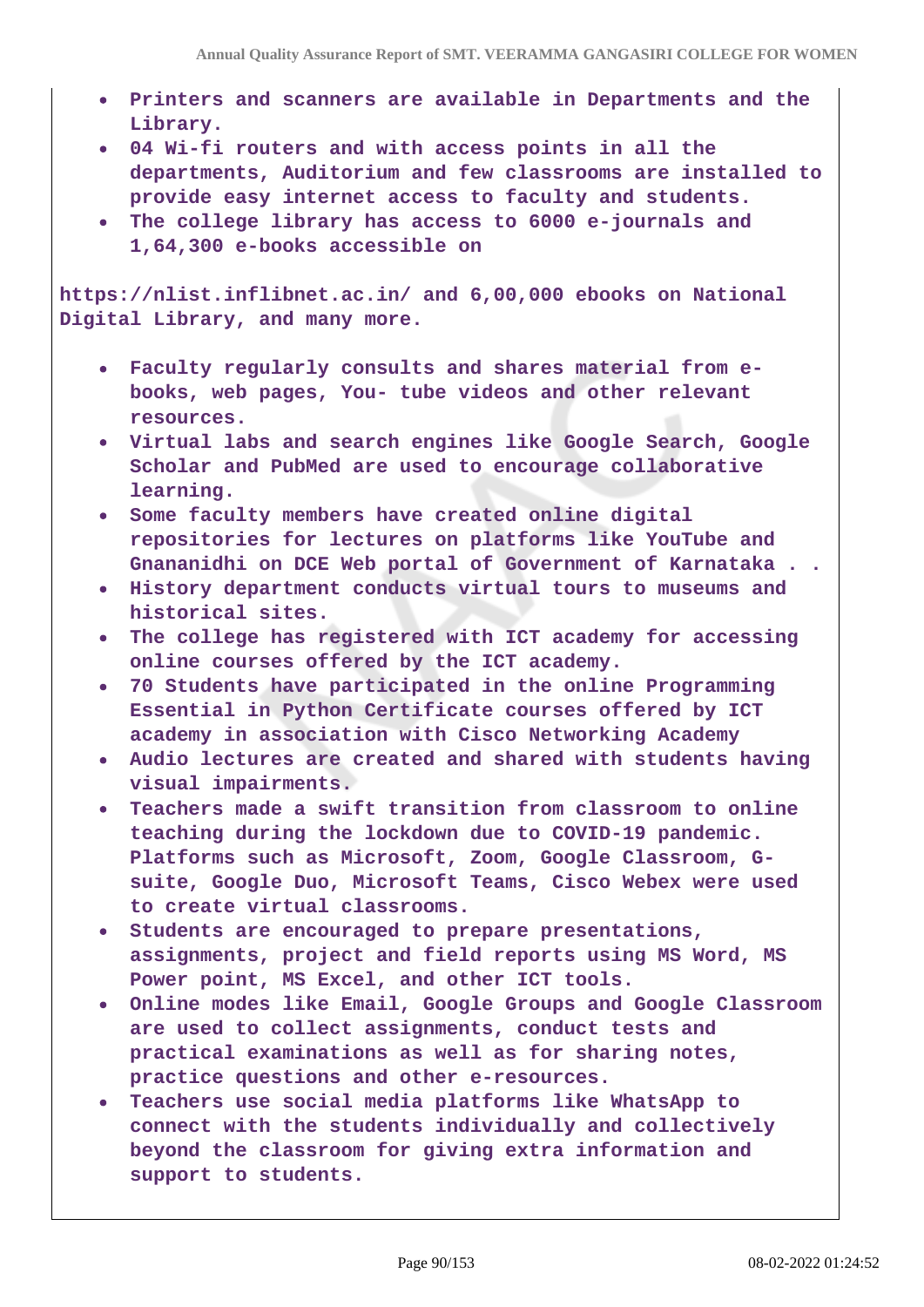- **Printers and scanners are available in Departments and the Library.**
- **04 Wi-fi routers and with access points in all the departments, Auditorium and few classrooms are installed to provide easy internet access to faculty and students.**
- **The college library has access to 6000 e-journals and 1,64,300 e-books accessible on**

**https://nlist.inflibnet.ac.in/ and 6,00,000 ebooks on National Digital Library, and many more.**

- **Faculty regularly consults and shares material from e-books, web pages, You- tube videos and other relevant resources.**
- **Virtual labs and search engines like Google Search, Google Scholar and PubMed are used to encourage collaborative learning.**
- **Some faculty members have created online digital repositories for lectures on platforms like YouTube and Gnananidhi on DCE Web portal of Government of Karnataka . .**
- **History department conducts virtual tours to museums and historical sites.**
- **The college has registered with ICT academy for accessing online courses offered by the ICT academy.**
- **70 Students have participated in the online Programming Essential in Python Certificate courses offered by ICT academy in association with Cisco Networking Academy**
- **Audio lectures are created and shared with students having visual impairments.**
- **Teachers made a swift transition from classroom to online teaching during the lockdown due to COVID-19 pandemic. Platforms such as Microsoft, Zoom, Google Classroom, G-suite, Google Duo, Microsoft Teams, Cisco Webex were used to create virtual classrooms.**
- **Students are encouraged to prepare presentations, assignments, project and field reports using MS Word, MS Power point, MS Excel, and other ICT tools.**
- **Online modes like Email, Google Groups and Google Classroom are used to collect assignments, conduct tests and practical examinations as well as for sharing notes, practice questions and other e-resources.**
- **Teachers use social media platforms like WhatsApp to connect with the students individually and collectively beyond the classroom for giving extra information and support to students.**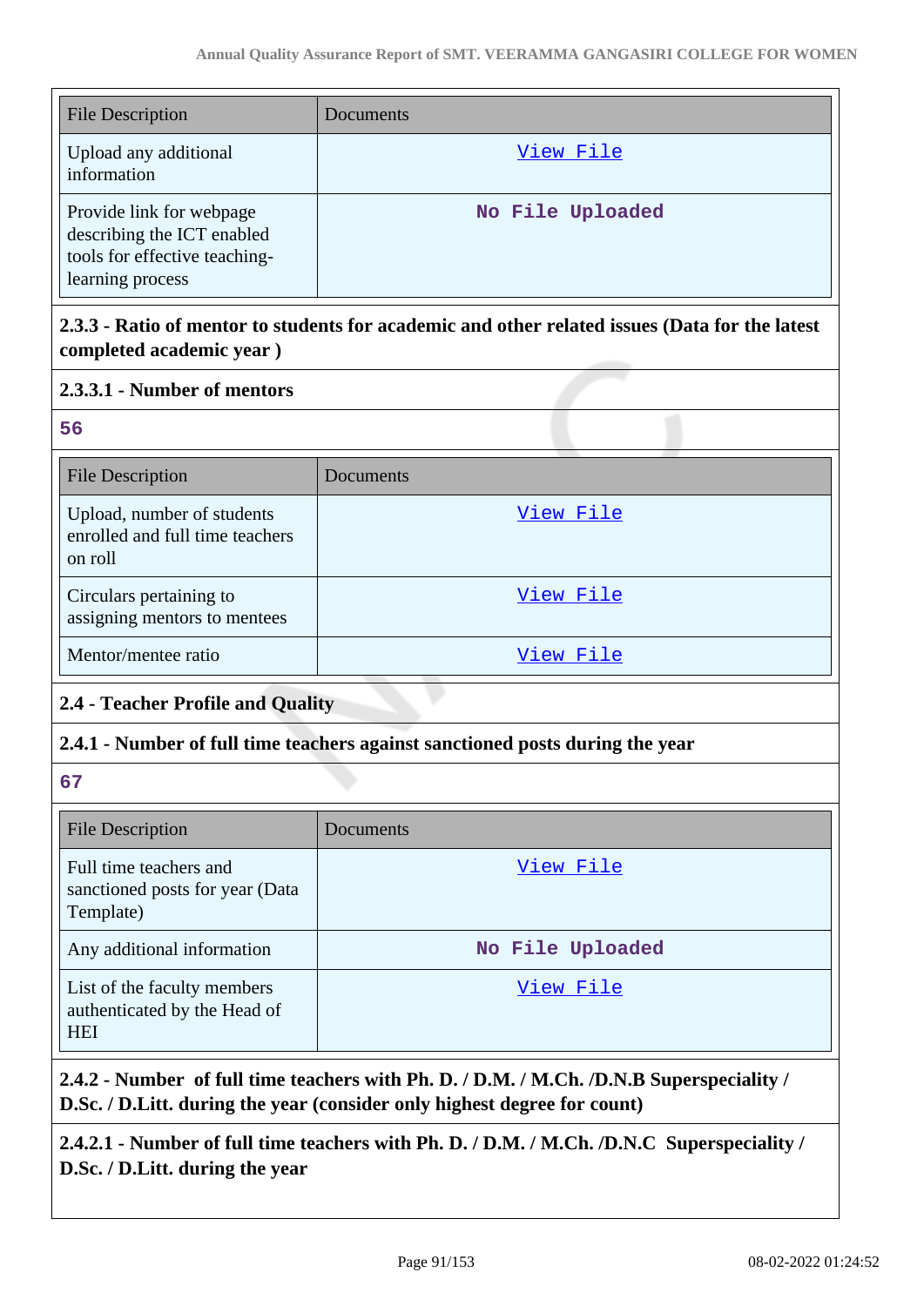| File Description | Documents |
| --- | --- |
| Upload any additional information | View File |
| Provide link for webpage describing the ICT enabled tools for effective teaching-learning process | No File Uploaded |

**2.3.3 - Ratio of mentor to students for academic and other related issues (Data for the latest completed academic year )**

**2.3.3.1 - Number of mentors**

56

| File Description | Documents |
| --- | --- |
| Upload, number of students enrolled and full time teachers on roll | View File |
| Circulars pertaining to assigning mentors to mentees | View File |
| Mentor/mentee ratio | View File |

**2.4 - Teacher Profile and Quality**

**2.4.1 - Number of full time teachers against sanctioned posts during the year**

67

| File Description | Documents |
| --- | --- |
| Full time teachers and sanctioned posts for year (Data Template) | View File |
| Any additional information | No File Uploaded |
| List of the faculty members authenticated by the Head of HEI | View File |

**2.4.2 - Number of full time teachers with Ph. D. / D.M. / M.Ch. /D.N.B Superspeciality / D.Sc. / D.Litt. during the year (consider only highest degree for count)**

**2.4.2.1 - Number of full time teachers with Ph. D. / D.M. / M.Ch. /D.N.C Superspeciality / D.Sc. / D.Litt. during the year**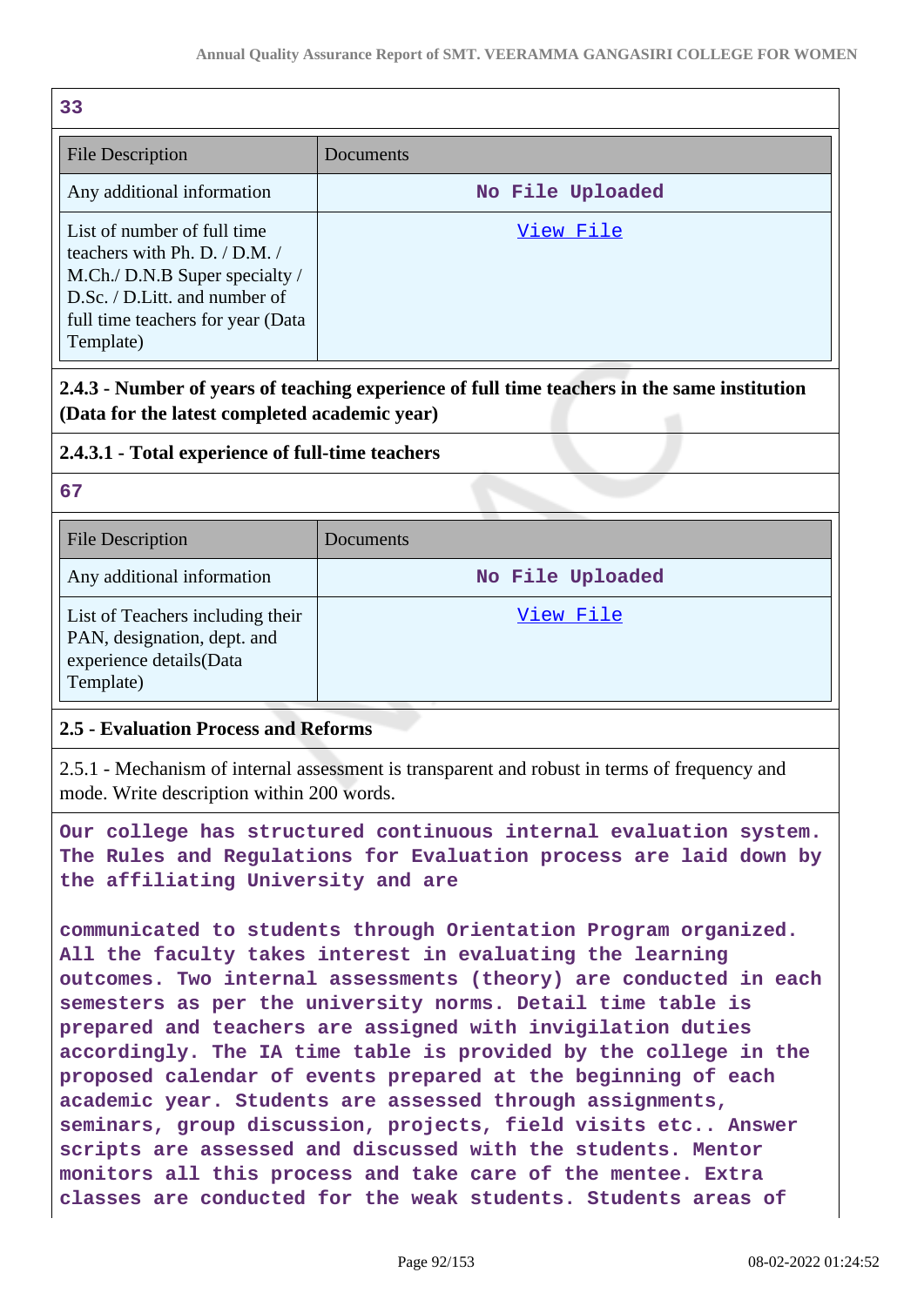33

| File Description | Documents |
|---|---|
| Any additional information | No File Uploaded |
| List of number of full time teachers with Ph. D. / D.M. / M.Ch./ D.N.B Super specialty / D.Sc. / D.Litt. and number of full time teachers for year (Data Template) | [View File]() |

**2.4.3 - Number of years of teaching experience of full time teachers in the same institution (Data for the latest completed academic year)**

**2.4.3.1 - Total experience of full-time teachers**

67

| File Description | Documents |
|---|---|
| Any additional information | No File Uploaded |
| List of Teachers including their PAN, designation, dept. and experience details(Data Template) | [View File]() |

**2.5 - Evaluation Process and Reforms**

2.5.1 - Mechanism of internal assessment is transparent and robust in terms of frequency and mode. Write description within 200 words.

Our college has structured continuous internal evaluation system. The Rules and Regulations for Evaluation process are laid down by the affiliating University and are

communicated to students through Orientation Program organized. All the faculty takes interest in evaluating the learning outcomes. Two internal assessments (theory) are conducted in each semesters as per the university norms. Detail time table is prepared and teachers are assigned with invigilation duties accordingly. The IA time table is provided by the college in the proposed calendar of events prepared at the beginning of each academic year. Students are assessed through assignments, seminars, group discussion, projects, field visits etc.. Answer scripts are assessed and discussed with the students. Mentor monitors all this process and take care of the mentee. Extra classes are conducted for the weak students. Students areas of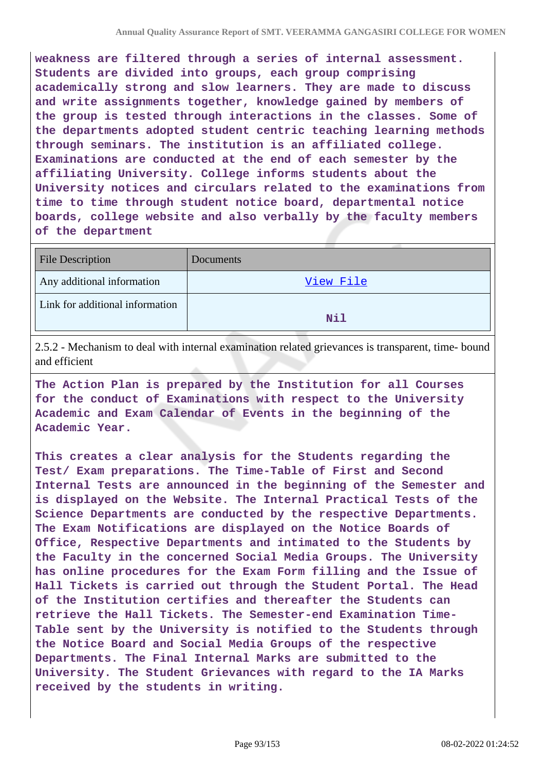**weakness are filtered through a series of internal assessment. Students are divided into groups, each group comprising academically strong and slow learners. They are made to discuss and write assignments together, knowledge gained by members of the group is tested through interactions in the classes. Some of the departments adopted student centric teaching learning methods through seminars. The institution is an affiliated college. Examinations are conducted at the end of each semester by the affiliating University. College informs students about the University notices and circulars related to the examinations from time to time through student notice board, departmental notice boards, college website and also verbally by the faculty members of the department**

| File Description | Documents |
|---|---|
| Any additional information | View File |
| Link for additional information | Nil |

2.5.2 - Mechanism to deal with internal examination related grievances is transparent, time- bound and efficient

**The Action Plan is prepared by the Institution for all Courses for the conduct of Examinations with respect to the University Academic and Exam Calendar of Events in the beginning of the Academic Year.**

**This creates a clear analysis for the Students regarding the Test/ Exam preparations. The Time-Table of First and Second Internal Tests are announced in the beginning of the Semester and is displayed on the Website. The Internal Practical Tests of the Science Departments are conducted by the respective Departments. The Exam Notifications are displayed on the Notice Boards of Office, Respective Departments and intimated to the Students by the Faculty in the concerned Social Media Groups. The University has online procedures for the Exam Form filling and the Issue of Hall Tickets is carried out through the Student Portal. The Head of the Institution certifies and thereafter the Students can retrieve the Hall Tickets. The Semester-end Examination Time-Table sent by the University is notified to the Students through the Notice Board and Social Media Groups of the respective Departments. The Final Internal Marks are submitted to the University. The Student Grievances with regard to the IA Marks received by the students in writing.**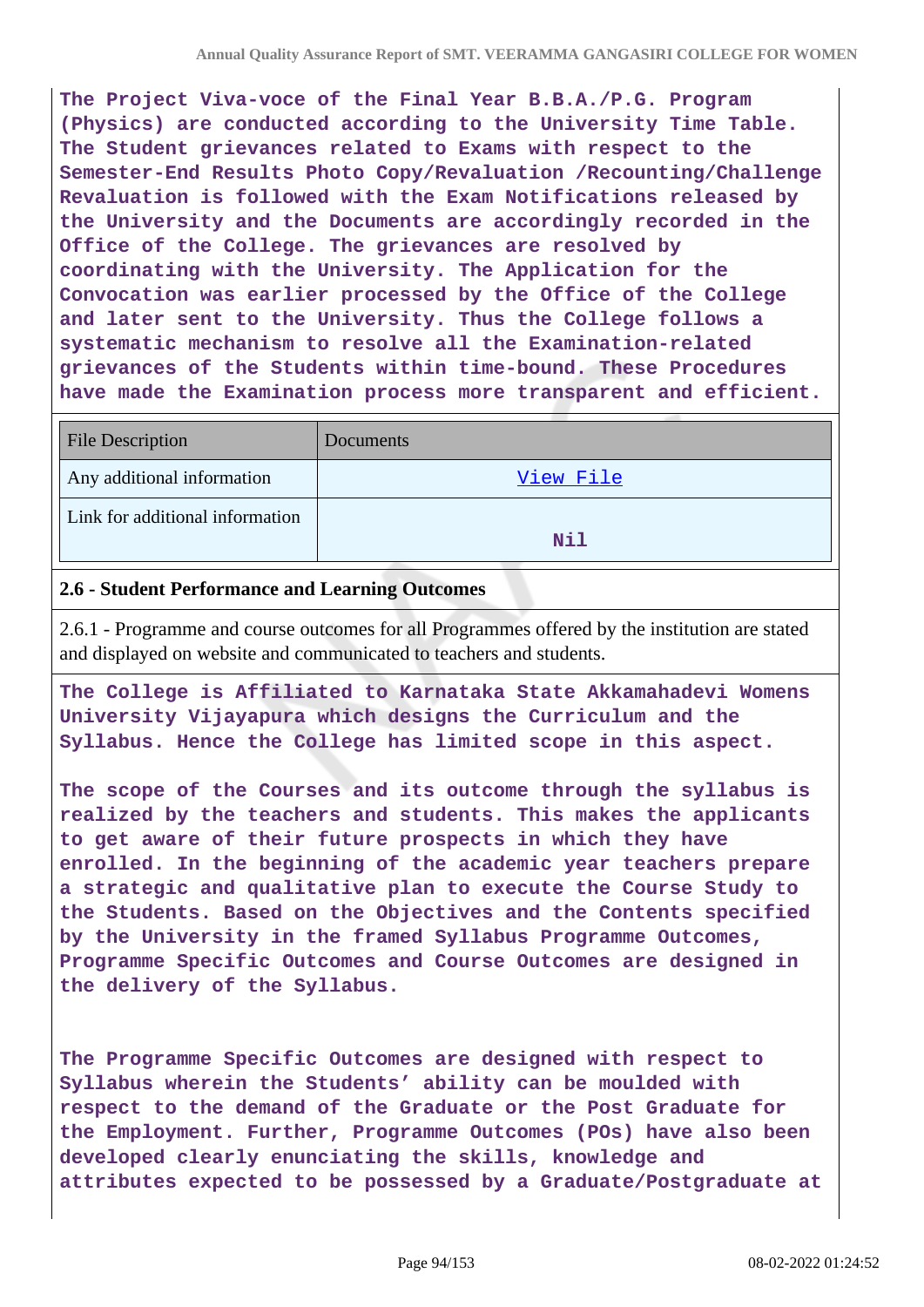The Project Viva-voce of the Final Year B.B.A./P.G. Program (Physics) are conducted according to the University Time Table. The Student grievances related to Exams with respect to the Semester-End Results Photo Copy/Revaluation /Recounting/Challenge Revaluation is followed with the Exam Notifications released by the University and the Documents are accordingly recorded in the Office of the College. The grievances are resolved by coordinating with the University. The Application for the Convocation was earlier processed by the Office of the College and later sent to the University. Thus the College follows a systematic mechanism to resolve all the Examination-related grievances of the Students within time-bound. These Procedures have made the Examination process more transparent and efficient.

| File Description | Documents |
|---|---|
| Any additional information | View File |
| Link for additional information | Nil |

### 2.6 - Student Performance and Learning Outcomes

2.6.1 - Programme and course outcomes for all Programmes offered by the institution are stated and displayed on website and communicated to teachers and students.

The College is Affiliated to Karnataka State Akkamahadevi Womens University Vijayapura which designs the Curriculum and the Syllabus. Hence the College has limited scope in this aspect.

The scope of the Courses and its outcome through the syllabus is realized by the teachers and students. This makes the applicants to get aware of their future prospects in which they have enrolled. In the beginning of the academic year teachers prepare a strategic and qualitative plan to execute the Course Study to the Students. Based on the Objectives and the Contents specified by the University in the framed Syllabus Programme Outcomes, Programme Specific Outcomes and Course Outcomes are designed in the delivery of the Syllabus.

The Programme Specific Outcomes are designed with respect to Syllabus wherein the Students' ability can be moulded with respect to the demand of the Graduate or the Post Graduate for the Employment. Further, Programme Outcomes (POs) have also been developed clearly enunciating the skills, knowledge and attributes expected to be possessed by a Graduate/Postgraduate at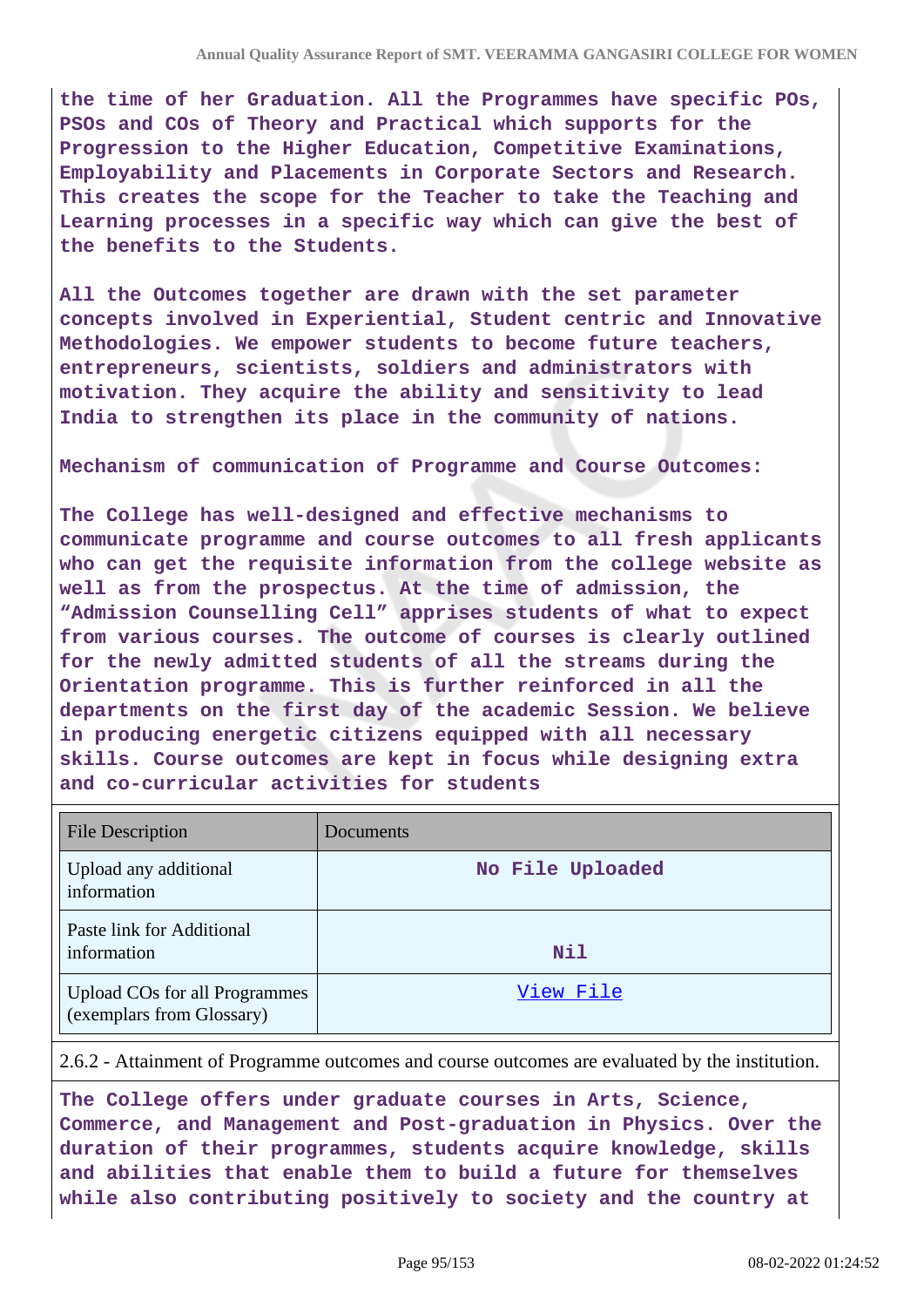**the time of her Graduation. All the Programmes have specific POs, PSOs and COs of Theory and Practical which supports for the Progression to the Higher Education, Competitive Examinations, Employability and Placements in Corporate Sectors and Research. This creates the scope for the Teacher to take the Teaching and Learning processes in a specific way which can give the best of the benefits to the Students.**

**All the Outcomes together are drawn with the set parameter concepts involved in Experiential, Student centric and Innovative Methodologies. We empower students to become future teachers, entrepreneurs, scientists, soldiers and administrators with motivation. They acquire the ability and sensitivity to lead India to strengthen its place in the community of nations.**

**Mechanism of communication of Programme and Course Outcomes:**

**The College has well-designed and effective mechanisms to communicate programme and course outcomes to all fresh applicants who can get the requisite information from the college website as well as from the prospectus. At the time of admission, the "Admission Counselling Cell" apprises students of what to expect from various courses. The outcome of courses is clearly outlined for the newly admitted students of all the streams during the Orientation programme. This is further reinforced in all the departments on the first day of the academic Session. We believe in producing energetic citizens equipped with all necessary skills. Course outcomes are kept in focus while designing extra and co-curricular activities for students**

| File Description | Documents |
|---|---|
| Upload any additional information | No File Uploaded |
| Paste link for Additional information | Nil |
| Upload COs for all Programmes (exemplars from Glossary) | View File |

2.6.2 - Attainment of Programme outcomes and course outcomes are evaluated by the institution.

**The College offers under graduate courses in Arts, Science, Commerce, and Management and Post-graduation in Physics. Over the duration of their programmes, students acquire knowledge, skills and abilities that enable them to build a future for themselves while also contributing positively to society and the country at**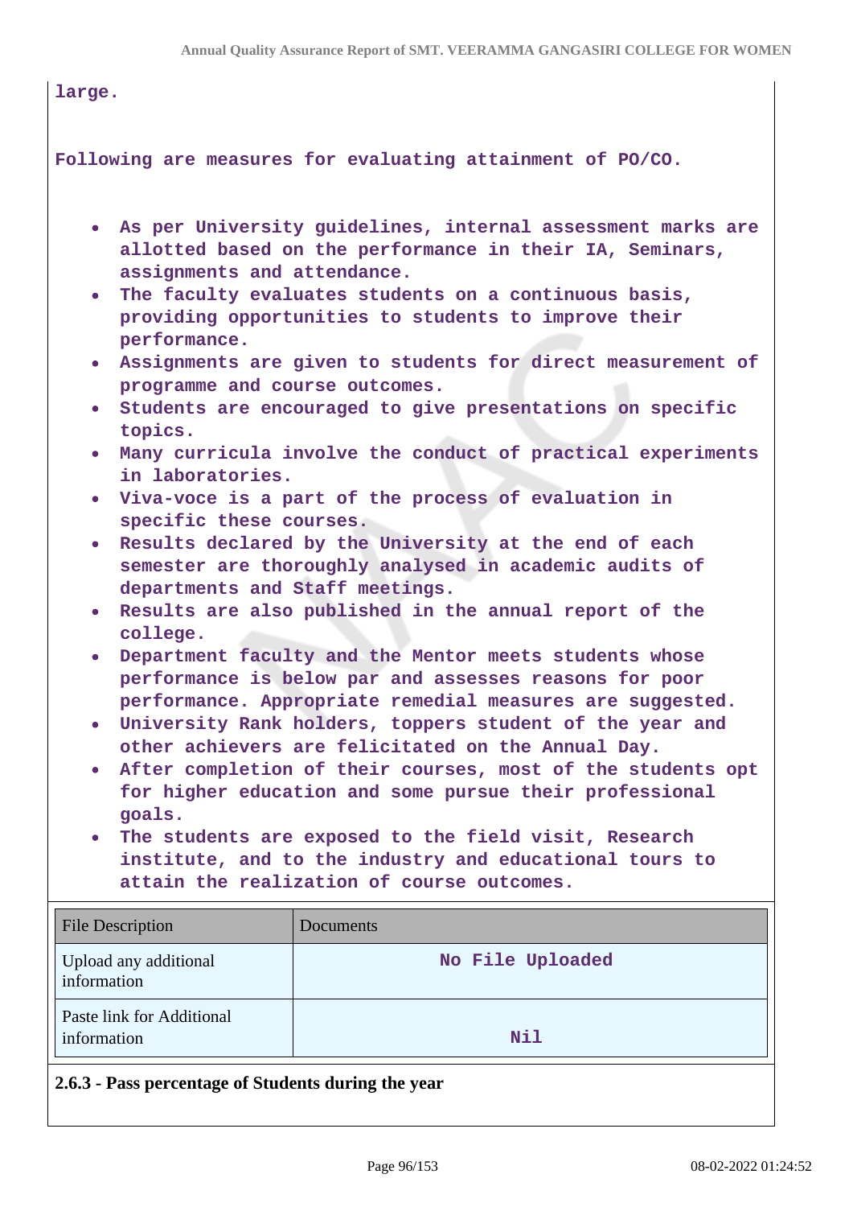large.

Following are measures for evaluating attainment of PO/CO.

- As per University guidelines, internal assessment marks are allotted based on the performance in their IA, Seminars, assignments and attendance.
- The faculty evaluates students on a continuous basis, providing opportunities to students to improve their performance.
- Assignments are given to students for direct measurement of programme and course outcomes.
- Students are encouraged to give presentations on specific topics.
- Many curricula involve the conduct of practical experiments in laboratories.
- Viva-voce is a part of the process of evaluation in specific these courses.
- Results declared by the University at the end of each semester are thoroughly analysed in academic audits of departments and Staff meetings.
- Results are also published in the annual report of the college.
- Department faculty and the Mentor meets students whose performance is below par and assesses reasons for poor performance. Appropriate remedial measures are suggested.
- University Rank holders, toppers student of the year and other achievers are felicitated on the Annual Day.
- After completion of their courses, most of the students opt for higher education and some pursue their professional goals.
- The students are exposed to the field visit, Research institute, and to the industry and educational tours to attain the realization of course outcomes.

| File Description | Documents |
|---|---|
| Upload any additional information | No File Uploaded |
| Paste link for Additional information | Nil |

**2.6.3 - Pass percentage of Students during the year**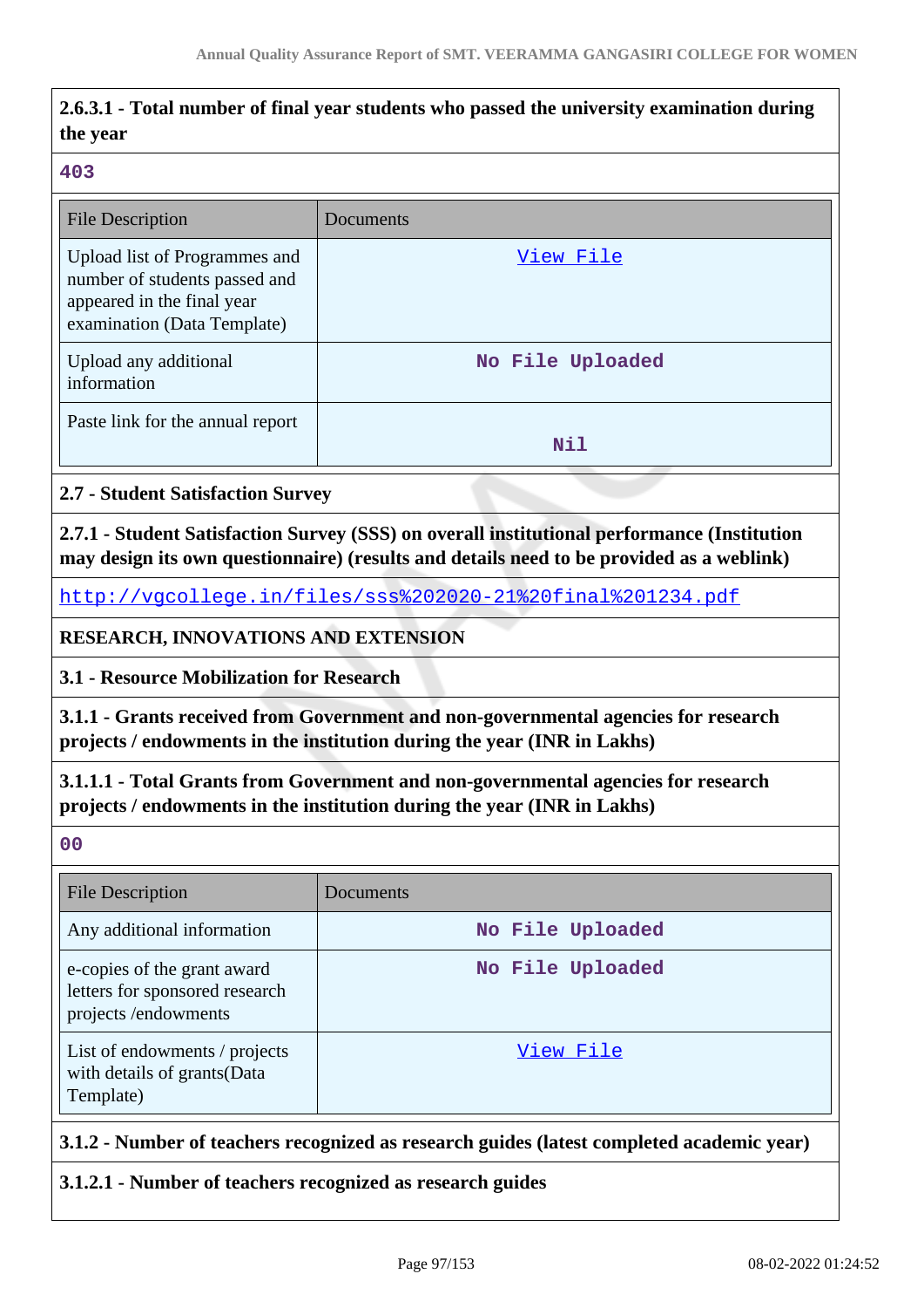**2.6.3.1 - Total number of final year students who passed the university examination during the year**

403

| File Description | Documents |
|---|---|
| Upload list of Programmes and number of students passed and appeared in the final year examination (Data Template) | View File |
| Upload any additional information | No File Uploaded |
| Paste link for the annual report | Nil |

**2.7 - Student Satisfaction Survey**

**2.7.1 - Student Satisfaction Survey (SSS) on overall institutional performance (Institution may design its own questionnaire) (results and details need to be provided as a weblink)**

http://vgcollege.in/files/sss%202020-21%20final%201234.pdf

**RESEARCH, INNOVATIONS AND EXTENSION**

**3.1 - Resource Mobilization for Research**

**3.1.1 - Grants received from Government and non-governmental agencies for research projects / endowments in the institution during the year (INR in Lakhs)**

**3.1.1.1 - Total Grants from Government and non-governmental agencies for research projects / endowments in the institution during the year (INR in Lakhs)**

00

| File Description | Documents |
|---|---|
| Any additional information | No File Uploaded |
| e-copies of the grant award letters for sponsored research projects /endowments | No File Uploaded |
| List of endowments / projects with details of grants(Data Template) | View File |

**3.1.2 - Number of teachers recognized as research guides (latest completed academic year)**

**3.1.2.1 - Number of teachers recognized as research guides**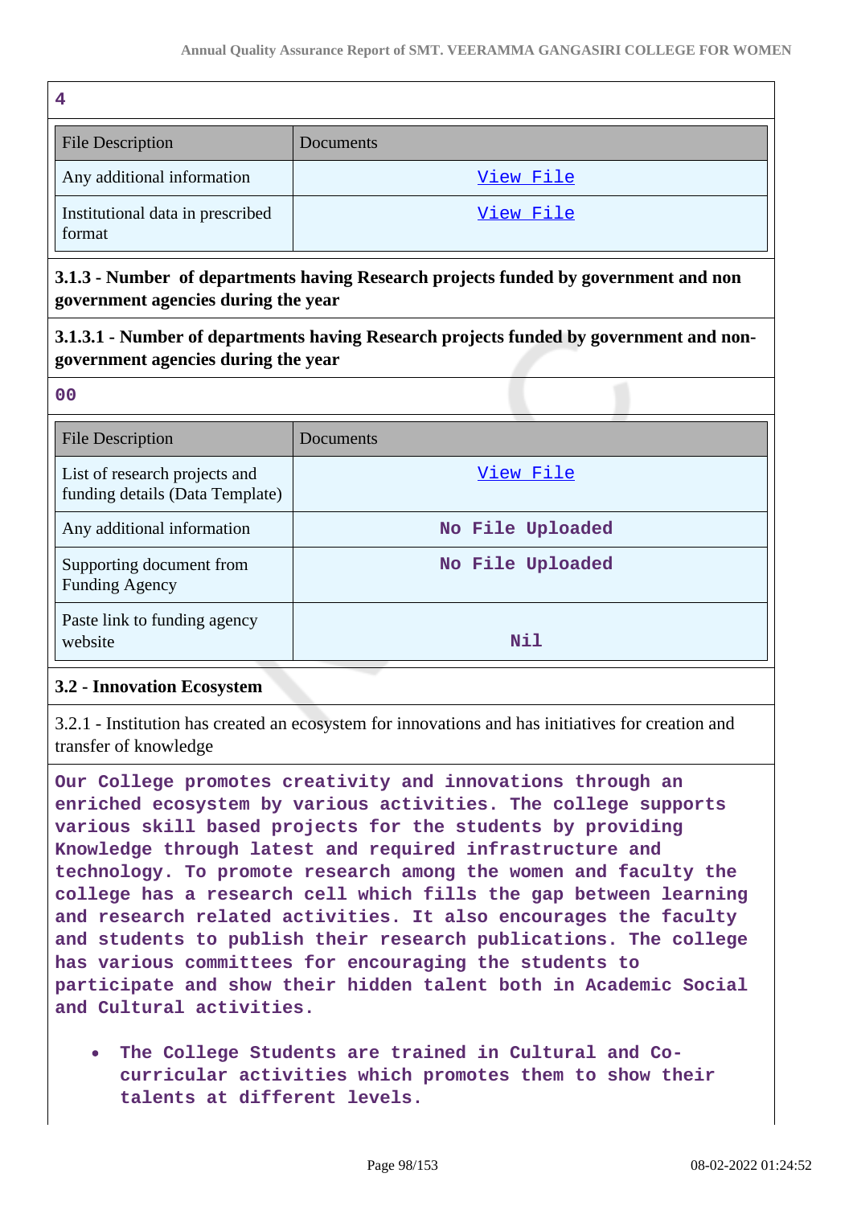4

| File Description | Documents |
|---|---|
| Any additional information | View File |
| Institutional data in prescribed format | View File |

**3.1.3 - Number of departments having Research projects funded by government and non government agencies during the year**

**3.1.3.1 - Number of departments having Research projects funded by government and non-government agencies during the year**

00

| File Description | Documents |
|---|---|
| List of research projects and funding details (Data Template) | View File |
| Any additional information | No File Uploaded |
| Supporting document from Funding Agency | No File Uploaded |
| Paste link to funding agency website | Nil |

**3.2 - Innovation Ecosystem**

3.2.1 - Institution has created an ecosystem for innovations and has initiatives for creation and transfer of knowledge

Our College promotes creativity and innovations through an enriched ecosystem by various activities. The college supports various skill based projects for the students by providing Knowledge through latest and required infrastructure and technology. To promote research among the women and faculty the college has a research cell which fills the gap between learning and research related activities. It also encourages the faculty and students to publish their research publications. The college has various committees for encouraging the students to participate and show their hidden talent both in Academic Social and Cultural activities.

- The College Students are trained in Cultural and Co-curricular activities which promotes them to show their talents at different levels.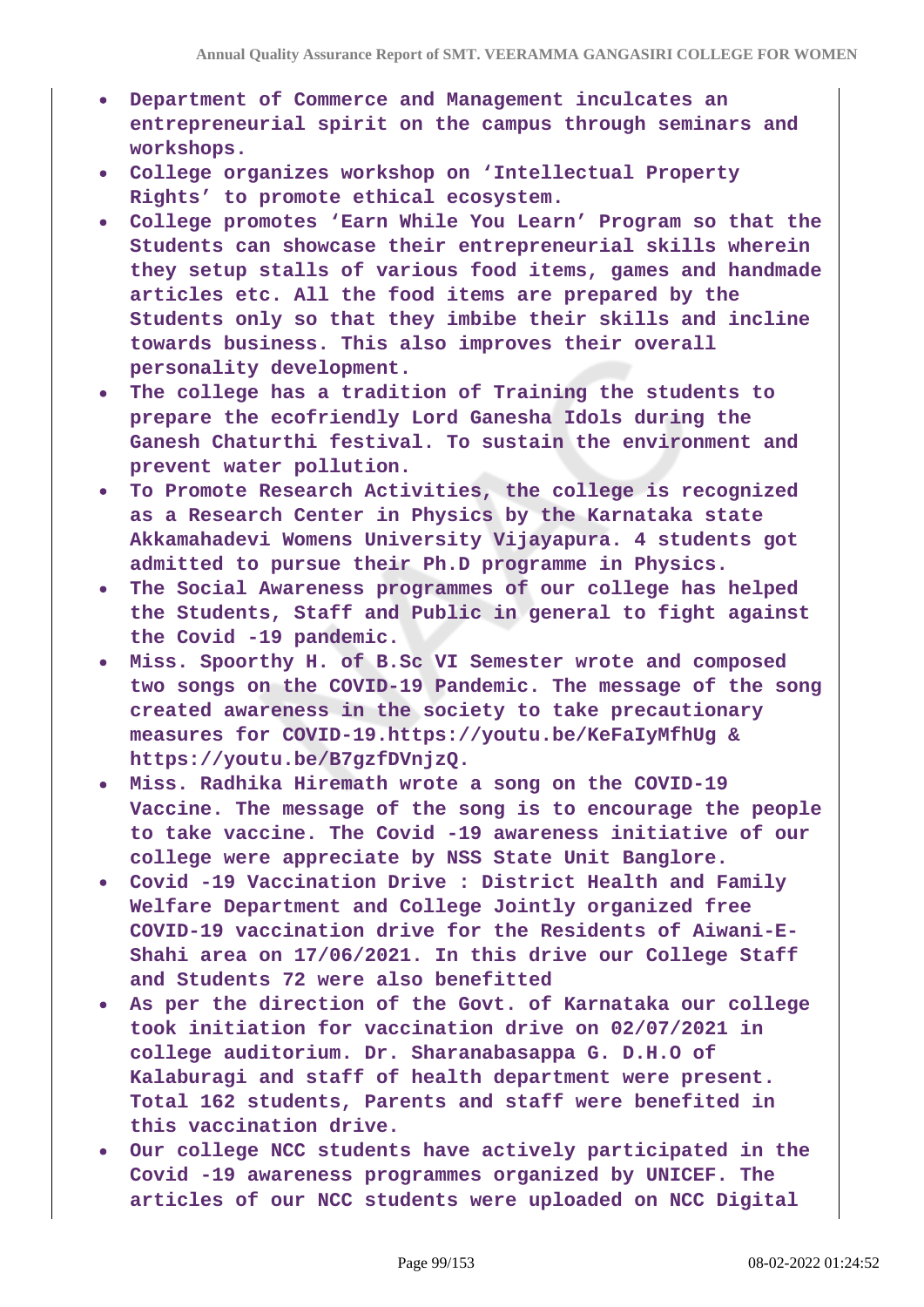- Department of Commerce and Management inculcates an entrepreneurial spirit on the campus through seminars and workshops.
- College organizes workshop on ‘Intellectual Property Rights’ to promote ethical ecosystem.
- College promotes ‘Earn While You Learn’ Program so that the Students can showcase their entrepreneurial skills wherein they setup stalls of various food items, games and handmade articles etc. All the food items are prepared by the Students only so that they imbibe their skills and incline towards business. This also improves their overall personality development.
- The college has a tradition of Training the students to prepare the ecofriendly Lord Ganesha Idols during the Ganesh Chaturthi festival. To sustain the environment and prevent water pollution.
- To Promote Research Activities, the college is recognized as a Research Center in Physics by the Karnataka state Akkamahadevi Womens University Vijayapura. 4 students got admitted to pursue their Ph.D programme in Physics.
- The Social Awareness programmes of our college has helped the Students, Staff and Public in general to fight against the Covid -19 pandemic.
- Miss. Spoorthy H. of B.Sc VI Semester wrote and composed two songs on the COVID-19 Pandemic. The message of the song created awareness in the society to take precautionary measures for COVID-19.https://youtu.be/KeFaIyMfhUg & https://youtu.be/B7gzfDVnjzQ.
- Miss. Radhika Hiremath wrote a song on the COVID-19 Vaccine. The message of the song is to encourage the people to take vaccine. The Covid -19 awareness initiative of our college were appreciate by NSS State Unit Banglore.
- Covid -19 Vaccination Drive : District Health and Family Welfare Department and College Jointly organized free COVID-19 vaccination drive for the Residents of Aiwani-E-Shahi area on 17/06/2021. In this drive our College Staff and Students 72 were also benefitted
- As per the direction of the Govt. of Karnataka our college took initiation for vaccination drive on 02/07/2021 in college auditorium. Dr. Sharanabasappa G. D.H.O of Kalaburagi and staff of health department were present. Total 162 students, Parents and staff were benefited in this vaccination drive.
- Our college NCC students have actively participated in the Covid -19 awareness programmes organized by UNICEF. The articles of our NCC students were uploaded on NCC Digital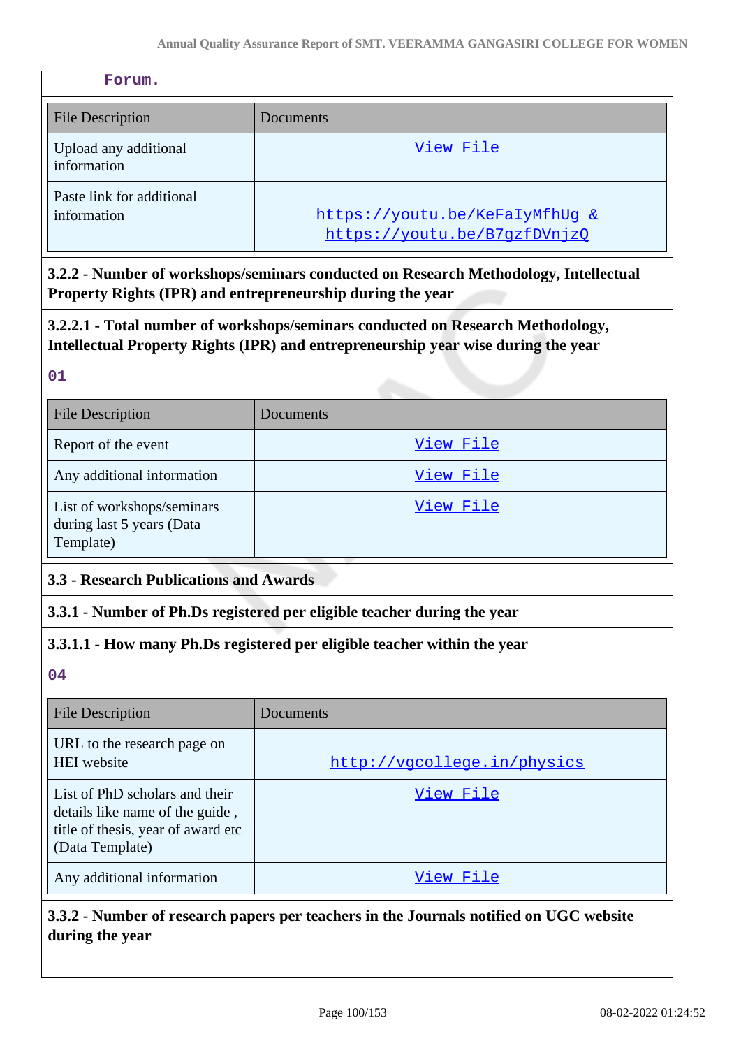Forum.

| File Description | Documents |
|---|---|
| Upload any additional information | View File |
| Paste link for additional information | https://youtu.be/KeFaIyMfhUg & https://youtu.be/B7gzfDVnjzQ |

**3.2.2 - Number of workshops/seminars conducted on Research Methodology, Intellectual Property Rights (IPR) and entrepreneurship during the year**

**3.2.2.1 - Total number of workshops/seminars conducted on Research Methodology, Intellectual Property Rights (IPR) and entrepreneurship year wise during the year**

01

| File Description | Documents |
|---|---|
| Report of the event | View File |
| Any additional information | View File |
| List of workshops/seminars during last 5 years (Data Template) | View File |

**3.3 - Research Publications and Awards**

**3.3.1 - Number of Ph.Ds registered per eligible teacher during the year**

**3.3.1.1 - How many Ph.Ds registered per eligible teacher within the year**

04

| File Description | Documents |
|---|---|
| URL to the research page on HEI website | http://vgcollege.in/physics |
| List of PhD scholars and their details like name of the guide , title of thesis, year of award etc (Data Template) | View File |
| Any additional information | View File |

**3.3.2 - Number of research papers per teachers in the Journals notified on UGC website during the year**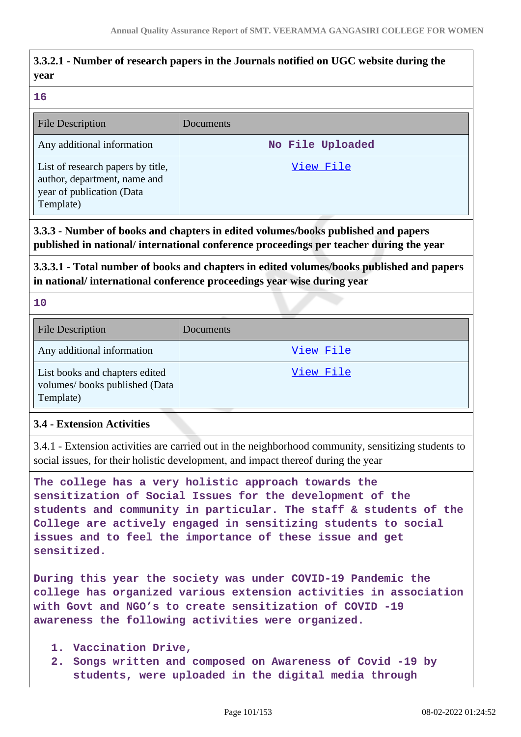**3.3.2.1 - Number of research papers in the Journals notified on UGC website during the year**

16

| File Description | Documents |
|---|---|
| Any additional information | No File Uploaded |
| List of research papers by title, author, department, name and year of publication (Data Template) | View File |

**3.3.3 - Number of books and chapters in edited volumes/books published and papers published in national/ international conference proceedings per teacher during the year**

**3.3.3.1 - Total number of books and chapters in edited volumes/books published and papers in national/ international conference proceedings year wise during year**

10

| File Description | Documents |
|---|---|
| Any additional information | View File |
| List books and chapters edited volumes/ books published (Data Template) | View File |

**3.4 - Extension Activities**

3.4.1 - Extension activities are carried out in the neighborhood community, sensitizing students to social issues, for their holistic development, and impact thereof during the year

The college has a very holistic approach towards the sensitization of Social Issues for the development of the students and community in particular. The staff & students of the College are actively engaged in sensitizing students to social issues and to feel the importance of these issue and get sensitized.

During this year the society was under COVID-19 Pandemic the college has organized various extension activities in association with Govt and NGO's to create sensitization of COVID -19 awareness the following activities were organized.

1. Vaccination Drive,
2. Songs written and composed on Awareness of Covid -19 by students, were uploaded in the digital media through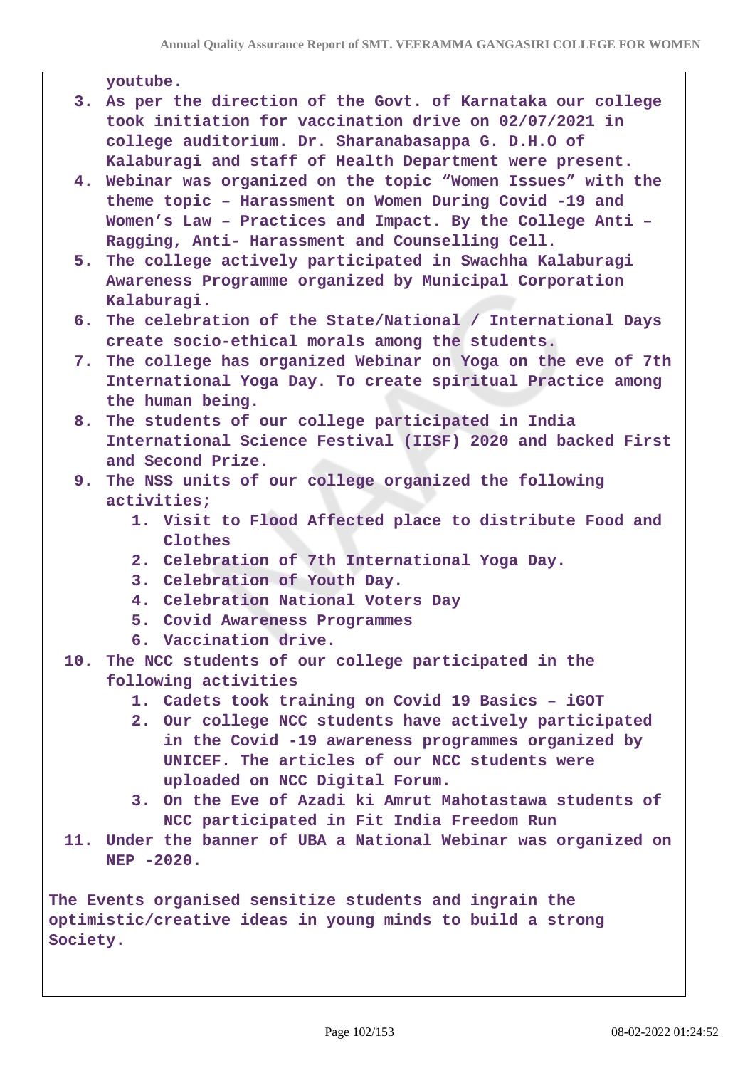youtube.

3. As per the direction of the Govt. of Karnataka our college took initiation for vaccination drive on 02/07/2021 in college auditorium. Dr. Sharanabasappa G. D.H.O of Kalaburagi and staff of Health Department were present.
4. Webinar was organized on the topic “Women Issues” with the theme topic – Harassment on Women During Covid -19 and Women’s Law – Practices and Impact. By the College Anti – Ragging, Anti- Harassment and Counselling Cell.
5. The college actively participated in Swachha Kalaburagi Awareness Programme organized by Municipal Corporation Kalaburagi.
6. The celebration of the State/National / International Days create socio-ethical morals among the students.
7. The college has organized Webinar on Yoga on the eve of 7th International Yoga Day. To create spiritual Practice among the human being.
8. The students of our college participated in India International Science Festival (IISF) 2020 and backed First and Second Prize.
9. The NSS units of our college organized the following activities;
    1. Visit to Flood Affected place to distribute Food and Clothes
    2. Celebration of 7th International Yoga Day.
    3. Celebration of Youth Day.
    4. Celebration National Voters Day
    5. Covid Awareness Programmes
    6. Vaccination drive.
10. The NCC students of our college participated in the following activities
    1. Cadets took training on Covid 19 Basics – iGOT
    2. Our college NCC students have actively participated in the Covid -19 awareness programmes organized by UNICEF. The articles of our NCC students were uploaded on NCC Digital Forum.
    3. On the Eve of Azadi ki Amrut Mahotastawa students of NCC participated in Fit India Freedom Run
11. Under the banner of UBA a National Webinar was organized on NEP -2020.

The Events organised sensitize students and ingrain the optimistic/creative ideas in young minds to build a strong Society.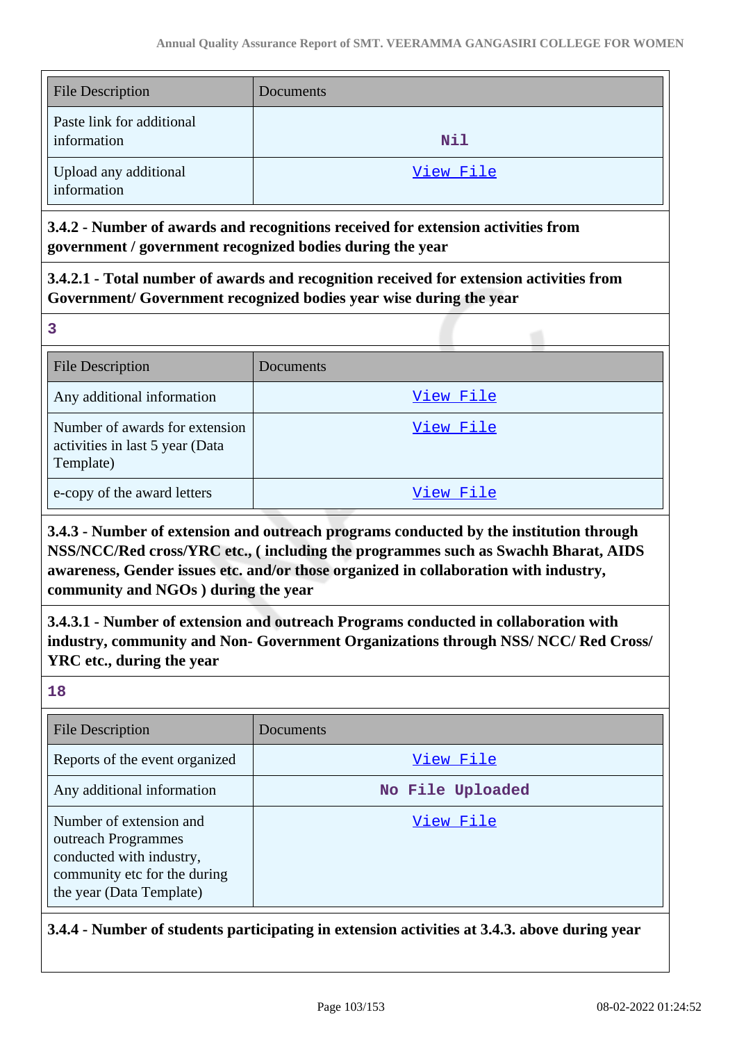| File Description | Documents |
|---|---|
| Paste link for additional information | Nil |
| Upload any additional information | View File |

**3.4.2 - Number of awards and recognitions received for extension activities from government / government recognized bodies during the year**

**3.4.2.1 - Total number of awards and recognition received for extension activities from Government/ Government recognized bodies year wise during the year**

3

| File Description | Documents |
|---|---|
| Any additional information | View File |
| Number of awards for extension activities in last 5 year (Data Template) | View File |
| e-copy of the award letters | View File |

**3.4.3 - Number of extension and outreach programs conducted by the institution through NSS/NCC/Red cross/YRC etc., ( including the programmes such as Swachh Bharat, AIDS awareness, Gender issues etc. and/or those organized in collaboration with industry, community and NGOs ) during the year**

**3.4.3.1 - Number of extension and outreach Programs conducted in collaboration with industry, community and Non- Government Organizations through NSS/ NCC/ Red Cross/ YRC etc., during the year**

18

| File Description | Documents |
|---|---|
| Reports of the event organized | View File |
| Any additional information | No File Uploaded |
| Number of extension and outreach Programmes conducted with industry, community etc for the during the year (Data Template) | View File |

**3.4.4 - Number of students participating in extension activities at 3.4.3. above during year**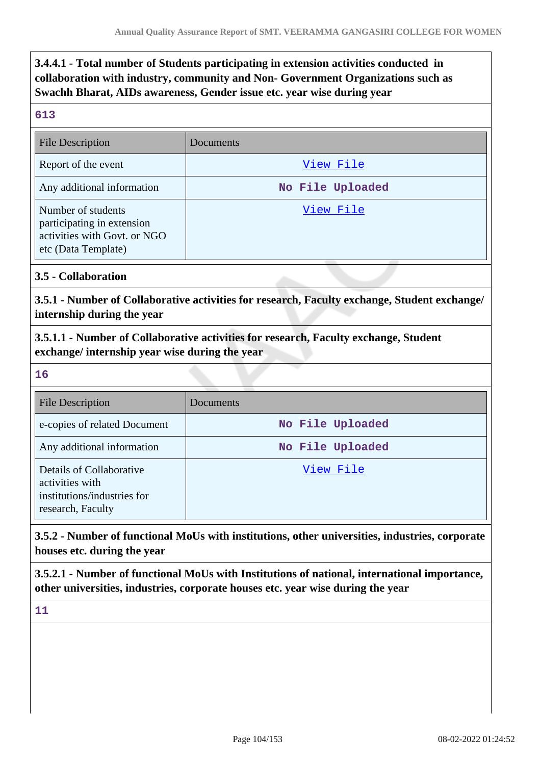**3.4.4.1 - Total number of Students participating in extension activities conducted in collaboration with industry, community and Non- Government Organizations such as Swachh Bharat, AIDs awareness, Gender issue etc. year wise during year**

613

| File Description | Documents |
|---|---|
| Report of the event | View File |
| Any additional information | No File Uploaded |
| Number of students participating in extension activities with Govt. or NGO etc (Data Template) | View File |

**3.5 - Collaboration**

**3.5.1 - Number of Collaborative activities for research, Faculty exchange, Student exchange/ internship during the year**

**3.5.1.1 - Number of Collaborative activities for research, Faculty exchange, Student exchange/ internship year wise during the year**

16

| File Description | Documents |
|---|---|
| e-copies of related Document | No File Uploaded |
| Any additional information | No File Uploaded |
| Details of Collaborative activities with institutions/industries for research, Faculty | View File |

**3.5.2 - Number of functional MoUs with institutions, other universities, industries, corporate houses etc. during the year**

**3.5.2.1 - Number of functional MoUs with Institutions of national, international importance, other universities, industries, corporate houses etc. year wise during the year**

11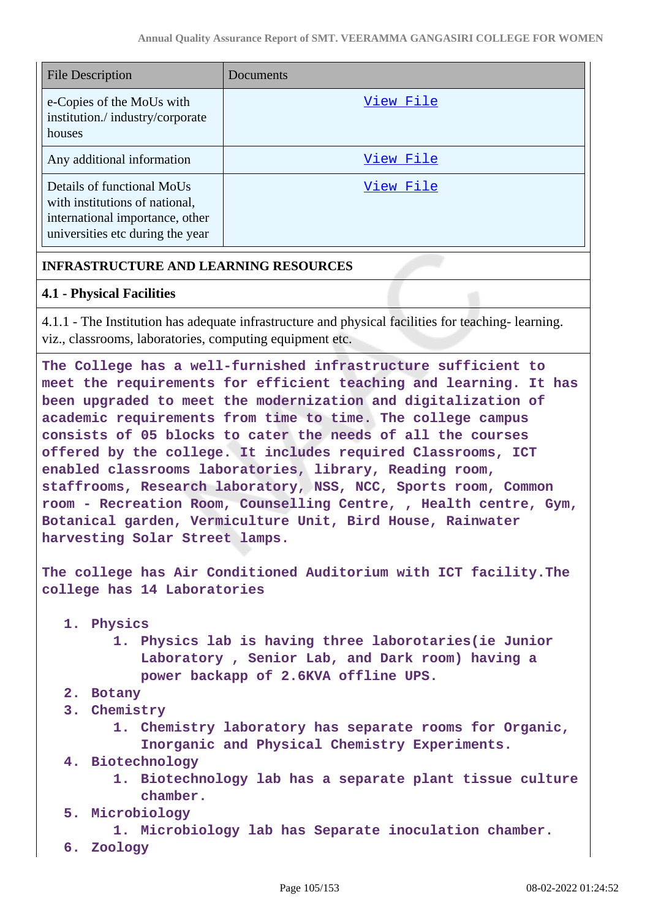| File Description | Documents |
| --- | --- |
| e-Copies of the MoUs with institution./ industry/corporate houses | View File |
| Any additional information | View File |
| Details of functional MoUs with institutions of national, international importance, other universities etc during the year | View File |

## INFRASTRUCTURE AND LEARNING RESOURCES

### 4.1 - Physical Facilities

4.1.1 - The Institution has adequate infrastructure and physical facilities for teaching- learning. viz., classrooms, laboratories, computing equipment etc.

The College has a well-furnished infrastructure sufficient to meet the requirements for efficient teaching and learning. It has been upgraded to meet the modernization and digitalization of academic requirements from time to time. The college campus consists of 05 blocks to cater the needs of all the courses offered by the college. It includes required Classrooms, ICT enabled classrooms laboratories, library, Reading room, staffrooms, Research laboratory, NSS, NCC, Sports room, Common room - Recreation Room, Counselling Centre, , Health centre, Gym, Botanical garden, Vermiculture Unit, Bird House, Rainwater harvesting Solar Street lamps.

The college has Air Conditioned Auditorium with ICT facility.The college has 14 Laboratories

1. Physics
    1. Physics lab is having three laborotaries(ie Junior Laboratory , Senior Lab, and Dark room) having a power backapp of 2.6KVA offline UPS.
2. Botany
3. Chemistry
    1. Chemistry laboratory has separate rooms for Organic, Inorganic and Physical Chemistry Experiments.
4. Biotechnology
    1. Biotechnology lab has a separate plant tissue culture chamber.
5. Microbiology
    1. Microbiology lab has Separate inoculation chamber.
6. Zoology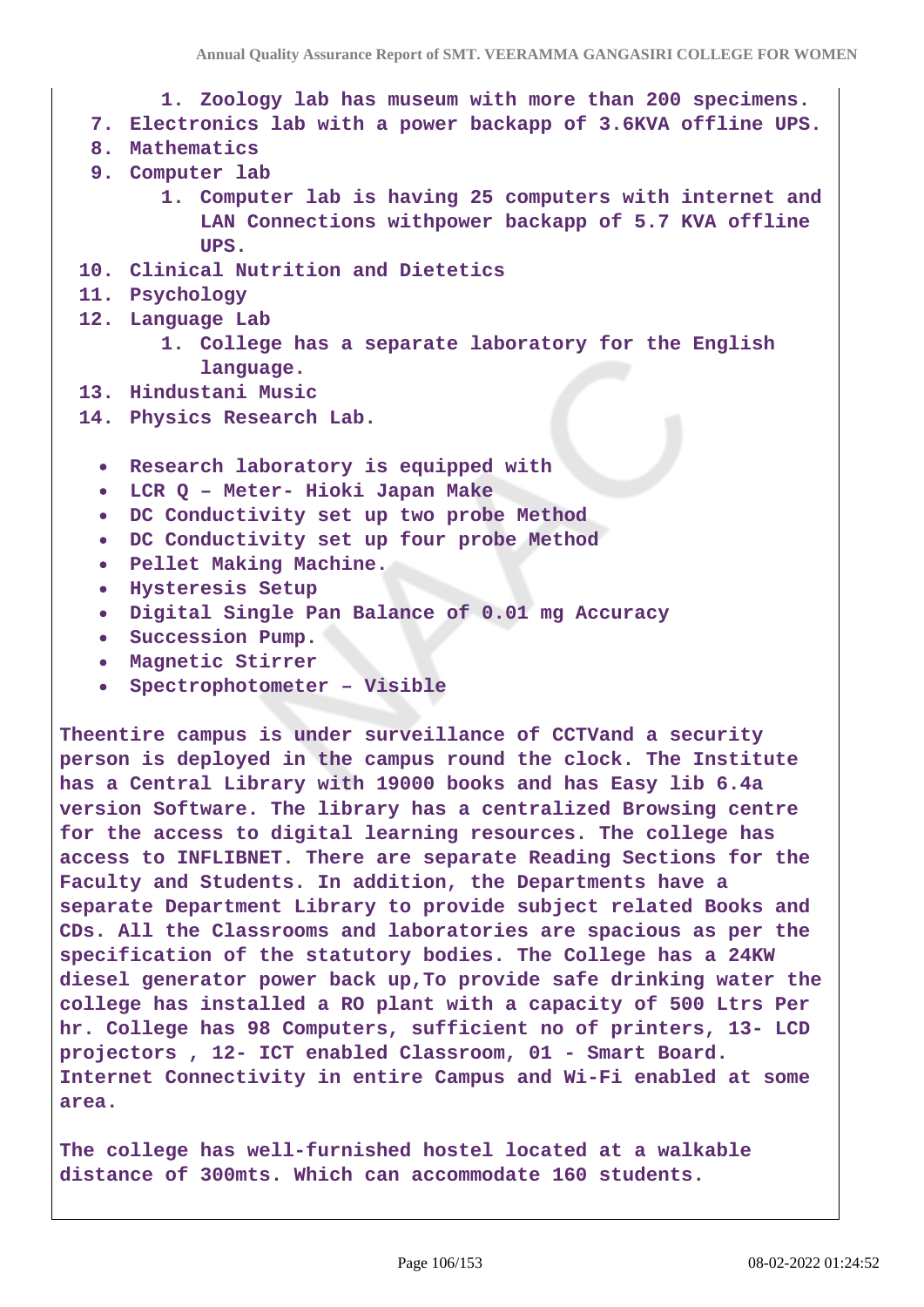1. Zoology lab has museum with more than 200 specimens.

7. Electronics lab with a power backapp of 3.6KVA offline UPS.
8. Mathematics
9. Computer lab
    1. Computer lab is having 25 computers with internet and LAN Connections withpower backapp of 5.7 KVA offline UPS.
10. Clinical Nutrition and Dietetics
11. Psychology
12. Language Lab
    1. College has a separate laboratory for the English language.
13. Hindustani Music
14. Physics Research Lab.

- Research laboratory is equipped with
- LCR Q – Meter- Hioki Japan Make
- DC Conductivity set up two probe Method
- DC Conductivity set up four probe Method
- Pellet Making Machine.
- Hysteresis Setup
- Digital Single Pan Balance of 0.01 mg Accuracy
- Succession Pump.
- Magnetic Stirrer
- Spectrophotometer – Visible

Theentire campus is under surveillance of CCTVand a security person is deployed in the campus round the clock. The Institute has a Central Library with 19000 books and has Easy lib 6.4a version Software. The library has a centralized Browsing centre for the access to digital learning resources. The college has access to INFLIBNET. There are separate Reading Sections for the Faculty and Students. In addition, the Departments have a separate Department Library to provide subject related Books and CDs. All the Classrooms and laboratories are spacious as per the specification of the statutory bodies. The College has a 24KW diesel generator power back up,To provide safe drinking water the college has installed a RO plant with a capacity of 500 Ltrs Per hr. College has 98 Computers, sufficient no of printers, 13- LCD projectors , 12- ICT enabled Classroom, 01 - Smart Board. Internet Connectivity in entire Campus and Wi-Fi enabled at some area.

The college has well-furnished hostel located at a walkable distance of 300mts. Which can accommodate 160 students.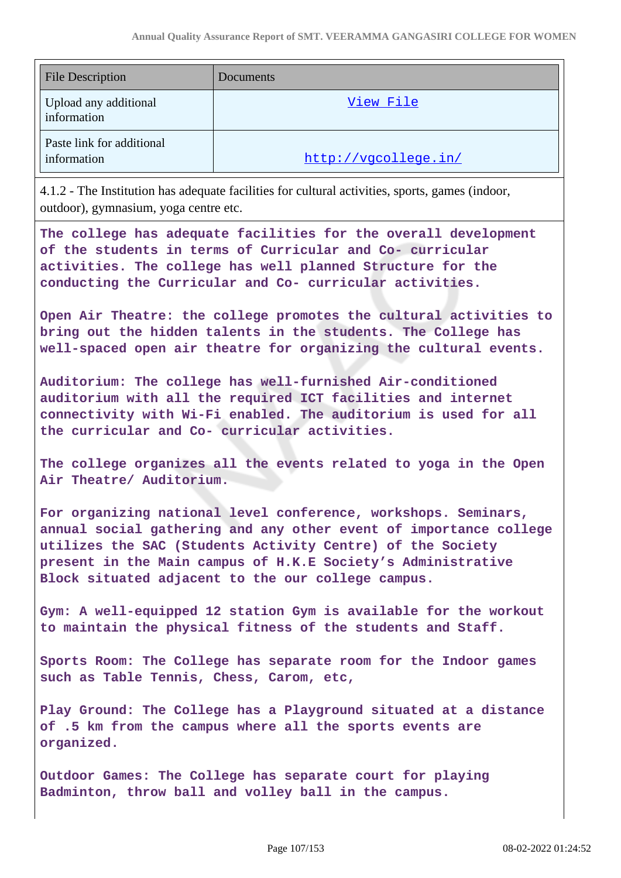| File Description | Documents |
| --- | --- |
| Upload any additional information | View File |
| Paste link for additional information | http://vgcollege.in/ |

4.1.2 - The Institution has adequate facilities for cultural activities, sports, games (indoor, outdoor), gymnasium, yoga centre etc.

The college has adequate facilities for the overall development of the students in terms of Curricular and Co- curricular activities. The college has well planned Structure for the conducting the Curricular and Co- curricular activities.

Open Air Theatre: the college promotes the cultural activities to bring out the hidden talents in the students. The College has well-spaced open air theatre for organizing the cultural events.

Auditorium: The college has well-furnished Air-conditioned auditorium with all the required ICT facilities and internet connectivity with Wi-Fi enabled. The auditorium is used for all the curricular and Co- curricular activities.

The college organizes all the events related to yoga in the Open Air Theatre/ Auditorium.

For organizing national level conference, workshops. Seminars, annual social gathering and any other event of importance college utilizes the SAC (Students Activity Centre) of the Society present in the Main campus of H.K.E Society's Administrative Block situated adjacent to the our college campus.

Gym: A well-equipped 12 station Gym is available for the workout to maintain the physical fitness of the students and Staff.

Sports Room: The College has separate room for the Indoor games such as Table Tennis, Chess, Carom, etc,

Play Ground: The College has a Playground situated at a distance of .5 km from the campus where all the sports events are organized.

Outdoor Games: The College has separate court for playing Badminton, throw ball and volley ball in the campus.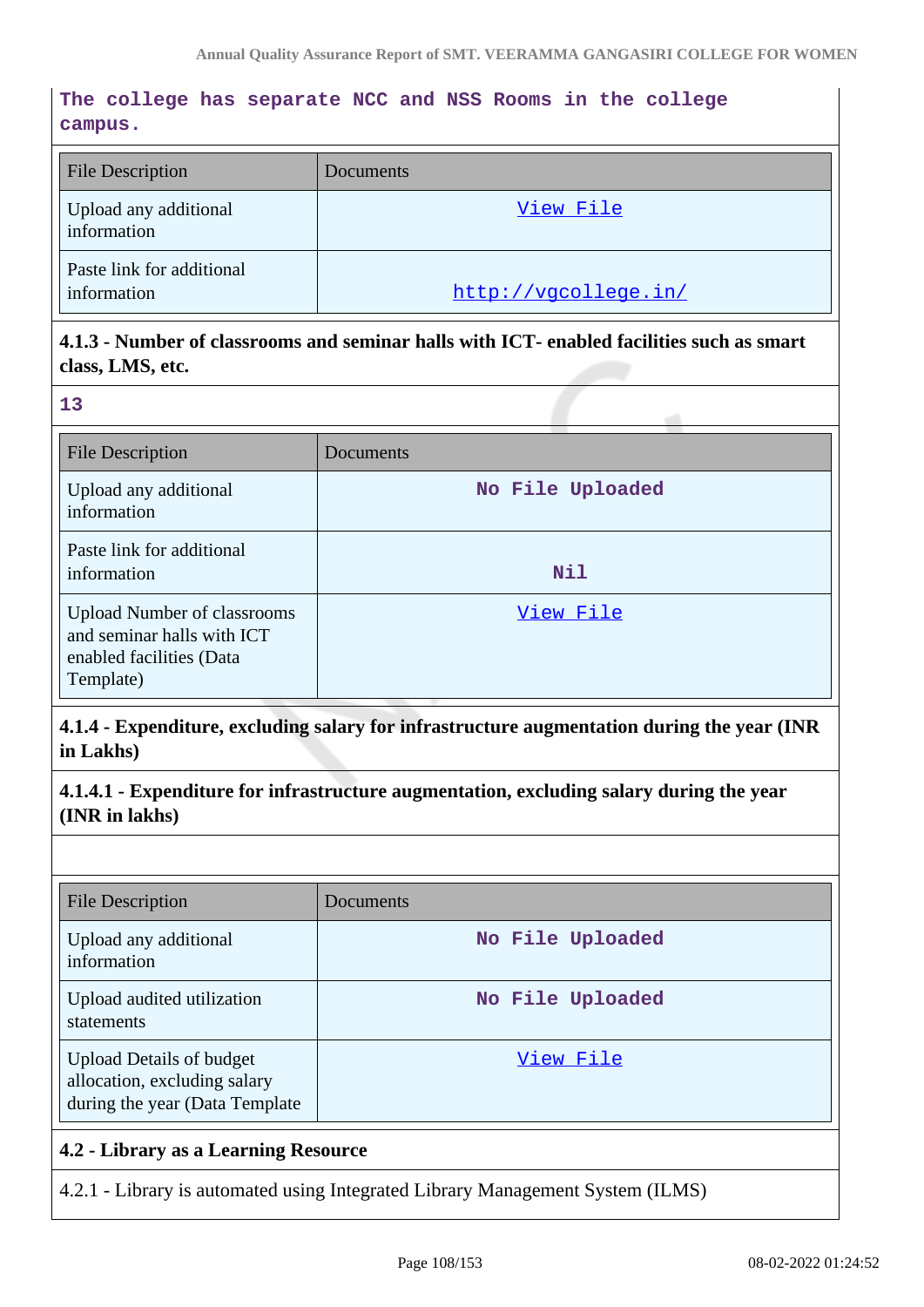The college has separate NCC and NSS Rooms in the college campus.

| File Description | Documents |
|---|---|
| Upload any additional information | View File |
| Paste link for additional information | http://vgcollege.in/ |

**4.1.3 - Number of classrooms and seminar halls with ICT- enabled facilities such as smart class, LMS, etc.**

13

| File Description | Documents |
|---|---|
| Upload any additional information | No File Uploaded |
| Paste link for additional information | Nil |
| Upload Number of classrooms and seminar halls with ICT enabled facilities (Data Template) | View File |

**4.1.4 - Expenditure, excluding salary for infrastructure augmentation during the year (INR in Lakhs)**

**4.1.4.1 - Expenditure for infrastructure augmentation, excluding salary during the year (INR in lakhs)**

| File Description | Documents |
|---|---|
| Upload any additional information | No File Uploaded |
| Upload audited utilization statements | No File Uploaded |
| Upload Details of budget allocation, excluding salary during the year (Data Template | View File |

**4.2 - Library as a Learning Resource**

4.2.1 - Library is automated using Integrated Library Management System (ILMS)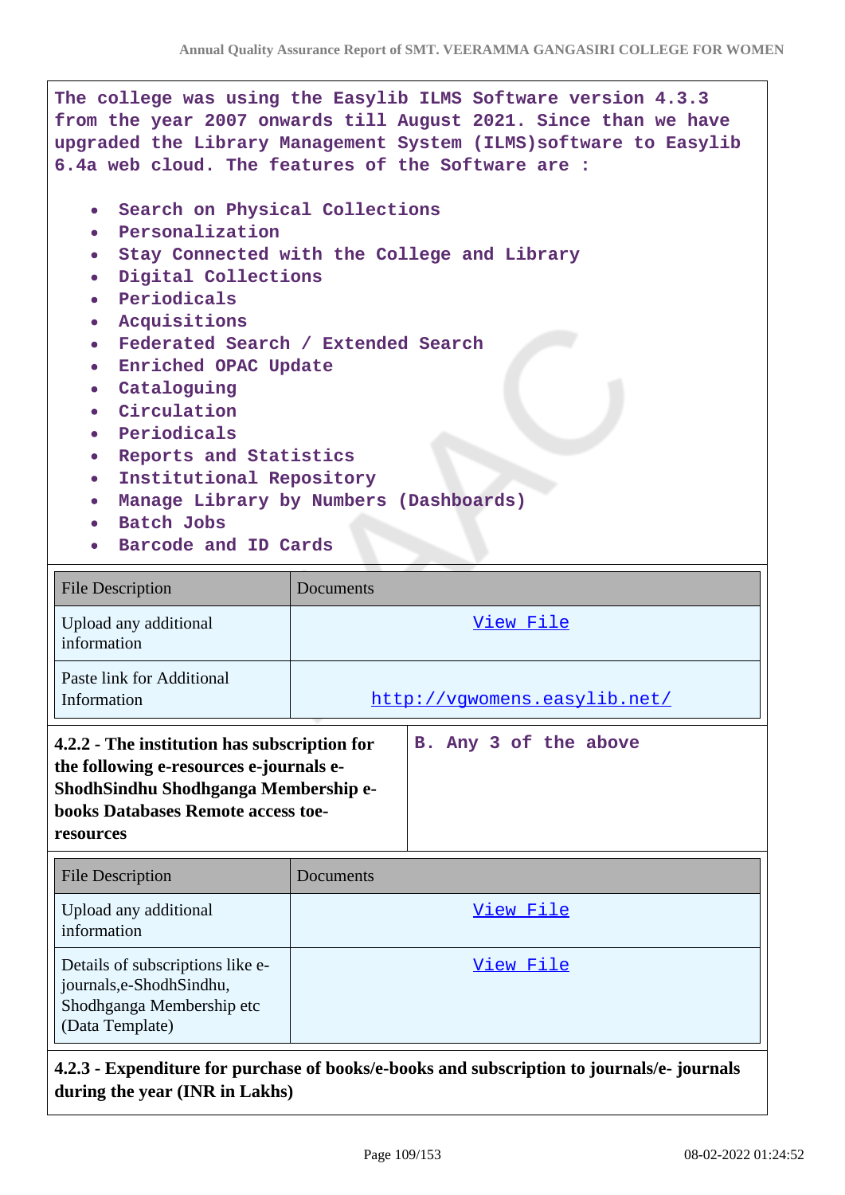The college was using the Easylib ILMS Software version 4.3.3 from the year 2007 onwards till August 2021. Since than we have upgraded the Library Management System (ILMS)software to Easylib 6.4a web cloud. The features of the Software are :

- Search on Physical Collections
- Personalization
- Stay Connected with the College and Library
- Digital Collections
- Periodicals
- Acquisitions
- Federated Search / Extended Search
- Enriched OPAC Update
- Cataloguing
- Circulation
- Periodicals
- Reports and Statistics
- Institutional Repository
- Manage Library by Numbers (Dashboards)
- Batch Jobs
- Barcode and ID Cards

| File Description | Documents |
|---|---|
| Upload any additional information | View File |
| Paste link for Additional Information | http://vgwomens.easylib.net/ |

| **4.2.2 - The institution has subscription for the following e-resources e-journals e-ShodhSindhu Shodhganga Membership e-books Databases Remote access toe-resources** | B. Any 3 of the above |
|---|---|

| File Description | Documents |
|---|---|
| Upload any additional information | View File |
| Details of subscriptions like e-journals,e-ShodhSindhu, Shodhganga Membership etc (Data Template) | View File |

**4.2.3 - Expenditure for purchase of books/e-books and subscription to journals/e- journals during the year (INR in Lakhs)**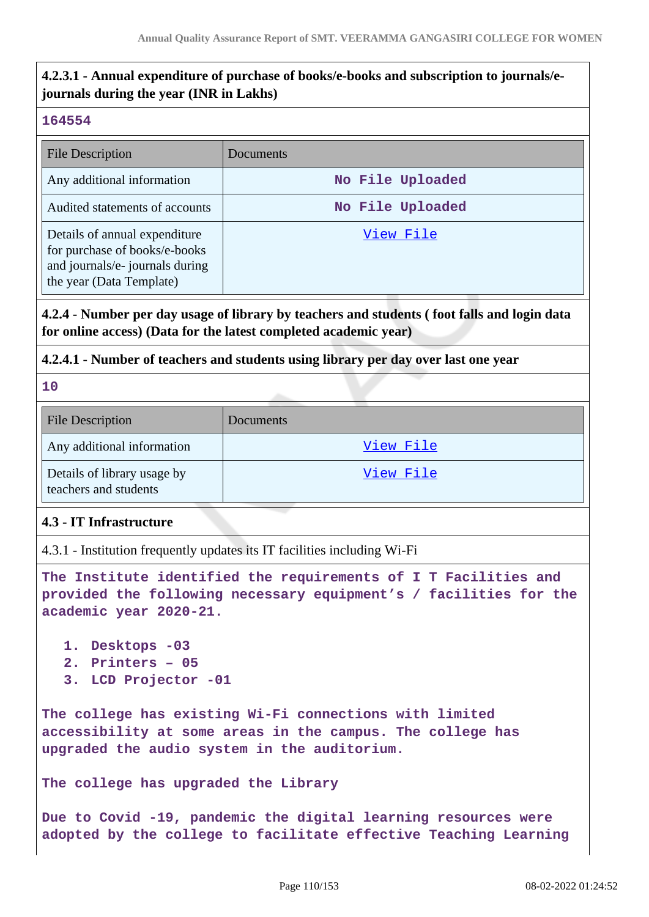**4.2.3.1 - Annual expenditure of purchase of books/e-books and subscription to journals/e-journals during the year (INR in Lakhs)**

164554

| File Description | Documents |
|---|---|
| Any additional information | No File Uploaded |
| Audited statements of accounts | No File Uploaded |
| Details of annual expenditure for purchase of books/e-books and journals/e- journals during the year (Data Template) | View File |

**4.2.4 - Number per day usage of library by teachers and students ( foot falls and login data for online access) (Data for the latest completed academic year)**

**4.2.4.1 - Number of teachers and students using library per day over last one year**

10

| File Description | Documents |
|---|---|
| Any additional information | View File |
| Details of library usage by teachers and students | View File |

**4.3 - IT Infrastructure**

4.3.1 - Institution frequently updates its IT facilities including Wi-Fi

The Institute identified the requirements of I T Facilities and provided the following necessary equipment's / facilities for the academic year 2020-21.

1. Desktops -03
2. Printers – 05
3. LCD Projector -01

The college has existing Wi-Fi connections with limited accessibility at some areas in the campus. The college has upgraded the audio system in the auditorium.

The college has upgraded the Library

Due to Covid -19, pandemic the digital learning resources were adopted by the college to facilitate effective Teaching Learning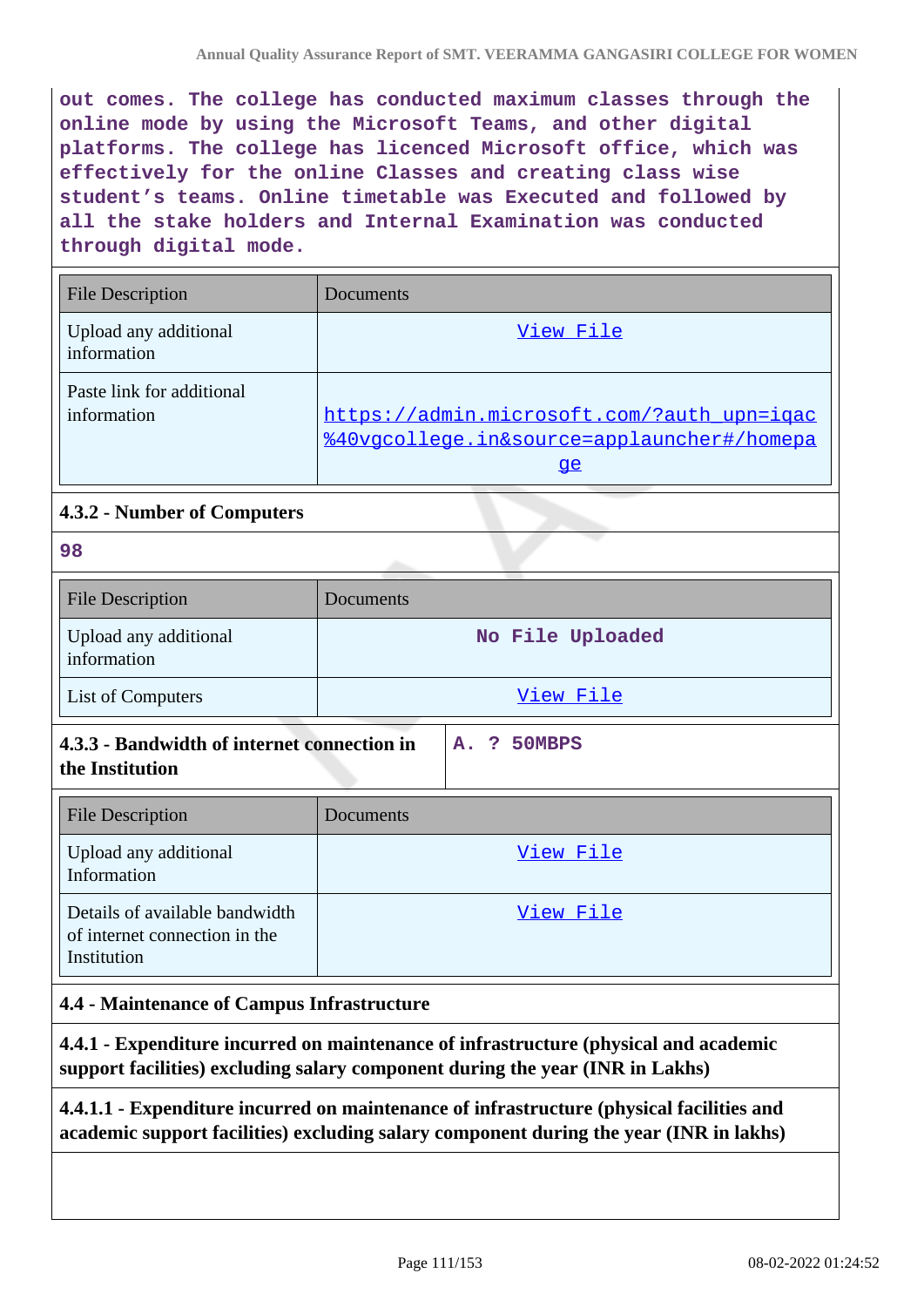out comes. The college has conducted maximum classes through the online mode by using the Microsoft Teams, and other digital platforms. The college has licenced Microsoft office, which was effectively for the online Classes and creating class wise student's teams. Online timetable was Executed and followed by all the stake holders and Internal Examination was conducted through digital mode.

| File Description | Documents |
|---|---|
| Upload any additional information | View File |
| Paste link for additional information | https://admin.microsoft.com/?auth_upn=iqac%40vgcollege.in&source=applauncher#/homepage |

### 4.3.2 - Number of Computers

98

| File Description | Documents |
|---|---|
| Upload any additional information | No File Uploaded |
| List of Computers | View File |

| **4.3.3 - Bandwidth of internet connection in the Institution** | A. ? 50MBPS |
|---|---|

| File Description | Documents |
|---|---|
| Upload any additional Information | View File |
| Details of available bandwidth of internet connection in the Institution | View File |

## 4.4 - Maintenance of Campus Infrastructure

### 4.4.1 - Expenditure incurred on maintenance of infrastructure (physical and academic support facilities) excluding salary component during the year (INR in Lakhs)

#### 4.4.1.1 - Expenditure incurred on maintenance of infrastructure (physical facilities and academic support facilities) excluding salary component during the year (INR in lakhs)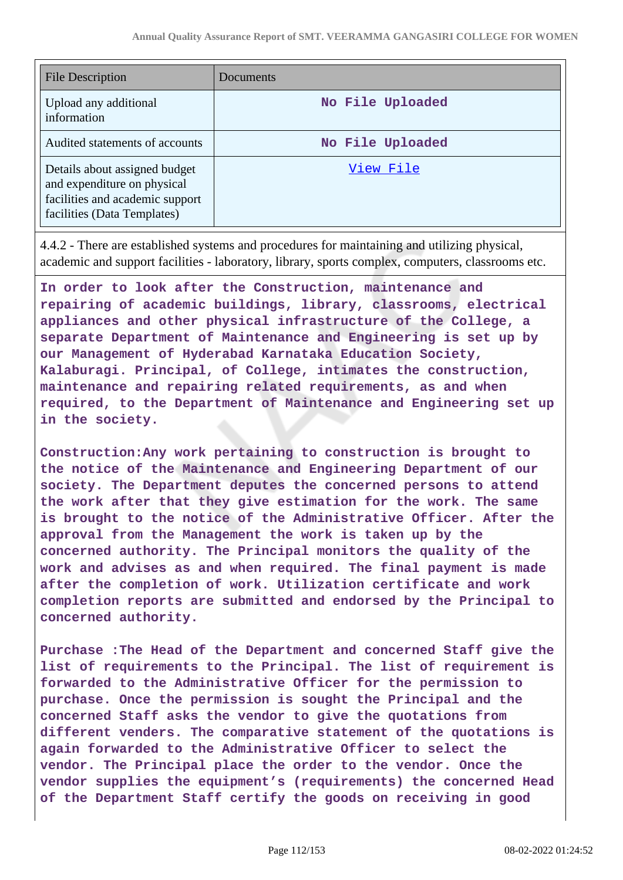| File Description | Documents |
|---|---|
| Upload any additional information | No File Uploaded |
| Audited statements of accounts | No File Uploaded |
| Details about assigned budget and expenditure on physical facilities and academic support facilities (Data Templates) | View File |

4.4.2 - There are established systems and procedures for maintaining and utilizing physical, academic and support facilities - laboratory, library, sports complex, computers, classrooms etc.

**In order to look after the Construction, maintenance and repairing of academic buildings, library, classrooms, electrical appliances and other physical infrastructure of the College, a separate Department of Maintenance and Engineering is set up by our Management of Hyderabad Karnataka Education Society, Kalaburagi. Principal, of College, intimates the construction, maintenance and repairing related requirements, as and when required, to the Department of Maintenance and Engineering set up in the society.**

**Construction:Any work pertaining to construction is brought to the notice of the Maintenance and Engineering Department of our society. The Department deputes the concerned persons to attend the work after that they give estimation for the work. The same is brought to the notice of the Administrative Officer. After the approval from the Management the work is taken up by the concerned authority. The Principal monitors the quality of the work and advises as and when required. The final payment is made after the completion of work. Utilization certificate and work completion reports are submitted and endorsed by the Principal to concerned authority.**

**Purchase :The Head of the Department and concerned Staff give the list of requirements to the Principal. The list of requirement is forwarded to the Administrative Officer for the permission to purchase. Once the permission is sought the Principal and the concerned Staff asks the vendor to give the quotations from different venders. The comparative statement of the quotations is again forwarded to the Administrative Officer to select the vendor. The Principal place the order to the vendor. Once the vendor supplies the equipment's (requirements) the concerned Head of the Department Staff certify the goods on receiving in good**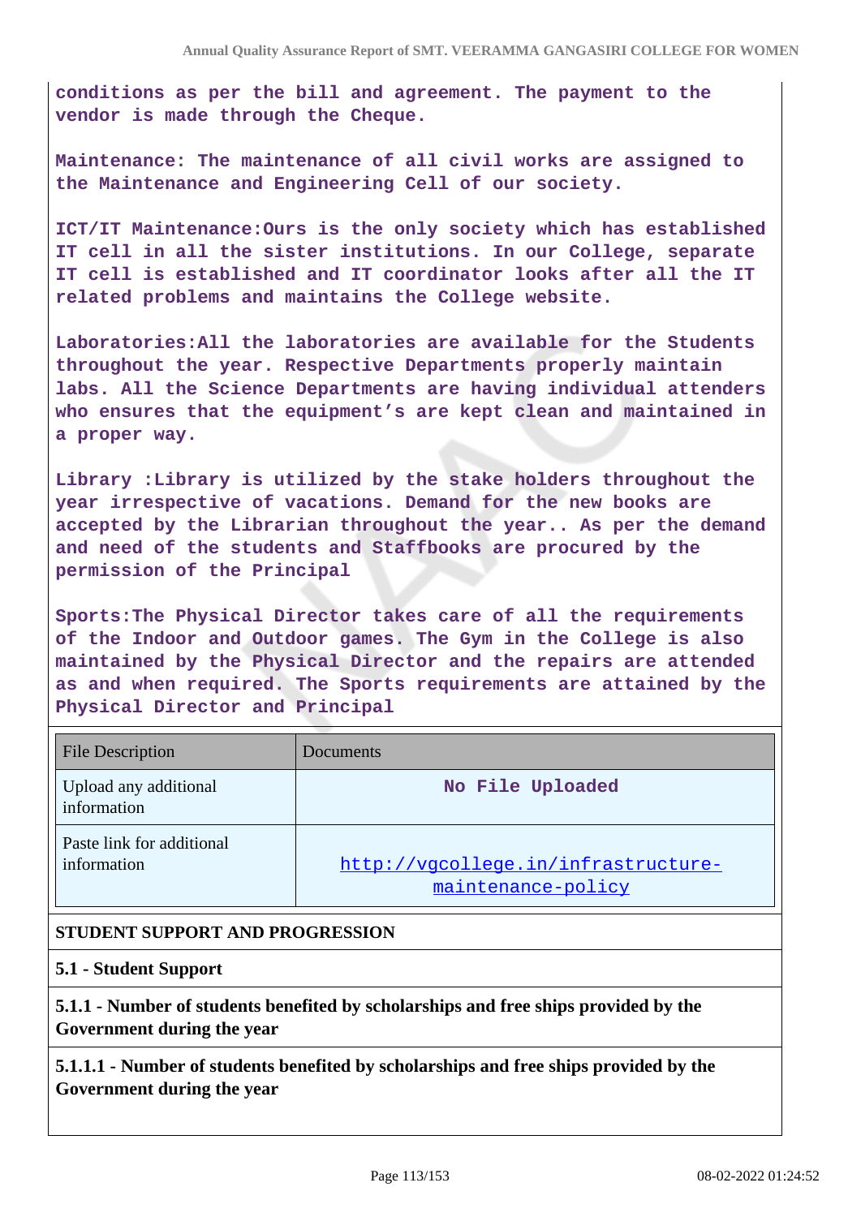conditions as per the bill and agreement. The payment to the vendor is made through the Cheque.

Maintenance: The maintenance of all civil works are assigned to the Maintenance and Engineering Cell of our society.

ICT/IT Maintenance:Ours is the only society which has established IT cell in all the sister institutions. In our College, separate IT cell is established and IT coordinator looks after all the IT related problems and maintains the College website.

Laboratories:All the laboratories are available for the Students throughout the year. Respective Departments properly maintain labs. All the Science Departments are having individual attenders who ensures that the equipment's are kept clean and maintained in a proper way.

Library :Library is utilized by the stake holders throughout the year irrespective of vacations. Demand for the new books are accepted by the Librarian throughout the year.. As per the demand and need of the students and Staffbooks are procured by the permission of the Principal

Sports:The Physical Director takes care of all the requirements of the Indoor and Outdoor games. The Gym in the College is also maintained by the Physical Director and the repairs are attended as and when required. The Sports requirements are attained by the Physical Director and Principal

| File Description | Documents |
| --- | --- |
| Upload any additional information | No File Uploaded |
| Paste link for additional information | http://vgcollege.in/infrastructure-maintenance-policy |

**STUDENT SUPPORT AND PROGRESSION**

**5.1 - Student Support**

**5.1.1 - Number of students benefited by scholarships and free ships provided by the Government during the year**

**5.1.1.1 - Number of students benefited by scholarships and free ships provided by the Government during the year**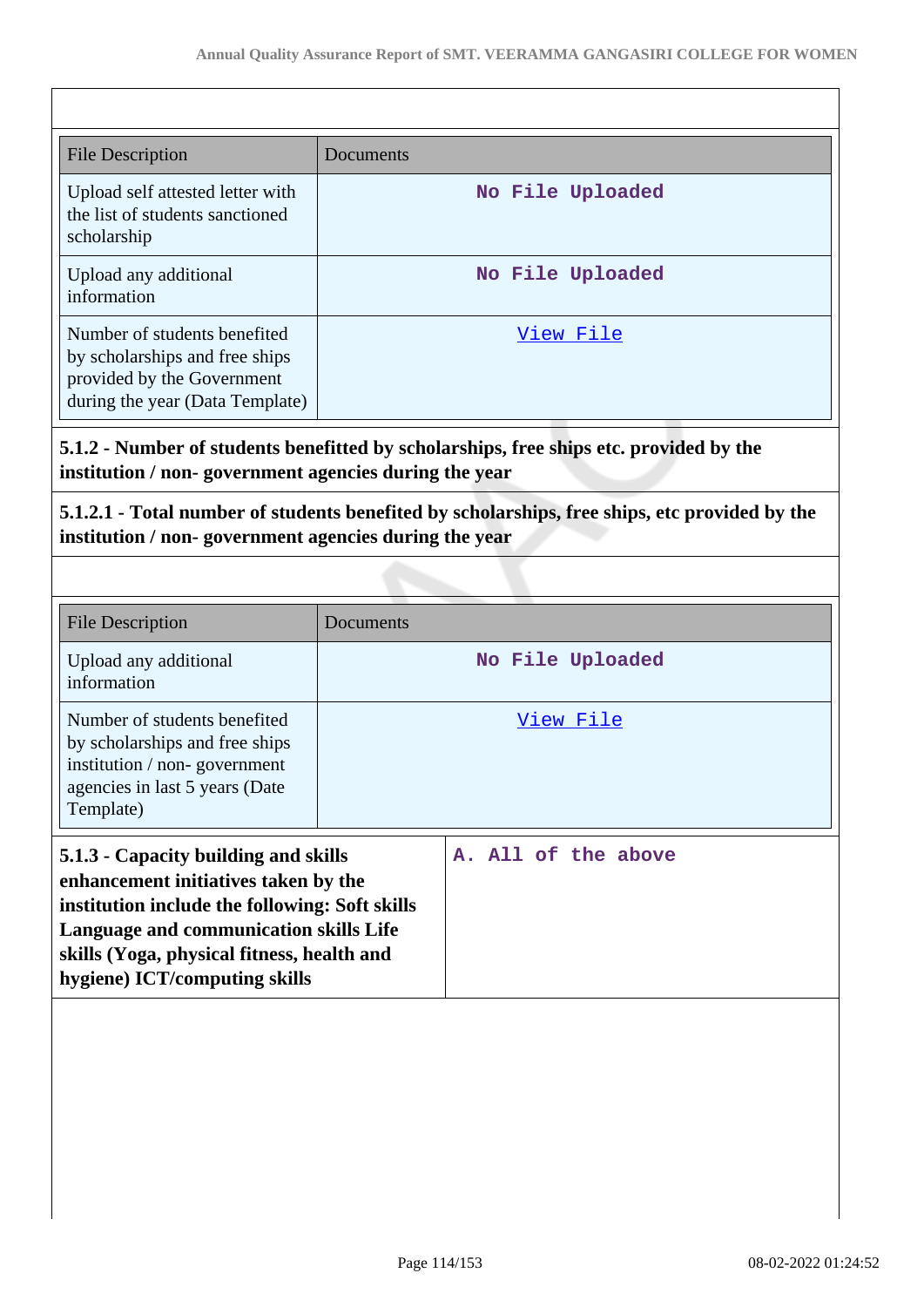| File Description | Documents |
|---|---|
| Upload self attested letter with the list of students sanctioned scholarship | No File Uploaded |
| Upload any additional information | No File Uploaded |
| Number of students benefited by scholarships and free ships provided by the Government during the year (Data Template) | View File |

**5.1.2 - Number of students benefitted by scholarships, free ships etc. provided by the institution / non- government agencies during the year**

**5.1.2.1 - Total number of students benefited by scholarships, free ships, etc provided by the institution / non- government agencies during the year**

| File Description | Documents |
|---|---|
| Upload any additional information | No File Uploaded |
| Number of students benefited by scholarships and free ships institution / non- government agencies in last 5 years (Date Template) | View File |

| **5.1.3 - Capacity building and skills enhancement initiatives taken by the institution include the following: Soft skills Language and communication skills Life skills (Yoga, physical fitness, health and hygiene) ICT/computing skills** | A. All of the above |
|---|---|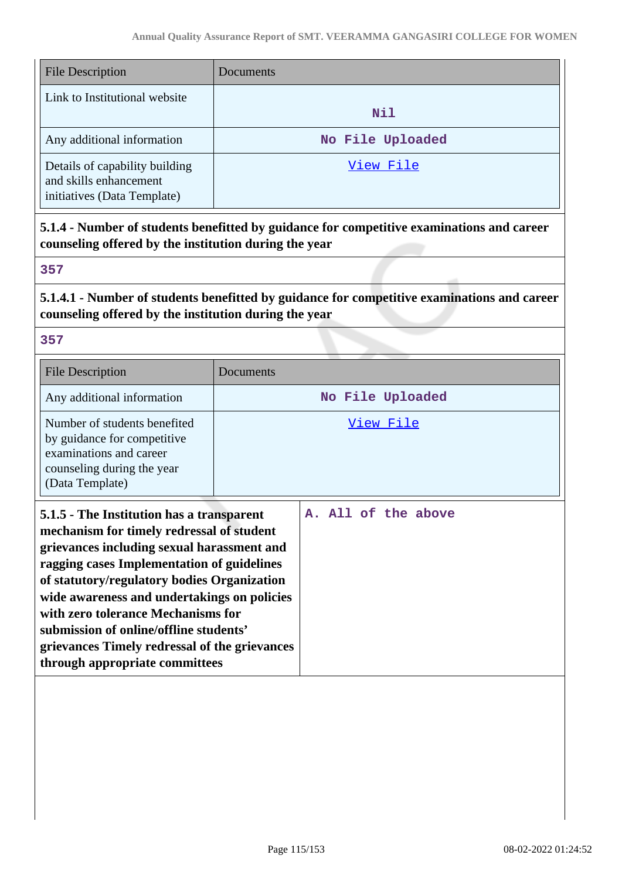| File Description | Documents |
| --- | --- |
| Link to Institutional website | Nil |
| Any additional information | No File Uploaded |
| Details of capability building and skills enhancement initiatives (Data Template) | View File |

**5.1.4 - Number of students benefitted by guidance for competitive examinations and career counseling offered by the institution during the year**

357

**5.1.4.1 - Number of students benefitted by guidance for competitive examinations and career counseling offered by the institution during the year**

357

| File Description | Documents |
| --- | --- |
| Any additional information | No File Uploaded |
| Number of students benefited by guidance for competitive examinations and career counseling during the year (Data Template) | View File |

| **5.1.5 - The Institution has a transparent mechanism for timely redressal of student grievances including sexual harassment and ragging cases Implementation of guidelines of statutory/regulatory bodies Organization wide awareness and undertakings on policies with zero tolerance Mechanisms for submission of online/offline students' grievances Timely redressal of the grievances through appropriate committees** | A. All of the above |
| --- | --- |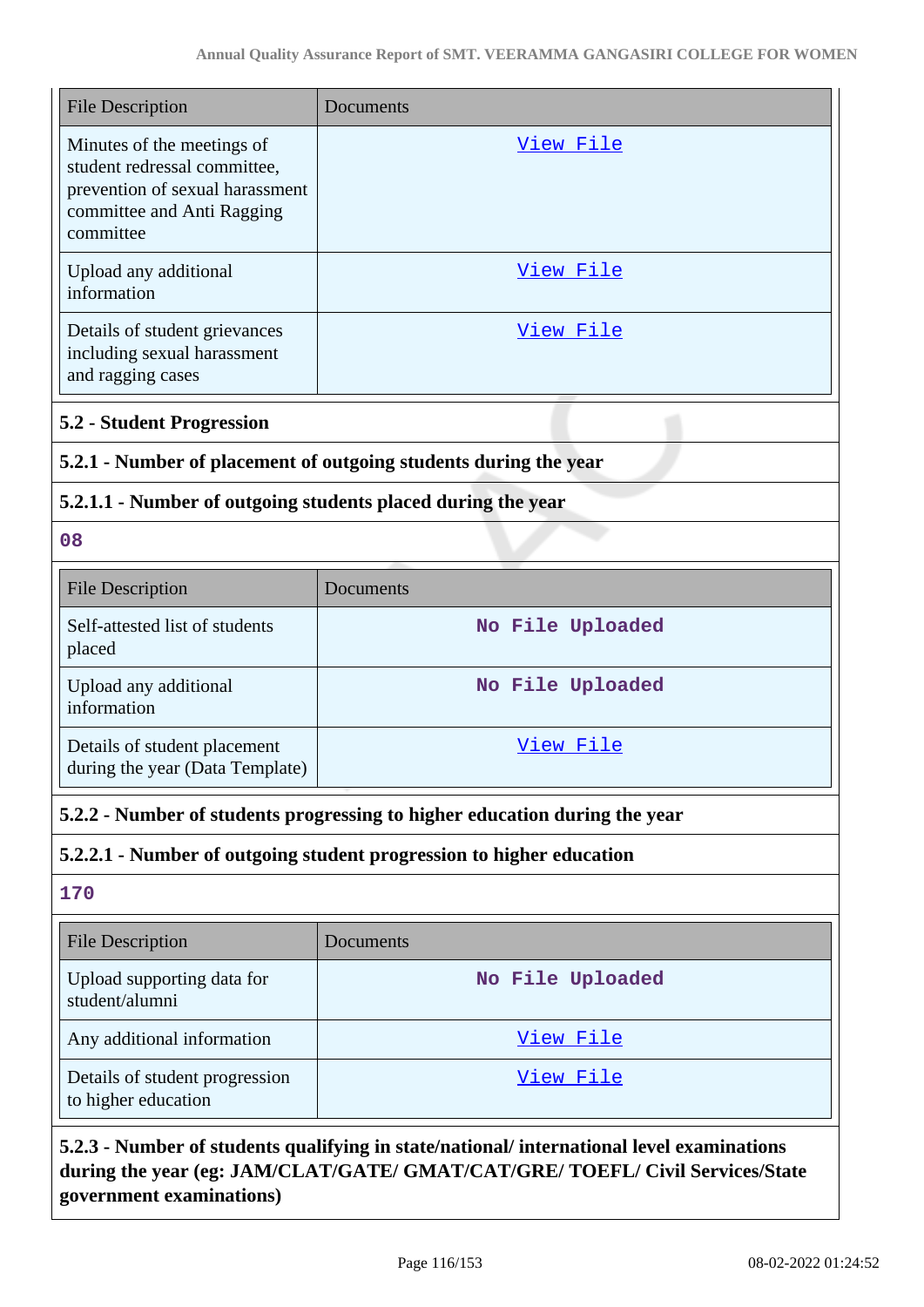| File Description | Documents |
|---|---|
| Minutes of the meetings of student redressal committee, prevention of sexual harassment committee and Anti Ragging committee | View File |
| Upload any additional information | View File |
| Details of student grievances including sexual harassment and ragging cases | View File |

### 5.2 - Student Progression

#### 5.2.1 - Number of placement of outgoing students during the year

#### 5.2.1.1 - Number of outgoing students placed during the year

08

| File Description | Documents |
|---|---|
| Self-attested list of students placed | No File Uploaded |
| Upload any additional information | No File Uploaded |
| Details of student placement during the year (Data Template) | View File |

#### 5.2.2 - Number of students progressing to higher education during the year

#### 5.2.2.1 - Number of outgoing student progression to higher education

170

| File Description | Documents |
|---|---|
| Upload supporting data for student/alumni | No File Uploaded |
| Any additional information | View File |
| Details of student progression to higher education | View File |

#### 5.2.3 - Number of students qualifying in state/national/ international level examinations during the year (eg: JAM/CLAT/GATE/ GMAT/CAT/GRE/ TOEFL/ Civil Services/State government examinations)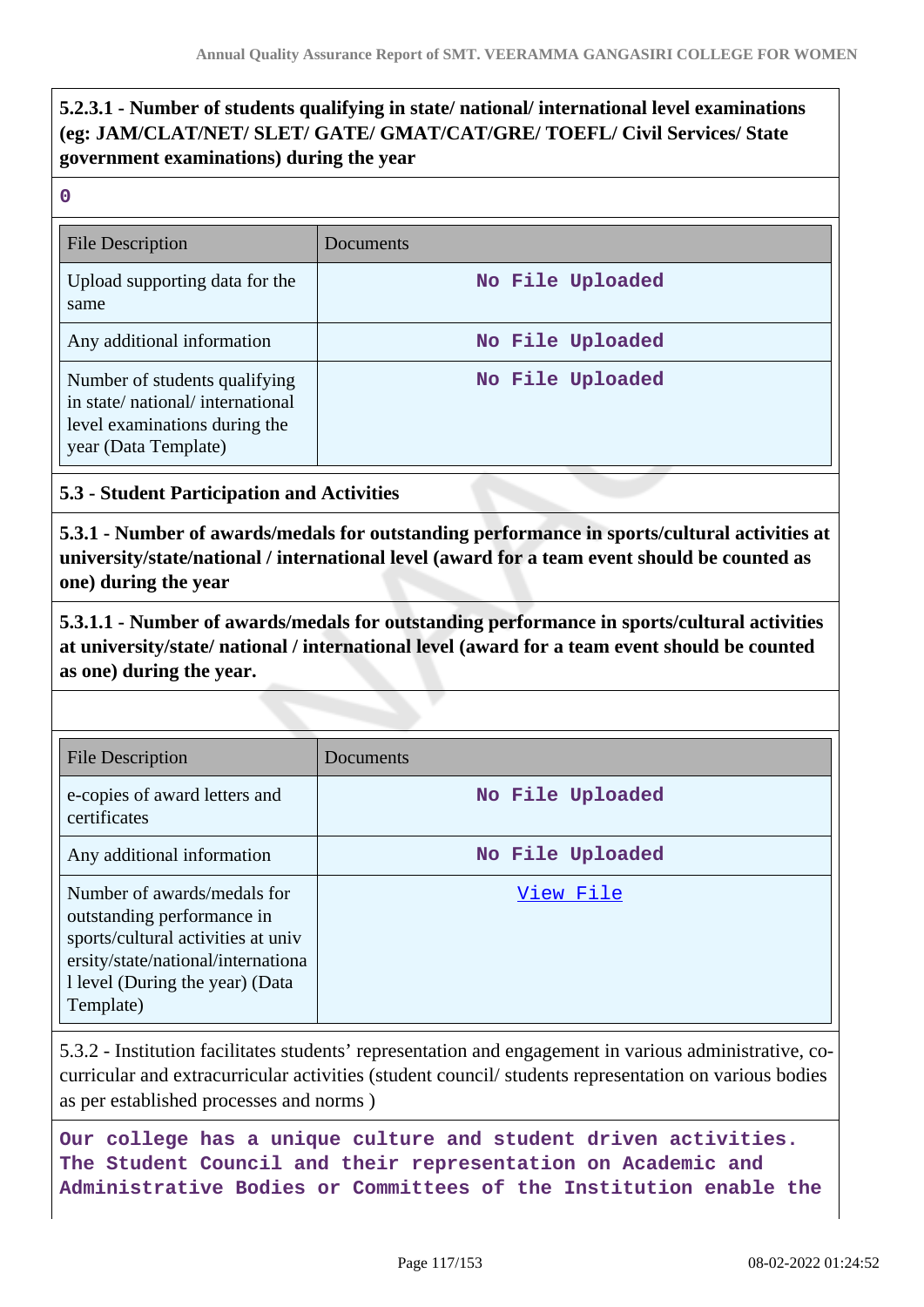**5.2.3.1 - Number of students qualifying in state/ national/ international level examinations (eg: JAM/CLAT/NET/ SLET/ GATE/ GMAT/CAT/GRE/ TOEFL/ Civil Services/ State government examinations) during the year**

0

| File Description | Documents |
|---|---|
| Upload supporting data for the same | No File Uploaded |
| Any additional information | No File Uploaded |
| Number of students qualifying in state/ national/ international level examinations during the year (Data Template) | No File Uploaded |

**5.3 - Student Participation and Activities**

**5.3.1 - Number of awards/medals for outstanding performance in sports/cultural activities at university/state/national / international level (award for a team event should be counted as one) during the year**

**5.3.1.1 - Number of awards/medals for outstanding performance in sports/cultural activities at university/state/ national / international level (award for a team event should be counted as one) during the year.**

| File Description | Documents |
|---|---|
| e-copies of award letters and certificates | No File Uploaded |
| Any additional information | No File Uploaded |
| Number of awards/medals for outstanding performance in sports/cultural activities at university/state/national/international level (During the year) (Data Template) | View File |

5.3.2 - Institution facilitates students' representation and engagement in various administrative, co-curricular and extracurricular activities (student council/ students representation on various bodies as per established processes and norms )

Our college has a unique culture and student driven activities. The Student Council and their representation on Academic and Administrative Bodies or Committees of the Institution enable the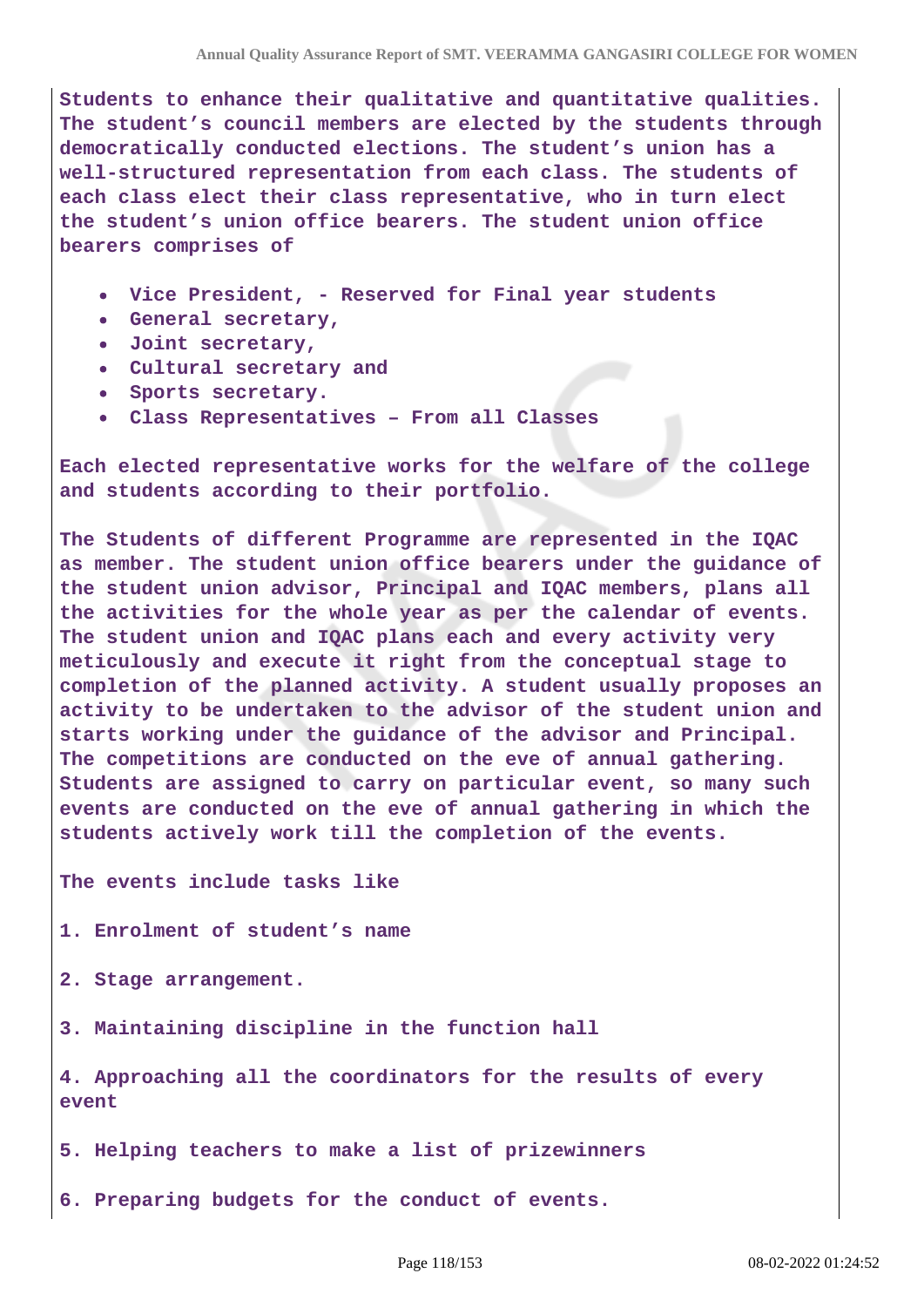Students to enhance their qualitative and quantitative qualities. The student's council members are elected by the students through democratically conducted elections. The student's union has a well-structured representation from each class. The students of each class elect their class representative, who in turn elect the student's union office bearers. The student union office bearers comprises of

- Vice President, - Reserved for Final year students
- General secretary,
- Joint secretary,
- Cultural secretary and
- Sports secretary.
- Class Representatives – From all Classes

Each elected representative works for the welfare of the college and students according to their portfolio.

The Students of different Programme are represented in the IQAC as member. The student union office bearers under the guidance of the student union advisor, Principal and IQAC members, plans all the activities for the whole year as per the calendar of events. The student union and IQAC plans each and every activity very meticulously and execute it right from the conceptual stage to completion of the planned activity. A student usually proposes an activity to be undertaken to the advisor of the student union and starts working under the guidance of the advisor and Principal. The competitions are conducted on the eve of annual gathering. Students are assigned to carry on particular event, so many such events are conducted on the eve of annual gathering in which the students actively work till the completion of the events.

The events include tasks like

1. Enrolment of student's name

2. Stage arrangement.

3. Maintaining discipline in the function hall

4. Approaching all the coordinators for the results of every event

5. Helping teachers to make a list of prizewinners

6. Preparing budgets for the conduct of events.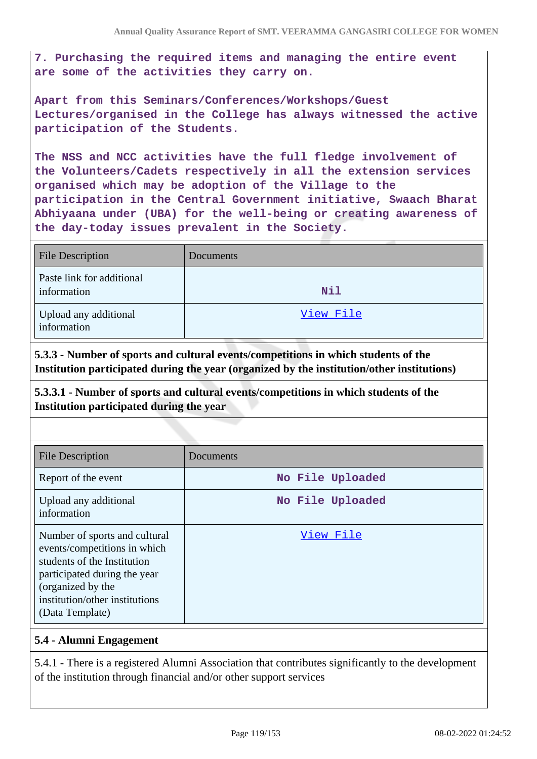**7. Purchasing the required items and managing the entire event are some of the activities they carry on.**

**Apart from this Seminars/Conferences/Workshops/Guest Lectures/organised in the College has always witnessed the active participation of the Students.**

**The NSS and NCC activities have the full fledge involvement of the Volunteers/Cadets respectively in all the extension services organised which may be adoption of the Village to the participation in the Central Government initiative, Swaach Bharat Abhiyaana under (UBA) for the well-being or creating awareness of the day-today issues prevalent in the Society.**

| File Description | Documents |
|---|---|
| Paste link for additional information | Nil |
| Upload any additional information | View File |

**5.3.3 - Number of sports and cultural events/competitions in which students of the Institution participated during the year (organized by the institution/other institutions)**

**5.3.3.1 - Number of sports and cultural events/competitions in which students of the Institution participated during the year**

| File Description | Documents |
|---|---|
| Report of the event | No File Uploaded |
| Upload any additional information | No File Uploaded |
| Number of sports and cultural events/competitions in which students of the Institution participated during the year (organized by the institution/other institutions (Data Template) | View File |

**5.4 - Alumni Engagement**

5.4.1 - There is a registered Alumni Association that contributes significantly to the development of the institution through financial and/or other support services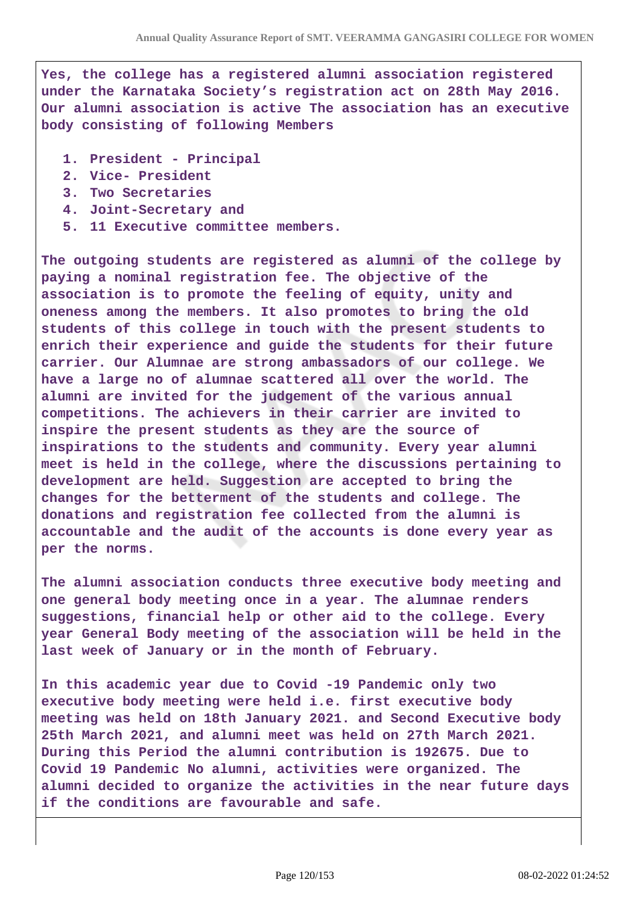Yes, the college has a registered alumni association registered under the Karnataka Society's registration act on 28th May 2016. Our alumni association is active The association has an executive body consisting of following Members

1. President - Principal
2. Vice- President
3. Two Secretaries
4. Joint-Secretary and
5. 11 Executive committee members.

The outgoing students are registered as alumni of the college by paying a nominal registration fee. The objective of the association is to promote the feeling of equity, unity and oneness among the members. It also promotes to bring the old students of this college in touch with the present students to enrich their experience and guide the students for their future carrier. Our Alumnae are strong ambassadors of our college. We have a large no of alumnae scattered all over the world. The alumni are invited for the judgement of the various annual competitions. The achievers in their carrier are invited to inspire the present students as they are the source of inspirations to the students and community. Every year alumni meet is held in the college, where the discussions pertaining to development are held. Suggestion are accepted to bring the changes for the betterment of the students and college. The donations and registration fee collected from the alumni is accountable and the audit of the accounts is done every year as per the norms.

The alumni association conducts three executive body meeting and one general body meeting once in a year. The alumnae renders suggestions, financial help or other aid to the college. Every year General Body meeting of the association will be held in the last week of January or in the month of February.

In this academic year due to Covid -19 Pandemic only two executive body meeting were held i.e. first executive body meeting was held on 18th January 2021. and Second Executive body 25th March 2021, and alumni meet was held on 27th March 2021. During this Period the alumni contribution is 192675. Due to Covid 19 Pandemic No alumni, activities were organized. The alumni decided to organize the activities in the near future days if the conditions are favourable and safe.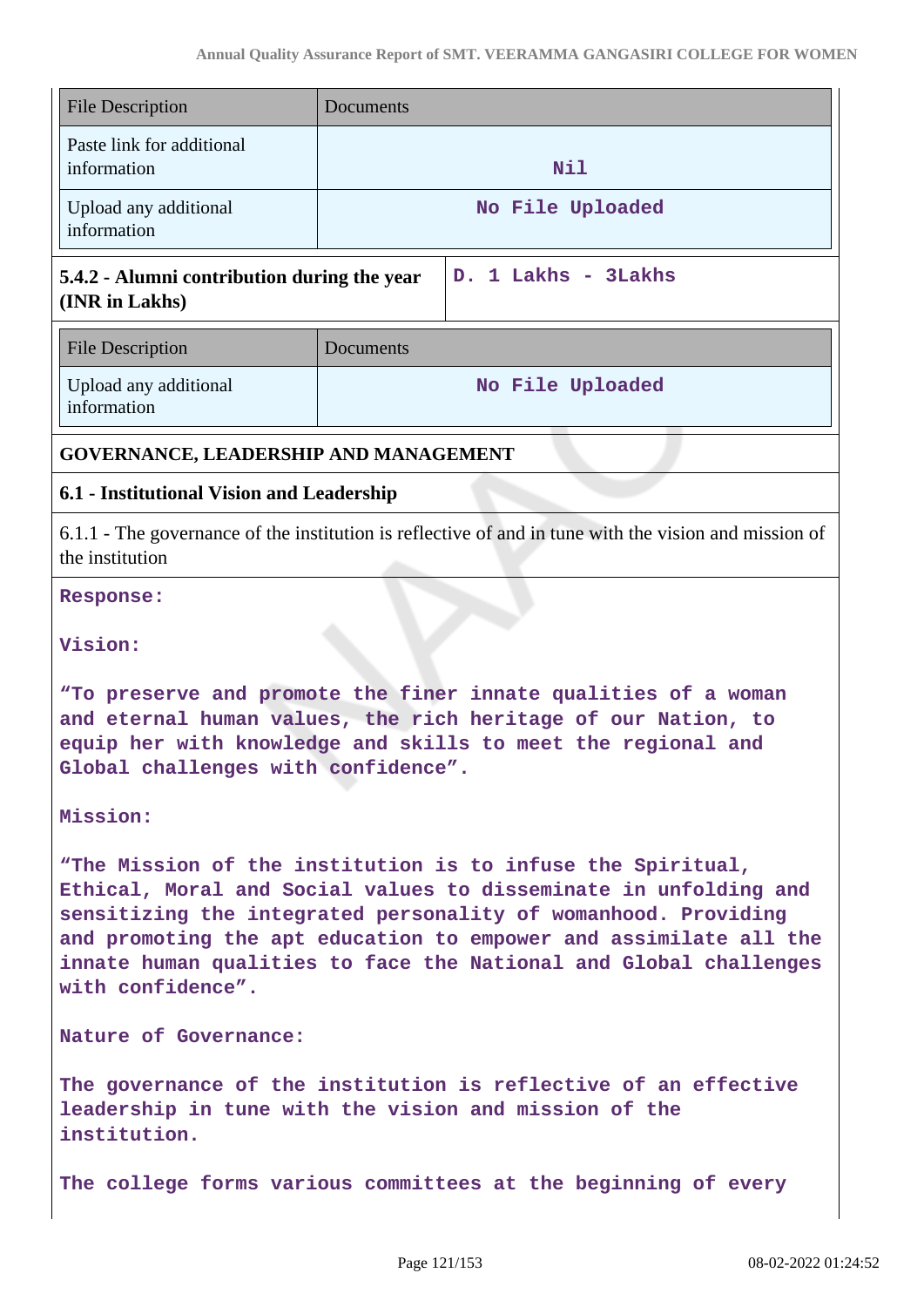| File Description | Documents |
| --- | --- |
| Paste link for additional information | Nil |
| Upload any additional information | No File Uploaded |

| 5.4.2 - Alumni contribution during the year (INR in Lakhs) | D. 1 Lakhs - 3Lakhs |
| --- | --- |

| File Description | Documents |
| --- | --- |
| Upload any additional information | No File Uploaded |

## GOVERNANCE, LEADERSHIP AND MANAGEMENT

### 6.1 - Institutional Vision and Leadership

6.1.1 - The governance of the institution is reflective of and in tune with the vision and mission of the institution

**Response:**

**Vision:**

**"To preserve and promote the finer innate qualities of a woman and eternal human values, the rich heritage of our Nation, to equip her with knowledge and skills to meet the regional and Global challenges with confidence".**

**Mission:**

**"The Mission of the institution is to infuse the Spiritual, Ethical, Moral and Social values to disseminate in unfolding and sensitizing the integrated personality of womanhood. Providing and promoting the apt education to empower and assimilate all the innate human qualities to face the National and Global challenges with confidence".**

**Nature of Governance:**

**The governance of the institution is reflective of an effective leadership in tune with the vision and mission of the institution.**

**The college forms various committees at the beginning of every**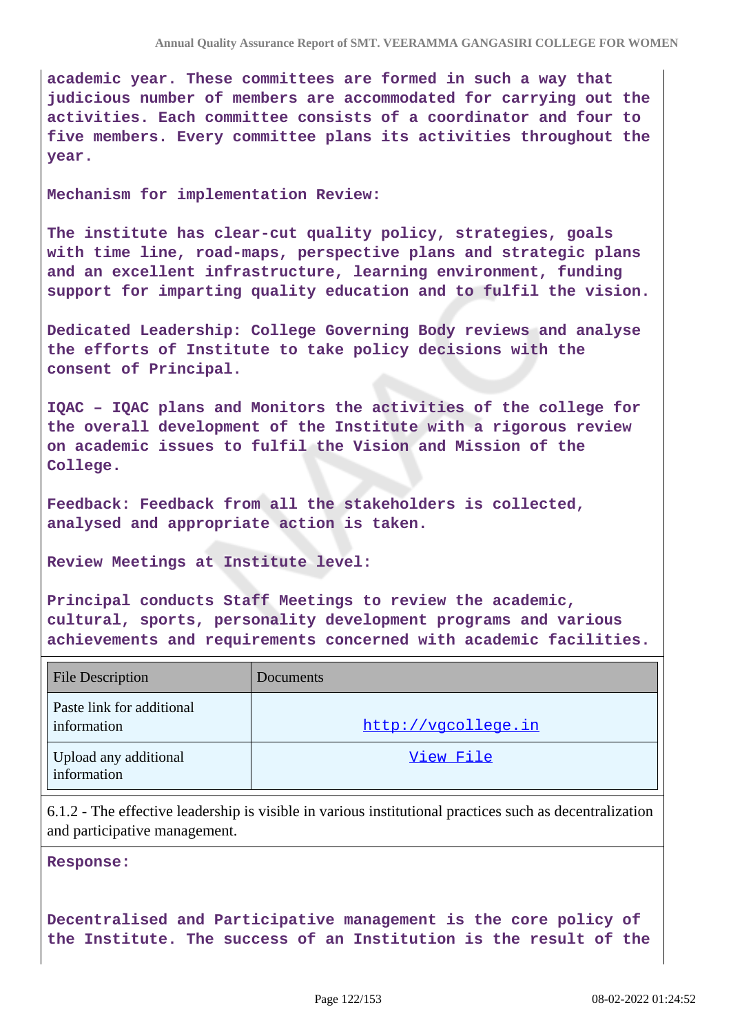**academic year. These committees are formed in such a way that judicious number of members are accommodated for carrying out the activities. Each committee consists of a coordinator and four to five members. Every committee plans its activities throughout the year.**

**Mechanism for implementation Review:**

**The institute has clear-cut quality policy, strategies, goals with time line, road-maps, perspective plans and strategic plans and an excellent infrastructure, learning environment, funding support for imparting quality education and to fulfil the vision.**

**Dedicated Leadership: College Governing Body reviews and analyse the efforts of Institute to take policy decisions with the consent of Principal.**

**IQAC – IQAC plans and Monitors the activities of the college for the overall development of the Institute with a rigorous review on academic issues to fulfil the Vision and Mission of the College.**

**Feedback: Feedback from all the stakeholders is collected, analysed and appropriate action is taken.**

**Review Meetings at Institute level:**

**Principal conducts Staff Meetings to review the academic, cultural, sports, personality development programs and various achievements and requirements concerned with academic facilities.**

| File Description | Documents |
| --- | --- |
| Paste link for additional information | http://vgcollege.in |
| Upload any additional information | View File |

6.1.2 - The effective leadership is visible in various institutional practices such as decentralization and participative management.

**Response:**

**Decentralised and Participative management is the core policy of the Institute. The success of an Institution is the result of the**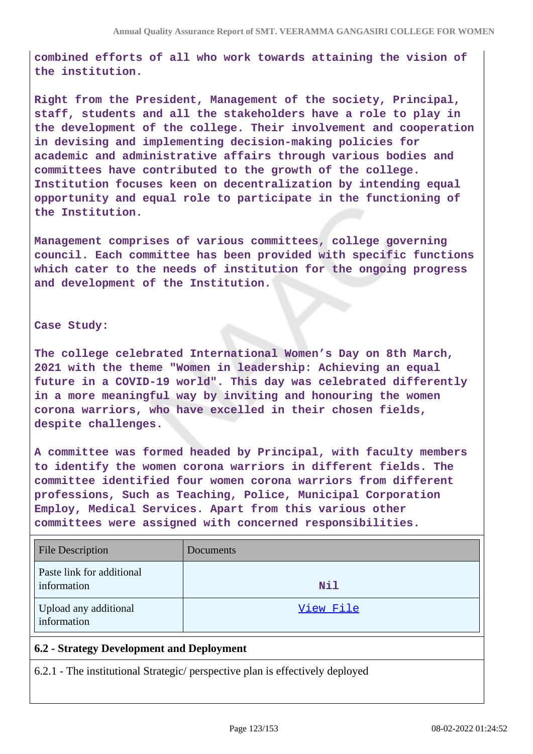**combined efforts of all who work towards attaining the vision of the institution.**

**Right from the President, Management of the society, Principal, staff, students and all the stakeholders have a role to play in the development of the college. Their involvement and cooperation in devising and implementing decision-making policies for academic and administrative affairs through various bodies and committees have contributed to the growth of the college. Institution focuses keen on decentralization by intending equal opportunity and equal role to participate in the functioning of the Institution.**

**Management comprises of various committees, college governing council. Each committee has been provided with specific functions which cater to the needs of institution for the ongoing progress and development of the Institution.**

**Case Study:**

**The college celebrated International Women's Day on 8th March, 2021 with the theme "Women in leadership: Achieving an equal future in a COVID-19 world". This day was celebrated differently in a more meaningful way by inviting and honouring the women corona warriors, who have excelled in their chosen fields, despite challenges.**

**A committee was formed headed by Principal, with faculty members to identify the women corona warriors in different fields. The committee identified four women corona warriors from different professions, Such as Teaching, Police, Municipal Corporation Employ, Medical Services. Apart from this various other committees were assigned with concerned responsibilities.**

| File Description | Documents |
|---|---|
| Paste link for additional information | Nil |
| Upload any additional information | View File |

**6.2 - Strategy Development and Deployment**

6.2.1 - The institutional Strategic/ perspective plan is effectively deployed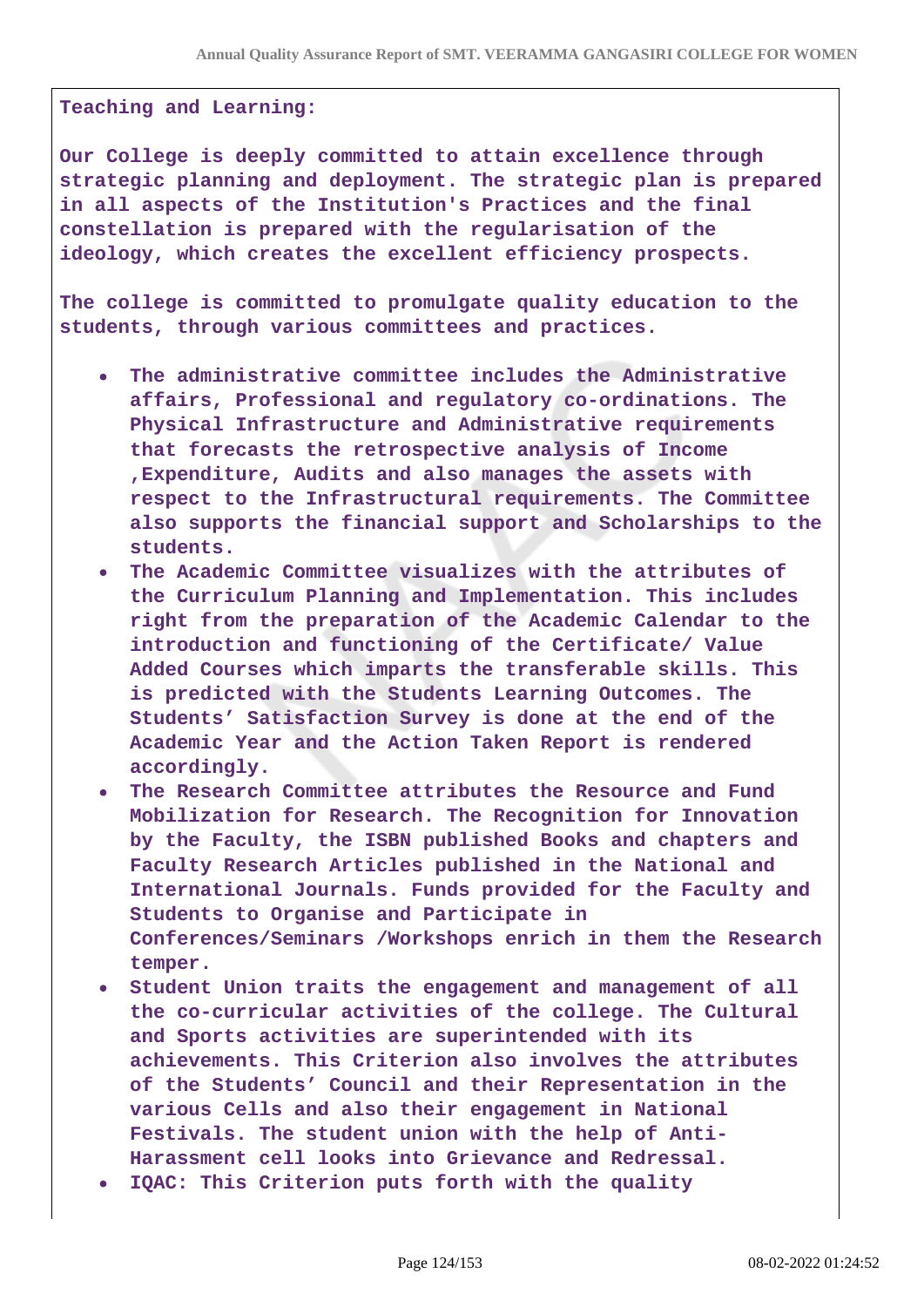**Teaching and Learning:**

**Our College is deeply committed to attain excellence through strategic planning and deployment. The strategic plan is prepared in all aspects of the Institution's Practices and the final constellation is prepared with the regularisation of the ideology, which creates the excellent efficiency prospects.**

**The college is committed to promulgate quality education to the students, through various committees and practices.**

- **The administrative committee includes the Administrative affairs, Professional and regulatory co-ordinations. The Physical Infrastructure and Administrative requirements that forecasts the retrospective analysis of Income ,Expenditure, Audits and also manages the assets with respect to the Infrastructural requirements. The Committee also supports the financial support and Scholarships to the students.**
- **The Academic Committee visualizes with the attributes of the Curriculum Planning and Implementation. This includes right from the preparation of the Academic Calendar to the introduction and functioning of the Certificate/ Value Added Courses which imparts the transferable skills. This is predicted with the Students Learning Outcomes. The Students' Satisfaction Survey is done at the end of the Academic Year and the Action Taken Report is rendered accordingly.**
- **The Research Committee attributes the Resource and Fund Mobilization for Research. The Recognition for Innovation by the Faculty, the ISBN published Books and chapters and Faculty Research Articles published in the National and International Journals. Funds provided for the Faculty and Students to Organise and Participate in Conferences/Seminars /Workshops enrich in them the Research temper.**
- **Student Union traits the engagement and management of all the co-curricular activities of the college. The Cultural and Sports activities are superintended with its achievements. This Criterion also involves the attributes of the Students' Council and their Representation in the various Cells and also their engagement in National Festivals. The student union with the help of Anti-Harassment cell looks into Grievance and Redressal.**
- **IQAC: This Criterion puts forth with the quality**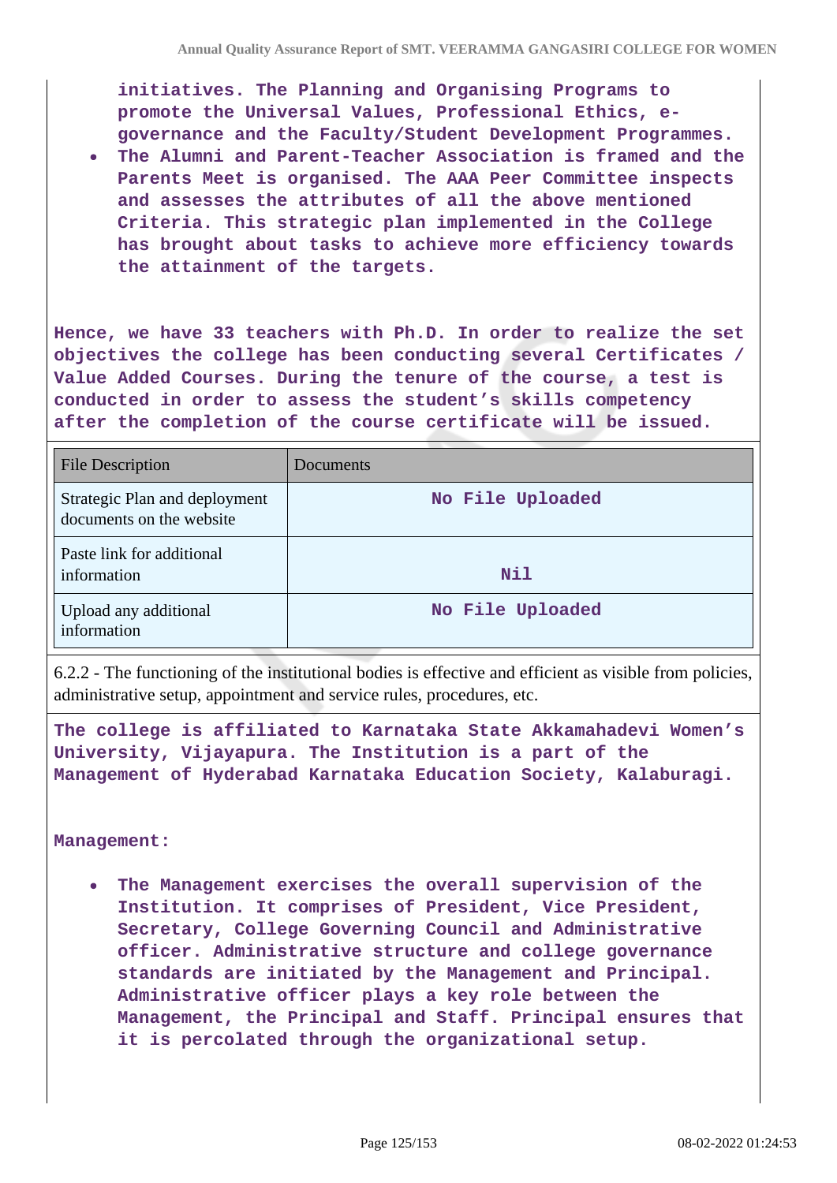initiatives. The Planning and Organising Programs to promote the Universal Values, Professional Ethics, e-governance and the Faculty/Student Development Programmes.

- The Alumni and Parent-Teacher Association is framed and the Parents Meet is organised. The AAA Peer Committee inspects and assesses the attributes of all the above mentioned Criteria. This strategic plan implemented in the College has brought about tasks to achieve more efficiency towards the attainment of the targets.

Hence, we have 33 teachers with Ph.D. In order to realize the set objectives the college has been conducting several Certificates / Value Added Courses. During the tenure of the course, a test is conducted in order to assess the student's skills competency after the completion of the course certificate will be issued.

| File Description | Documents |
| --- | --- |
| Strategic Plan and deployment documents on the website | No File Uploaded |
| Paste link for additional information | Nil |
| Upload any additional information | No File Uploaded |

6.2.2 - The functioning of the institutional bodies is effective and efficient as visible from policies, administrative setup, appointment and service rules, procedures, etc.

The college is affiliated to Karnataka State Akkamahadevi Women's University, Vijayapura. The Institution is a part of the Management of Hyderabad Karnataka Education Society, Kalaburagi.

Management:

- The Management exercises the overall supervision of the Institution. It comprises of President, Vice President, Secretary, College Governing Council and Administrative officer. Administrative structure and college governance standards are initiated by the Management and Principal. Administrative officer plays a key role between the Management, the Principal and Staff. Principal ensures that it is percolated through the organizational setup.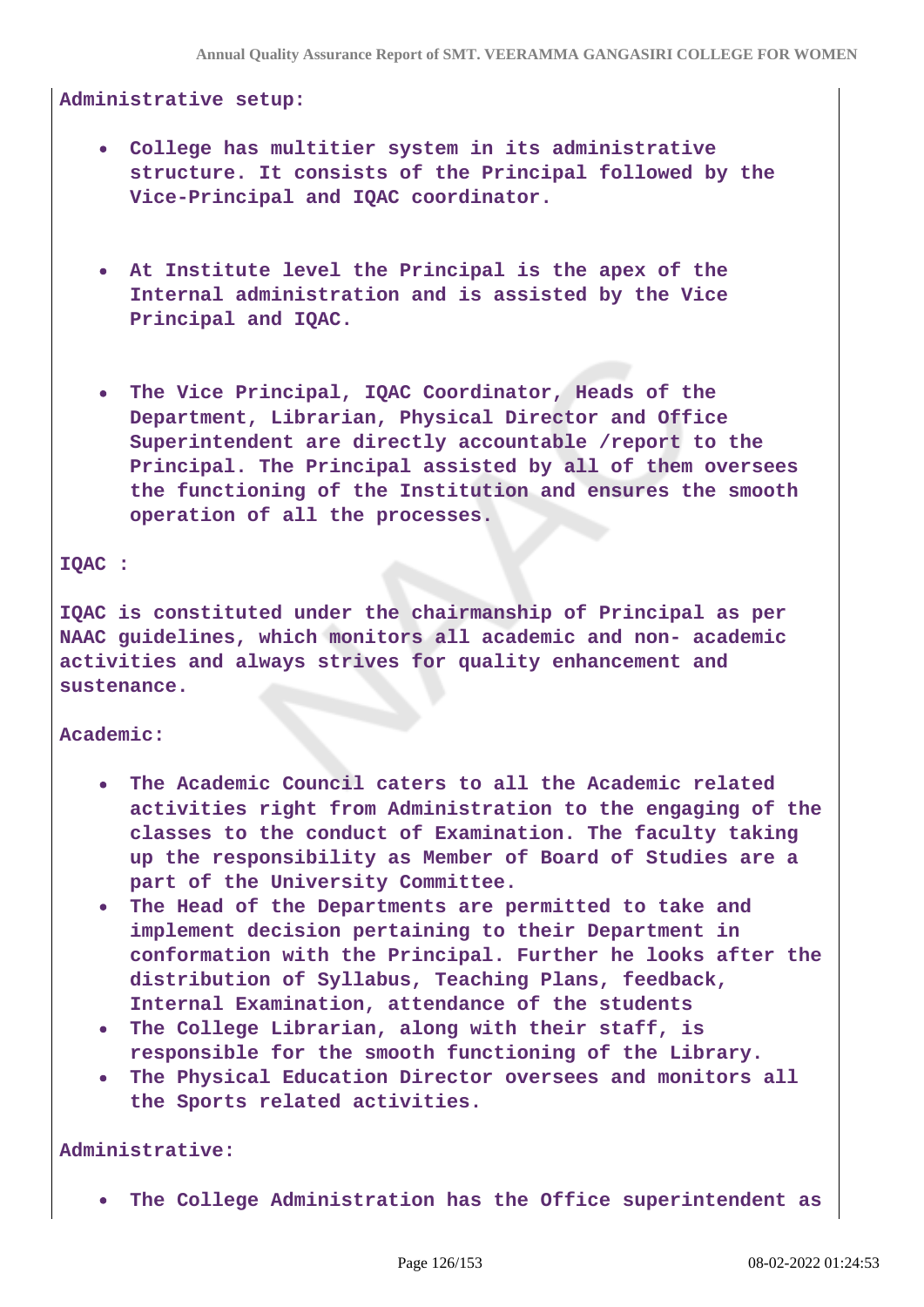**Administrative setup:**

- **College has multitier system in its administrative structure. It consists of the Principal followed by the Vice-Principal and IQAC coordinator.**

- **At Institute level the Principal is the apex of the Internal administration and is assisted by the Vice Principal and IQAC.**

- **The Vice Principal, IQAC Coordinator, Heads of the Department, Librarian, Physical Director and Office Superintendent are directly accountable /report to the Principal. The Principal assisted by all of them oversees the functioning of the Institution and ensures the smooth operation of all the processes.**

**IQAC :**

**IQAC is constituted under the chairmanship of Principal as per NAAC guidelines, which monitors all academic and non- academic activities and always strives for quality enhancement and sustenance.**

**Academic:**

- **The Academic Council caters to all the Academic related activities right from Administration to the engaging of the classes to the conduct of Examination. The faculty taking up the responsibility as Member of Board of Studies are a part of the University Committee.**
- **The Head of the Departments are permitted to take and implement decision pertaining to their Department in conformation with the Principal. Further he looks after the distribution of Syllabus, Teaching Plans, feedback, Internal Examination, attendance of the students**
- **The College Librarian, along with their staff, is responsible for the smooth functioning of the Library.**
- **The Physical Education Director oversees and monitors all the Sports related activities.**

**Administrative:**

- **The College Administration has the Office superintendent as**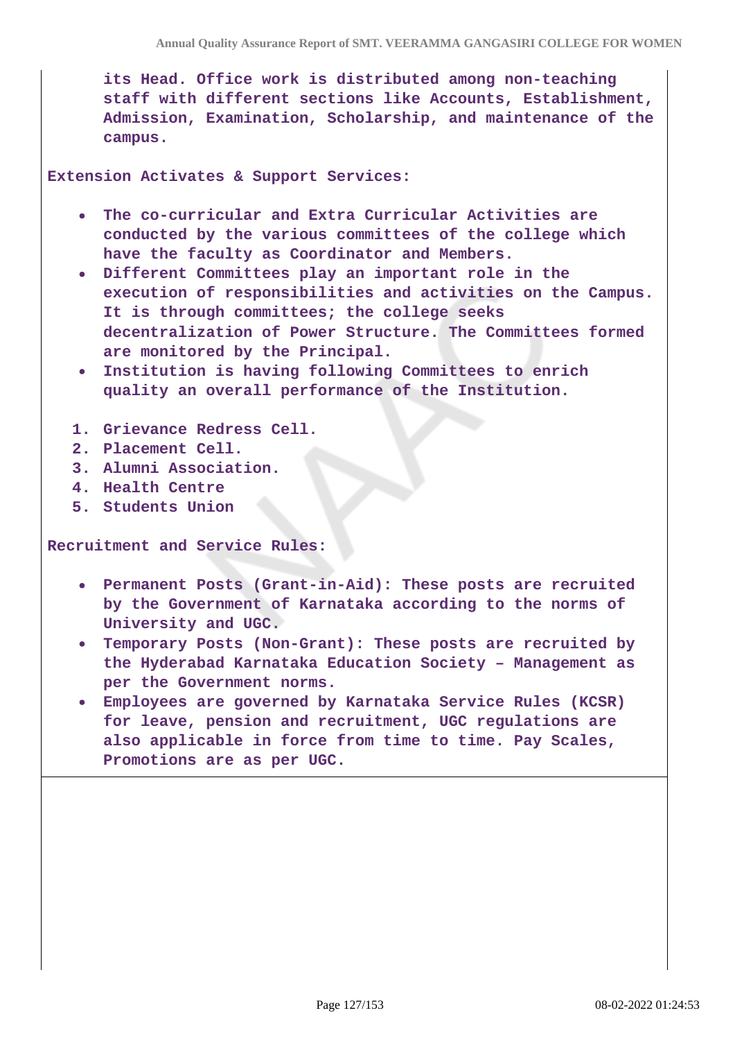its Head. Office work is distributed among non-teaching staff with different sections like Accounts, Establishment, Admission, Examination, Scholarship, and maintenance of the campus.

**Extension Activates & Support Services:**

- The co-curricular and Extra Curricular Activities are conducted by the various committees of the college which have the faculty as Coordinator and Members.
- Different Committees play an important role in the execution of responsibilities and activities on the Campus. It is through committees; the college seeks decentralization of Power Structure. The Committees formed are monitored by the Principal.
- Institution is having following Committees to enrich quality an overall performance of the Institution.

1. Grievance Redress Cell.
2. Placement Cell.
3. Alumni Association.
4. Health Centre
5. Students Union

**Recruitment and Service Rules:**

- Permanent Posts (Grant-in-Aid): These posts are recruited by the Government of Karnataka according to the norms of University and UGC.
- Temporary Posts (Non-Grant): These posts are recruited by the Hyderabad Karnataka Education Society – Management as per the Government norms.
- Employees are governed by Karnataka Service Rules (KCSR) for leave, pension and recruitment, UGC regulations are also applicable in force from time to time. Pay Scales, Promotions are as per UGC.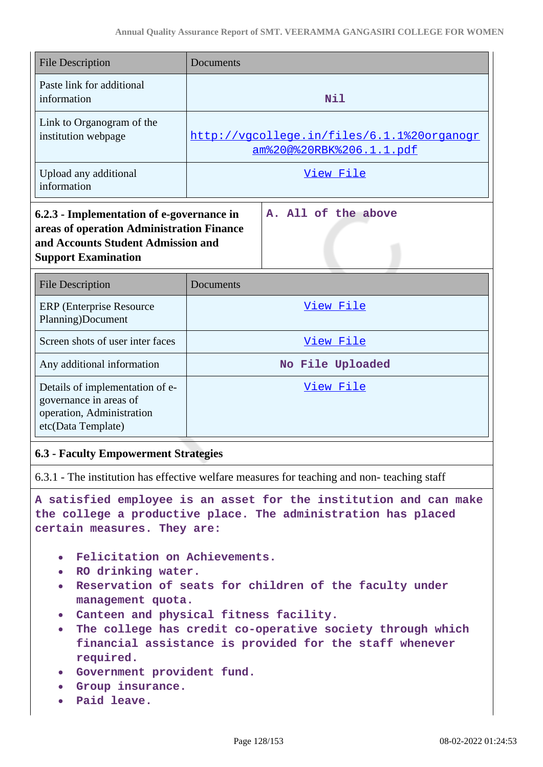| File Description | Documents |
|---|---|
| Paste link for additional information | Nil |
| Link to Organogram of the institution webpage | http://vgcollege.in/files/6.1.1%20organogram%20@%20RBK%206.1.1.pdf |
| Upload any additional information | View File |

| **6.2.3 - Implementation of e-governance in areas of operation Administration Finance and Accounts Student Admission and Support Examination** | A. All of the above |
|---|---|

| File Description | Documents |
|---|---|
| ERP (Enterprise Resource Planning)Document | View File |
| Screen shots of user inter faces | View File |
| Any additional information | No File Uploaded |
| Details of implementation of e-governance in areas of operation, Administration etc(Data Template) | View File |

**6.3 - Faculty Empowerment Strategies**

6.3.1 - The institution has effective welfare measures for teaching and non- teaching staff

A satisfied employee is an asset for the institution and can make the college a productive place. The administration has placed certain measures. They are:

- Felicitation on Achievements.
- RO drinking water.
- Reservation of seats for children of the faculty under management quota.
- Canteen and physical fitness facility.
- The college has credit co-operative society through which financial assistance is provided for the staff whenever required.
- Government provident fund.
- Group insurance.
- Paid leave.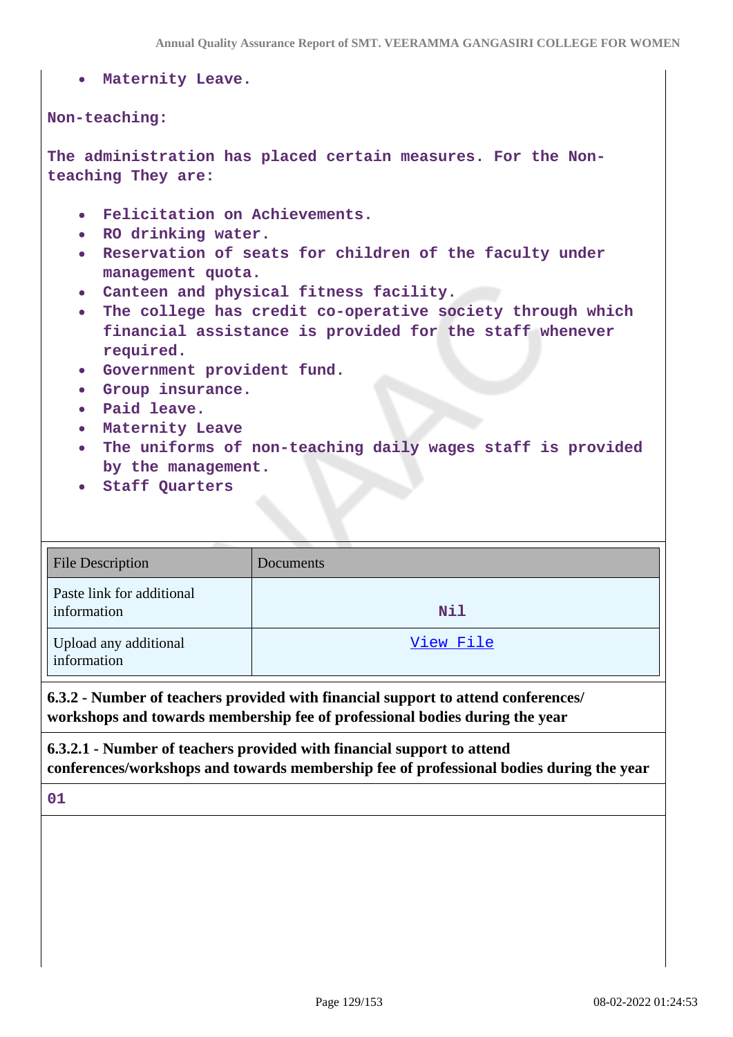- Maternity Leave.

Non-teaching:

The administration has placed certain measures. For the Non-teaching They are:

- Felicitation on Achievements.
- RO drinking water.
- Reservation of seats for children of the faculty under management quota.
- Canteen and physical fitness facility.
- The college has credit co-operative society through which financial assistance is provided for the staff whenever required.
- Government provident fund.
- Group insurance.
- Paid leave.
- Maternity Leave
- The uniforms of non-teaching daily wages staff is provided by the management.
- Staff Quarters

| File Description | Documents |
| --- | --- |
| Paste link for additional information | Nil |
| Upload any additional information | View File |

**6.3.2 - Number of teachers provided with financial support to attend conferences/ workshops and towards membership fee of professional bodies during the year**

**6.3.2.1 - Number of teachers provided with financial support to attend conferences/workshops and towards membership fee of professional bodies during the year**

01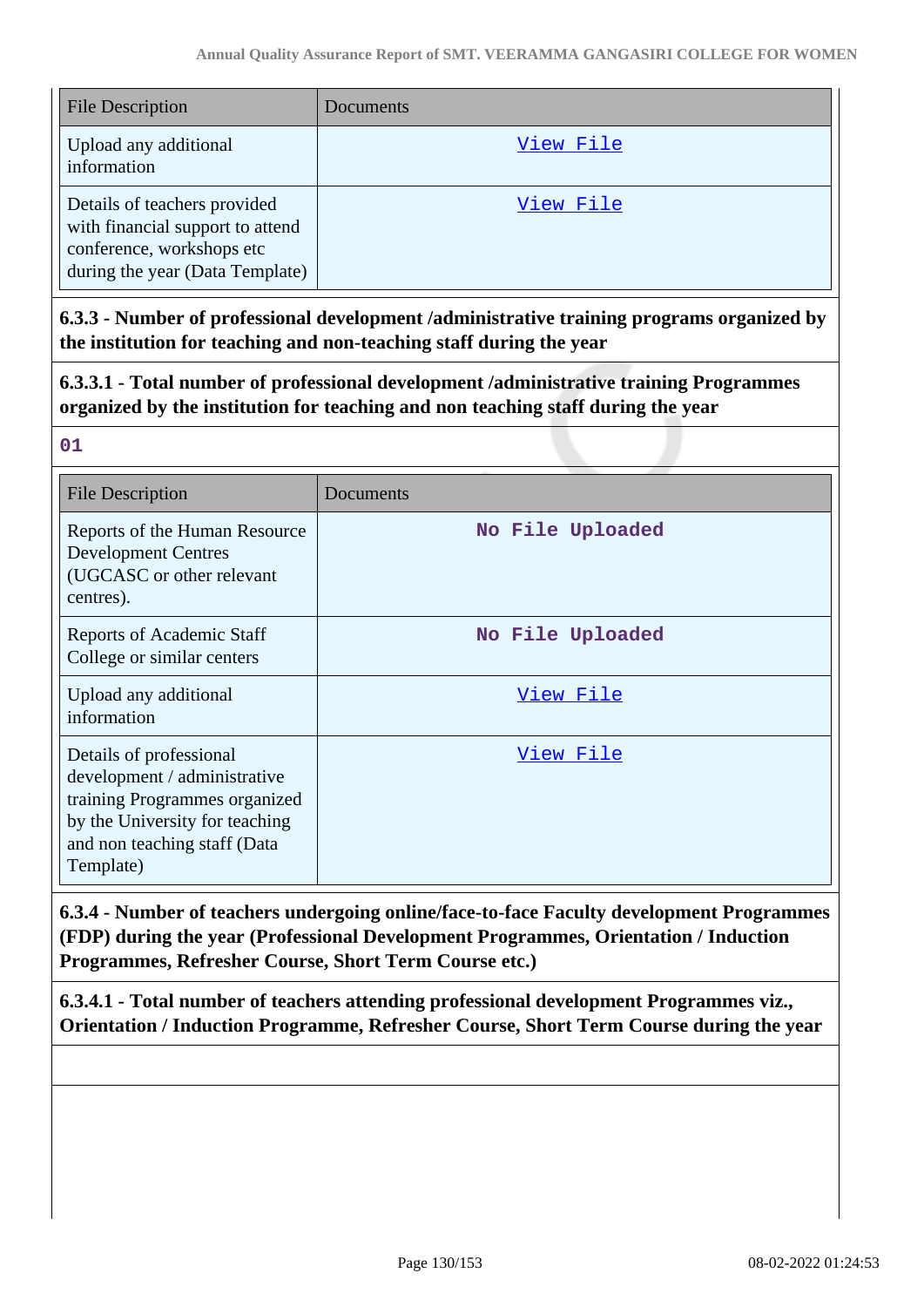| File Description | Documents |
|---|---|
| Upload any additional information | View File |
| Details of teachers provided with financial support to attend conference, workshops etc during the year (Data Template) | View File |

**6.3.3 - Number of professional development /administrative training programs organized by the institution for teaching and non-teaching staff during the year**

**6.3.3.1 - Total number of professional development /administrative training Programmes organized by the institution for teaching and non teaching staff during the year**

01

| File Description | Documents |
|---|---|
| Reports of the Human Resource Development Centres (UGCASC or other relevant centres). | No File Uploaded |
| Reports of Academic Staff College or similar centers | No File Uploaded |
| Upload any additional information | View File |
| Details of professional development / administrative training Programmes organized by the University for teaching and non teaching staff (Data Template) | View File |

**6.3.4 - Number of teachers undergoing online/face-to-face Faculty development Programmes (FDP) during the year (Professional Development Programmes, Orientation / Induction Programmes, Refresher Course, Short Term Course etc.)**

**6.3.4.1 - Total number of teachers attending professional development Programmes viz., Orientation / Induction Programme, Refresher Course, Short Term Course during the year**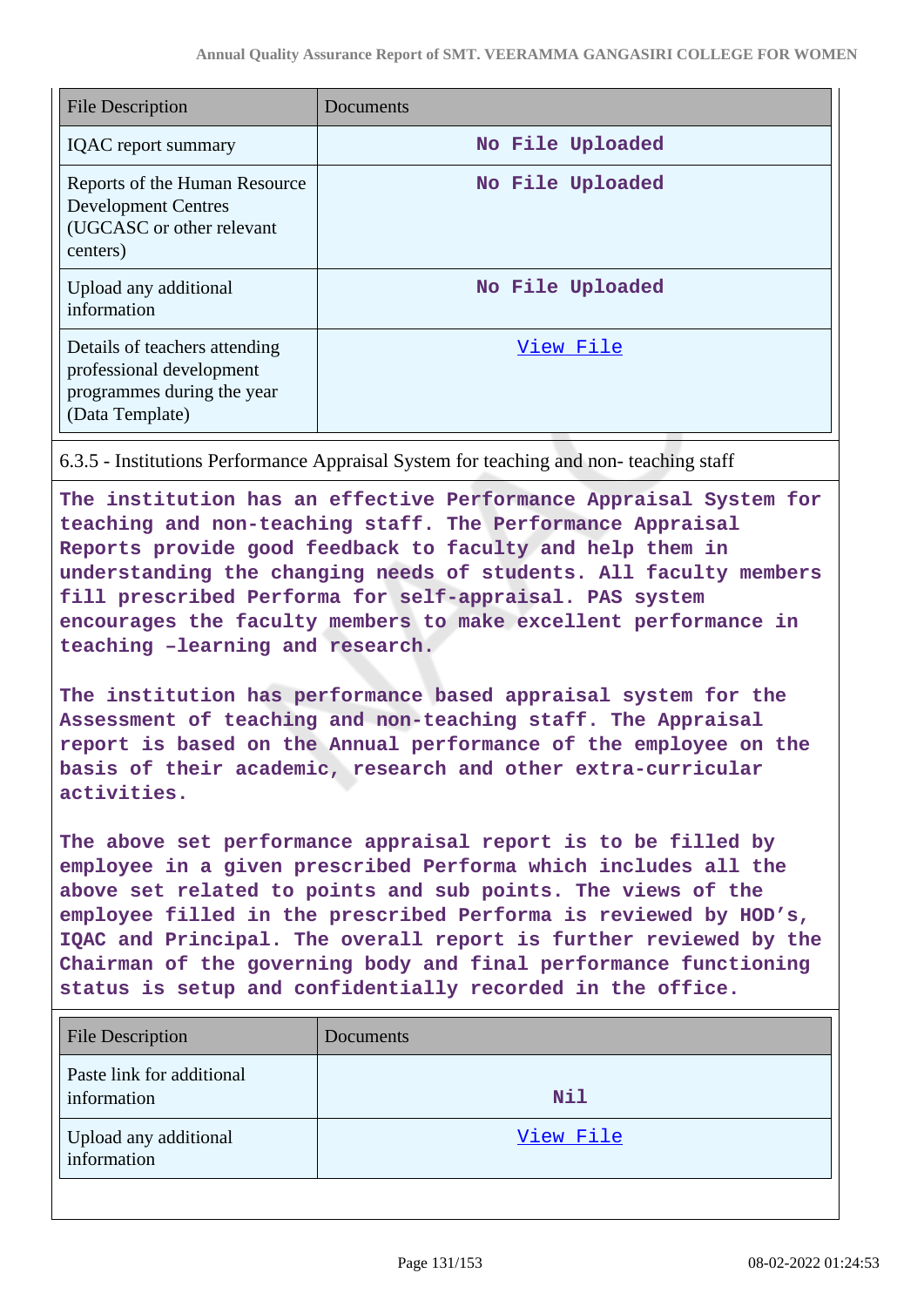| File Description | Documents |
| --- | --- |
| IQAC report summary | No File Uploaded |
| Reports of the Human Resource Development Centres (UGCASC or other relevant centers) | No File Uploaded |
| Upload any additional information | No File Uploaded |
| Details of teachers attending professional development programmes during the year (Data Template) | View File |

6.3.5 - Institutions Performance Appraisal System for teaching and non- teaching staff

**The institution has an effective Performance Appraisal System for teaching and non-teaching staff. The Performance Appraisal Reports provide good feedback to faculty and help them in understanding the changing needs of students. All faculty members fill prescribed Performa for self-appraisal. PAS system encourages the faculty members to make excellent performance in teaching –learning and research.**

**The institution has performance based appraisal system for the Assessment of teaching and non-teaching staff. The Appraisal report is based on the Annual performance of the employee on the basis of their academic, research and other extra-curricular activities.**

**The above set performance appraisal report is to be filled by employee in a given prescribed Performa which includes all the above set related to points and sub points. The views of the employee filled in the prescribed Performa is reviewed by HOD's, IQAC and Principal. The overall report is further reviewed by the Chairman of the governing body and final performance functioning status is setup and confidentially recorded in the office.**

| File Description | Documents |
| --- | --- |
| Paste link for additional information | Nil |
| Upload any additional information | View File |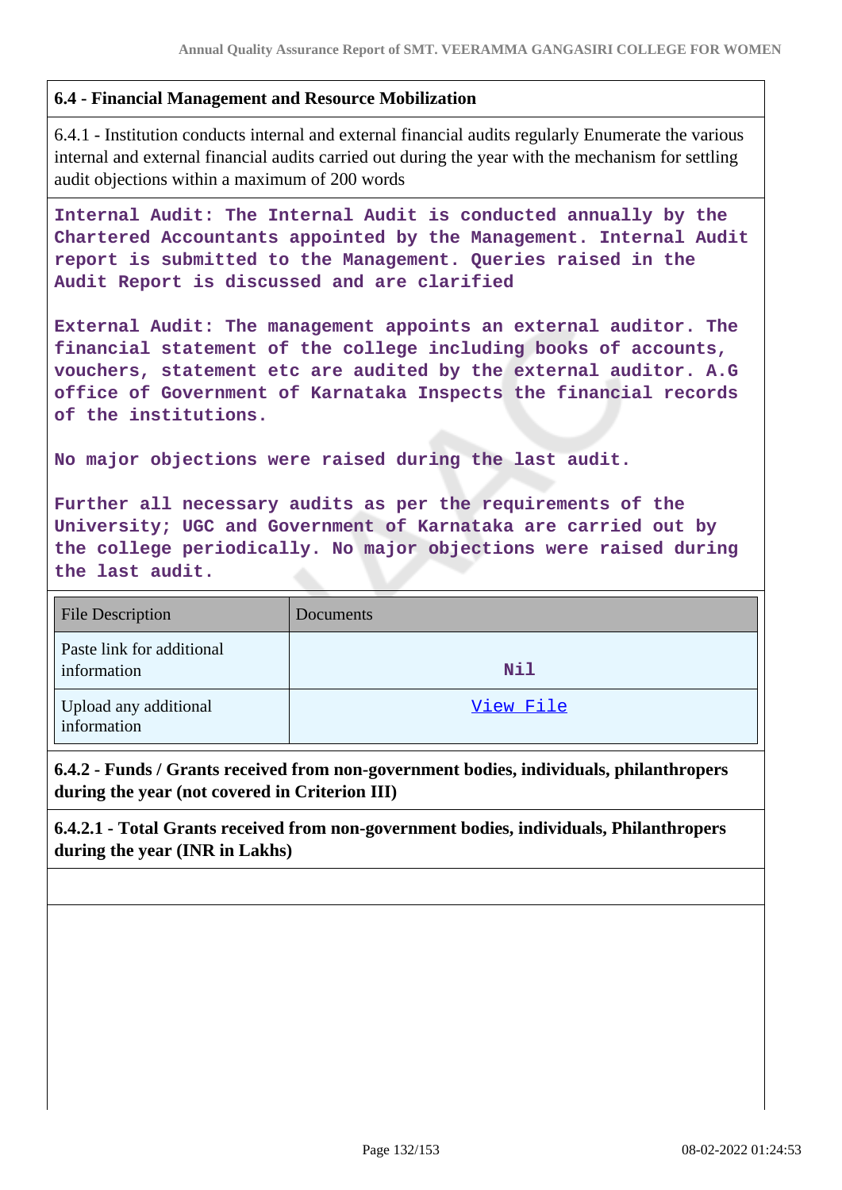**6.4 - Financial Management and Resource Mobilization**

6.4.1 - Institution conducts internal and external financial audits regularly Enumerate the various internal and external financial audits carried out during the year with the mechanism for settling audit objections within a maximum of 200 words

**Internal Audit: The Internal Audit is conducted annually by the Chartered Accountants appointed by the Management. Internal Audit report is submitted to the Management. Queries raised in the Audit Report is discussed and are clarified**

**External Audit: The management appoints an external auditor. The financial statement of the college including books of accounts, vouchers, statement etc are audited by the external auditor. A.G office of Government of Karnataka Inspects the financial records of the institutions.**

**No major objections were raised during the last audit.**

**Further all necessary audits as per the requirements of the University; UGC and Government of Karnataka are carried out by the college periodically. No major objections were raised during the last audit.**

| File Description | Documents |
|---|---|
| Paste link for additional information | Nil |
| Upload any additional information | View File |

**6.4.2 - Funds / Grants received from non-government bodies, individuals, philanthropers during the year (not covered in Criterion III)**

**6.4.2.1 - Total Grants received from non-government bodies, individuals, Philanthropers during the year (INR in Lakhs)**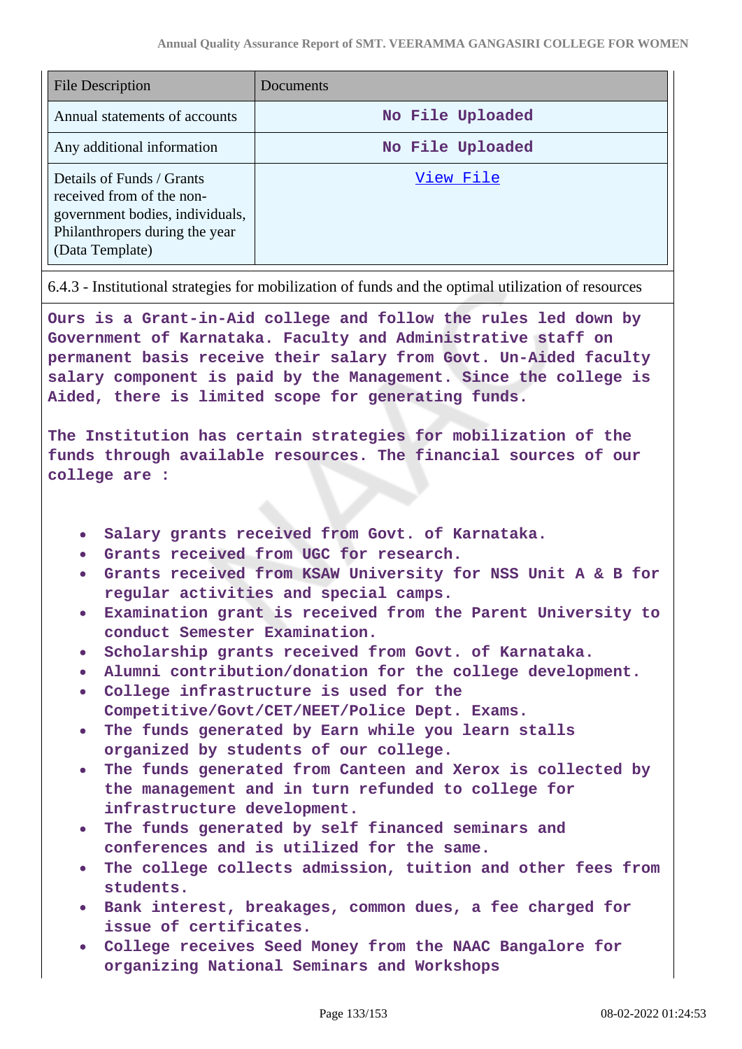| File Description | Documents |
|---|---|
| Annual statements of accounts | No File Uploaded |
| Any additional information | No File Uploaded |
| Details of Funds / Grants received from of the non-government bodies, individuals, Philanthropers during the year (Data Template) | View File |

6.4.3 - Institutional strategies for mobilization of funds and the optimal utilization of resources

Ours is a Grant-in-Aid college and follow the rules led down by Government of Karnataka. Faculty and Administrative staff on permanent basis receive their salary from Govt. Un-Aided faculty salary component is paid by the Management. Since the college is Aided, there is limited scope for generating funds.

The Institution has certain strategies for mobilization of the funds through available resources. The financial sources of our college are :

- Salary grants received from Govt. of Karnataka.
- Grants received from UGC for research.
- Grants received from KSAW University for NSS Unit A & B for regular activities and special camps.
- Examination grant is received from the Parent University to conduct Semester Examination.
- Scholarship grants received from Govt. of Karnataka.
- Alumni contribution/donation for the college development.
- College infrastructure is used for the Competitive/Govt/CET/NEET/Police Dept. Exams.
- The funds generated by Earn while you learn stalls organized by students of our college.
- The funds generated from Canteen and Xerox is collected by the management and in turn refunded to college for infrastructure development.
- The funds generated by self financed seminars and conferences and is utilized for the same.
- The college collects admission, tuition and other fees from students.
- Bank interest, breakages, common dues, a fee charged for issue of certificates.
- College receives Seed Money from the NAAC Bangalore for organizing National Seminars and Workshops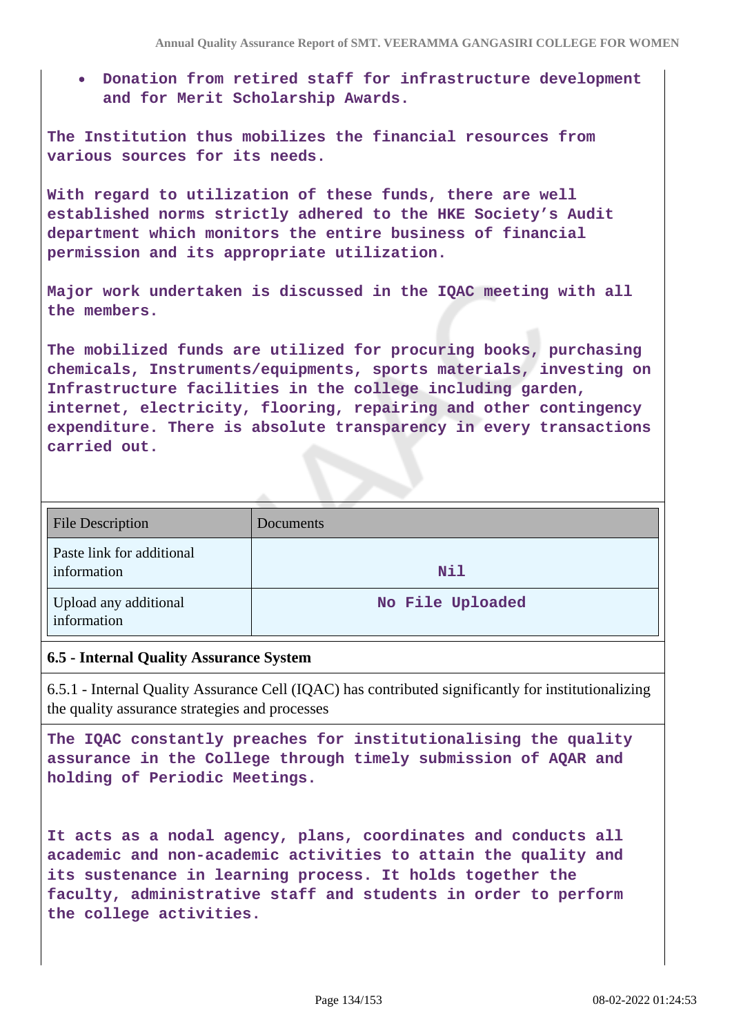- **Donation from retired staff for infrastructure development and for Merit Scholarship Awards.**

**The Institution thus mobilizes the financial resources from various sources for its needs.**

**With regard to utilization of these funds, there are well established norms strictly adhered to the HKE Society's Audit department which monitors the entire business of financial permission and its appropriate utilization.**

**Major work undertaken is discussed in the IQAC meeting with all the members.**

**The mobilized funds are utilized for procuring books, purchasing chemicals, Instruments/equipments, sports materials, investing on Infrastructure facilities in the college including garden, internet, electricity, flooring, repairing and other contingency expenditure. There is absolute transparency in every transactions carried out.**

| File Description | Documents |
|---|---|
| Paste link for additional information | Nil |
| Upload any additional information | No File Uploaded |

### 6.5 - Internal Quality Assurance System

6.5.1 - Internal Quality Assurance Cell (IQAC) has contributed significantly for institutionalizing the quality assurance strategies and processes

**The IQAC constantly preaches for institutionalising the quality assurance in the College through timely submission of AQAR and holding of Periodic Meetings.**

**It acts as a nodal agency, plans, coordinates and conducts all academic and non-academic activities to attain the quality and its sustenance in learning process. It holds together the faculty, administrative staff and students in order to perform the college activities.**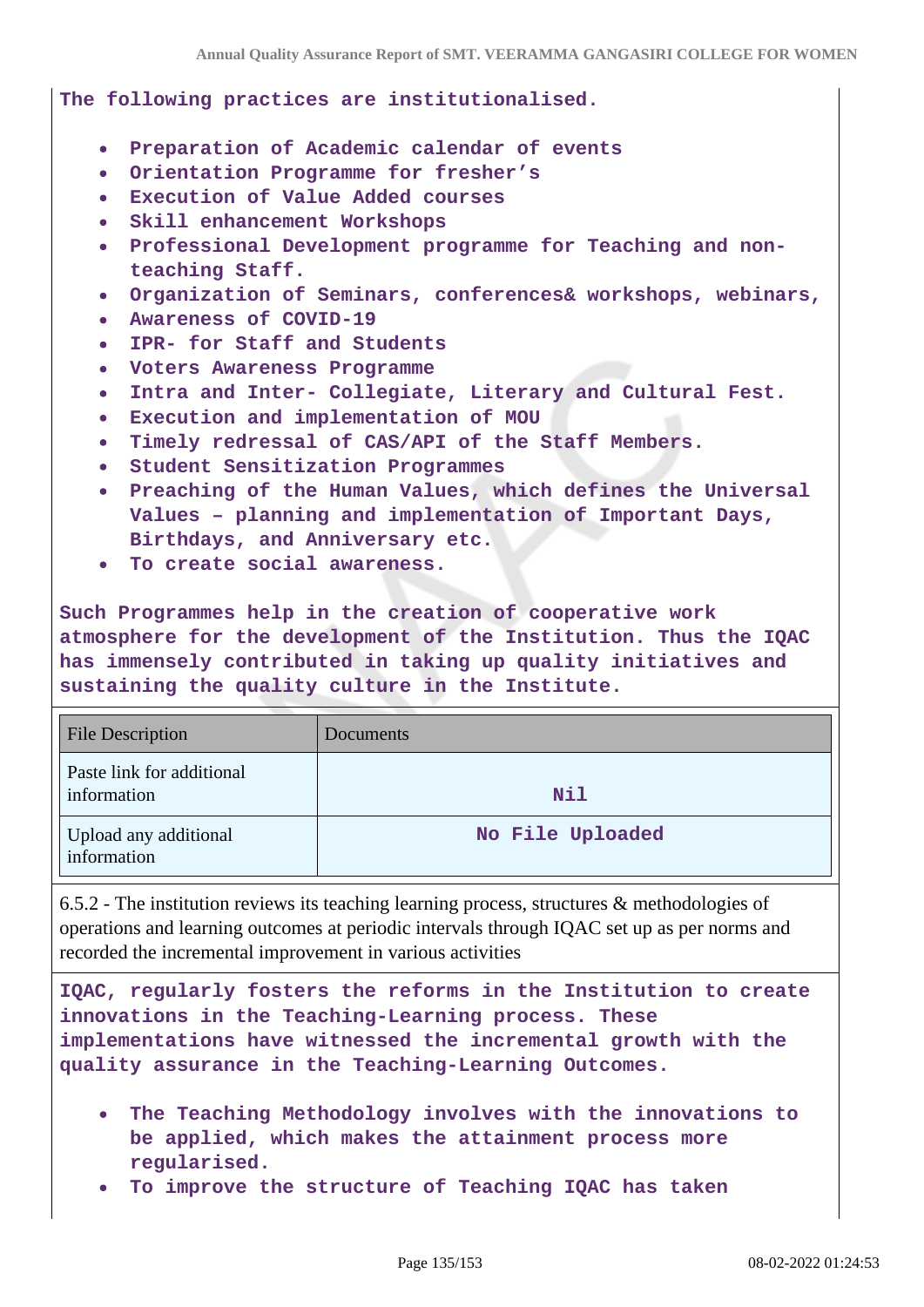The following practices are institutionalised.

- Preparation of Academic calendar of events
- Orientation Programme for fresher's
- Execution of Value Added courses
- Skill enhancement Workshops
- Professional Development programme for Teaching and non-teaching Staff.
- Organization of Seminars, conferences& workshops, webinars,
- Awareness of COVID-19
- IPR- for Staff and Students
- Voters Awareness Programme
- Intra and Inter- Collegiate, Literary and Cultural Fest.
- Execution and implementation of MOU
- Timely redressal of CAS/API of the Staff Members.
- Student Sensitization Programmes
- Preaching of the Human Values, which defines the Universal Values – planning and implementation of Important Days, Birthdays, and Anniversary etc.
- To create social awareness.

Such Programmes help in the creation of cooperative work atmosphere for the development of the Institution. Thus the IQAC has immensely contributed in taking up quality initiatives and sustaining the quality culture in the Institute.

| File Description | Documents |
|---|---|
| Paste link for additional information | Nil |
| Upload any additional information | No File Uploaded |

6.5.2 - The institution reviews its teaching learning process, structures & methodologies of operations and learning outcomes at periodic intervals through IQAC set up as per norms and recorded the incremental improvement in various activities

IQAC, regularly fosters the reforms in the Institution to create innovations in the Teaching-Learning process. These implementations have witnessed the incremental growth with the quality assurance in the Teaching-Learning Outcomes.

- The Teaching Methodology involves with the innovations to be applied, which makes the attainment process more regularised.
- To improve the structure of Teaching IQAC has taken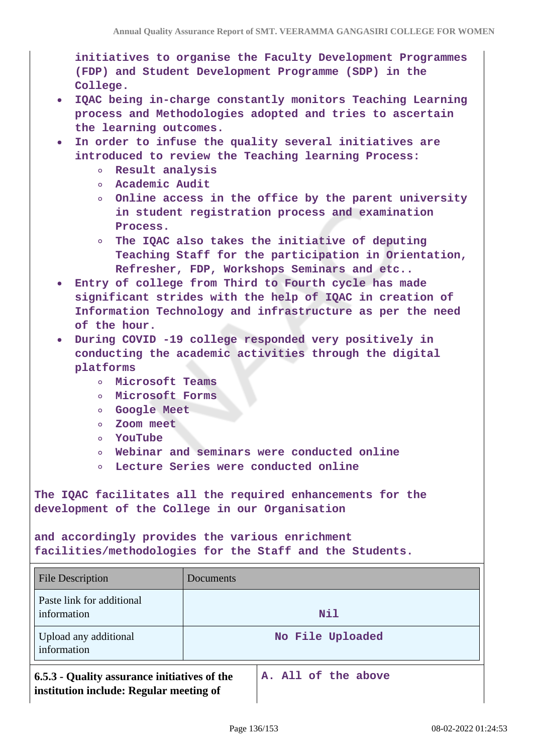**initiatives to organise the Faculty Development Programmes (FDP) and Student Development Programme (SDP) in the College.**

- **IQAC being in-charge constantly monitors Teaching Learning process and Methodologies adopted and tries to ascertain the learning outcomes.**
- **In order to infuse the quality several initiatives are introduced to review the Teaching learning Process:**
    - **Result analysis**
    - **Academic Audit**
    - **Online access in the office by the parent university in student registration process and examination Process.**
    - **The IQAC also takes the initiative of deputing Teaching Staff for the participation in Orientation, Refresher, FDP, Workshops Seminars and etc..**
- **Entry of college from Third to Fourth cycle has made significant strides with the help of IQAC in creation of Information Technology and infrastructure as per the need of the hour.**
- **During COVID -19 college responded very positively in conducting the academic activities through the digital platforms**
    - **Microsoft Teams**
    - **Microsoft Forms**
    - **Google Meet**
    - **Zoom meet**
    - **YouTube**
    - **Webinar and seminars were conducted online**
    - **Lecture Series were conducted online**

**The IQAC facilitates all the required enhancements for the development of the College in our Organisation**

**and accordingly provides the various enrichment facilities/methodologies for the Staff and the Students.**

| File Description | Documents |
|---|---|
| Paste link for additional information | Nil |
| Upload any additional information | No File Uploaded |

| **6.5.3 - Quality assurance initiatives of the institution include: Regular meeting of** | A. All of the above |
|---|---|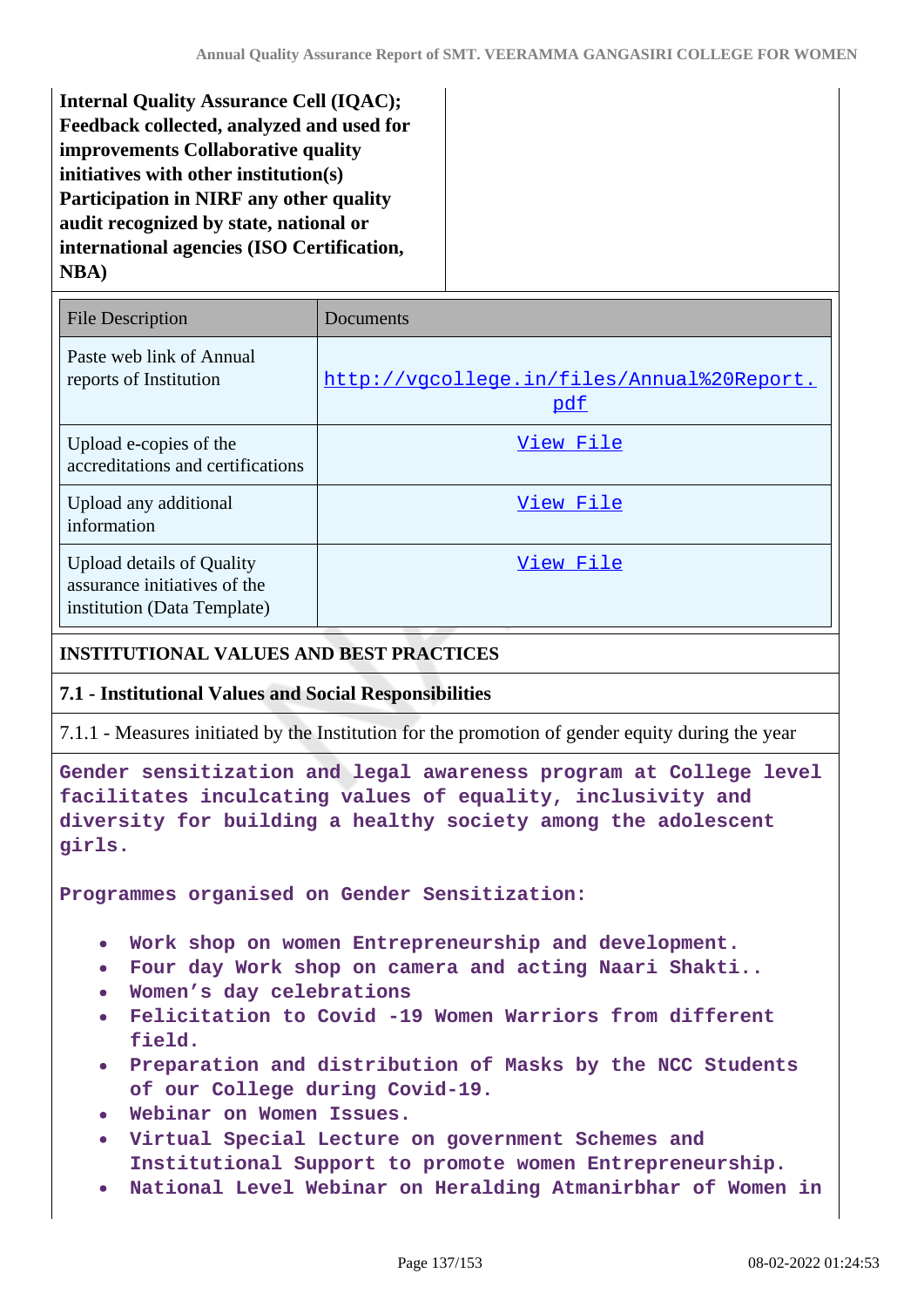| **Internal Quality Assurance Cell (IQAC); Feedback collected, analyzed and used for improvements Collaborative quality initiatives with other institution(s) Participation in NIRF any other quality audit recognized by state, national or international agencies (ISO Certification, NBA)** | |
|---|---|

| File Description | Documents |
|---|---|
| Paste web link of Annual reports of Institution | http://vgcollege.in/files/Annual%20Report.pdf |
| Upload e-copies of the accreditations and certifications | View File |
| Upload any additional information | View File |
| Upload details of Quality assurance initiatives of the institution (Data Template) | View File |

## INSTITUTIONAL VALUES AND BEST PRACTICES

### 7.1 - Institutional Values and Social Responsibilities

7.1.1 - Measures initiated by the Institution for the promotion of gender equity during the year

Gender sensitization and legal awareness program at College level facilitates inculcating values of equality, inclusivity and diversity for building a healthy society among the adolescent girls.

Programmes organised on Gender Sensitization:

- Work shop on women Entrepreneurship and development.
- Four day Work shop on camera and acting Naari Shakti..
- Women's day celebrations
- Felicitation to Covid -19 Women Warriors from different field.
- Preparation and distribution of Masks by the NCC Students of our College during Covid-19.
- Webinar on Women Issues.
- Virtual Special Lecture on government Schemes and Institutional Support to promote women Entrepreneurship.
- National Level Webinar on Heralding Atmanirbhar of Women in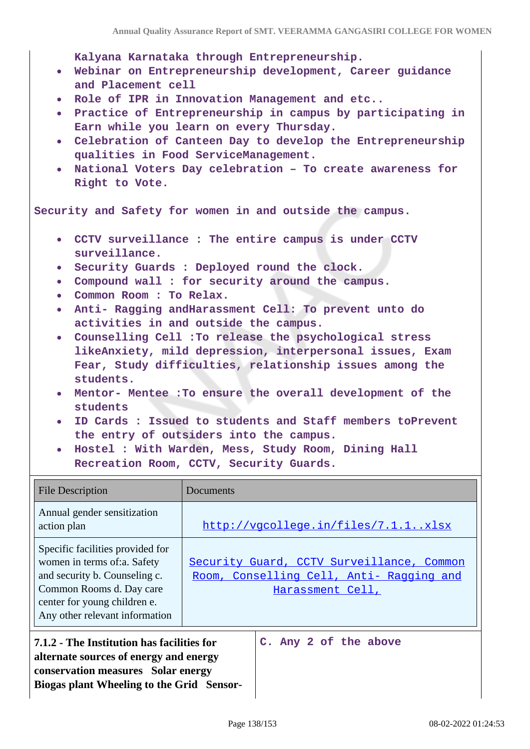Kalyana Karnataka through Entrepreneurship.

- Webinar on Entrepreneurship development, Career guidance and Placement cell
- Role of IPR in Innovation Management and etc..
- Practice of Entrepreneurship in campus by participating in Earn while you learn on every Thursday.
- Celebration of Canteen Day to develop the Entrepreneurship qualities in Food ServiceManagement.
- National Voters Day celebration – To create awareness for Right to Vote.

Security and Safety for women in and outside the campus.

- CCTV surveillance : The entire campus is under CCTV surveillance.
- Security Guards : Deployed round the clock.
- Compound wall : for security around the campus.
- Common Room : To Relax.
- Anti- Ragging andHarassment Cell: To prevent unto do activities in and outside the campus.
- Counselling Cell :To release the psychological stress likeAnxiety, mild depression, interpersonal issues, Exam Fear, Study difficulties, relationship issues among the students.
- Mentor- Mentee :To ensure the overall development of the students
- ID Cards : Issued to students and Staff members toPrevent the entry of outsiders into the campus.
- Hostel : With Warden, Mess, Study Room, Dining Hall Recreation Room, CCTV, Security Guards.

| File Description | Documents |
|---|---|
| Annual gender sensitization action plan | http://vgcollege.in/files/7.1.1..xlsx |
| Specific facilities provided for women in terms of:a. Safety and security b. Counseling c. Common Rooms d. Day care center for young children e. Any other relevant information | Security Guard, CCTV Surveillance, Common Room, Conselling Cell, Anti- Ragging and Harassment Cell, |

| **7.1.2 - The Institution has facilities for alternate sources of energy and energy conservation measures Solar energy Biogas plant Wheeling to the Grid Sensor-** | C. Any 2 of the above |
|---|---|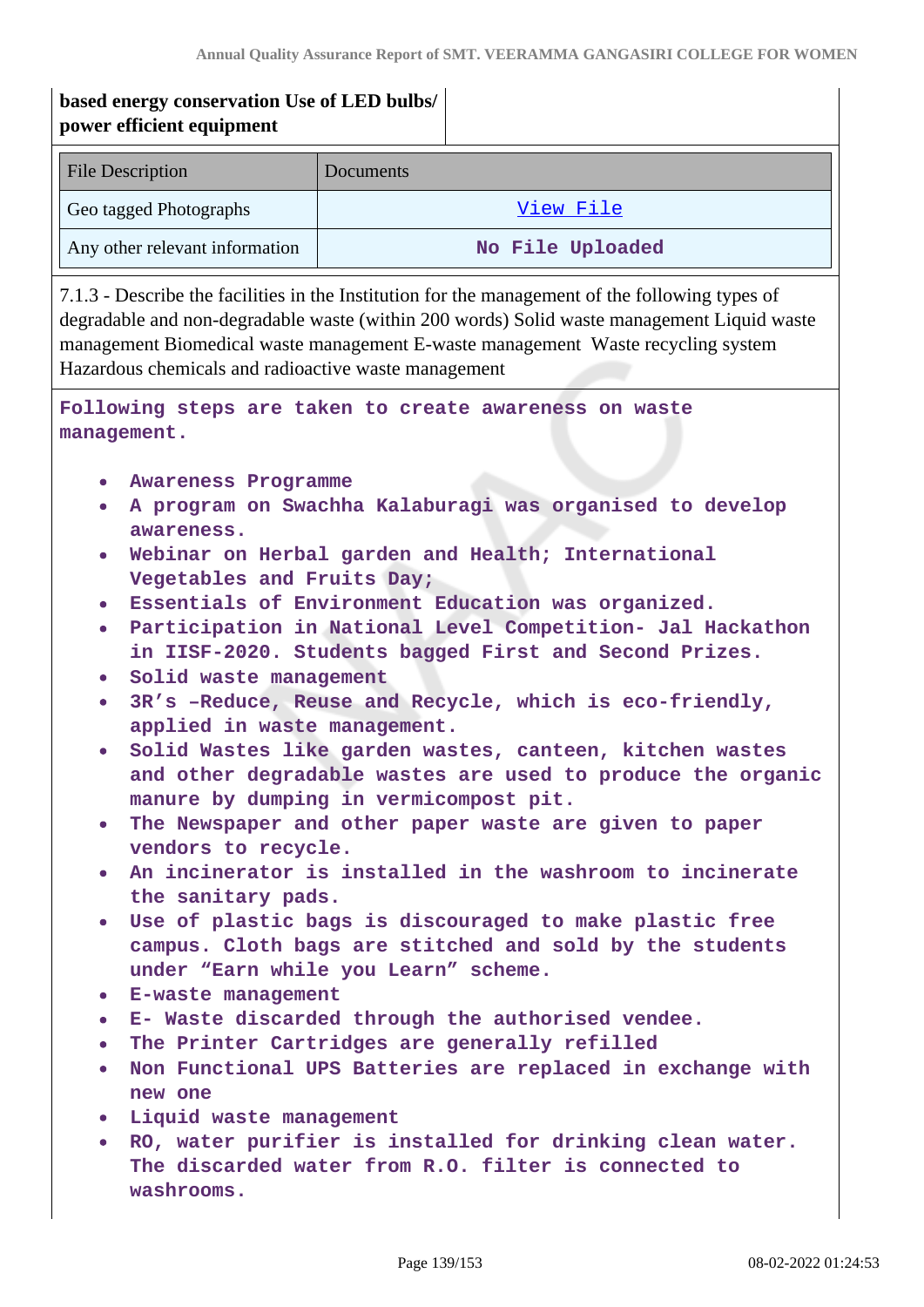| based energy conservation Use of LED bulbs/ power efficient equipment | |
|---|---|

| File Description | Documents |
|---|---|
| Geo tagged Photographs | View File |
| Any other relevant information | No File Uploaded |

7.1.3 - Describe the facilities in the Institution for the management of the following types of degradable and non-degradable waste (within 200 words) Solid waste management Liquid waste management Biomedical waste management E-waste management Waste recycling system Hazardous chemicals and radioactive waste management

Following steps are taken to create awareness on waste management.

- Awareness Programme
- A program on Swachha Kalaburagi was organised to develop awareness.
- Webinar on Herbal garden and Health; International Vegetables and Fruits Day;
- Essentials of Environment Education was organized.
- Participation in National Level Competition- Jal Hackathon in IISF-2020. Students bagged First and Second Prizes.
- Solid waste management
- 3R's –Reduce, Reuse and Recycle, which is eco-friendly, applied in waste management.
- Solid Wastes like garden wastes, canteen, kitchen wastes and other degradable wastes are used to produce the organic manure by dumping in vermicompost pit.
- The Newspaper and other paper waste are given to paper vendors to recycle.
- An incinerator is installed in the washroom to incinerate the sanitary pads.
- Use of plastic bags is discouraged to make plastic free campus. Cloth bags are stitched and sold by the students under "Earn while you Learn" scheme.
- E-waste management
- E- Waste discarded through the authorised vendee.
- The Printer Cartridges are generally refilled
- Non Functional UPS Batteries are replaced in exchange with new one
- Liquid waste management
- RO, water purifier is installed for drinking clean water. The discarded water from R.O. filter is connected to washrooms.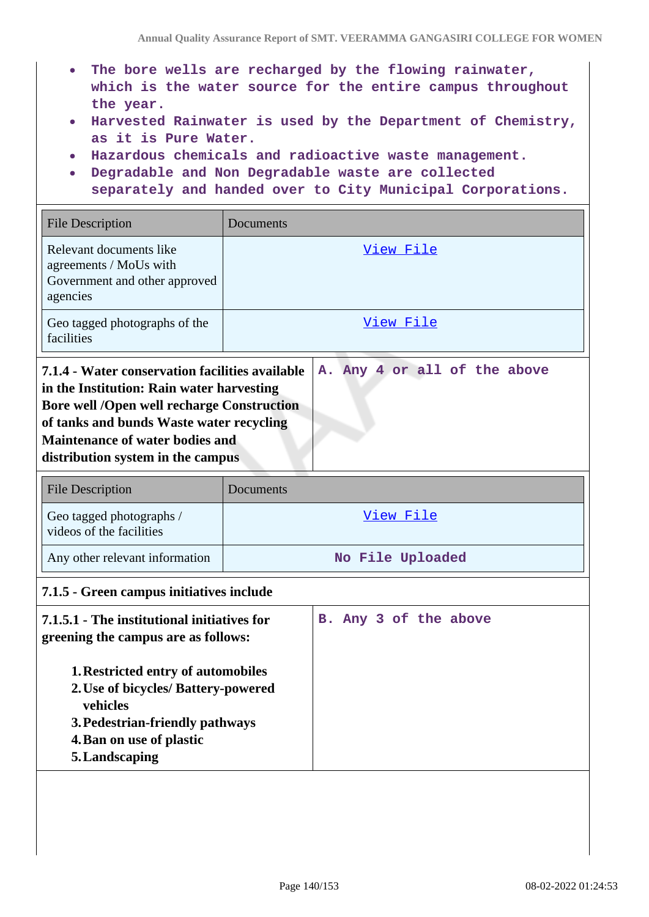- The bore wells are recharged by the flowing rainwater, which is the water source for the entire campus throughout the year.
- Harvested Rainwater is used by the Department of Chemistry, as it is Pure Water.
- Hazardous chemicals and radioactive waste management.
- Degradable and Non Degradable waste are collected separately and handed over to City Municipal Corporations.

| File Description | Documents |
|---|---|
| Relevant documents like agreements / MoUs with Government and other approved agencies | View File |
| Geo tagged photographs of the facilities | View File |

| **7.1.4 - Water conservation facilities available in the Institution: Rain water harvesting Bore well /Open well recharge Construction of tanks and bunds Waste water recycling Maintenance of water bodies and distribution system in the campus** | A. Any 4 or all of the above |
|---|---|

| File Description | Documents |
|---|---|
| Geo tagged photographs / videos of the facilities | View File |
| Any other relevant information | No File Uploaded |

**7.1.5 - Green campus initiatives include**

**7.1.5.1 - The institutional initiatives for greening the campus are as follows:**

1. **Restricted entry of automobiles**
2. **Use of bicycles/ Battery-powered vehicles**
3. **Pedestrian-friendly pathways**
4. **Ban on use of plastic**
5. **Landscaping**

B. Any 3 of the above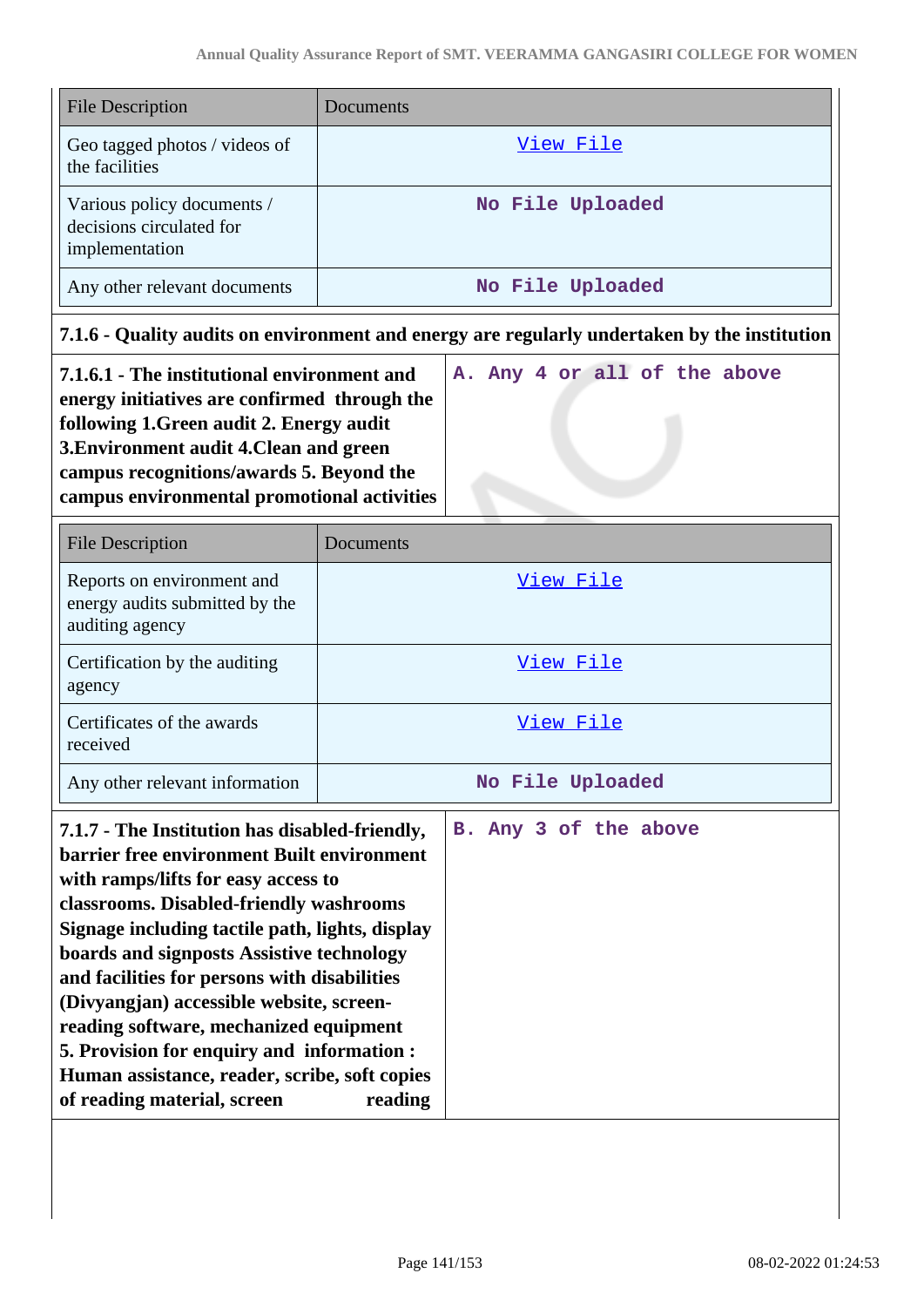| File Description | Documents |
|---|---|
| Geo tagged photos / videos of the facilities | View File |
| Various policy documents / decisions circulated for implementation | No File Uploaded |
| Any other relevant documents | No File Uploaded |

**7.1.6 - Quality audits on environment and energy are regularly undertaken by the institution**

| **7.1.6.1 - The institutional environment and energy initiatives are confirmed through the following 1.Green audit 2. Energy audit 3.Environment audit 4.Clean and green campus recognitions/awards 5. Beyond the campus environmental promotional activities** | A. Any 4 or all of the above |
|---|---|

| File Description | Documents |
|---|---|
| Reports on environment and energy audits submitted by the auditing agency | View File |
| Certification by the auditing agency | View File |
| Certificates of the awards received | View File |
| Any other relevant information | No File Uploaded |

| **7.1.7 - The Institution has disabled-friendly, barrier free environment Built environment with ramps/lifts for easy access to classrooms. Disabled-friendly washrooms Signage including tactile path, lights, display boards and signposts Assistive technology and facilities for persons with disabilities (Divyangjan) accessible website, screen-reading software, mechanized equipment 5. Provision for enquiry and information : Human assistance, reader, scribe, soft copies of reading material, screen reading** | B. Any 3 of the above |
|---|---|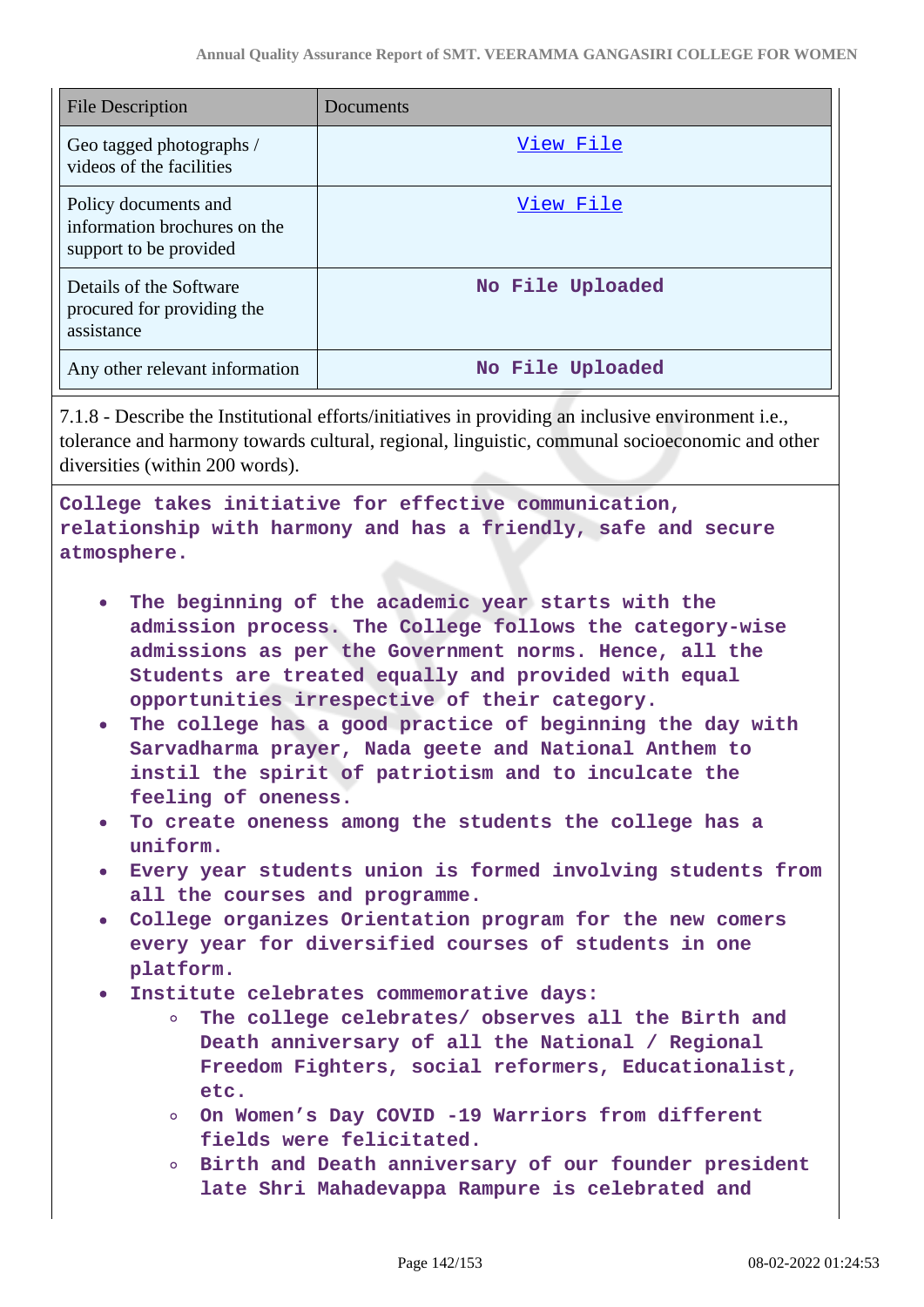| File Description | Documents |
|---|---|
| Geo tagged photographs / videos of the facilities | View File |
| Policy documents and information brochures on the support to be provided | View File |
| Details of the Software procured for providing the assistance | No File Uploaded |
| Any other relevant information | No File Uploaded |

7.1.8 - Describe the Institutional efforts/initiatives in providing an inclusive environment i.e., tolerance and harmony towards cultural, regional, linguistic, communal socioeconomic and other diversities (within 200 words).

**College takes initiative for effective communication, relationship with harmony and has a friendly, safe and secure atmosphere.**

- **The beginning of the academic year starts with the admission process. The College follows the category-wise admissions as per the Government norms. Hence, all the Students are treated equally and provided with equal opportunities irrespective of their category.**
- **The college has a good practice of beginning the day with Sarvadharma prayer, Nada geete and National Anthem to instil the spirit of patriotism and to inculcate the feeling of oneness.**
- **To create oneness among the students the college has a uniform.**
- **Every year students union is formed involving students from all the courses and programme.**
- **College organizes Orientation program for the new comers every year for diversified courses of students in one platform.**
- **Institute celebrates commemorative days:**
    - **The college celebrates/ observes all the Birth and Death anniversary of all the National / Regional Freedom Fighters, social reformers, Educationalist, etc.**
    - **On Women's Day COVID -19 Warriors from different fields were felicitated.**
    - **Birth and Death anniversary of our founder president late Shri Mahadevappa Rampure is celebrated and**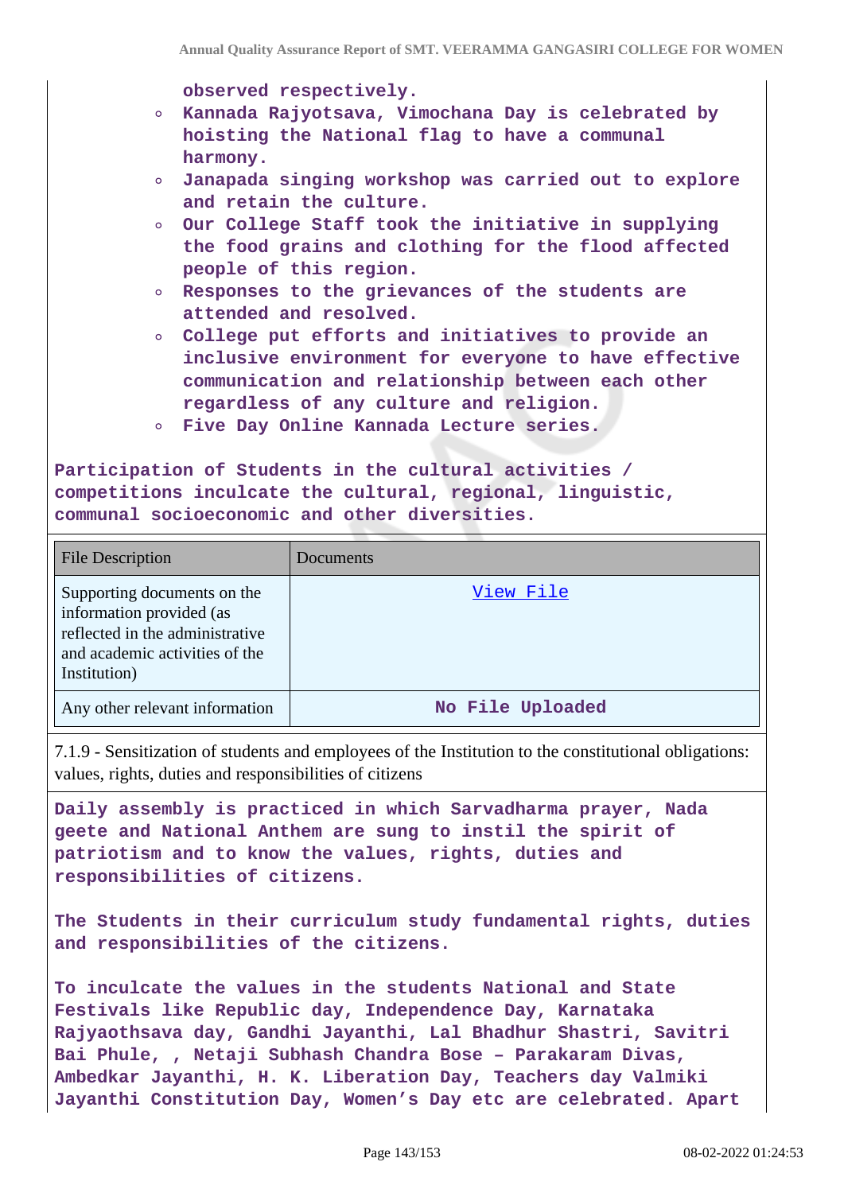observed respectively.

- Kannada Rajyotsava, Vimochana Day is celebrated by hoisting the National flag to have a communal harmony.
- Janapada singing workshop was carried out to explore and retain the culture.
- Our College Staff took the initiative in supplying the food grains and clothing for the flood affected people of this region.
- Responses to the grievances of the students are attended and resolved.
- College put efforts and initiatives to provide an inclusive environment for everyone to have effective communication and relationship between each other regardless of any culture and religion.
- Five Day Online Kannada Lecture series.

Participation of Students in the cultural activities / competitions inculcate the cultural, regional, linguistic, communal socioeconomic and other diversities.

| File Description | Documents |
|---|---|
| Supporting documents on the information provided (as reflected in the administrative and academic activities of the Institution) | View File |
| Any other relevant information | No File Uploaded |

7.1.9 - Sensitization of students and employees of the Institution to the constitutional obligations: values, rights, duties and responsibilities of citizens

Daily assembly is practiced in which Sarvadharma prayer, Nada geete and National Anthem are sung to instil the spirit of patriotism and to know the values, rights, duties and responsibilities of citizens.

The Students in their curriculum study fundamental rights, duties and responsibilities of the citizens.

To inculcate the values in the students National and State Festivals like Republic day, Independence Day, Karnataka Rajyaothsava day, Gandhi Jayanthi, Lal Bhadhur Shastri, Savitri Bai Phule, , Netaji Subhash Chandra Bose – Parakaram Divas, Ambedkar Jayanthi, H. K. Liberation Day, Teachers day Valmiki Jayanthi Constitution Day, Women's Day etc are celebrated. Apart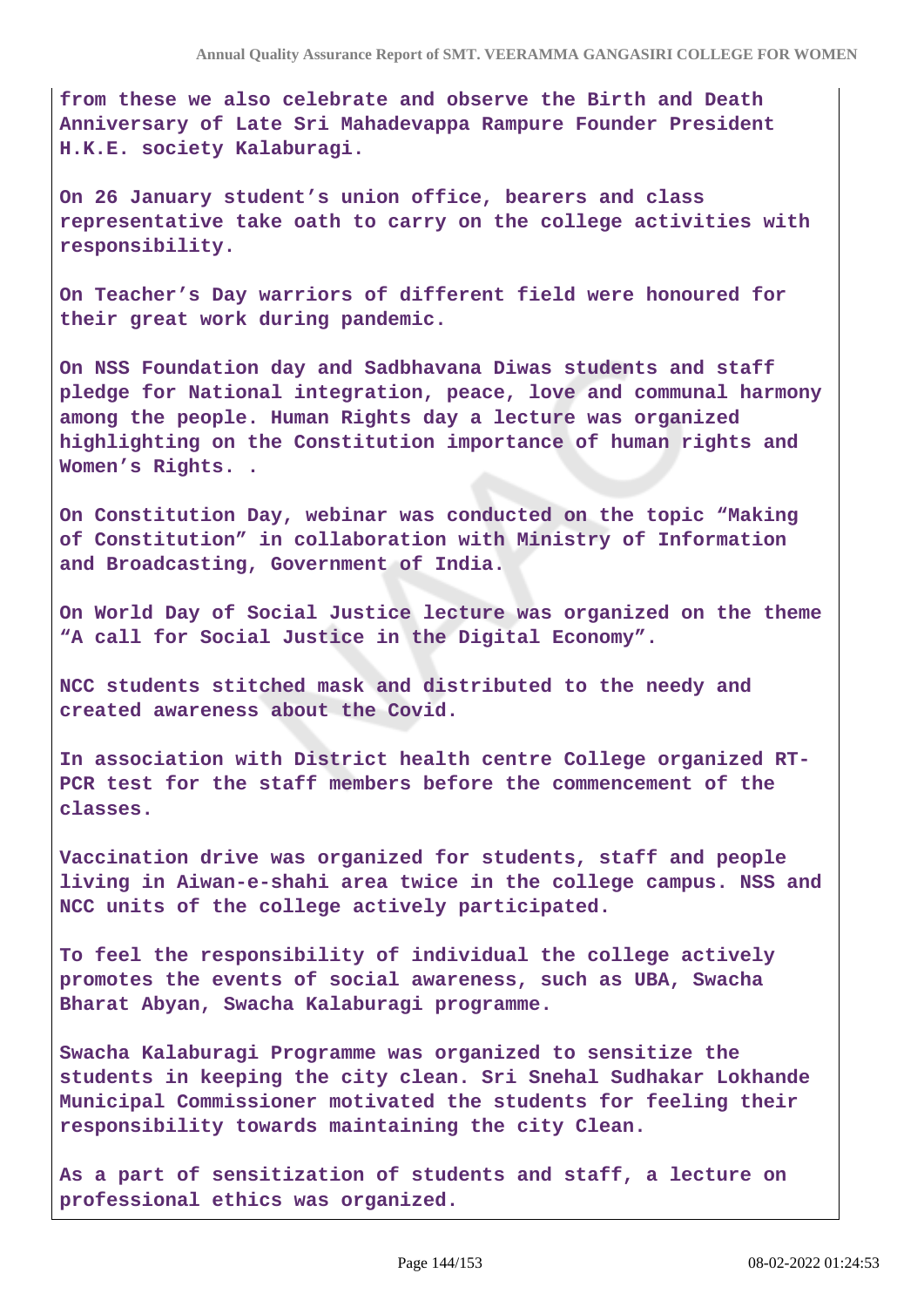from these we also celebrate and observe the Birth and Death Anniversary of Late Sri Mahadevappa Rampure Founder President H.K.E. society Kalaburagi.

On 26 January student's union office, bearers and class representative take oath to carry on the college activities with responsibility.

On Teacher's Day warriors of different field were honoured for their great work during pandemic.

On NSS Foundation day and Sadbhavana Diwas students and staff pledge for National integration, peace, love and communal harmony among the people. Human Rights day a lecture was organized highlighting on the Constitution importance of human rights and Women's Rights. .

On Constitution Day, webinar was conducted on the topic "Making of Constitution" in collaboration with Ministry of Information and Broadcasting, Government of India.

On World Day of Social Justice lecture was organized on the theme "A call for Social Justice in the Digital Economy".

NCC students stitched mask and distributed to the needy and created awareness about the Covid.

In association with District health centre College organized RT-PCR test for the staff members before the commencement of the classes.

Vaccination drive was organized for students, staff and people living in Aiwan-e-shahi area twice in the college campus. NSS and NCC units of the college actively participated.

To feel the responsibility of individual the college actively promotes the events of social awareness, such as UBA, Swacha Bharat Abyan, Swacha Kalaburagi programme.

Swacha Kalaburagi Programme was organized to sensitize the students in keeping the city clean. Sri Snehal Sudhakar Lokhande Municipal Commissioner motivated the students for feeling their responsibility towards maintaining the city Clean.

As a part of sensitization of students and staff, a lecture on professional ethics was organized.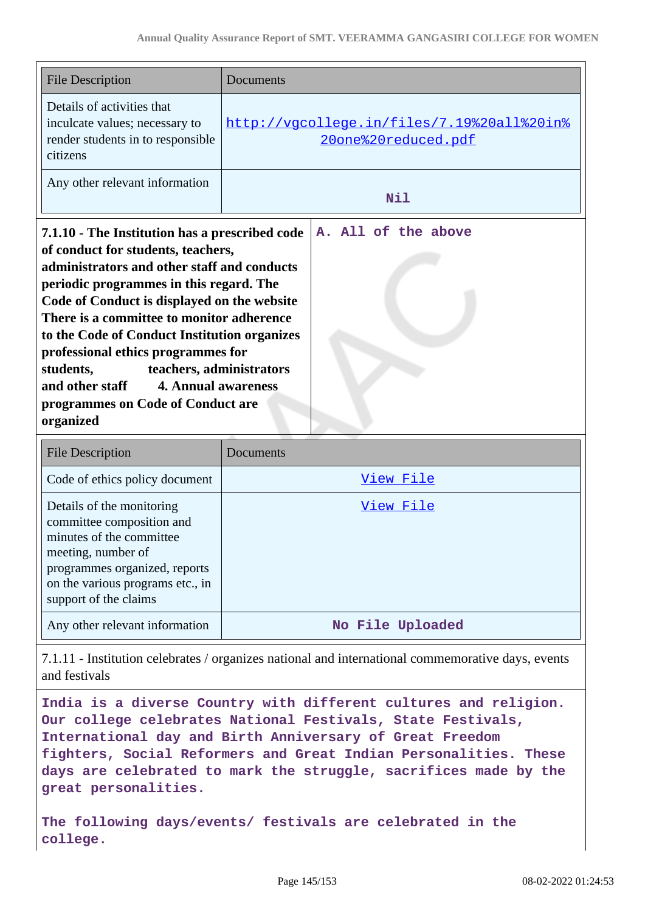| File Description | Documents |
|---|---|
| Details of activities that inculcate values; necessary to render students in to responsible citizens | http://vgcollege.in/files/7.19%20all%20in%20one%20reduced.pdf |
| Any other relevant information | Nil |

| **7.1.10 - The Institution has a prescribed code of conduct for students, teachers, administrators and other staff and conducts periodic programmes in this regard. The Code of Conduct is displayed on the website There is a committee to monitor adherence to the Code of Conduct Institution organizes professional ethics programmes for students, teachers, administrators and other staff 4. Annual awareness programmes on Code of Conduct are organized** | **A. All of the above** |
|---|---|

| File Description | Documents |
|---|---|
| Code of ethics policy document | View File |
| Details of the monitoring committee composition and minutes of the committee meeting, number of programmes organized, reports on the various programs etc., in support of the claims | View File |
| Any other relevant information | No File Uploaded |

7.1.11 - Institution celebrates / organizes national and international commemorative days, events and festivals

**India is a diverse Country with different cultures and religion. Our college celebrates National Festivals, State Festivals, International day and Birth Anniversary of Great Freedom fighters, Social Reformers and Great Indian Personalities. These days are celebrated to mark the struggle, sacrifices made by the great personalities.**

**The following days/events/ festivals are celebrated in the college.**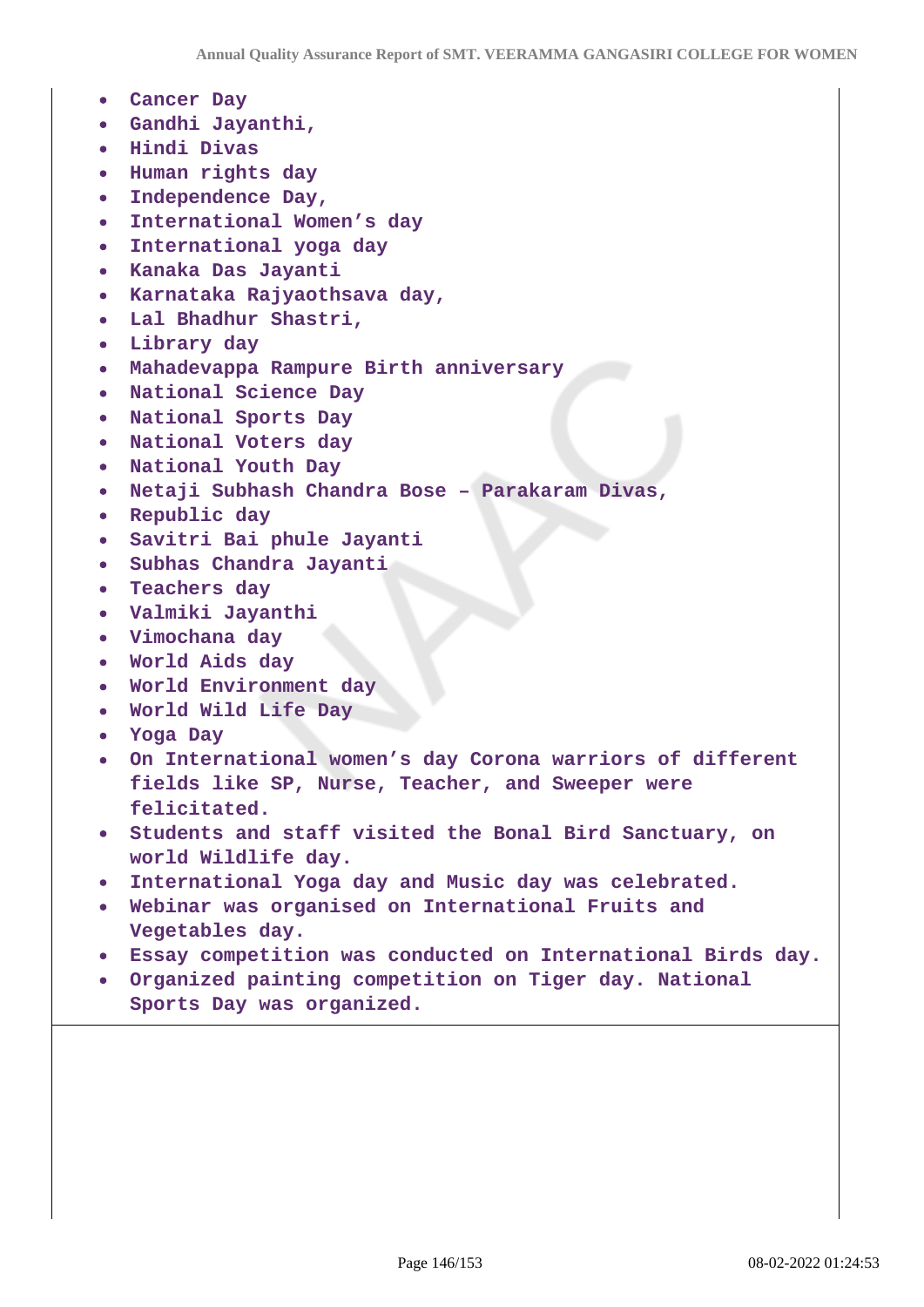- **Cancer Day**
- **Gandhi Jayanthi,**
- **Hindi Divas**
- **Human rights day**
- **Independence Day,**
- **International Women's day**
- **International yoga day**
- **Kanaka Das Jayanti**
- **Karnataka Rajyaothsava day,**
- **Lal Bhadhur Shastri,**
- **Library day**
- **Mahadevappa Rampure Birth anniversary**
- **National Science Day**
- **National Sports Day**
- **National Voters day**
- **National Youth Day**
- **Netaji Subhash Chandra Bose – Parakaram Divas,**
- **Republic day**
- **Savitri Bai phule Jayanti**
- **Subhas Chandra Jayanti**
- **Teachers day**
- **Valmiki Jayanthi**
- **Vimochana day**
- **World Aids day**
- **World Environment day**
- **World Wild Life Day**
- **Yoga Day**
- **On International women's day Corona warriors of different fields like SP, Nurse, Teacher, and Sweeper were felicitated.**
- **Students and staff visited the Bonal Bird Sanctuary, on world Wildlife day.**
- **International Yoga day and Music day was celebrated.**
- **Webinar was organised on International Fruits and Vegetables day.**
- **Essay competition was conducted on International Birds day.**
- **Organized painting competition on Tiger day. National Sports Day was organized.**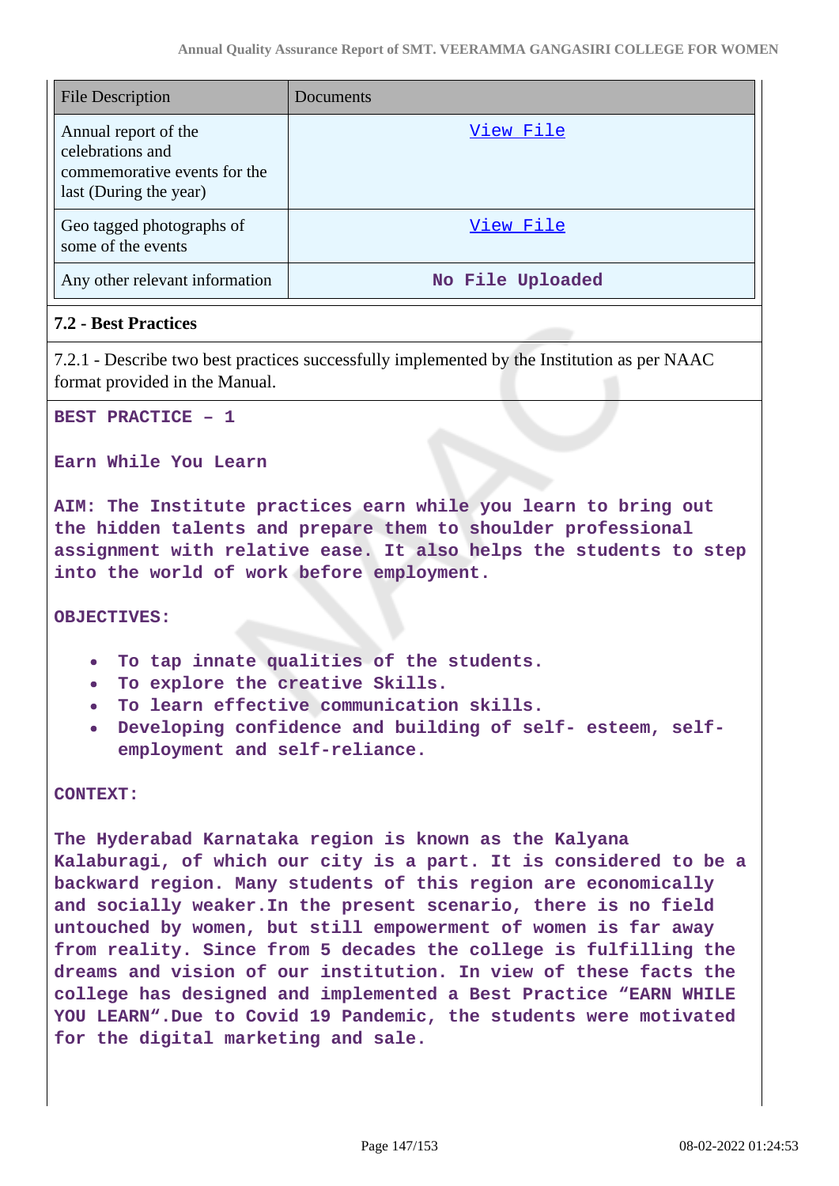| File Description | Documents |
|---|---|
| Annual report of the celebrations and commemorative events for the last (During the year) | View File |
| Geo tagged photographs of some of the events | View File |
| Any other relevant information | No File Uploaded |

### 7.2 - Best Practices

7.2.1 - Describe two best practices successfully implemented by the Institution as per NAAC format provided in the Manual.

**BEST PRACTICE – 1**

**Earn While You Learn**

AIM: The Institute practices earn while you learn to bring out the hidden talents and prepare them to shoulder professional assignment with relative ease. It also helps the students to step into the world of work before employment.

OBJECTIVES:

- To tap innate qualities of the students.
- To explore the creative Skills.
- To learn effective communication skills.
- Developing confidence and building of self- esteem, self-employment and self-reliance.

CONTEXT:

The Hyderabad Karnataka region is known as the Kalyana Kalaburagi, of which our city is a part. It is considered to be a backward region. Many students of this region are economically and socially weaker.In the present scenario, there is no field untouched by women, but still empowerment of women is far away from reality. Since from 5 decades the college is fulfilling the dreams and vision of our institution. In view of these facts the college has designed and implemented a Best Practice “EARN WHILE YOU LEARN”.Due to Covid 19 Pandemic, the students were motivated for the digital marketing and sale.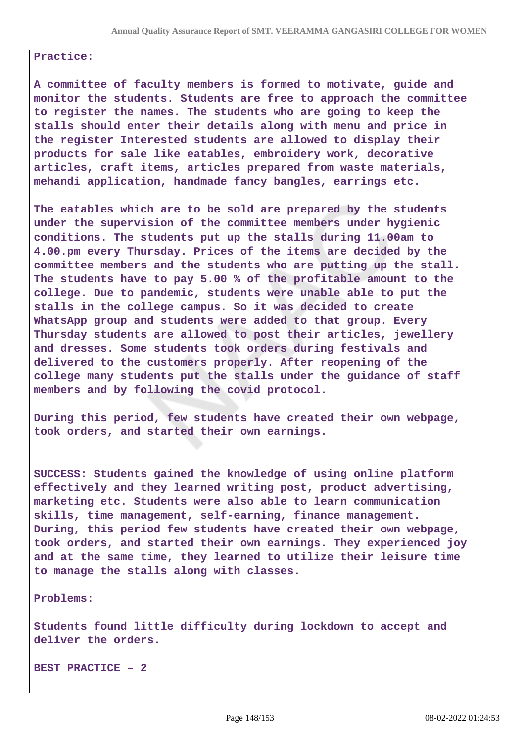**Practice:**

**A committee of faculty members is formed to motivate, guide and monitor the students. Students are free to approach the committee to register the names. The students who are going to keep the stalls should enter their details along with menu and price in the register Interested students are allowed to display their products for sale like eatables, embroidery work, decorative articles, craft items, articles prepared from waste materials, mehandi application, handmade fancy bangles, earrings etc.**

**The eatables which are to be sold are prepared by the students under the supervision of the committee members under hygienic conditions. The students put up the stalls during 11.00am to 4.00.pm every Thursday. Prices of the items are decided by the committee members and the students who are putting up the stall. The students have to pay 5.00 % of the profitable amount to the college. Due to pandemic, students were unable able to put the stalls in the college campus. So it was decided to create WhatsApp group and students were added to that group. Every Thursday students are allowed to post their articles, jewellery and dresses. Some students took orders during festivals and delivered to the customers properly. After reopening of the college many students put the stalls under the guidance of staff members and by following the covid protocol.**

**During this period, few students have created their own webpage, took orders, and started their own earnings.**

**SUCCESS: Students gained the knowledge of using online platform effectively and they learned writing post, product advertising, marketing etc. Students were also able to learn communication skills, time management, self-earning, finance management. During, this period few students have created their own webpage, took orders, and started their own earnings. They experienced joy and at the same time, they learned to utilize their leisure time to manage the stalls along with classes.**

**Problems:**

**Students found little difficulty during lockdown to accept and deliver the orders.**

**BEST PRACTICE – 2**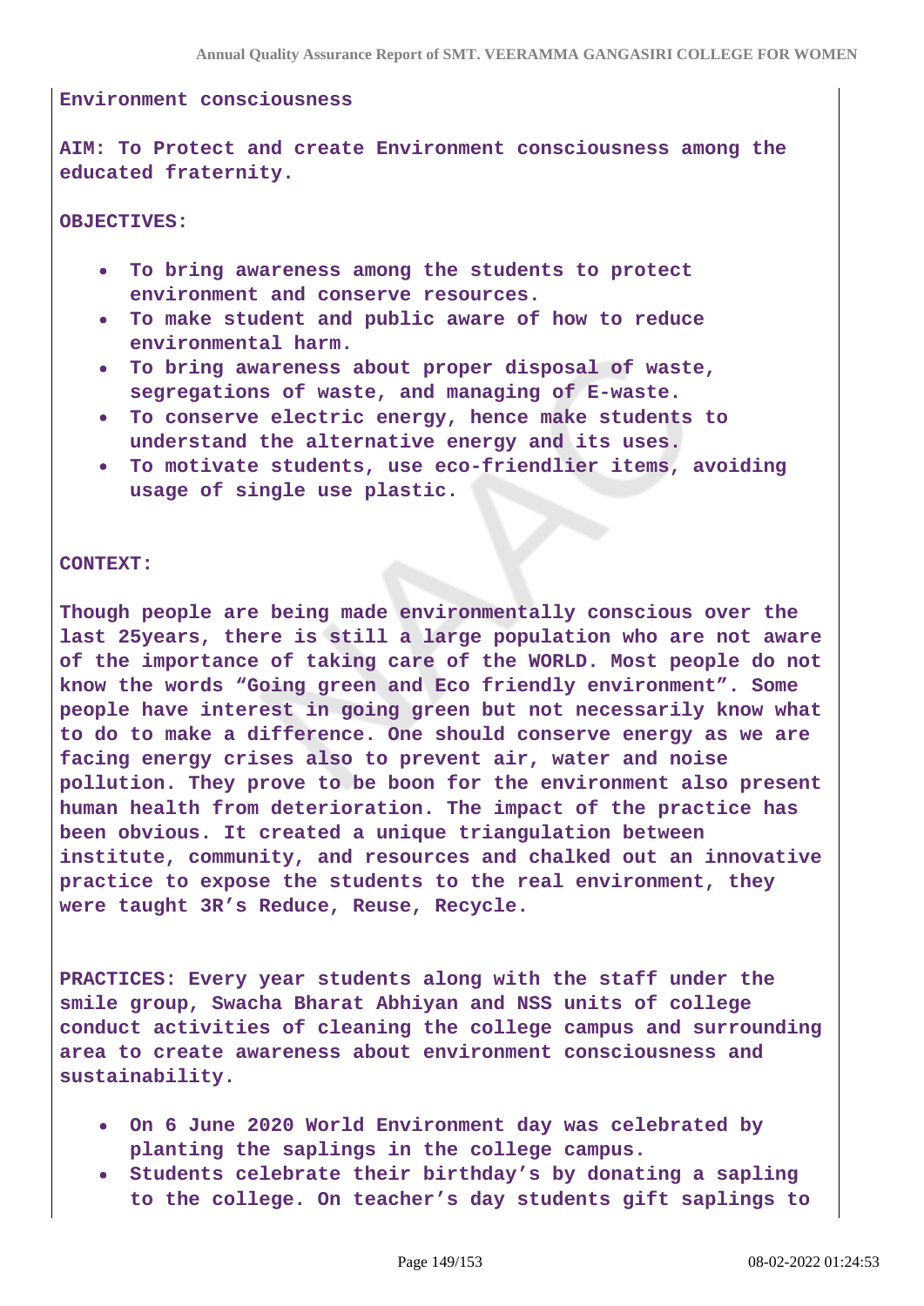**Environment consciousness**

**AIM: To Protect and create Environment consciousness among the educated fraternity.**

**OBJECTIVES:**

- **To bring awareness among the students to protect environment and conserve resources.**
- **To make student and public aware of how to reduce environmental harm.**
- **To bring awareness about proper disposal of waste, segregations of waste, and managing of E-waste.**
- **To conserve electric energy, hence make students to understand the alternative energy and its uses.**
- **To motivate students, use eco-friendlier items, avoiding usage of single use plastic.**

**CONTEXT:**

**Though people are being made environmentally conscious over the last 25years, there is still a large population who are not aware of the importance of taking care of the WORLD. Most people do not know the words "Going green and Eco friendly environment". Some people have interest in going green but not necessarily know what to do to make a difference. One should conserve energy as we are facing energy crises also to prevent air, water and noise pollution. They prove to be boon for the environment also present human health from deterioration. The impact of the practice has been obvious. It created a unique triangulation between institute, community, and resources and chalked out an innovative practice to expose the students to the real environment, they were taught 3R's Reduce, Reuse, Recycle.**

**PRACTICES: Every year students along with the staff under the smile group, Swacha Bharat Abhiyan and NSS units of college conduct activities of cleaning the college campus and surrounding area to create awareness about environment consciousness and sustainability.**

- **On 6 June 2020 World Environment day was celebrated by planting the saplings in the college campus.**
- **Students celebrate their birthday's by donating a sapling to the college. On teacher's day students gift saplings to**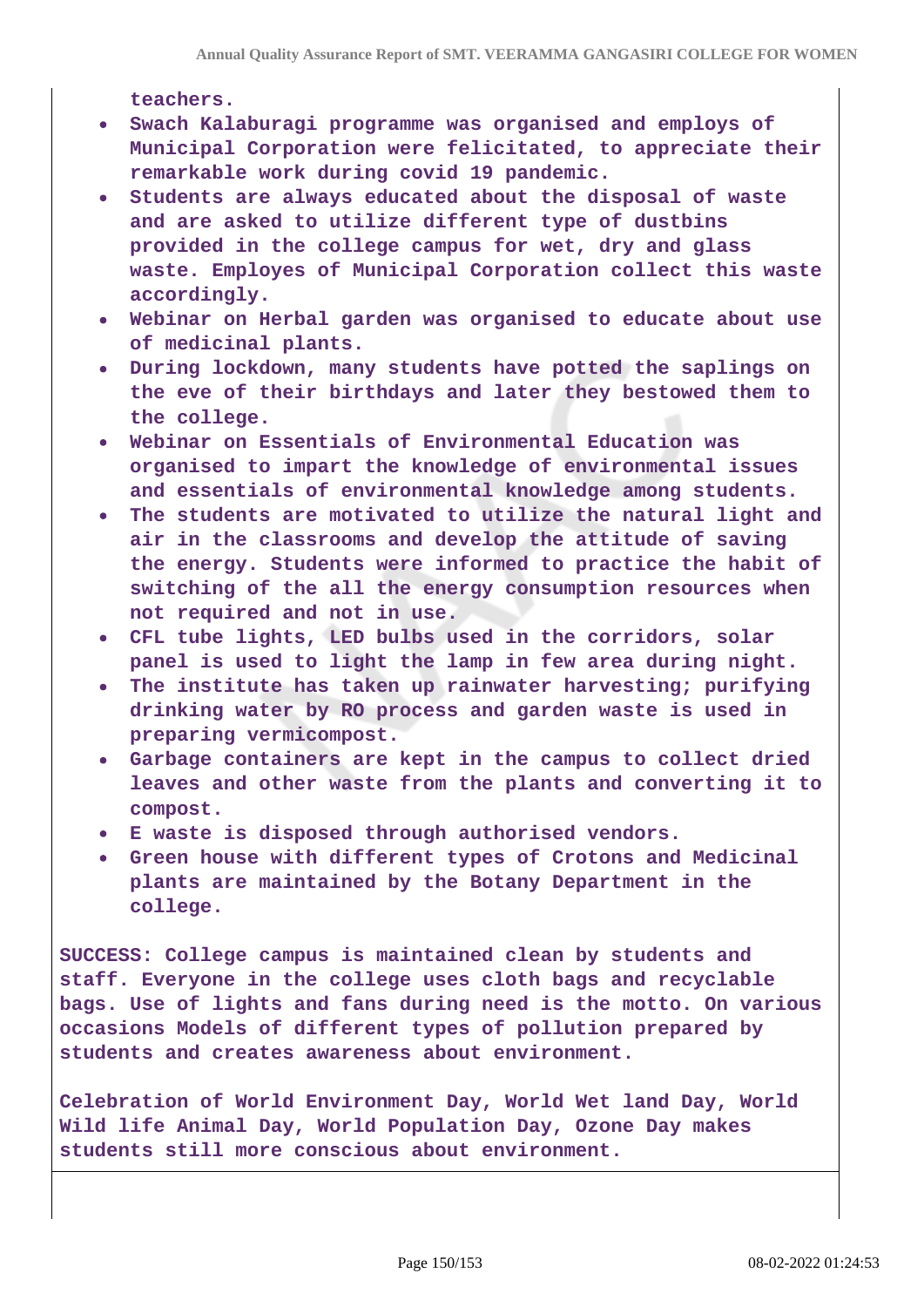teachers.

- Swach Kalaburagi programme was organised and employs of Municipal Corporation were felicitated, to appreciate their remarkable work during covid 19 pandemic.
- Students are always educated about the disposal of waste and are asked to utilize different type of dustbins provided in the college campus for wet, dry and glass waste. Employes of Municipal Corporation collect this waste accordingly.
- Webinar on Herbal garden was organised to educate about use of medicinal plants.
- During lockdown, many students have potted the saplings on the eve of their birthdays and later they bestowed them to the college.
- Webinar on Essentials of Environmental Education was organised to impart the knowledge of environmental issues and essentials of environmental knowledge among students.
- The students are motivated to utilize the natural light and air in the classrooms and develop the attitude of saving the energy. Students were informed to practice the habit of switching of the all the energy consumption resources when not required and not in use.
- CFL tube lights, LED bulbs used in the corridors, solar panel is used to light the lamp in few area during night.
- The institute has taken up rainwater harvesting; purifying drinking water by RO process and garden waste is used in preparing vermicompost.
- Garbage containers are kept in the campus to collect dried leaves and other waste from the plants and converting it to compost.
- E waste is disposed through authorised vendors.
- Green house with different types of Crotons and Medicinal plants are maintained by the Botany Department in the college.

SUCCESS: College campus is maintained clean by students and staff. Everyone in the college uses cloth bags and recyclable bags. Use of lights and fans during need is the motto. On various occasions Models of different types of pollution prepared by students and creates awareness about environment.

Celebration of World Environment Day, World Wet land Day, World Wild life Animal Day, World Population Day, Ozone Day makes students still more conscious about environment.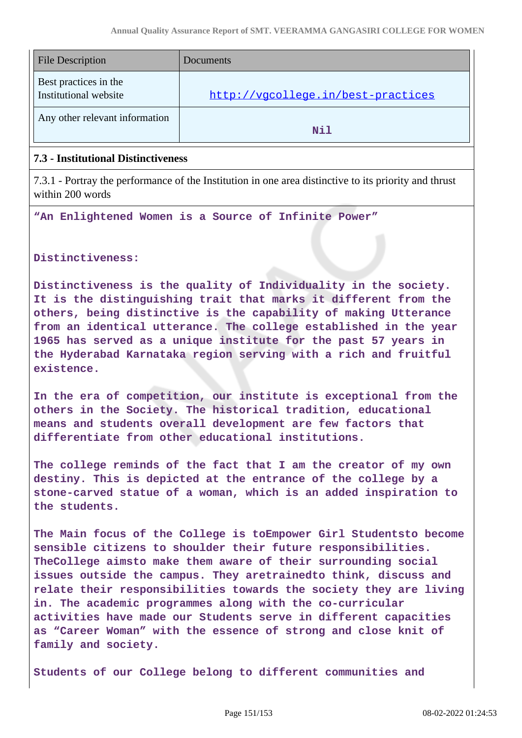| File Description | Documents |
|---|---|
| Best practices in the Institutional website | http://vgcollege.in/best-practices |
| Any other relevant information | Nil |

### 7.3 - Institutional Distinctiveness

7.3.1 - Portray the performance of the Institution in one area distinctive to its priority and thrust within 200 words

**“An Enlightened Women is a Source of Infinite Power”**

**Distinctiveness:**

**Distinctiveness is the quality of Individuality in the society. It is the distinguishing trait that marks it different from the others, being distinctive is the capability of making Utterance from an identical utterance. The college established in the year 1965 has served as a unique institute for the past 57 years in the Hyderabad Karnataka region serving with a rich and fruitful existence.**

**In the era of competition, our institute is exceptional from the others in the Society. The historical tradition, educational means and students overall development are few factors that differentiate from other educational institutions.**

**The college reminds of the fact that I am the creator of my own destiny. This is depicted at the entrance of the college by a stone-carved statue of a woman, which is an added inspiration to the students.**

**The Main focus of the College is toEmpower Girl Studentsto become sensible citizens to shoulder their future responsibilities. TheCollege aimsto make them aware of their surrounding social issues outside the campus. They aretrainedto think, discuss and relate their responsibilities towards the society they are living in. The academic programmes along with the co-curricular activities have made our Students serve in different capacities as “Career Woman” with the essence of strong and close knit of family and society.**

**Students of our College belong to different communities and**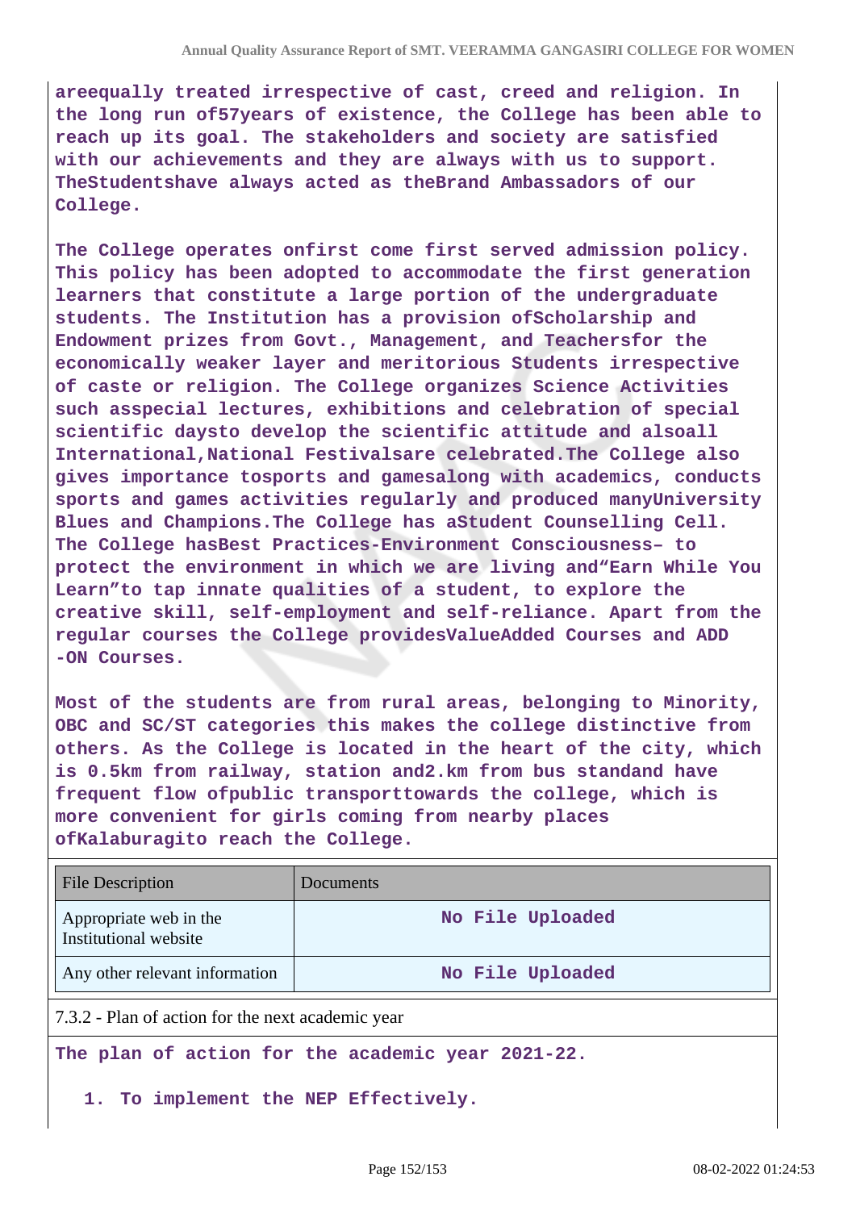**areequally treated irrespective of cast, creed and religion. In the long run of57years of existence, the College has been able to reach up its goal. The stakeholders and society are satisfied with our achievements and they are always with us to support. TheStudentshave always acted as theBrand Ambassadors of our College.**

**The College operates onfirst come first served admission policy. This policy has been adopted to accommodate the first generation learners that constitute a large portion of the undergraduate students. The Institution has a provision ofScholarship and Endowment prizes from Govt., Management, and Teachersfor the economically weaker layer and meritorious Students irrespective of caste or religion. The College organizes Science Activities such asspecial lectures, exhibitions and celebration of special scientific daysto develop the scientific attitude and alsoall International,National Festivalsare celebrated.The College also gives importance tosports and gamesalong with academics, conducts sports and games activities regularly and produced manyUniversity Blues and Champions.The College has aStudent Counselling Cell. The College hasBest Practices-Environment Consciousness– to protect the environment in which we are living and"Earn While You Learn"to tap innate qualities of a student, to explore the creative skill, self-employment and self-reliance. Apart from the regular courses the College providesValueAdded Courses and ADD -ON Courses.**

**Most of the students are from rural areas, belonging to Minority, OBC and SC/ST categories this makes the college distinctive from others. As the College is located in the heart of the city, which is 0.5km from railway, station and2.km from bus standand have frequent flow ofpublic transporttowards the college, which is more convenient for girls coming from nearby places ofKalaburagito reach the College.**

| File Description | Documents |
|---|---|
| Appropriate web in the Institutional website | No File Uploaded |
| Any other relevant information | No File Uploaded |

7.3.2 - Plan of action for the next academic year

**The plan of action for the academic year 2021-22.**

1. **To implement the NEP Effectively.**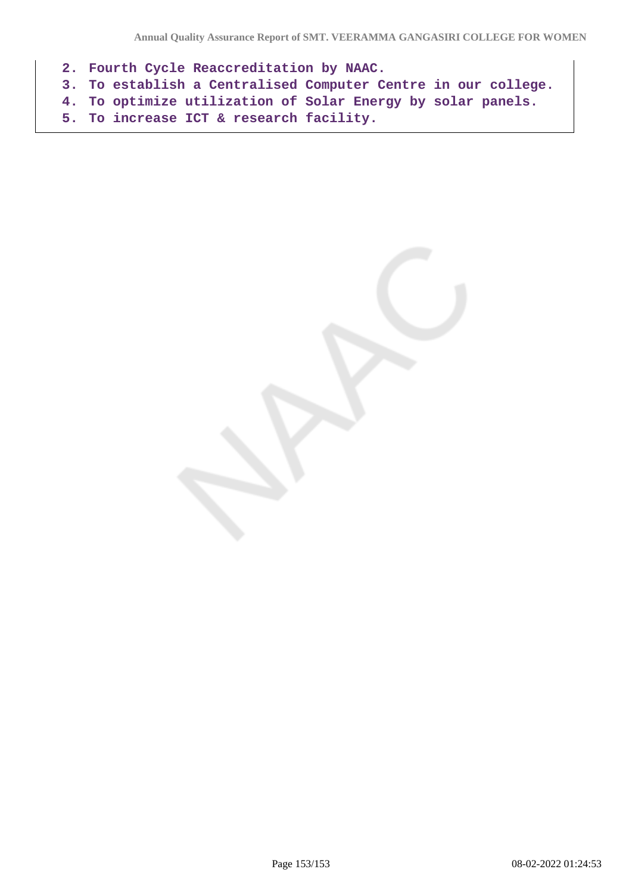2. Fourth Cycle Reaccreditation by NAAC.
3. To establish a Centralised Computer Centre in our college.
4. To optimize utilization of Solar Energy by solar panels.
5. To increase ICT & research facility.